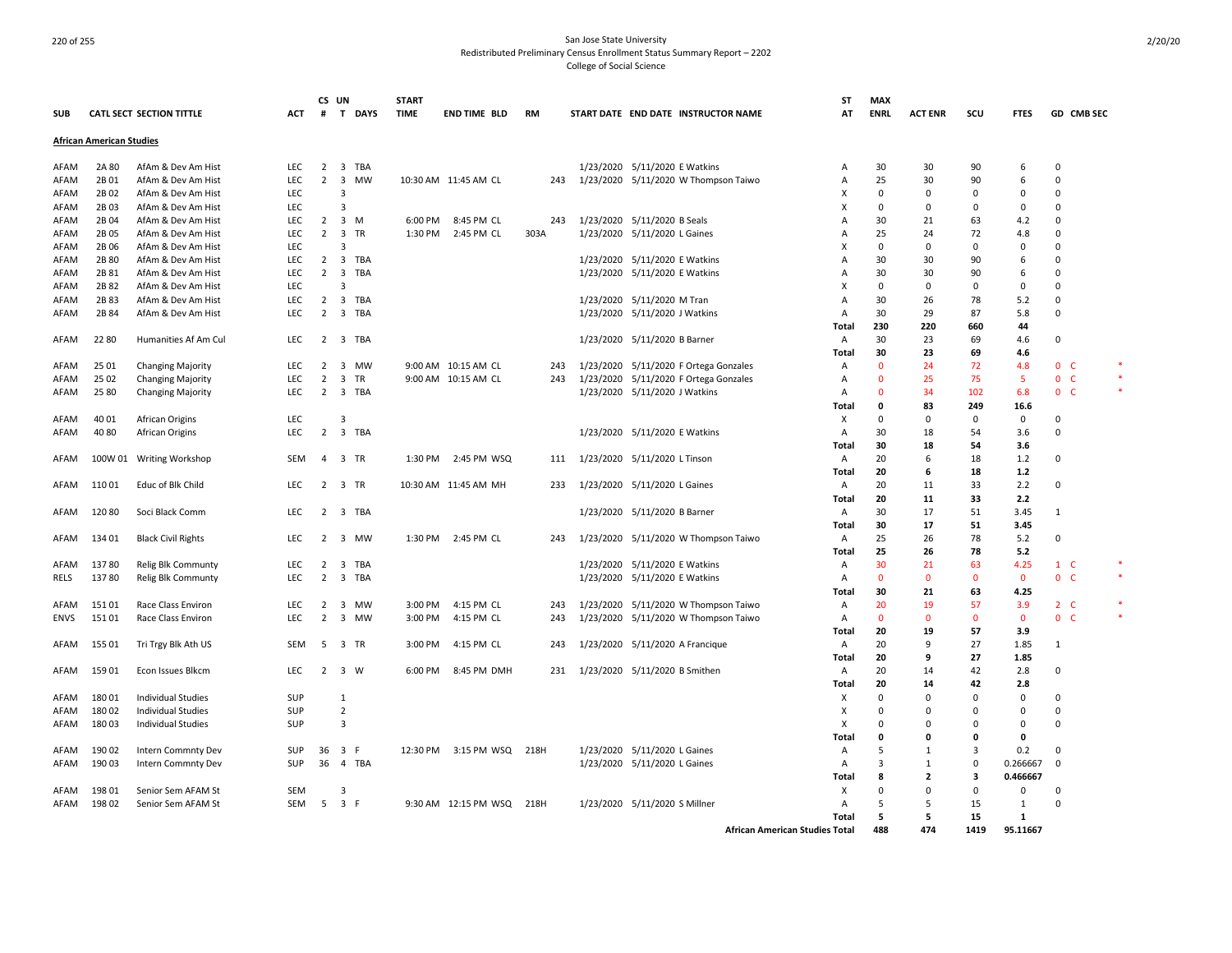San Jose State University
Redistributed Preliminary Census Enrollment Status Summary Report – 2202
College of Social Science

| SUB | CATL | SECT | SECTION TITTLE | ACT | CS # | UN T | DAYS | START TIME | END TIME | BLD | RM | START DATE | END DATE | INSTRUCTOR NAME | ST AT | MAX ENRL | ACT ENR | SCU | FTES | GD | CMB SEC | |
|---|---|---|---|---|---|---|---|---|---|---|---|---|---|---|---|---|---|---|---|---|---|---|
| **African American Studies** | | | | | | | | | | | | | | | | | | | | | | |
| AFAM | 2A | 80 | AfAm & Dev Am Hist | LEC | 2 | 3 | TBA | | | | | 1/23/2020 | 5/11/2020 | E Watkins | A | 30 | 30 | 90 | 6 | 0 | | |
| AFAM | 2B | 01 | AfAm & Dev Am Hist | LEC | 2 | 3 | MW | 10:30 AM | 11:45 AM | CL | 243 | 1/23/2020 | 5/11/2020 | W Thompson Taiwo | A | 25 | 30 | 90 | 6 | 0 | | |
| AFAM | 2B | 02 | AfAm & Dev Am Hist | LEC | | 3 | | | | | | | | | X | 0 | 0 | 0 | 0 | 0 | | |
| AFAM | 2B | 03 | AfAm & Dev Am Hist | LEC | | 3 | | | | | | | | | X | 0 | 0 | 0 | 0 | 0 | | |
| AFAM | 2B | 04 | AfAm & Dev Am Hist | LEC | 2 | 3 | M | 6:00 PM | 8:45 PM | CL | 243 | 1/23/2020 | 5/11/2020 | B Seals | A | 30 | 21 | 63 | 4.2 | 0 | | |
| AFAM | 2B | 05 | AfAm & Dev Am Hist | LEC | 2 | 3 | TR | 1:30 PM | 2:45 PM | CL | 303A | 1/23/2020 | 5/11/2020 | L Gaines | A | 25 | 24 | 72 | 4.8 | 0 | | |
| AFAM | 2B | 06 | AfAm & Dev Am Hist | LEC | | 3 | | | | | | | | | X | 0 | 0 | 0 | 0 | 0 | | |
| AFAM | 2B | 80 | AfAm & Dev Am Hist | LEC | 2 | 3 | TBA | | | | | 1/23/2020 | 5/11/2020 | E Watkins | A | 30 | 30 | 90 | 6 | 0 | | |
| AFAM | 2B | 81 | AfAm & Dev Am Hist | LEC | 2 | 3 | TBA | | | | | 1/23/2020 | 5/11/2020 | E Watkins | A | 30 | 30 | 90 | 6 | 0 | | |
| AFAM | 2B | 82 | AfAm & Dev Am Hist | LEC | | 3 | | | | | | | | | X | 0 | 0 | 0 | 0 | 0 | | |
| AFAM | 2B | 83 | AfAm & Dev Am Hist | LEC | 2 | 3 | TBA | | | | | 1/23/2020 | 5/11/2020 | M Tran | A | 30 | 26 | 78 | 5.2 | 0 | | |
| AFAM | 2B | 84 | AfAm & Dev Am Hist | LEC | 2 | 3 | TBA | | | | | 1/23/2020 | 5/11/2020 | J Watkins | A | 30 | 29 | 87 | 5.8 | 0 | | |
| | | | | | | | | | | | | | | | **Total** | **230** | **220** | **660** | **44** | | | |
| AFAM | 22 | 80 | Humanities Af Am Cul | LEC | 2 | 3 | TBA | | | | | 1/23/2020 | 5/11/2020 | B Barner | A | 30 | 23 | 69 | 4.6 | 0 | | |
| | | | | | | | | | | | | | | | **Total** | **30** | **23** | **69** | **4.6** | | | |
| AFAM | 25 | 01 | Changing Majority | LEC | 2 | 3 | MW | 9:00 AM | 10:15 AM | CL | 243 | 1/23/2020 | 5/11/2020 | F Ortega Gonzales | A | 0 | 24 | 72 | 4.8 | 0 | C | * |
| AFAM | 25 | 02 | Changing Majority | LEC | 2 | 3 | TR | 9:00 AM | 10:15 AM | CL | 243 | 1/23/2020 | 5/11/2020 | F Ortega Gonzales | A | 0 | 25 | 75 | 5 | 0 | C | * |
| AFAM | 25 | 80 | Changing Majority | LEC | 2 | 3 | TBA | | | | | 1/23/2020 | 5/11/2020 | J Watkins | A | 0 | 34 | 102 | 6.8 | 0 | C | * |
| | | | | | | | | | | | | | | | **Total** | **0** | **83** | **249** | **16.6** | | | |
| AFAM | 40 | 01 | African Origins | LEC | | 3 | | | | | | | | | X | 0 | 0 | 0 | 0 | 0 | | |
| AFAM | 40 | 80 | African Origins | LEC | 2 | 3 | TBA | | | | | 1/23/2020 | 5/11/2020 | E Watkins | A | 30 | 18 | 54 | 3.6 | 0 | | |
| | | | | | | | | | | | | | | | **Total** | **30** | **18** | **54** | **3.6** | | | |
| AFAM | 100W | 01 | Writing Workshop | SEM | 4 | 3 | TR | 1:30 PM | 2:45 PM | WSQ | 111 | 1/23/2020 | 5/11/2020 | L Tinson | A | 20 | 6 | 18 | 1.2 | 0 | | |
| | | | | | | | | | | | | | | | **Total** | **20** | **6** | **18** | **1.2** | | | |
| AFAM | 110 | 01 | Educ of Blk Child | LEC | 2 | 3 | TR | 10:30 AM | 11:45 AM | MH | 233 | 1/23/2020 | 5/11/2020 | L Gaines | A | 20 | 11 | 33 | 2.2 | 0 | | |
| | | | | | | | | | | | | | | | **Total** | **20** | **11** | **33** | **2.2** | | | |
| AFAM | 120 | 80 | Soci Black Comm | LEC | 2 | 3 | TBA | | | | | 1/23/2020 | 5/11/2020 | B Barner | A | 30 | 17 | 51 | 3.45 | 1 | | |
| | | | | | | | | | | | | | | | **Total** | **30** | **17** | **51** | **3.45** | | | |
| AFAM | 134 | 01 | Black Civil Rights | LEC | 2 | 3 | MW | 1:30 PM | 2:45 PM | CL | 243 | 1/23/2020 | 5/11/2020 | W Thompson Taiwo | A | 25 | 26 | 78 | 5.2 | 0 | | |
| | | | | | | | | | | | | | | | **Total** | **25** | **26** | **78** | **5.2** | | | |
| AFAM | 137 | 80 | Relig Blk Communty | LEC | 2 | 3 | TBA | | | | | 1/23/2020 | 5/11/2020 | E Watkins | A | 30 | 21 | 63 | 4.25 | 1 | C | * |
| RELS | 137 | 80 | Relig Blk Communty | LEC | 2 | 3 | TBA | | | | | 1/23/2020 | 5/11/2020 | E Watkins | A | 0 | 0 | 0 | 0 | 0 | C | * |
| | | | | | | | | | | | | | | | **Total** | **30** | **21** | **63** | **4.25** | | | |
| AFAM | 151 | 01 | Race Class Environ | LEC | 2 | 3 | MW | 3:00 PM | 4:15 PM | CL | 243 | 1/23/2020 | 5/11/2020 | W Thompson Taiwo | A | 20 | 19 | 57 | 3.9 | 2 | C | * |
| ENVS | 151 | 01 | Race Class Environ | LEC | 2 | 3 | MW | 3:00 PM | 4:15 PM | CL | 243 | 1/23/2020 | 5/11/2020 | W Thompson Taiwo | A | 0 | 0 | 0 | 0 | 0 | C | * |
| | | | | | | | | | | | | | | | **Total** | **20** | **19** | **57** | **3.9** | | | |
| AFAM | 155 | 01 | Tri Trgy Blk Ath US | SEM | 5 | 3 | TR | 3:00 PM | 4:15 PM | CL | 243 | 1/23/2020 | 5/11/2020 | A Francique | A | 20 | 9 | 27 | 1.85 | 1 | | |
| | | | | | | | | | | | | | | | **Total** | **20** | **9** | **27** | **1.85** | | | |
| AFAM | 159 | 01 | Econ Issues Blkcm | LEC | 2 | 3 | W | 6:00 PM | 8:45 PM | DMH | 231 | 1/23/2020 | 5/11/2020 | B Smithen | A | 20 | 14 | 42 | 2.8 | 0 | | |
| | | | | | | | | | | | | | | | **Total** | **20** | **14** | **42** | **2.8** | | | |
| AFAM | 180 | 01 | Individual Studies | SUP | | 1 | | | | | | | | | X | 0 | 0 | 0 | 0 | 0 | | |
| AFAM | 180 | 02 | Individual Studies | SUP | | 2 | | | | | | | | | X | 0 | 0 | 0 | 0 | 0 | | |
| AFAM | 180 | 03 | Individual Studies | SUP | | 3 | | | | | | | | | X | 0 | 0 | 0 | 0 | 0 | | |
| | | | | | | | | | | | | | | | **Total** | **0** | **0** | **0** | **0** | | | |
| AFAM | 190 | 02 | Intern Commnty Dev | SUP | 36 | 3 | F | 12:30 PM | 3:15 PM | WSQ | 218H | 1/23/2020 | 5/11/2020 | L Gaines | A | 5 | 1 | 3 | 0.2 | 0 | | |
| AFAM | 190 | 03 | Intern Commnty Dev | SUP | 36 | 4 | TBA | | | | | 1/23/2020 | 5/11/2020 | L Gaines | A | 3 | 1 | 0 | 0.266667 | 0 | | |
| | | | | | | | | | | | | | | | **Total** | **8** | **2** | **3** | **0.466667** | | | |
| AFAM | 198 | 01 | Senior Sem AFAM St | SEM | | 3 | | | | | | | | | X | 0 | 0 | 0 | 0 | 0 | | |
| AFAM | 198 | 02 | Senior Sem AFAM St | SEM | 5 | 3 | F | 9:30 AM | 12:15 PM | WSQ | 218H | 1/23/2020 | 5/11/2020 | S Millner | A | 5 | 5 | 15 | 1 | 0 | | |
| | | | | | | | | | | | | | | | **Total** | **5** | **5** | **15** | **1** | | | |
| | | | | | | | | | | | | | | **African American Studies Total** | | **488** | **474** | **1419** | **95.11667** | | | |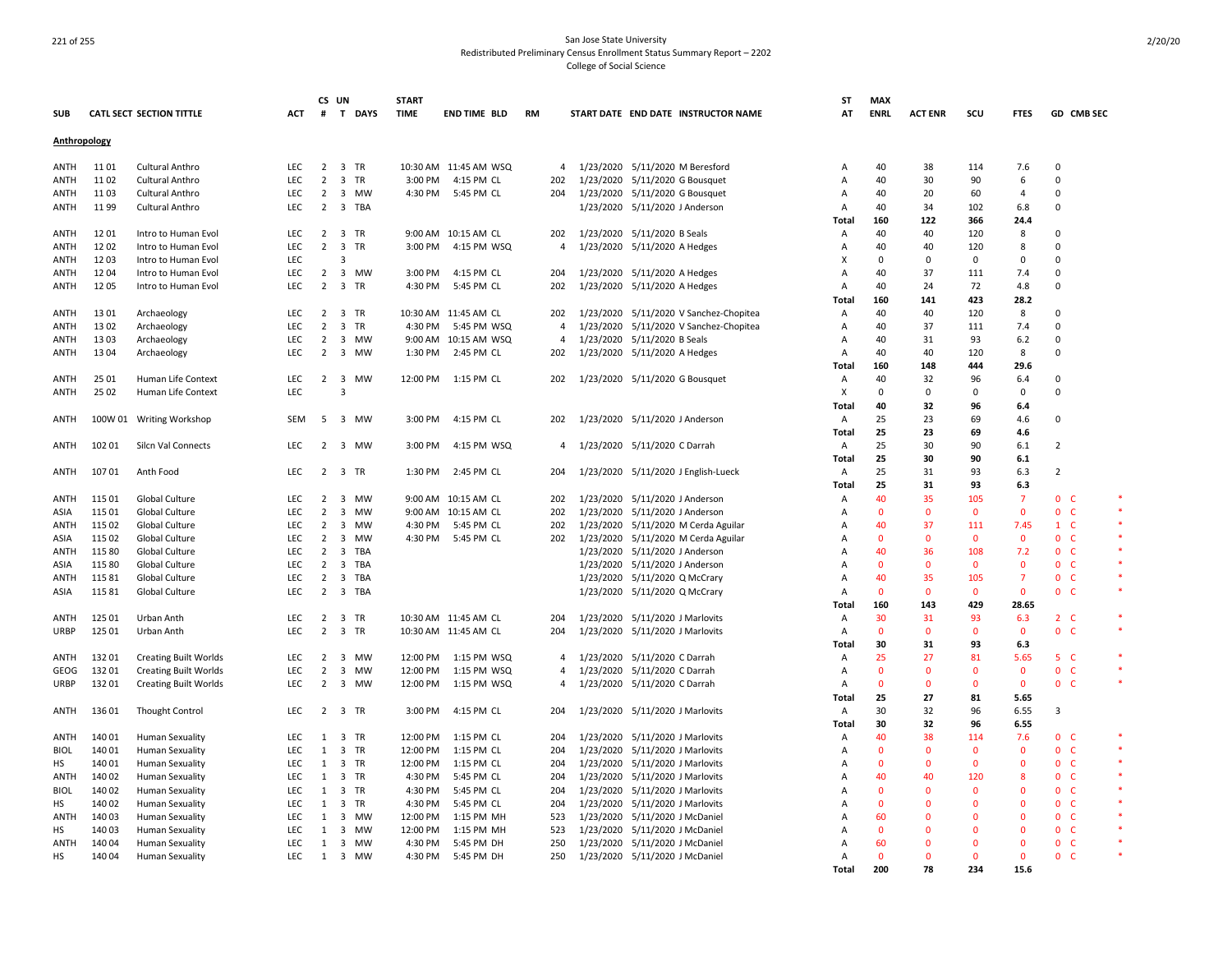San Jose State University
Redistributed Preliminary Census Enrollment Status Summary Report – 2202
College of Social Science

| SUB | CATL SECT | SECTION TITTLE | ACT | CS # | UN T | DAYS | START TIME | END TIME | BLD | RM | START DATE | END DATE | INSTRUCTOR NAME | ST AT | MAX ENRL | ACT ENR | SCU | FTES | GD | CMB SEC | |
|---|---|---|---|---|---|---|---|---|---|---|---|---|---|---|---|---|---|---|---|---|---|
| **Anthropology** | | | | | | | | | | | | | | | | | | | | | |
| ANTH | 11 01 | Cultural Anthro | LEC | 2 | 3 | TR | 10:30 AM | 11:45 AM | WSQ | 4 | 1/23/2020 | 5/11/2020 | M Beresford | A | 40 | 38 | 114 | 7.6 | 0 | | |
| ANTH | 11 02 | Cultural Anthro | LEC | 2 | 3 | TR | 3:00 PM | 4:15 PM | CL | 202 | 1/23/2020 | 5/11/2020 | G Bousquet | A | 40 | 30 | 90 | 6 | 0 | | |
| ANTH | 11 03 | Cultural Anthro | LEC | 2 | 3 | MW | 4:30 PM | 5:45 PM | CL | 204 | 1/23/2020 | 5/11/2020 | G Bousquet | A | 40 | 20 | 60 | 4 | 0 | | |
| ANTH | 11 99 | Cultural Anthro | LEC | 2 | 3 | TBA | | | | | 1/23/2020 | 5/11/2020 | J Anderson | A | 40 | 34 | 102 | 6.8 | 0 | | |
| | | | | | | | | | | | | | | Total | 160 | 122 | 366 | 24.4 | | | |
| ANTH | 12 01 | Intro to Human Evol | LEC | 2 | 3 | TR | 9:00 AM | 10:15 AM | CL | 202 | 1/23/2020 | 5/11/2020 | B Seals | A | 40 | 40 | 120 | 8 | 0 | | |
| ANTH | 12 02 | Intro to Human Evol | LEC | 2 | 3 | TR | 3:00 PM | 4:15 PM | WSQ | 4 | 1/23/2020 | 5/11/2020 | A Hedges | A | 40 | 40 | 120 | 8 | 0 | | |
| ANTH | 12 03 | Intro to Human Evol | LEC | | 3 | | | | | | | | | X | 0 | 0 | 0 | 0 | 0 | | |
| ANTH | 12 04 | Intro to Human Evol | LEC | 2 | 3 | MW | 3:00 PM | 4:15 PM | CL | 204 | 1/23/2020 | 5/11/2020 | A Hedges | A | 40 | 37 | 111 | 7.4 | 0 | | |
| ANTH | 12 05 | Intro to Human Evol | LEC | 2 | 3 | TR | 4:30 PM | 5:45 PM | CL | 202 | 1/23/2020 | 5/11/2020 | A Hedges | A | 40 | 24 | 72 | 4.8 | 0 | | |
| | | | | | | | | | | | | | | Total | 160 | 141 | 423 | 28.2 | | | |
| ANTH | 13 01 | Archaeology | LEC | 2 | 3 | TR | 10:30 AM | 11:45 AM | CL | 202 | 1/23/2020 | 5/11/2020 | V Sanchez-Chopitea | A | 40 | 40 | 120 | 8 | 0 | | |
| ANTH | 13 02 | Archaeology | LEC | 2 | 3 | TR | 4:30 PM | 5:45 PM | WSQ | 4 | 1/23/2020 | 5/11/2020 | V Sanchez-Chopitea | A | 40 | 37 | 111 | 7.4 | 0 | | |
| ANTH | 13 03 | Archaeology | LEC | 2 | 3 | MW | 9:00 AM | 10:15 AM | WSQ | 4 | 1/23/2020 | 5/11/2020 | B Seals | A | 40 | 31 | 93 | 6.2 | 0 | | |
| ANTH | 13 04 | Archaeology | LEC | 2 | 3 | MW | 1:30 PM | 2:45 PM | CL | 202 | 1/23/2020 | 5/11/2020 | A Hedges | A | 40 | 40 | 120 | 8 | 0 | | |
| | | | | | | | | | | | | | | Total | 160 | 148 | 444 | 29.6 | | | |
| ANTH | 25 01 | Human Life Context | LEC | 2 | 3 | MW | 12:00 PM | 1:15 PM | CL | 202 | 1/23/2020 | 5/11/2020 | G Bousquet | A | 40 | 32 | 96 | 6.4 | 0 | | |
| ANTH | 25 02 | Human Life Context | LEC | | 3 | | | | | | | | | X | 0 | 0 | 0 | 0 | 0 | | |
| | | | | | | | | | | | | | | Total | 40 | 32 | 96 | 6.4 | | | |
| ANTH | 100W 01 | Writing Workshop | SEM | 5 | 3 | MW | 3:00 PM | 4:15 PM | CL | 202 | 1/23/2020 | 5/11/2020 | J Anderson | A | 25 | 23 | 69 | 4.6 | 0 | | |
| | | | | | | | | | | | | | | Total | 25 | 23 | 69 | 4.6 | | | |
| ANTH | 102 01 | Silcn Val Connects | LEC | 2 | 3 | MW | 3:00 PM | 4:15 PM | WSQ | 4 | 1/23/2020 | 5/11/2020 | C Darrah | A | 25 | 30 | 90 | 6.1 | 2 | | |
| | | | | | | | | | | | | | | Total | 25 | 30 | 90 | 6.1 | | | |
| ANTH | 107 01 | Anth Food | LEC | 2 | 3 | TR | 1:30 PM | 2:45 PM | CL | 204 | 1/23/2020 | 5/11/2020 | J English-Lueck | A | 25 | 31 | 93 | 6.3 | 2 | | |
| | | | | | | | | | | | | | | Total | 25 | 31 | 93 | 6.3 | | | |
| ANTH | 115 01 | Global Culture | LEC | 2 | 3 | MW | 9:00 AM | 10:15 AM | CL | 202 | 1/23/2020 | 5/11/2020 | J Anderson | A | 40 | 35 | 105 | 7 | 0 | C | * |
| ASIA | 115 01 | Global Culture | LEC | 2 | 3 | MW | 9:00 AM | 10:15 AM | CL | 202 | 1/23/2020 | 5/11/2020 | J Anderson | A | 0 | 0 | 0 | 0 | 0 | C | * |
| ANTH | 115 02 | Global Culture | LEC | 2 | 3 | MW | 4:30 PM | 5:45 PM | CL | 202 | 1/23/2020 | 5/11/2020 | M Cerda Aguilar | A | 40 | 37 | 111 | 7.45 | 1 | C | * |
| ASIA | 115 02 | Global Culture | LEC | 2 | 3 | MW | 4:30 PM | 5:45 PM | CL | 202 | 1/23/2020 | 5/11/2020 | M Cerda Aguilar | A | 0 | 0 | 0 | 0 | 0 | C | * |
| ANTH | 115 80 | Global Culture | LEC | 2 | 3 | TBA | | | | | 1/23/2020 | 5/11/2020 | J Anderson | A | 40 | 36 | 108 | 7.2 | 0 | C | * |
| ASIA | 115 80 | Global Culture | LEC | 2 | 3 | TBA | | | | | 1/23/2020 | 5/11/2020 | J Anderson | A | 0 | 0 | 0 | 0 | 0 | C | * |
| ANTH | 115 81 | Global Culture | LEC | 2 | 3 | TBA | | | | | 1/23/2020 | 5/11/2020 | Q McCrary | A | 40 | 35 | 105 | 7 | 0 | C | * |
| ASIA | 115 81 | Global Culture | LEC | 2 | 3 | TBA | | | | | 1/23/2020 | 5/11/2020 | Q McCrary | A | 0 | 0 | 0 | 0 | 0 | C | * |
| | | | | | | | | | | | | | | Total | 160 | 143 | 429 | 28.65 | | | |
| ANTH | 125 01 | Urban Anth | LEC | 2 | 3 | TR | 10:30 AM | 11:45 AM | CL | 204 | 1/23/2020 | 5/11/2020 | J Marlovits | A | 30 | 31 | 93 | 6.3 | 2 | C | * |
| URBP | 125 01 | Urban Anth | LEC | 2 | 3 | TR | 10:30 AM | 11:45 AM | CL | 204 | 1/23/2020 | 5/11/2020 | J Marlovits | A | 0 | 0 | 0 | 0 | 0 | C | * |
| | | | | | | | | | | | | | | Total | 30 | 31 | 93 | 6.3 | | | |
| ANTH | 132 01 | Creating Built Worlds | LEC | 2 | 3 | MW | 12:00 PM | 1:15 PM | WSQ | 4 | 1/23/2020 | 5/11/2020 | C Darrah | A | 25 | 27 | 81 | 5.65 | 5 | C | * |
| GEOG | 132 01 | Creating Built Worlds | LEC | 2 | 3 | MW | 12:00 PM | 1:15 PM | WSQ | 4 | 1/23/2020 | 5/11/2020 | C Darrah | A | 0 | 0 | 0 | 0 | 0 | C | * |
| URBP | 132 01 | Creating Built Worlds | LEC | 2 | 3 | MW | 12:00 PM | 1:15 PM | WSQ | 4 | 1/23/2020 | 5/11/2020 | C Darrah | A | 0 | 0 | 0 | 0 | 0 | C | * |
| | | | | | | | | | | | | | | Total | 25 | 27 | 81 | 5.65 | | | |
| ANTH | 136 01 | Thought Control | LEC | 2 | 3 | TR | 3:00 PM | 4:15 PM | CL | 204 | 1/23/2020 | 5/11/2020 | J Marlovits | A | 30 | 32 | 96 | 6.55 | 3 | | |
| | | | | | | | | | | | | | | Total | 30 | 32 | 96 | 6.55 | | | |
| ANTH | 140 01 | Human Sexuality | LEC | 1 | 3 | TR | 12:00 PM | 1:15 PM | CL | 204 | 1/23/2020 | 5/11/2020 | J Marlovits | A | 40 | 38 | 114 | 7.6 | 0 | C | * |
| BIOL | 140 01 | Human Sexuality | LEC | 1 | 3 | TR | 12:00 PM | 1:15 PM | CL | 204 | 1/23/2020 | 5/11/2020 | J Marlovits | A | 0 | 0 | 0 | 0 | 0 | C | * |
| HS | 140 01 | Human Sexuality | LEC | 1 | 3 | TR | 12:00 PM | 1:15 PM | CL | 204 | 1/23/2020 | 5/11/2020 | J Marlovits | A | 0 | 0 | 0 | 0 | 0 | C | * |
| ANTH | 140 02 | Human Sexuality | LEC | 1 | 3 | TR | 4:30 PM | 5:45 PM | CL | 204 | 1/23/2020 | 5/11/2020 | J Marlovits | A | 40 | 40 | 120 | 8 | 0 | C | * |
| BIOL | 140 02 | Human Sexuality | LEC | 1 | 3 | TR | 4:30 PM | 5:45 PM | CL | 204 | 1/23/2020 | 5/11/2020 | J Marlovits | A | 0 | 0 | 0 | 0 | 0 | C | * |
| HS | 140 02 | Human Sexuality | LEC | 1 | 3 | TR | 4:30 PM | 5:45 PM | CL | 204 | 1/23/2020 | 5/11/2020 | J Marlovits | A | 0 | 0 | 0 | 0 | 0 | C | * |
| ANTH | 140 03 | Human Sexuality | LEC | 1 | 3 | MW | 12:00 PM | 1:15 PM | MH | 523 | 1/23/2020 | 5/11/2020 | J McDaniel | A | 60 | 0 | 0 | 0 | 0 | C | * |
| HS | 140 03 | Human Sexuality | LEC | 1 | 3 | MW | 12:00 PM | 1:15 PM | MH | 523 | 1/23/2020 | 5/11/2020 | J McDaniel | A | 0 | 0 | 0 | 0 | 0 | C | * |
| ANTH | 140 04 | Human Sexuality | LEC | 1 | 3 | MW | 4:30 PM | 5:45 PM | DH | 250 | 1/23/2020 | 5/11/2020 | J McDaniel | A | 60 | 0 | 0 | 0 | 0 | C | * |
| HS | 140 04 | Human Sexuality | LEC | 1 | 3 | MW | 4:30 PM | 5:45 PM | DH | 250 | 1/23/2020 | 5/11/2020 | J McDaniel | A | 0 | 0 | 0 | 0 | 0 | C | * |
| | | | | | | | | | | | | | | Total | 200 | 78 | 234 | 15.6 | | | |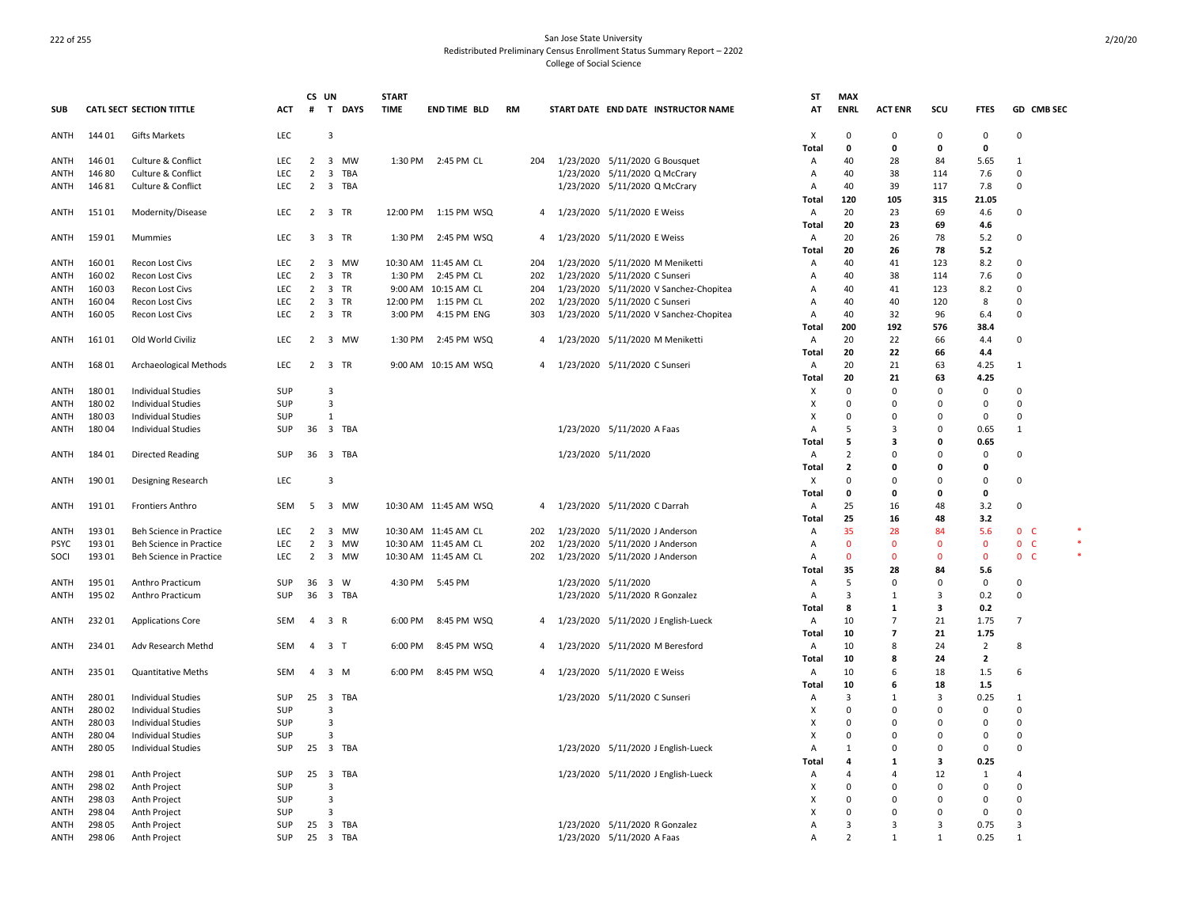San Jose State University
Redistributed Preliminary Census Enrollment Status Summary Report – 2202
College of Social Science

| SUB | CATL | SECT | SECTION TITTLE | ACT | CS # | UN T | DAYS | START TIME | END TIME | BLD | RM | START DATE | END DATE | INSTRUCTOR NAME | ST AT | MAX ENRL | ACT ENR | SCU | FTES | GD | CMB SEC |
|---|---|---|---|---|---|---|---|---|---|---|---|---|---|---|---|---|---|---|---|---|---|
| ANTH | 144 | 01 | Gifts Markets | LEC | | 3 | | | | | | | | | X | 0 | 0 | 0 | 0 | 0 | |
| | | | | | | | | | | | | | | | Total | 0 | 0 | 0 | 0 | | |
| ANTH | 146 | 01 | Culture & Conflict | LEC | 2 | 3 | MW | 1:30 PM | 2:45 PM | CL | 204 | 1/23/2020 | 5/11/2020 | G Bousquet | A | 40 | 28 | 84 | 5.65 | 1 | |
| ANTH | 146 | 80 | Culture & Conflict | LEC | 2 | 3 | TBA | | | | | 1/23/2020 | 5/11/2020 | Q McCrary | A | 40 | 38 | 114 | 7.6 | 0 | |
| ANTH | 146 | 81 | Culture & Conflict | LEC | 2 | 3 | TBA | | | | | 1/23/2020 | 5/11/2020 | Q McCrary | A | 40 | 39 | 117 | 7.8 | 0 | |
| | | | | | | | | | | | | | | | Total | 120 | 105 | 315 | 21.05 | | |
| ANTH | 151 | 01 | Modernity/Disease | LEC | 2 | 3 | TR | 12:00 PM | 1:15 PM | WSQ | 4 | 1/23/2020 | 5/11/2020 | E Weiss | A | 20 | 23 | 69 | 4.6 | 0 | |
| | | | | | | | | | | | | | | | Total | 20 | 23 | 69 | 4.6 | | |
| ANTH | 159 | 01 | Mummies | LEC | 3 | 3 | TR | 1:30 PM | 2:45 PM | WSQ | 4 | 1/23/2020 | 5/11/2020 | E Weiss | A | 20 | 26 | 78 | 5.2 | 0 | |
| | | | | | | | | | | | | | | | Total | 20 | 26 | 78 | 5.2 | | |
| ANTH | 160 | 01 | Recon Lost Civs | LEC | 2 | 3 | MW | 10:30 AM | 11:45 AM | CL | 204 | 1/23/2020 | 5/11/2020 | M Meniketti | A | 40 | 41 | 123 | 8.2 | 0 | |
| ANTH | 160 | 02 | Recon Lost Civs | LEC | 2 | 3 | TR | 1:30 PM | 2:45 PM | CL | 202 | 1/23/2020 | 5/11/2020 | C Sunseri | A | 40 | 38 | 114 | 7.6 | 0 | |
| ANTH | 160 | 03 | Recon Lost Civs | LEC | 2 | 3 | TR | 9:00 AM | 10:15 AM | CL | 204 | 1/23/2020 | 5/11/2020 | V Sanchez-Chopitea | A | 40 | 41 | 123 | 8.2 | 0 | |
| ANTH | 160 | 04 | Recon Lost Civs | LEC | 2 | 3 | TR | 12:00 PM | 1:15 PM | CL | 202 | 1/23/2020 | 5/11/2020 | C Sunseri | A | 40 | 40 | 120 | 8 | 0 | |
| ANTH | 160 | 05 | Recon Lost Civs | LEC | 2 | 3 | TR | 3:00 PM | 4:15 PM | ENG | 303 | 1/23/2020 | 5/11/2020 | V Sanchez-Chopitea | A | 40 | 32 | 96 | 6.4 | 0 | |
| | | | | | | | | | | | | | | | Total | 200 | 192 | 576 | 38.4 | | |
| ANTH | 161 | 01 | Old World Civiliz | LEC | 2 | 3 | MW | 1:30 PM | 2:45 PM | WSQ | 4 | 1/23/2020 | 5/11/2020 | M Meniketti | A | 20 | 22 | 66 | 4.4 | 0 | |
| | | | | | | | | | | | | | | | Total | 20 | 22 | 66 | 4.4 | | |
| ANTH | 168 | 01 | Archaeological Methods | LEC | 2 | 3 | TR | 9:00 AM | 10:15 AM | WSQ | 4 | 1/23/2020 | 5/11/2020 | C Sunseri | A | 20 | 21 | 63 | 4.25 | 1 | |
| | | | | | | | | | | | | | | | Total | 20 | 21 | 63 | 4.25 | | |
| ANTH | 180 | 01 | Individual Studies | SUP | | 3 | | | | | | | | | X | 0 | 0 | 0 | 0 | 0 | |
| ANTH | 180 | 02 | Individual Studies | SUP | | 3 | | | | | | | | | X | 0 | 0 | 0 | 0 | 0 | |
| ANTH | 180 | 03 | Individual Studies | SUP | | 1 | | | | | | | | | X | 0 | 0 | 0 | 0 | 0 | |
| ANTH | 180 | 04 | Individual Studies | SUP | 36 | 3 | TBA | | | | | 1/23/2020 | 5/11/2020 | A Faas | A | 5 | 3 | 0 | 0.65 | 1 | |
| | | | | | | | | | | | | | | | Total | 5 | 3 | 0 | 0.65 | | |
| ANTH | 184 | 01 | Directed Reading | SUP | 36 | 3 | TBA | | | | | 1/23/2020 | 5/11/2020 | | A | 2 | 0 | 0 | 0 | 0 | |
| | | | | | | | | | | | | | | | Total | 2 | 0 | 0 | 0 | | |
| ANTH | 190 | 01 | Designing Research | LEC | | 3 | | | | | | | | | X | 0 | 0 | 0 | 0 | 0 | |
| | | | | | | | | | | | | | | | Total | 0 | 0 | 0 | 0 | | |
| ANTH | 191 | 01 | Frontiers Anthro | SEM | 5 | 3 | MW | 10:30 AM | 11:45 AM | WSQ | 4 | 1/23/2020 | 5/11/2020 | C Darrah | A | 25 | 16 | 48 | 3.2 | 0 | |
| | | | | | | | | | | | | | | | Total | 25 | 16 | 48 | 3.2 | | |
| ANTH | 193 | 01 | Beh Science in Practice | LEC | 2 | 3 | MW | 10:30 AM | 11:45 AM | CL | 202 | 1/23/2020 | 5/11/2020 | J Anderson | A | 35 | 28 | 84 | 5.6 | 0 | C * |
| PSYC | 193 | 01 | Beh Science in Practice | LEC | 2 | 3 | MW | 10:30 AM | 11:45 AM | CL | 202 | 1/23/2020 | 5/11/2020 | J Anderson | A | 0 | 0 | 0 | 0 | 0 | C * |
| SOCI | 193 | 01 | Beh Science in Practice | LEC | 2 | 3 | MW | 10:30 AM | 11:45 AM | CL | 202 | 1/23/2020 | 5/11/2020 | J Anderson | A | 0 | 0 | 0 | 0 | 0 | C * |
| | | | | | | | | | | | | | | | Total | 35 | 28 | 84 | 5.6 | | |
| ANTH | 195 | 01 | Anthro Practicum | SUP | 36 | 3 | W | 4:30 PM | 5:45 PM | | | 1/23/2020 | 5/11/2020 | | A | 5 | 0 | 0 | 0 | 0 | |
| ANTH | 195 | 02 | Anthro Practicum | SUP | 36 | 3 | TBA | | | | | 1/23/2020 | 5/11/2020 | R Gonzalez | A | 3 | 1 | 3 | 0.2 | 0 | |
| | | | | | | | | | | | | | | | Total | 8 | 1 | 3 | 0.2 | | |
| ANTH | 232 | 01 | Applications Core | SEM | 4 | 3 | R | 6:00 PM | 8:45 PM | WSQ | 4 | 1/23/2020 | 5/11/2020 | J English-Lueck | A | 10 | 7 | 21 | 1.75 | 7 | |
| | | | | | | | | | | | | | | | Total | 10 | 7 | 21 | 1.75 | | |
| ANTH | 234 | 01 | Adv Research Methd | SEM | 4 | 3 | T | 6:00 PM | 8:45 PM | WSQ | 4 | 1/23/2020 | 5/11/2020 | M Beresford | A | 10 | 8 | 24 | 2 | 8 | |
| | | | | | | | | | | | | | | | Total | 10 | 8 | 24 | 2 | | |
| ANTH | 235 | 01 | Quantitative Meths | SEM | 4 | 3 | M | 6:00 PM | 8:45 PM | WSQ | 4 | 1/23/2020 | 5/11/2020 | E Weiss | A | 10 | 6 | 18 | 1.5 | 6 | |
| | | | | | | | | | | | | | | | Total | 10 | 6 | 18 | 1.5 | | |
| ANTH | 280 | 01 | Individual Studies | SUP | 25 | 3 | TBA | | | | | 1/23/2020 | 5/11/2020 | C Sunseri | A | 3 | 1 | 3 | 0.25 | 1 | |
| ANTH | 280 | 02 | Individual Studies | SUP | | 3 | | | | | | | | | X | 0 | 0 | 0 | 0 | 0 | |
| ANTH | 280 | 03 | Individual Studies | SUP | | 3 | | | | | | | | | X | 0 | 0 | 0 | 0 | 0 | |
| ANTH | 280 | 04 | Individual Studies | SUP | | 3 | | | | | | | | | X | 0 | 0 | 0 | 0 | 0 | |
| ANTH | 280 | 05 | Individual Studies | SUP | 25 | 3 | TBA | | | | | 1/23/2020 | 5/11/2020 | J English-Lueck | A | 1 | 0 | 0 | 0 | 0 | |
| | | | | | | | | | | | | | | | Total | 4 | 1 | 3 | 0.25 | | |
| ANTH | 298 | 01 | Anth Project | SUP | 25 | 3 | TBA | | | | | 1/23/2020 | 5/11/2020 | J English-Lueck | A | 4 | 4 | 12 | 1 | 4 | |
| ANTH | 298 | 02 | Anth Project | SUP | | 3 | | | | | | | | | X | 0 | 0 | 0 | 0 | 0 | |
| ANTH | 298 | 03 | Anth Project | SUP | | 3 | | | | | | | | | X | 0 | 0 | 0 | 0 | 0 | |
| ANTH | 298 | 04 | Anth Project | SUP | | 3 | | | | | | | | | X | 0 | 0 | 0 | 0 | 0 | |
| ANTH | 298 | 05 | Anth Project | SUP | 25 | 3 | TBA | | | | | 1/23/2020 | 5/11/2020 | R Gonzalez | A | 3 | 3 | 3 | 0.75 | 3 | |
| ANTH | 298 | 06 | Anth Project | SUP | 25 | 3 | TBA | | | | | 1/23/2020 | 5/11/2020 | A Faas | A | 2 | 1 | 1 | 0.25 | 1 | |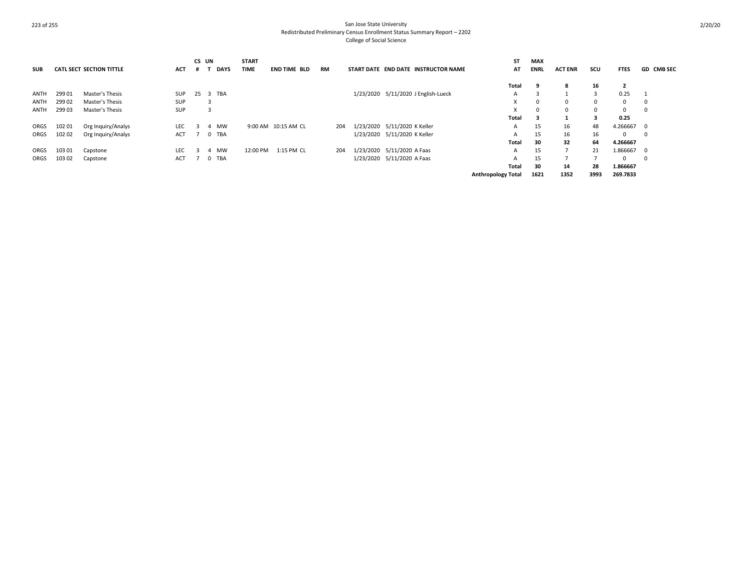San Jose State University
Redistributed Preliminary Census Enrollment Status Summary Report – 2202
College of Social Science

| SUB | CATL | SECT | SECTION TITTLE | ACT | CS # | UNT | DAYS | START TIME | END TIME | BLD | RM | START DATE | END DATE | INSTRUCTOR NAME | STAT | MAX ENRL | ACT ENR | SCU | FTES | GD | CMB SEC |
|---|---|---|---|---|---|---|---|---|---|---|---|---|---|---|---|---|---|---|---|---|---|
| | | | | | | | | | | | | | | | **Total** | **9** | **8** | **16** | **2** | | |
| ANTH | 299 | 01 | Master's Thesis | SUP | 25 | 3 | TBA | | | | | 1/23/2020 | 5/11/2020 | J English-Lueck | A | 3 | 1 | 3 | 0.25 | 1 | |
| ANTH | 299 | 02 | Master's Thesis | SUP | | 3 | | | | | | | | | X | 0 | 0 | 0 | 0 | 0 | |
| ANTH | 299 | 03 | Master's Thesis | SUP | | 3 | | | | | | | | | X | 0 | 0 | 0 | 0 | 0 | |
| | | | | | | | | | | | | | | | **Total** | **3** | **1** | **3** | **0.25** | | |
| ORGS | 102 | 01 | Org Inquiry/Analys | LEC | 3 | 4 | MW | 9:00 AM | 10:15 AM | CL | 204 | 1/23/2020 | 5/11/2020 | K Keller | A | 15 | 16 | 48 | 4.266667 | 0 | |
| ORGS | 102 | 02 | Org Inquiry/Analys | ACT | 7 | 0 | TBA | | | | | 1/23/2020 | 5/11/2020 | K Keller | A | 15 | 16 | 16 | 0 | 0 | |
| | | | | | | | | | | | | | | | **Total** | **30** | **32** | **64** | **4.266667** | | |
| ORGS | 103 | 01 | Capstone | LEC | 3 | 4 | MW | 12:00 PM | 1:15 PM | CL | 204 | 1/23/2020 | 5/11/2020 | A Faas | A | 15 | 7 | 21 | 1.866667 | 0 | |
| ORGS | 103 | 02 | Capstone | ACT | 7 | 0 | TBA | | | | | 1/23/2020 | 5/11/2020 | A Faas | A | 15 | 7 | 7 | 0 | 0 | |
| | | | | | | | | | | | | | | | **Total** | **30** | **14** | **28** | **1.866667** | | |
| | | | | | | | | | | | | | | | **Anthropology Total** | **1621** | **1352** | **3993** | **269.7833** | | |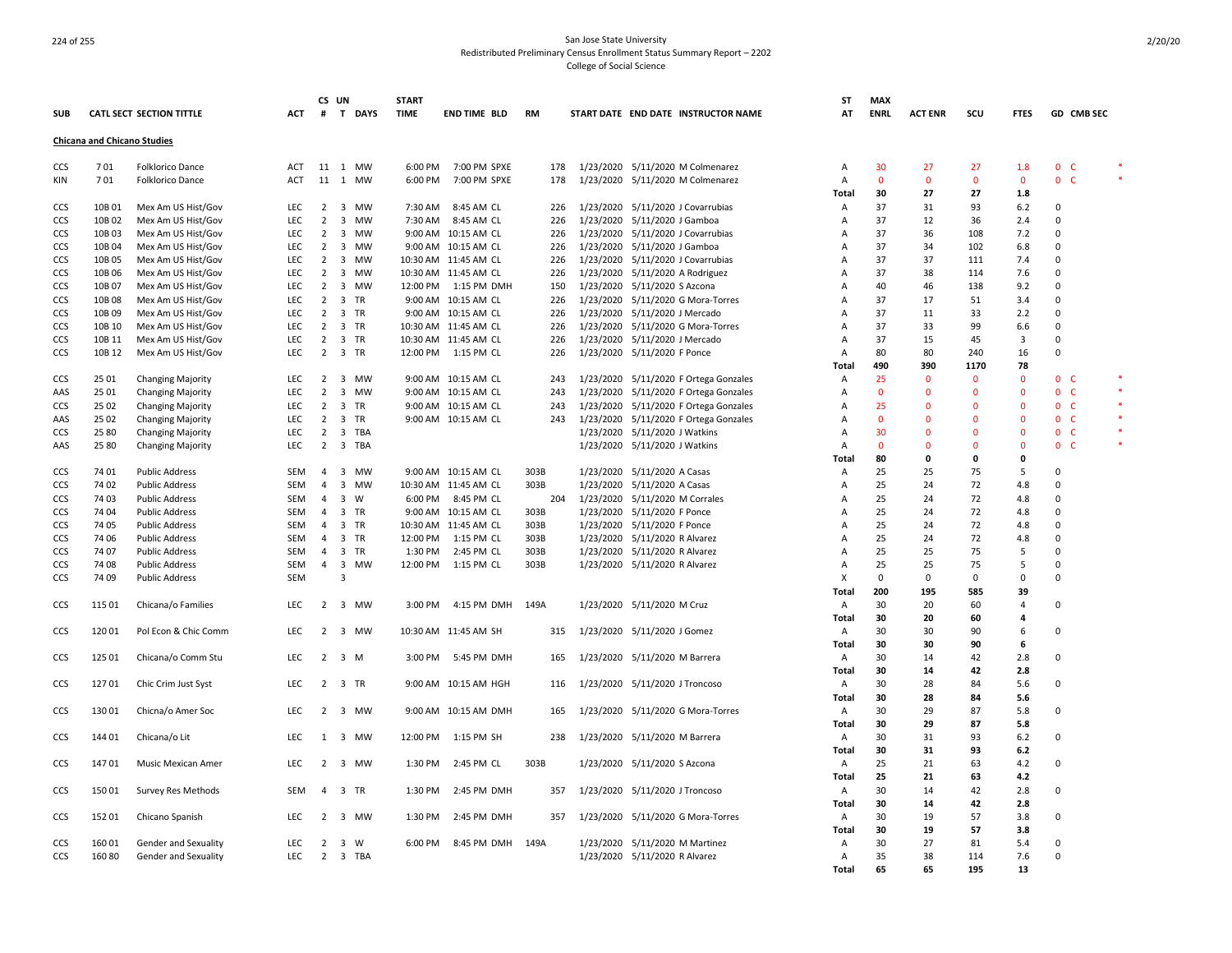San Jose State University
Redistributed Preliminary Census Enrollment Status Summary Report – 2202
College of Social Science

| SUB | CATL | SECT | SECTION TITTLE | ACT | CS # | UN T | DAYS | START TIME | END TIME | BLD | RM | START DATE | END DATE | INSTRUCTOR NAME | ST AT | MAX ENRL | ACT ENR | SCU | FTES | GD | CMB SEC | |
|---|---|---|---|---|---|---|---|---|---|---|---|---|---|---|---|---|---|---|---|---|---|---|
| **Chicana and Chicano Studies** | | | | | | | | | | | | | | | | | | | | | | |
| CCS | 7 | 01 | Folklorico Dance | ACT | 11 | 1 | MW | 6:00 PM | 7:00 PM | SPXE | 178 | 1/23/2020 | 5/11/2020 | M Colmenarez | A | 30 | 27 | 27 | 1.8 | 0 | C | * |
| KIN | 7 | 01 | Folklorico Dance | ACT | 11 | 1 | MW | 6:00 PM | 7:00 PM | SPXE | 178 | 1/23/2020 | 5/11/2020 | M Colmenarez | A | 0 | 0 | 0 | 0 | 0 | C | * |
| | | | | | | | | | | | | | | | **Total** | **30** | **27** | **27** | **1.8** | | | |
| CCS | 10B | 01 | Mex Am US Hist/Gov | LEC | 2 | 3 | MW | 7:30 AM | 8:45 AM | CL | 226 | 1/23/2020 | 5/11/2020 | J Covarrubias | A | 37 | 31 | 93 | 6.2 | 0 | | |
| CCS | 10B | 02 | Mex Am US Hist/Gov | LEC | 2 | 3 | MW | 7:30 AM | 8:45 AM | CL | 226 | 1/23/2020 | 5/11/2020 | J Gamboa | A | 37 | 12 | 36 | 2.4 | 0 | | |
| CCS | 10B | 03 | Mex Am US Hist/Gov | LEC | 2 | 3 | MW | 9:00 AM | 10:15 AM | CL | 226 | 1/23/2020 | 5/11/2020 | J Covarrubias | A | 37 | 36 | 108 | 7.2 | 0 | | |
| CCS | 10B | 04 | Mex Am US Hist/Gov | LEC | 2 | 3 | MW | 9:00 AM | 10:15 AM | CL | 226 | 1/23/2020 | 5/11/2020 | J Gamboa | A | 37 | 34 | 102 | 6.8 | 0 | | |
| CCS | 10B | 05 | Mex Am US Hist/Gov | LEC | 2 | 3 | MW | 10:30 AM | 11:45 AM | CL | 226 | 1/23/2020 | 5/11/2020 | J Covarrubias | A | 37 | 37 | 111 | 7.4 | 0 | | |
| CCS | 10B | 06 | Mex Am US Hist/Gov | LEC | 2 | 3 | MW | 10:30 AM | 11:45 AM | CL | 226 | 1/23/2020 | 5/11/2020 | A Rodriguez | A | 37 | 38 | 114 | 7.6 | 0 | | |
| CCS | 10B | 07 | Mex Am US Hist/Gov | LEC | 2 | 3 | MW | 12:00 PM | 1:15 PM | DMH | 150 | 1/23/2020 | 5/11/2020 | S Azcona | A | 40 | 46 | 138 | 9.2 | 0 | | |
| CCS | 10B | 08 | Mex Am US Hist/Gov | LEC | 2 | 3 | TR | 9:00 AM | 10:15 AM | CL | 226 | 1/23/2020 | 5/11/2020 | G Mora-Torres | A | 37 | 17 | 51 | 3.4 | 0 | | |
| CCS | 10B | 09 | Mex Am US Hist/Gov | LEC | 2 | 3 | TR | 9:00 AM | 10:15 AM | CL | 226 | 1/23/2020 | 5/11/2020 | J Mercado | A | 37 | 11 | 33 | 2.2 | 0 | | |
| CCS | 10B | 10 | Mex Am US Hist/Gov | LEC | 2 | 3 | TR | 10:30 AM | 11:45 AM | CL | 226 | 1/23/2020 | 5/11/2020 | G Mora-Torres | A | 37 | 33 | 99 | 6.6 | 0 | | |
| CCS | 10B | 11 | Mex Am US Hist/Gov | LEC | 2 | 3 | TR | 10:30 AM | 11:45 AM | CL | 226 | 1/23/2020 | 5/11/2020 | J Mercado | A | 37 | 15 | 45 | 3 | 0 | | |
| CCS | 10B | 12 | Mex Am US Hist/Gov | LEC | 2 | 3 | TR | 12:00 PM | 1:15 PM | CL | 226 | 1/23/2020 | 5/11/2020 | F Ponce | A | 80 | 80 | 240 | 16 | 0 | | |
| | | | | | | | | | | | | | | | **Total** | **490** | **390** | **1170** | **78** | | | |
| CCS | 25 | 01 | Changing Majority | LEC | 2 | 3 | MW | 9:00 AM | 10:15 AM | CL | 243 | 1/23/2020 | 5/11/2020 | F Ortega Gonzales | A | 25 | 0 | 0 | 0 | 0 | C | * |
| AAS | 25 | 01 | Changing Majority | LEC | 2 | 3 | MW | 9:00 AM | 10:15 AM | CL | 243 | 1/23/2020 | 5/11/2020 | F Ortega Gonzales | A | 0 | 0 | 0 | 0 | 0 | C | * |
| CCS | 25 | 02 | Changing Majority | LEC | 2 | 3 | TR | 9:00 AM | 10:15 AM | CL | 243 | 1/23/2020 | 5/11/2020 | F Ortega Gonzales | A | 25 | 0 | 0 | 0 | 0 | C | * |
| AAS | 25 | 02 | Changing Majority | LEC | 2 | 3 | TR | 9:00 AM | 10:15 AM | CL | 243 | 1/23/2020 | 5/11/2020 | F Ortega Gonzales | A | 0 | 0 | 0 | 0 | 0 | C | * |
| CCS | 25 | 80 | Changing Majority | LEC | 2 | 3 | TBA | | | | | 1/23/2020 | 5/11/2020 | J Watkins | A | 30 | 0 | 0 | 0 | 0 | C | * |
| AAS | 25 | 80 | Changing Majority | LEC | 2 | 3 | TBA | | | | | 1/23/2020 | 5/11/2020 | J Watkins | A | 0 | 0 | 0 | 0 | 0 | C | * |
| | | | | | | | | | | | | | | | **Total** | **80** | **0** | **0** | **0** | | | |
| CCS | 74 | 01 | Public Address | SEM | 4 | 3 | MW | 9:00 AM | 10:15 AM | CL | 303B | 1/23/2020 | 5/11/2020 | A Casas | A | 25 | 25 | 75 | 5 | 0 | | |
| CCS | 74 | 02 | Public Address | SEM | 4 | 3 | MW | 10:30 AM | 11:45 AM | CL | 303B | 1/23/2020 | 5/11/2020 | A Casas | A | 25 | 24 | 72 | 4.8 | 0 | | |
| CCS | 74 | 03 | Public Address | SEM | 4 | 3 | W | 6:00 PM | 8:45 PM | CL | 204 | 1/23/2020 | 5/11/2020 | M Corrales | A | 25 | 24 | 72 | 4.8 | 0 | | |
| CCS | 74 | 04 | Public Address | SEM | 4 | 3 | TR | 9:00 AM | 10:15 AM | CL | 303B | 1/23/2020 | 5/11/2020 | F Ponce | A | 25 | 24 | 72 | 4.8 | 0 | | |
| CCS | 74 | 05 | Public Address | SEM | 4 | 3 | TR | 10:30 AM | 11:45 AM | CL | 303B | 1/23/2020 | 5/11/2020 | F Ponce | A | 25 | 24 | 72 | 4.8 | 0 | | |
| CCS | 74 | 06 | Public Address | SEM | 4 | 3 | TR | 12:00 PM | 1:15 PM | CL | 303B | 1/23/2020 | 5/11/2020 | R Alvarez | A | 25 | 24 | 72 | 4.8 | 0 | | |
| CCS | 74 | 07 | Public Address | SEM | 4 | 3 | TR | 1:30 PM | 2:45 PM | CL | 303B | 1/23/2020 | 5/11/2020 | R Alvarez | A | 25 | 25 | 75 | 5 | 0 | | |
| CCS | 74 | 08 | Public Address | SEM | 4 | 3 | MW | 12:00 PM | 1:15 PM | CL | 303B | 1/23/2020 | 5/11/2020 | R Alvarez | A | 25 | 25 | 75 | 5 | 0 | | |
| CCS | 74 | 09 | Public Address | SEM | | 3 | | | | | | | | | X | 0 | 0 | 0 | 0 | 0 | | |
| | | | | | | | | | | | | | | | **Total** | **200** | **195** | **585** | **39** | | | |
| CCS | 115 | 01 | Chicana/o Families | LEC | 2 | 3 | MW | 3:00 PM | 4:15 PM | DMH | 149A | 1/23/2020 | 5/11/2020 | M Cruz | A | 30 | 20 | 60 | 4 | 0 | | |
| | | | | | | | | | | | | | | | **Total** | **30** | **20** | **60** | **4** | | | |
| CCS | 120 | 01 | Pol Econ & Chic Comm | LEC | 2 | 3 | MW | 10:30 AM | 11:45 AM | SH | 315 | 1/23/2020 | 5/11/2020 | J Gomez | A | 30 | 30 | 90 | 6 | 0 | | |
| | | | | | | | | | | | | | | | **Total** | **30** | **30** | **90** | **6** | | | |
| CCS | 125 | 01 | Chicana/o Comm Stu | LEC | 2 | 3 | M | 3:00 PM | 5:45 PM | DMH | 165 | 1/23/2020 | 5/11/2020 | M Barrera | A | 30 | 14 | 42 | 2.8 | 0 | | |
| | | | | | | | | | | | | | | | **Total** | **30** | **14** | **42** | **2.8** | | | |
| CCS | 127 | 01 | Chic Crim Just Syst | LEC | 2 | 3 | TR | 9:00 AM | 10:15 AM | HGH | 116 | 1/23/2020 | 5/11/2020 | J Troncoso | A | 30 | 28 | 84 | 5.6 | 0 | | |
| | | | | | | | | | | | | | | | **Total** | **30** | **28** | **84** | **5.6** | | | |
| CCS | 130 | 01 | Chicna/o Amer Soc | LEC | 2 | 3 | MW | 9:00 AM | 10:15 AM | DMH | 165 | 1/23/2020 | 5/11/2020 | G Mora-Torres | A | 30 | 29 | 87 | 5.8 | 0 | | |
| | | | | | | | | | | | | | | | **Total** | **30** | **29** | **87** | **5.8** | | | |
| CCS | 144 | 01 | Chicana/o Lit | LEC | 1 | 3 | MW | 12:00 PM | 1:15 PM | SH | 238 | 1/23/2020 | 5/11/2020 | M Barrera | A | 30 | 31 | 93 | 6.2 | 0 | | |
| | | | | | | | | | | | | | | | **Total** | **30** | **31** | **93** | **6.2** | | | |
| CCS | 147 | 01 | Music Mexican Amer | LEC | 2 | 3 | MW | 1:30 PM | 2:45 PM | CL | 303B | 1/23/2020 | 5/11/2020 | S Azcona | A | 25 | 21 | 63 | 4.2 | 0 | | |
| | | | | | | | | | | | | | | | **Total** | **25** | **21** | **63** | **4.2** | | | |
| CCS | 150 | 01 | Survey Res Methods | SEM | 4 | 3 | TR | 1:30 PM | 2:45 PM | DMH | 357 | 1/23/2020 | 5/11/2020 | J Troncoso | A | 30 | 14 | 42 | 2.8 | 0 | | |
| | | | | | | | | | | | | | | | **Total** | **30** | **14** | **42** | **2.8** | | | |
| CCS | 152 | 01 | Chicano Spanish | LEC | 2 | 3 | MW | 1:30 PM | 2:45 PM | DMH | 357 | 1/23/2020 | 5/11/2020 | G Mora-Torres | A | 30 | 19 | 57 | 3.8 | 0 | | |
| | | | | | | | | | | | | | | | **Total** | **30** | **19** | **57** | **3.8** | | | |
| CCS | 160 | 01 | Gender and Sexuality | LEC | 2 | 3 | W | 6:00 PM | 8:45 PM | DMH | 149A | 1/23/2020 | 5/11/2020 | M Martinez | A | 30 | 27 | 81 | 5.4 | 0 | | |
| CCS | 160 | 80 | Gender and Sexuality | LEC | 2 | 3 | TBA | | | | | 1/23/2020 | 5/11/2020 | R Alvarez | A | 35 | 38 | 114 | 7.6 | 0 | | |
| | | | | | | | | | | | | | | | **Total** | **65** | **65** | **195** | **13** | | | |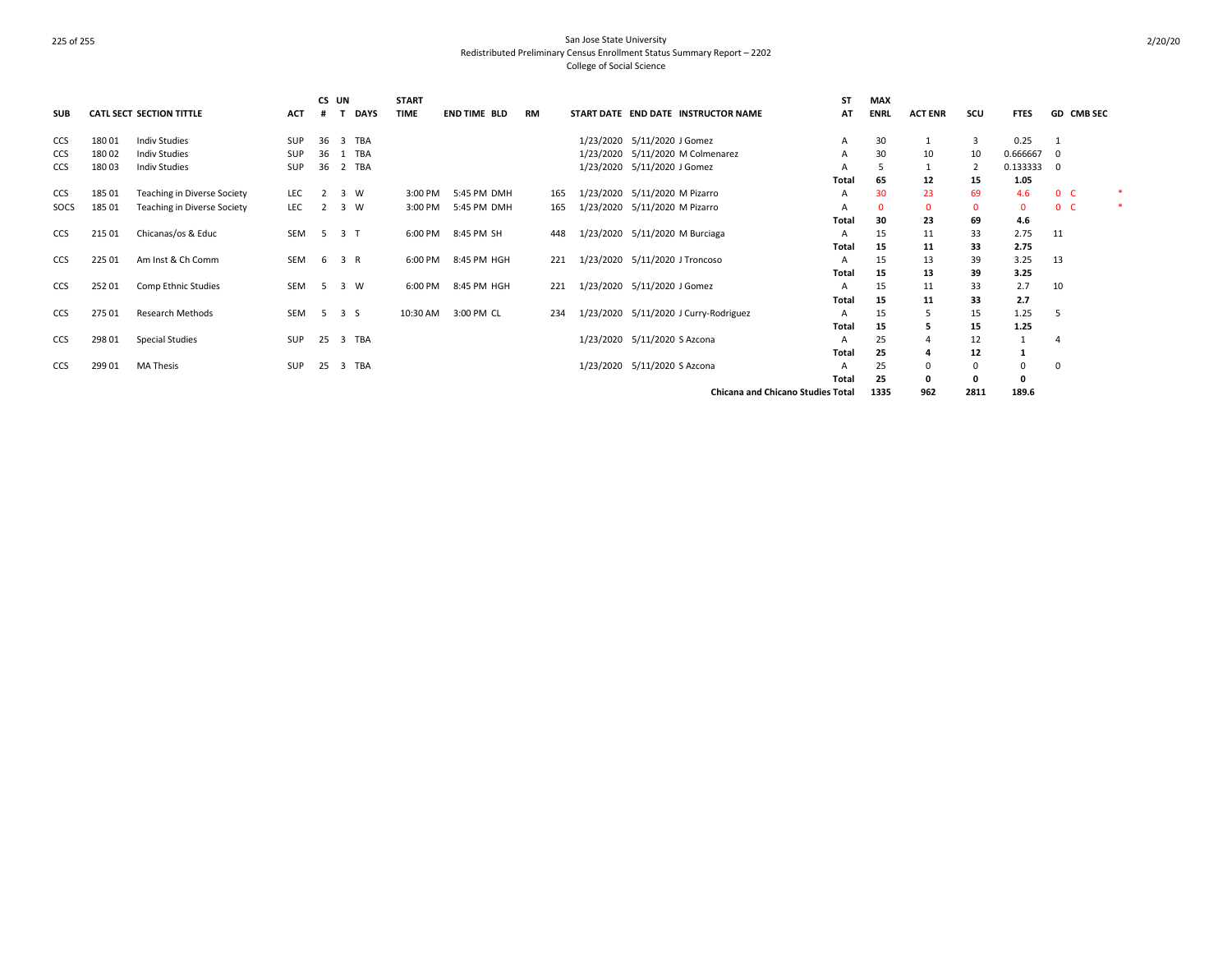San Jose State University
Redistributed Preliminary Census Enrollment Status Summary Report – 2202
College of Social Science

| SUB | CATL | SECT | SECTION TITTLE | ACT | CS # | UN T | DAYS | START TIME | END TIME | BLD | RM | START DATE | END DATE | INSTRUCTOR NAME | ST AT | MAX ENRL | ACT ENR | SCU | FTES | GD | CMB SEC | |
|---|---|---|---|---|---|---|---|---|---|---|---|---|---|---|---|---|---|---|---|---|---|---|
| CCS | 180 | 01 | Indiv Studies | SUP | 36 | 3 | TBA | | | | | 1/23/2020 | 5/11/2020 | J Gomez | A | 30 | 1 | 3 | 0.25 | 1 | | |
| CCS | 180 | 02 | Indiv Studies | SUP | 36 | 1 | TBA | | | | | 1/23/2020 | 5/11/2020 | M Colmenarez | A | 30 | 10 | 10 | 0.666667 | 0 | | |
| CCS | 180 | 03 | Indiv Studies | SUP | 36 | 2 | TBA | | | | | 1/23/2020 | 5/11/2020 | J Gomez | A | 5 | 1 | 2 | 0.133333 | 0 | | |
| | | | | | | | | | | | | | | | Total | 65 | 12 | 15 | 1.05 | | | |
| CCS | 185 | 01 | Teaching in Diverse Society | LEC | 2 | 3 | W | 3:00 PM | 5:45 PM | DMH | 165 | 1/23/2020 | 5/11/2020 | M Pizarro | A | 30 | 23 | 69 | 4.6 | 0 | C | * |
| SOCS | 185 | 01 | Teaching in Diverse Society | LEC | 2 | 3 | W | 3:00 PM | 5:45 PM | DMH | 165 | 1/23/2020 | 5/11/2020 | M Pizarro | A | 0 | 0 | 0 | 0 | 0 | C | * |
| | | | | | | | | | | | | | | | Total | 30 | 23 | 69 | 4.6 | | | |
| CCS | 215 | 01 | Chicanas/os & Educ | SEM | 5 | 3 | T | 6:00 PM | 8:45 PM | SH | 448 | 1/23/2020 | 5/11/2020 | M Burciaga | A | 15 | 11 | 33 | 2.75 | 11 | | |
| | | | | | | | | | | | | | | | Total | 15 | 11 | 33 | 2.75 | | | |
| CCS | 225 | 01 | Am Inst & Ch Comm | SEM | 6 | 3 | R | 6:00 PM | 8:45 PM | HGH | 221 | 1/23/2020 | 5/11/2020 | J Troncoso | A | 15 | 13 | 39 | 3.25 | 13 | | |
| | | | | | | | | | | | | | | | Total | 15 | 13 | 39 | 3.25 | | | |
| CCS | 252 | 01 | Comp Ethnic Studies | SEM | 5 | 3 | W | 6:00 PM | 8:45 PM | HGH | 221 | 1/23/2020 | 5/11/2020 | J Gomez | A | 15 | 11 | 33 | 2.7 | 10 | | |
| | | | | | | | | | | | | | | | Total | 15 | 11 | 33 | 2.7 | | | |
| CCS | 275 | 01 | Research Methods | SEM | 5 | 3 | S | 10:30 AM | 3:00 PM | CL | 234 | 1/23/2020 | 5/11/2020 | J Curry-Rodriguez | A | 15 | 5 | 15 | 1.25 | 5 | | |
| | | | | | | | | | | | | | | | Total | 15 | 5 | 15 | 1.25 | | | |
| CCS | 298 | 01 | Special Studies | SUP | 25 | 3 | TBA | | | | | 1/23/2020 | 5/11/2020 | S Azcona | A | 25 | 4 | 12 | 1 | 4 | | |
| | | | | | | | | | | | | | | | Total | 25 | 4 | 12 | 1 | | | |
| CCS | 299 | 01 | MA Thesis | SUP | 25 | 3 | TBA | | | | | 1/23/2020 | 5/11/2020 | S Azcona | A | 25 | 0 | 0 | 0 | 0 | | |
| | | | | | | | | | | | | | | | Total | 25 | 0 | 0 | 0 | | | |
| | | | | | | | | | | | | | | Chicana and Chicano Studies Total | | 1335 | 962 | 2811 | 189.6 | | | |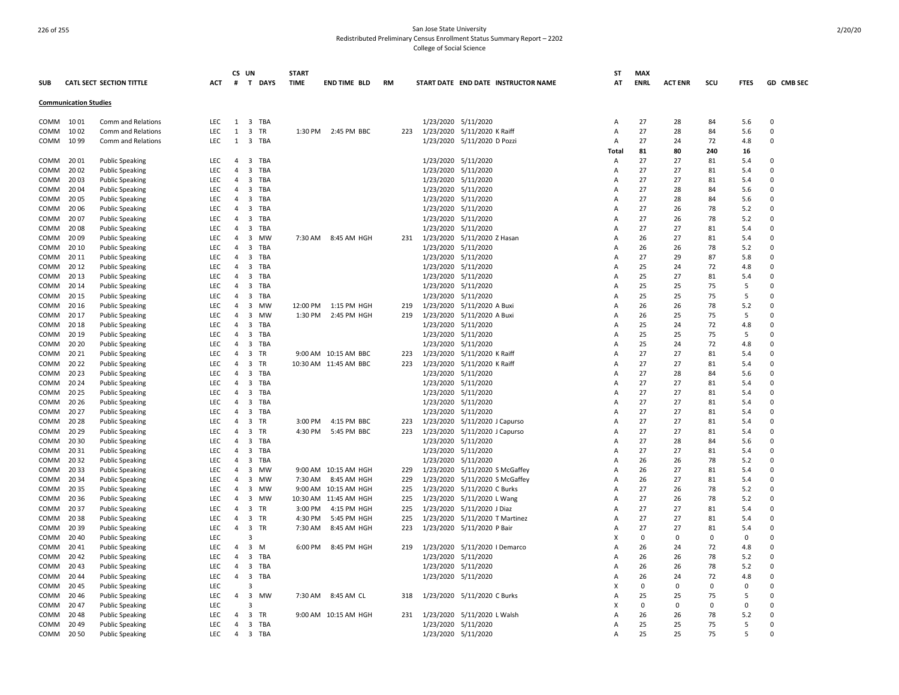San Jose State University
Redistributed Preliminary Census Enrollment Status Summary Report – 2202
College of Social Science

| SUB | CATL | SECT | SECTION TITTLE | ACT | CS # | UN T | DAYS | START TIME | END TIME | BLD | RM | START DATE | END DATE | INSTRUCTOR NAME | ST AT | MAX ENRL | ACT ENR | SCU | FTES | GD | CMB SEC |
|---|---|---|---|---|---|---|---|---|---|---|---|---|---|---|---|---|---|---|---|---|---|
| **Communication Studies** | | | | | | | | | | | | | | | | | | | | | |
| COMM | 10 | 01 | Comm and Relations | LEC | 1 | 3 | TBA | | | | | 1/23/2020 | 5/11/2020 | | A | 27 | 28 | 84 | 5.6 | 0 | |
| COMM | 10 | 02 | Comm and Relations | LEC | 1 | 3 | TR | 1:30 PM | 2:45 PM | BBC | 223 | 1/23/2020 | 5/11/2020 | K Raiff | A | 27 | 28 | 84 | 5.6 | 0 | |
| COMM | 10 | 99 | Comm and Relations | LEC | 1 | 3 | TBA | | | | | 1/23/2020 | 5/11/2020 | D Pozzi | A | 27 | 24 | 72 | 4.8 | 0 | |
| | | | | | | | | | | | | | | | Total | 81 | 80 | 240 | 16 | | |
| COMM | 20 | 01 | Public Speaking | LEC | 4 | 3 | TBA | | | | | 1/23/2020 | 5/11/2020 | | A | 27 | 27 | 81 | 5.4 | 0 | |
| COMM | 20 | 02 | Public Speaking | LEC | 4 | 3 | TBA | | | | | 1/23/2020 | 5/11/2020 | | A | 27 | 27 | 81 | 5.4 | 0 | |
| COMM | 20 | 03 | Public Speaking | LEC | 4 | 3 | TBA | | | | | 1/23/2020 | 5/11/2020 | | A | 27 | 27 | 81 | 5.4 | 0 | |
| COMM | 20 | 04 | Public Speaking | LEC | 4 | 3 | TBA | | | | | 1/23/2020 | 5/11/2020 | | A | 27 | 28 | 84 | 5.6 | 0 | |
| COMM | 20 | 05 | Public Speaking | LEC | 4 | 3 | TBA | | | | | 1/23/2020 | 5/11/2020 | | A | 27 | 28 | 84 | 5.6 | 0 | |
| COMM | 20 | 06 | Public Speaking | LEC | 4 | 3 | TBA | | | | | 1/23/2020 | 5/11/2020 | | A | 27 | 26 | 78 | 5.2 | 0 | |
| COMM | 20 | 07 | Public Speaking | LEC | 4 | 3 | TBA | | | | | 1/23/2020 | 5/11/2020 | | A | 27 | 26 | 78 | 5.2 | 0 | |
| COMM | 20 | 08 | Public Speaking | LEC | 4 | 3 | TBA | | | | | 1/23/2020 | 5/11/2020 | | A | 27 | 27 | 81 | 5.4 | 0 | |
| COMM | 20 | 09 | Public Speaking | LEC | 4 | 3 | MW | 7:30 AM | 8:45 AM | HGH | 231 | 1/23/2020 | 5/11/2020 | Z Hasan | A | 26 | 27 | 81 | 5.4 | 0 | |
| COMM | 20 | 10 | Public Speaking | LEC | 4 | 3 | TBA | | | | | 1/23/2020 | 5/11/2020 | | A | 26 | 26 | 78 | 5.2 | 0 | |
| COMM | 20 | 11 | Public Speaking | LEC | 4 | 3 | TBA | | | | | 1/23/2020 | 5/11/2020 | | A | 27 | 29 | 87 | 5.8 | 0 | |
| COMM | 20 | 12 | Public Speaking | LEC | 4 | 3 | TBA | | | | | 1/23/2020 | 5/11/2020 | | A | 25 | 24 | 72 | 4.8 | 0 | |
| COMM | 20 | 13 | Public Speaking | LEC | 4 | 3 | TBA | | | | | 1/23/2020 | 5/11/2020 | | A | 25 | 27 | 81 | 5.4 | 0 | |
| COMM | 20 | 14 | Public Speaking | LEC | 4 | 3 | TBA | | | | | 1/23/2020 | 5/11/2020 | | A | 25 | 25 | 75 | 5 | 0 | |
| COMM | 20 | 15 | Public Speaking | LEC | 4 | 3 | TBA | | | | | 1/23/2020 | 5/11/2020 | | A | 25 | 25 | 75 | 5 | 0 | |
| COMM | 20 | 16 | Public Speaking | LEC | 4 | 3 | MW | 12:00 PM | 1:15 PM | HGH | 219 | 1/23/2020 | 5/11/2020 | A Buxi | A | 26 | 26 | 78 | 5.2 | 0 | |
| COMM | 20 | 17 | Public Speaking | LEC | 4 | 3 | MW | 1:30 PM | 2:45 PM | HGH | 219 | 1/23/2020 | 5/11/2020 | A Buxi | A | 26 | 25 | 75 | 5 | 0 | |
| COMM | 20 | 18 | Public Speaking | LEC | 4 | 3 | TBA | | | | | 1/23/2020 | 5/11/2020 | | A | 25 | 24 | 72 | 4.8 | 0 | |
| COMM | 20 | 19 | Public Speaking | LEC | 4 | 3 | TBA | | | | | 1/23/2020 | 5/11/2020 | | A | 25 | 25 | 75 | 5 | 0 | |
| COMM | 20 | 20 | Public Speaking | LEC | 4 | 3 | TBA | | | | | 1/23/2020 | 5/11/2020 | | A | 25 | 24 | 72 | 4.8 | 0 | |
| COMM | 20 | 21 | Public Speaking | LEC | 4 | 3 | TR | 9:00 AM | 10:15 AM | BBC | 223 | 1/23/2020 | 5/11/2020 | K Raiff | A | 27 | 27 | 81 | 5.4 | 0 | |
| COMM | 20 | 22 | Public Speaking | LEC | 4 | 3 | TR | 10:30 AM | 11:45 AM | BBC | 223 | 1/23/2020 | 5/11/2020 | K Raiff | A | 27 | 27 | 81 | 5.4 | 0 | |
| COMM | 20 | 23 | Public Speaking | LEC | 4 | 3 | TBA | | | | | 1/23/2020 | 5/11/2020 | | A | 27 | 28 | 84 | 5.6 | 0 | |
| COMM | 20 | 24 | Public Speaking | LEC | 4 | 3 | TBA | | | | | 1/23/2020 | 5/11/2020 | | A | 27 | 27 | 81 | 5.4 | 0 | |
| COMM | 20 | 25 | Public Speaking | LEC | 4 | 3 | TBA | | | | | 1/23/2020 | 5/11/2020 | | A | 27 | 27 | 81 | 5.4 | 0 | |
| COMM | 20 | 26 | Public Speaking | LEC | 4 | 3 | TBA | | | | | 1/23/2020 | 5/11/2020 | | A | 27 | 27 | 81 | 5.4 | 0 | |
| COMM | 20 | 27 | Public Speaking | LEC | 4 | 3 | TBA | | | | | 1/23/2020 | 5/11/2020 | | A | 27 | 27 | 81 | 5.4 | 0 | |
| COMM | 20 | 28 | Public Speaking | LEC | 4 | 3 | TR | 3:00 PM | 4:15 PM | BBC | 223 | 1/23/2020 | 5/11/2020 | J Capurso | A | 27 | 27 | 81 | 5.4 | 0 | |
| COMM | 20 | 29 | Public Speaking | LEC | 4 | 3 | TR | 4:30 PM | 5:45 PM | BBC | 223 | 1/23/2020 | 5/11/2020 | J Capurso | A | 27 | 27 | 81 | 5.4 | 0 | |
| COMM | 20 | 30 | Public Speaking | LEC | 4 | 3 | TBA | | | | | 1/23/2020 | 5/11/2020 | | A | 27 | 28 | 84 | 5.6 | 0 | |
| COMM | 20 | 31 | Public Speaking | LEC | 4 | 3 | TBA | | | | | 1/23/2020 | 5/11/2020 | | A | 27 | 27 | 81 | 5.4 | 0 | |
| COMM | 20 | 32 | Public Speaking | LEC | 4 | 3 | TBA | | | | | 1/23/2020 | 5/11/2020 | | A | 26 | 26 | 78 | 5.2 | 0 | |
| COMM | 20 | 33 | Public Speaking | LEC | 4 | 3 | MW | 9:00 AM | 10:15 AM | HGH | 229 | 1/23/2020 | 5/11/2020 | S McGaffey | A | 26 | 27 | 81 | 5.4 | 0 | |
| COMM | 20 | 34 | Public Speaking | LEC | 4 | 3 | MW | 7:30 AM | 8:45 AM | HGH | 229 | 1/23/2020 | 5/11/2020 | S McGaffey | A | 26 | 27 | 81 | 5.4 | 0 | |
| COMM | 20 | 35 | Public Speaking | LEC | 4 | 3 | MW | 9:00 AM | 10:15 AM | HGH | 225 | 1/23/2020 | 5/11/2020 | C Burks | A | 27 | 26 | 78 | 5.2 | 0 | |
| COMM | 20 | 36 | Public Speaking | LEC | 4 | 3 | MW | 10:30 AM | 11:45 AM | HGH | 225 | 1/23/2020 | 5/11/2020 | L Wang | A | 27 | 26 | 78 | 5.2 | 0 | |
| COMM | 20 | 37 | Public Speaking | LEC | 4 | 3 | TR | 3:00 PM | 4:15 PM | HGH | 225 | 1/23/2020 | 5/11/2020 | J Diaz | A | 27 | 27 | 81 | 5.4 | 0 | |
| COMM | 20 | 38 | Public Speaking | LEC | 4 | 3 | TR | 4:30 PM | 5:45 PM | HGH | 225 | 1/23/2020 | 5/11/2020 | T Martinez | A | 27 | 27 | 81 | 5.4 | 0 | |
| COMM | 20 | 39 | Public Speaking | LEC | 4 | 3 | TR | 7:30 AM | 8:45 AM | HGH | 223 | 1/23/2020 | 5/11/2020 | P Bair | A | 27 | 27 | 81 | 5.4 | 0 | |
| COMM | 20 | 40 | Public Speaking | LEC | | 3 | | | | | | | | | X | 0 | 0 | 0 | 0 | 0 | |
| COMM | 20 | 41 | Public Speaking | LEC | 4 | 3 | M | 6:00 PM | 8:45 PM | HGH | 219 | 1/23/2020 | 5/11/2020 | I Demarco | A | 26 | 24 | 72 | 4.8 | 0 | |
| COMM | 20 | 42 | Public Speaking | LEC | 4 | 3 | TBA | | | | | 1/23/2020 | 5/11/2020 | | A | 26 | 26 | 78 | 5.2 | 0 | |
| COMM | 20 | 43 | Public Speaking | LEC | 4 | 3 | TBA | | | | | 1/23/2020 | 5/11/2020 | | A | 26 | 26 | 78 | 5.2 | 0 | |
| COMM | 20 | 44 | Public Speaking | LEC | 4 | 3 | TBA | | | | | 1/23/2020 | 5/11/2020 | | A | 26 | 24 | 72 | 4.8 | 0 | |
| COMM | 20 | 45 | Public Speaking | LEC | | 3 | | | | | | | | | X | 0 | 0 | 0 | 0 | 0 | |
| COMM | 20 | 46 | Public Speaking | LEC | 4 | 3 | MW | 7:30 AM | 8:45 AM | CL | 318 | 1/23/2020 | 5/11/2020 | C Burks | A | 25 | 25 | 75 | 5 | 0 | |
| COMM | 20 | 47 | Public Speaking | LEC | | 3 | | | | | | | | | X | 0 | 0 | 0 | 0 | 0 | |
| COMM | 20 | 48 | Public Speaking | LEC | 4 | 3 | TR | 9:00 AM | 10:15 AM | HGH | 231 | 1/23/2020 | 5/11/2020 | L Walsh | A | 26 | 26 | 78 | 5.2 | 0 | |
| COMM | 20 | 49 | Public Speaking | LEC | 4 | 3 | TBA | | | | | 1/23/2020 | 5/11/2020 | | A | 25 | 25 | 75 | 5 | 0 | |
| COMM | 20 | 50 | Public Speaking | LEC | 4 | 3 | TBA | | | | | 1/23/2020 | 5/11/2020 | | A | 25 | 25 | 75 | 5 | 0 | |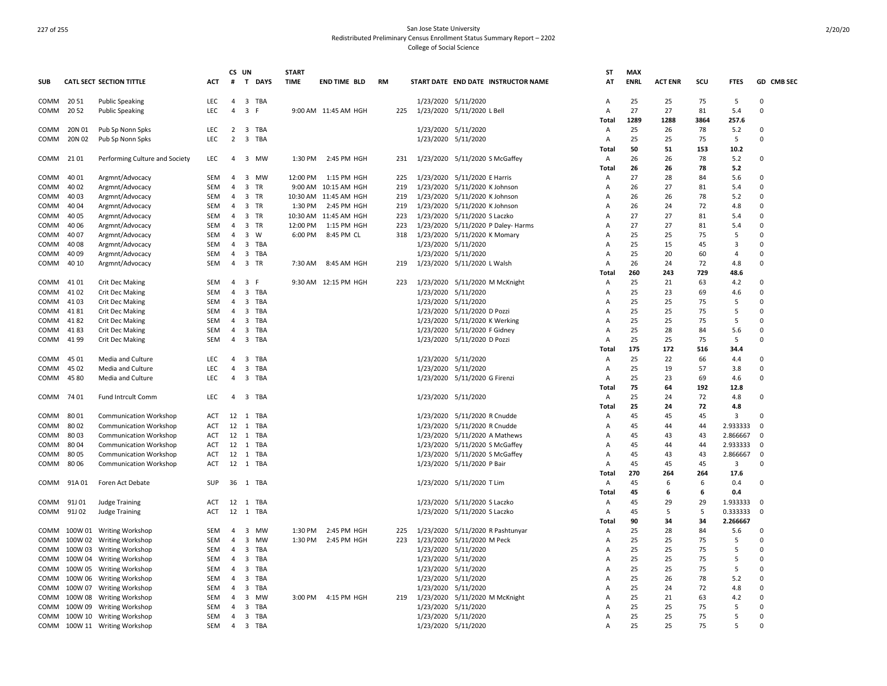# San Jose State University
## Redistributed Preliminary Census Enrollment Status Summary Report – 2202
### College of Social Science

| SUB | CATL SECT | SECTION TITTLE | ACT | CS # | UN T | DAYS | START TIME | END TIME | BLD | RM | START DATE | END DATE | INSTRUCTOR NAME | ST AT | MAX ENRL | ACT ENR | SCU | FTES | GD | CMB SEC |
|---|---|---|---|---|---|---|---|---|---|---|---|---|---|---|---|---|---|---|---|---|
| COMM | 20 51 | Public Speaking | LEC | 4 | 3 | TBA | | | | | 1/23/2020 | 5/11/2020 | | A | 25 | 25 | 75 | 5 | 0 | |
| COMM | 20 52 | Public Speaking | LEC | 4 | 3 | F | 9:00 AM | 11:45 AM | HGH | 225 | 1/23/2020 | 5/11/2020 | L Bell | A | 27 | 27 | 81 | 5.4 | 0 | |
| | | | | | | | | | | | | | | Total | 1289 | 1288 | 3864 | 257.6 | | |
| COMM | 20N 01 | Pub Sp Nonn Spks | LEC | 2 | 3 | TBA | | | | | 1/23/2020 | 5/11/2020 | | A | 25 | 26 | 78 | 5.2 | 0 | |
| COMM | 20N 02 | Pub Sp Nonn Spks | LEC | 2 | 3 | TBA | | | | | 1/23/2020 | 5/11/2020 | | A | 25 | 25 | 75 | 5 | 0 | |
| | | | | | | | | | | | | | | Total | 50 | 51 | 153 | 10.2 | | |
| COMM | 21 01 | Performing Culture and Society | LEC | 4 | 3 | MW | 1:30 PM | 2:45 PM | HGH | 231 | 1/23/2020 | 5/11/2020 | S McGaffey | A | 26 | 26 | 78 | 5.2 | 0 | |
| | | | | | | | | | | | | | | Total | 26 | 26 | 78 | 5.2 | | |
| COMM | 40 01 | Argmnt/Advocacy | SEM | 4 | 3 | MW | 12:00 PM | 1:15 PM | HGH | 225 | 1/23/2020 | 5/11/2020 | E Harris | A | 27 | 28 | 84 | 5.6 | 0 | |
| COMM | 40 02 | Argmnt/Advocacy | SEM | 4 | 3 | TR | 9:00 AM | 10:15 AM | HGH | 219 | 1/23/2020 | 5/11/2020 | K Johnson | A | 26 | 27 | 81 | 5.4 | 0 | |
| COMM | 40 03 | Argmnt/Advocacy | SEM | 4 | 3 | TR | 10:30 AM | 11:45 AM | HGH | 219 | 1/23/2020 | 5/11/2020 | K Johnson | A | 26 | 26 | 78 | 5.2 | 0 | |
| COMM | 40 04 | Argmnt/Advocacy | SEM | 4 | 3 | TR | 1:30 PM | 2:45 PM | HGH | 219 | 1/23/2020 | 5/11/2020 | K Johnson | A | 26 | 24 | 72 | 4.8 | 0 | |
| COMM | 40 05 | Argmnt/Advocacy | SEM | 4 | 3 | TR | 10:30 AM | 11:45 AM | HGH | 223 | 1/23/2020 | 5/11/2020 | S Laczko | A | 27 | 27 | 81 | 5.4 | 0 | |
| COMM | 40 06 | Argmnt/Advocacy | SEM | 4 | 3 | TR | 12:00 PM | 1:15 PM | HGH | 223 | 1/23/2020 | 5/11/2020 | P Daley- Harms | A | 27 | 27 | 81 | 5.4 | 0 | |
| COMM | 40 07 | Argmnt/Advocacy | SEM | 4 | 3 | W | 6:00 PM | 8:45 PM | CL | 318 | 1/23/2020 | 5/11/2020 | K Momary | A | 25 | 25 | 75 | 5 | 0 | |
| COMM | 40 08 | Argmnt/Advocacy | SEM | 4 | 3 | TBA | | | | | 1/23/2020 | 5/11/2020 | | A | 25 | 15 | 45 | 3 | 0 | |
| COMM | 40 09 | Argmnt/Advocacy | SEM | 4 | 3 | TBA | | | | | 1/23/2020 | 5/11/2020 | | A | 25 | 20 | 60 | 4 | 0 | |
| COMM | 40 10 | Argmnt/Advocacy | SEM | 4 | 3 | TR | 7:30 AM | 8:45 AM | HGH | 219 | 1/23/2020 | 5/11/2020 | L Walsh | A | 26 | 24 | 72 | 4.8 | 0 | |
| | | | | | | | | | | | | | | Total | 260 | 243 | 729 | 48.6 | | |
| COMM | 41 01 | Crit Dec Making | SEM | 4 | 3 | F | 9:30 AM | 12:15 PM | HGH | 223 | 1/23/2020 | 5/11/2020 | M McKnight | A | 25 | 21 | 63 | 4.2 | 0 | |
| COMM | 41 02 | Crit Dec Making | SEM | 4 | 3 | TBA | | | | | 1/23/2020 | 5/11/2020 | | A | 25 | 23 | 69 | 4.6 | 0 | |
| COMM | 41 03 | Crit Dec Making | SEM | 4 | 3 | TBA | | | | | 1/23/2020 | 5/11/2020 | | A | 25 | 25 | 75 | 5 | 0 | |
| COMM | 41 81 | Crit Dec Making | SEM | 4 | 3 | TBA | | | | | 1/23/2020 | 5/11/2020 | D Pozzi | A | 25 | 25 | 75 | 5 | 0 | |
| COMM | 41 82 | Crit Dec Making | SEM | 4 | 3 | TBA | | | | | 1/23/2020 | 5/11/2020 | K Werking | A | 25 | 25 | 75 | 5 | 0 | |
| COMM | 41 83 | Crit Dec Making | SEM | 4 | 3 | TBA | | | | | 1/23/2020 | 5/11/2020 | F Gidney | A | 25 | 28 | 84 | 5.6 | 0 | |
| COMM | 41 99 | Crit Dec Making | SEM | 4 | 3 | TBA | | | | | 1/23/2020 | 5/11/2020 | D Pozzi | A | 25 | 25 | 75 | 5 | 0 | |
| | | | | | | | | | | | | | | Total | 175 | 172 | 516 | 34.4 | | |
| COMM | 45 01 | Media and Culture | LEC | 4 | 3 | TBA | | | | | 1/23/2020 | 5/11/2020 | | A | 25 | 22 | 66 | 4.4 | 0 | |
| COMM | 45 02 | Media and Culture | LEC | 4 | 3 | TBA | | | | | 1/23/2020 | 5/11/2020 | | A | 25 | 19 | 57 | 3.8 | 0 | |
| COMM | 45 80 | Media and Culture | LEC | 4 | 3 | TBA | | | | | 1/23/2020 | 5/11/2020 | G Firenzi | A | 25 | 23 | 69 | 4.6 | 0 | |
| | | | | | | | | | | | | | | Total | 75 | 64 | 192 | 12.8 | | |
| COMM | 74 01 | Fund Intrcult Comm | LEC | 4 | 3 | TBA | | | | | 1/23/2020 | 5/11/2020 | | A | 25 | 24 | 72 | 4.8 | 0 | |
| | | | | | | | | | | | | | | Total | 25 | 24 | 72 | 4.8 | | |
| COMM | 80 01 | Communication Workshop | ACT | 12 | 1 | TBA | | | | | 1/23/2020 | 5/11/2020 | R Cnudde | A | 45 | 45 | 45 | 3 | 0 | |
| COMM | 80 02 | Communication Workshop | ACT | 12 | 1 | TBA | | | | | 1/23/2020 | 5/11/2020 | R Cnudde | A | 45 | 44 | 44 | 2.933333 | 0 | |
| COMM | 80 03 | Communication Workshop | ACT | 12 | 1 | TBA | | | | | 1/23/2020 | 5/11/2020 | A Mathews | A | 45 | 43 | 43 | 2.866667 | 0 | |
| COMM | 80 04 | Communication Workshop | ACT | 12 | 1 | TBA | | | | | 1/23/2020 | 5/11/2020 | S McGaffey | A | 45 | 44 | 44 | 2.933333 | 0 | |
| COMM | 80 05 | Communication Workshop | ACT | 12 | 1 | TBA | | | | | 1/23/2020 | 5/11/2020 | S McGaffey | A | 45 | 43 | 43 | 2.866667 | 0 | |
| COMM | 80 06 | Communication Workshop | ACT | 12 | 1 | TBA | | | | | 1/23/2020 | 5/11/2020 | P Bair | A | 45 | 45 | 45 | 3 | 0 | |
| | | | | | | | | | | | | | | Total | 270 | 264 | 264 | 17.6 | | |
| COMM | 91A 01 | Foren Act Debate | SUP | 36 | 1 | TBA | | | | | 1/23/2020 | 5/11/2020 | T Lim | A | 45 | 6 | 6 | 0.4 | 0 | |
| | | | | | | | | | | | | | | Total | 45 | 6 | 6 | 0.4 | | |
| COMM | 91J 01 | Judge Training | ACT | 12 | 1 | TBA | | | | | 1/23/2020 | 5/11/2020 | S Laczko | A | 45 | 29 | 29 | 1.933333 | 0 | |
| COMM | 91J 02 | Judge Training | ACT | 12 | 1 | TBA | | | | | 1/23/2020 | 5/11/2020 | S Laczko | A | 45 | 5 | 5 | 0.333333 | 0 | |
| | | | | | | | | | | | | | | Total | 90 | 34 | 34 | 2.266667 | | |
| COMM | 100W 01 | Writing Workshop | SEM | 4 | 3 | MW | 1:30 PM | 2:45 PM | HGH | 225 | 1/23/2020 | 5/11/2020 | R Pashtunyar | A | 25 | 28 | 84 | 5.6 | 0 | |
| COMM | 100W 02 | Writing Workshop | SEM | 4 | 3 | MW | 1:30 PM | 2:45 PM | HGH | 223 | 1/23/2020 | 5/11/2020 | M Peck | A | 25 | 25 | 75 | 5 | 0 | |
| COMM | 100W 03 | Writing Workshop | SEM | 4 | 3 | TBA | | | | | 1/23/2020 | 5/11/2020 | | A | 25 | 25 | 75 | 5 | 0 | |
| COMM | 100W 04 | Writing Workshop | SEM | 4 | 3 | TBA | | | | | 1/23/2020 | 5/11/2020 | | A | 25 | 25 | 75 | 5 | 0 | |
| COMM | 100W 05 | Writing Workshop | SEM | 4 | 3 | TBA | | | | | 1/23/2020 | 5/11/2020 | | A | 25 | 25 | 75 | 5 | 0 | |
| COMM | 100W 06 | Writing Workshop | SEM | 4 | 3 | TBA | | | | | 1/23/2020 | 5/11/2020 | | A | 25 | 26 | 78 | 5.2 | 0 | |
| COMM | 100W 07 | Writing Workshop | SEM | 4 | 3 | TBA | | | | | 1/23/2020 | 5/11/2020 | | A | 25 | 24 | 72 | 4.8 | 0 | |
| COMM | 100W 08 | Writing Workshop | SEM | 4 | 3 | MW | 3:00 PM | 4:15 PM | HGH | 219 | 1/23/2020 | 5/11/2020 | M McKnight | A | 25 | 21 | 63 | 4.2 | 0 | |
| COMM | 100W 09 | Writing Workshop | SEM | 4 | 3 | TBA | | | | | 1/23/2020 | 5/11/2020 | | A | 25 | 25 | 75 | 5 | 0 | |
| COMM | 100W 10 | Writing Workshop | SEM | 4 | 3 | TBA | | | | | 1/23/2020 | 5/11/2020 | | A | 25 | 25 | 75 | 5 | 0 | |
| COMM | 100W 11 | Writing Workshop | SEM | 4 | 3 | TBA | | | | | 1/23/2020 | 5/11/2020 | | A | 25 | 25 | 75 | 5 | 0 | |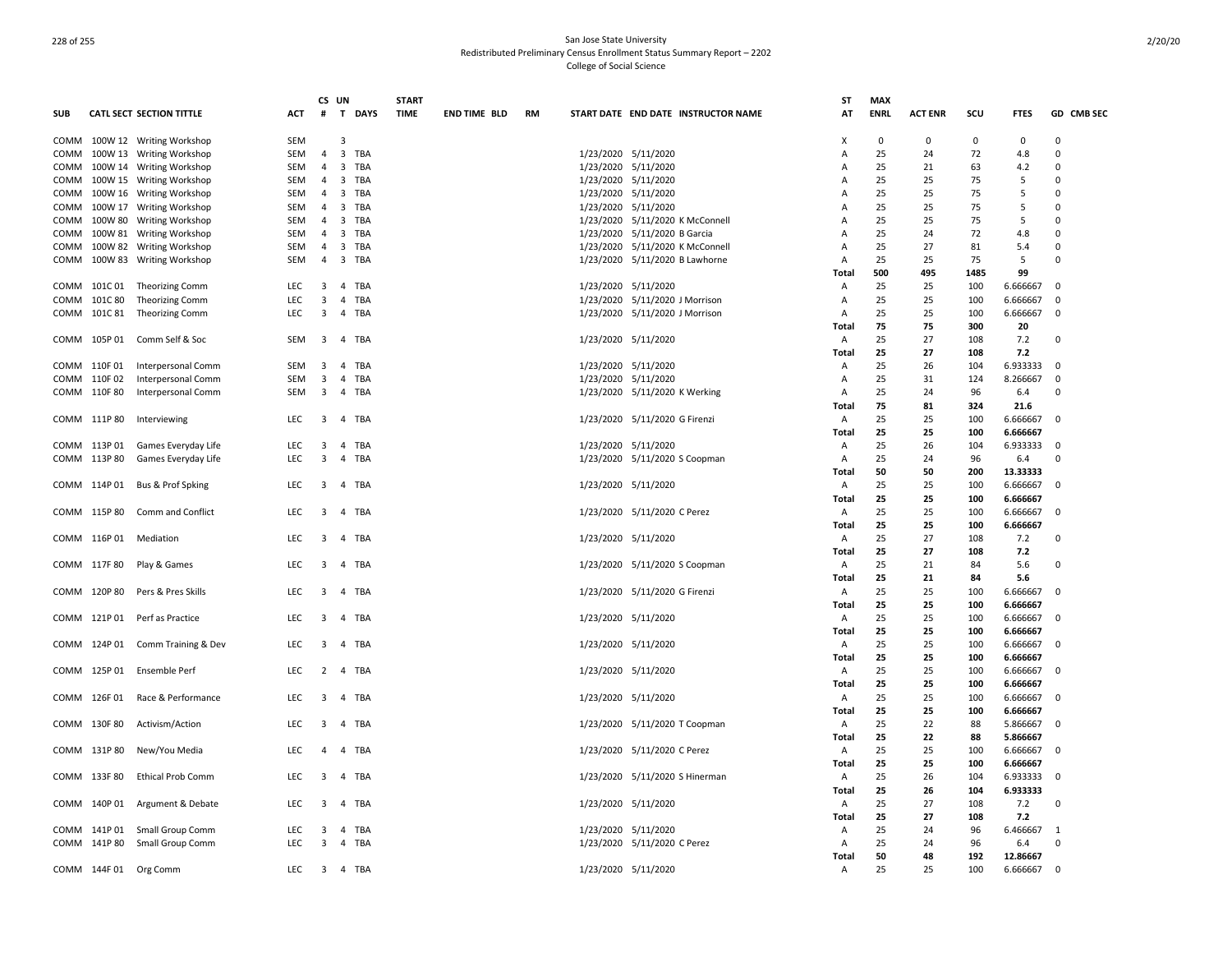San Jose State University
Redistributed Preliminary Census Enrollment Status Summary Report – 2202
College of Social Science

| SUB | CATL SECT | SECTION TITTLE | ACT | CS # | UN T | DAYS | START TIME | END TIME | BLD | RM | START DATE | END DATE | INSTRUCTOR NAME | ST AT | MAX ENRL | ACT ENR | SCU | FTES | GD | CMB SEC |
|---|---|---|---|---|---|---|---|---|---|---|---|---|---|---|---|---|---|---|---|---|
| COMM | 100W 12 | Writing Workshop | SEM | | 3 | | | | | | | | | X | 0 | 0 | 0 | 0 | 0 | |
| COMM | 100W 13 | Writing Workshop | SEM | 4 | 3 | TBA | | | | | 1/23/2020 | 5/11/2020 | | A | 25 | 24 | 72 | 4.8 | 0 | |
| COMM | 100W 14 | Writing Workshop | SEM | 4 | 3 | TBA | | | | | 1/23/2020 | 5/11/2020 | | A | 25 | 21 | 63 | 4.2 | 0 | |
| COMM | 100W 15 | Writing Workshop | SEM | 4 | 3 | TBA | | | | | 1/23/2020 | 5/11/2020 | | A | 25 | 25 | 75 | 5 | 0 | |
| COMM | 100W 16 | Writing Workshop | SEM | 4 | 3 | TBA | | | | | 1/23/2020 | 5/11/2020 | | A | 25 | 25 | 75 | 5 | 0 | |
| COMM | 100W 17 | Writing Workshop | SEM | 4 | 3 | TBA | | | | | 1/23/2020 | 5/11/2020 | | A | 25 | 25 | 75 | 5 | 0 | |
| COMM | 100W 80 | Writing Workshop | SEM | 4 | 3 | TBA | | | | | 1/23/2020 | 5/11/2020 | K McConnell | A | 25 | 25 | 75 | 5 | 0 | |
| COMM | 100W 81 | Writing Workshop | SEM | 4 | 3 | TBA | | | | | 1/23/2020 | 5/11/2020 | B Garcia | A | 25 | 24 | 72 | 4.8 | 0 | |
| COMM | 100W 82 | Writing Workshop | SEM | 4 | 3 | TBA | | | | | 1/23/2020 | 5/11/2020 | K McConnell | A | 25 | 27 | 81 | 5.4 | 0 | |
| COMM | 100W 83 | Writing Workshop | SEM | 4 | 3 | TBA | | | | | 1/23/2020 | 5/11/2020 | B Lawhorne | A | 25 | 25 | 75 | 5 | 0 | |
| | | | | | | | | | | | | | | **Total** | **500** | **495** | **1485** | **99** | | |
| COMM | 101C 01 | Theorizing Comm | LEC | 3 | 4 | TBA | | | | | 1/23/2020 | 5/11/2020 | | A | 25 | 25 | 100 | 6.666667 | 0 | |
| COMM | 101C 80 | Theorizing Comm | LEC | 3 | 4 | TBA | | | | | 1/23/2020 | 5/11/2020 | J Morrison | A | 25 | 25 | 100 | 6.666667 | 0 | |
| COMM | 101C 81 | Theorizing Comm | LEC | 3 | 4 | TBA | | | | | 1/23/2020 | 5/11/2020 | J Morrison | A | 25 | 25 | 100 | 6.666667 | 0 | |
| | | | | | | | | | | | | | | **Total** | **75** | **75** | **300** | **20** | | |
| COMM | 105P 01 | Comm Self & Soc | SEM | 3 | 4 | TBA | | | | | 1/23/2020 | 5/11/2020 | | A | 25 | 27 | 108 | 7.2 | 0 | |
| | | | | | | | | | | | | | | **Total** | **25** | **27** | **108** | **7.2** | | |
| COMM | 110F 01 | Interpersonal Comm | SEM | 3 | 4 | TBA | | | | | 1/23/2020 | 5/11/2020 | | A | 25 | 26 | 104 | 6.933333 | 0 | |
| COMM | 110F 02 | Interpersonal Comm | SEM | 3 | 4 | TBA | | | | | 1/23/2020 | 5/11/2020 | | A | 25 | 31 | 124 | 8.266667 | 0 | |
| COMM | 110F 80 | Interpersonal Comm | SEM | 3 | 4 | TBA | | | | | 1/23/2020 | 5/11/2020 | K Werking | A | 25 | 24 | 96 | 6.4 | 0 | |
| | | | | | | | | | | | | | | **Total** | **75** | **81** | **324** | **21.6** | | |
| COMM | 111P 80 | Interviewing | LEC | 3 | 4 | TBA | | | | | 1/23/2020 | 5/11/2020 | G Firenzi | A | 25 | 25 | 100 | 6.666667 | 0 | |
| | | | | | | | | | | | | | | **Total** | **25** | **25** | **100** | **6.666667** | | |
| COMM | 113P 01 | Games Everyday Life | LEC | 3 | 4 | TBA | | | | | 1/23/2020 | 5/11/2020 | | A | 25 | 26 | 104 | 6.933333 | 0 | |
| COMM | 113P 80 | Games Everyday Life | LEC | 3 | 4 | TBA | | | | | 1/23/2020 | 5/11/2020 | S Coopman | A | 25 | 24 | 96 | 6.4 | 0 | |
| | | | | | | | | | | | | | | **Total** | **50** | **50** | **200** | **13.33333** | | |
| COMM | 114P 01 | Bus & Prof Spking | LEC | 3 | 4 | TBA | | | | | 1/23/2020 | 5/11/2020 | | A | 25 | 25 | 100 | 6.666667 | 0 | |
| | | | | | | | | | | | | | | **Total** | **25** | **25** | **100** | **6.666667** | | |
| COMM | 115P 80 | Comm and Conflict | LEC | 3 | 4 | TBA | | | | | 1/23/2020 | 5/11/2020 | C Perez | A | 25 | 25 | 100 | 6.666667 | 0 | |
| | | | | | | | | | | | | | | **Total** | **25** | **25** | **100** | **6.666667** | | |
| COMM | 116P 01 | Mediation | LEC | 3 | 4 | TBA | | | | | 1/23/2020 | 5/11/2020 | | A | 25 | 27 | 108 | 7.2 | 0 | |
| | | | | | | | | | | | | | | **Total** | **25** | **27** | **108** | **7.2** | | |
| COMM | 117F 80 | Play & Games | LEC | 3 | 4 | TBA | | | | | 1/23/2020 | 5/11/2020 | S Coopman | A | 25 | 21 | 84 | 5.6 | 0 | |
| | | | | | | | | | | | | | | **Total** | **25** | **21** | **84** | **5.6** | | |
| COMM | 120P 80 | Pers & Pres Skills | LEC | 3 | 4 | TBA | | | | | 1/23/2020 | 5/11/2020 | G Firenzi | A | 25 | 25 | 100 | 6.666667 | 0 | |
| | | | | | | | | | | | | | | **Total** | **25** | **25** | **100** | **6.666667** | | |
| COMM | 121P 01 | Perf as Practice | LEC | 3 | 4 | TBA | | | | | 1/23/2020 | 5/11/2020 | | A | 25 | 25 | 100 | 6.666667 | 0 | |
| | | | | | | | | | | | | | | **Total** | **25** | **25** | **100** | **6.666667** | | |
| COMM | 124P 01 | Comm Training & Dev | LEC | 3 | 4 | TBA | | | | | 1/23/2020 | 5/11/2020 | | A | 25 | 25 | 100 | 6.666667 | 0 | |
| | | | | | | | | | | | | | | **Total** | **25** | **25** | **100** | **6.666667** | | |
| COMM | 125P 01 | Ensemble Perf | LEC | 2 | 4 | TBA | | | | | 1/23/2020 | 5/11/2020 | | A | 25 | 25 | 100 | 6.666667 | 0 | |
| | | | | | | | | | | | | | | **Total** | **25** | **25** | **100** | **6.666667** | | |
| COMM | 126F 01 | Race & Performance | LEC | 3 | 4 | TBA | | | | | 1/23/2020 | 5/11/2020 | | A | 25 | 25 | 100 | 6.666667 | 0 | |
| | | | | | | | | | | | | | | **Total** | **25** | **25** | **100** | **6.666667** | | |
| COMM | 130F 80 | Activism/Action | LEC | 3 | 4 | TBA | | | | | 1/23/2020 | 5/11/2020 | T Coopman | A | 25 | 22 | 88 | 5.866667 | 0 | |
| | | | | | | | | | | | | | | **Total** | **25** | **22** | **88** | **5.866667** | | |
| COMM | 131P 80 | New/You Media | LEC | 4 | 4 | TBA | | | | | 1/23/2020 | 5/11/2020 | C Perez | A | 25 | 25 | 100 | 6.666667 | 0 | |
| | | | | | | | | | | | | | | **Total** | **25** | **25** | **100** | **6.666667** | | |
| COMM | 133F 80 | Ethical Prob Comm | LEC | 3 | 4 | TBA | | | | | 1/23/2020 | 5/11/2020 | S Hinerman | A | 25 | 26 | 104 | 6.933333 | 0 | |
| | | | | | | | | | | | | | | **Total** | **25** | **26** | **104** | **6.933333** | | |
| COMM | 140P 01 | Argument & Debate | LEC | 3 | 4 | TBA | | | | | 1/23/2020 | 5/11/2020 | | A | 25 | 27 | 108 | 7.2 | 0 | |
| | | | | | | | | | | | | | | **Total** | **25** | **27** | **108** | **7.2** | | |
| COMM | 141P 01 | Small Group Comm | LEC | 3 | 4 | TBA | | | | | 1/23/2020 | 5/11/2020 | | A | 25 | 24 | 96 | 6.466667 | 1 | |
| COMM | 141P 80 | Small Group Comm | LEC | 3 | 4 | TBA | | | | | 1/23/2020 | 5/11/2020 | C Perez | A | 25 | 24 | 96 | 6.4 | 0 | |
| | | | | | | | | | | | | | | **Total** | **50** | **48** | **192** | **12.86667** | | |
| COMM | 144F 01 | Org Comm | LEC | 3 | 4 | TBA | | | | | 1/23/2020 | 5/11/2020 | | A | 25 | 25 | 100 | 6.666667 | 0 | |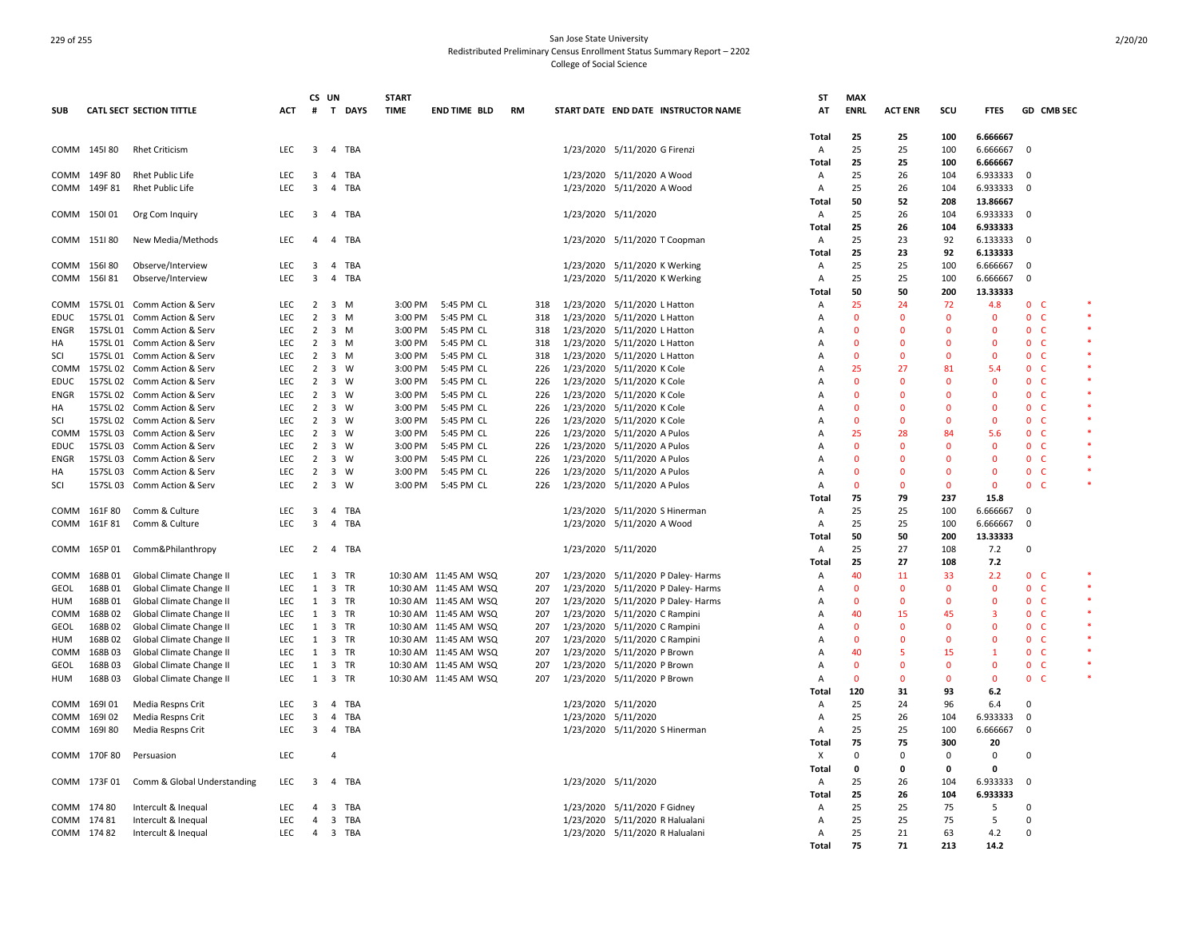San Jose State University
Redistributed Preliminary Census Enrollment Status Summary Report – 2202
College of Social Science

| SUB | CATL SECT | SECTION TITTLE | ACT | CS # | UN T | DAYS | START TIME | END TIME | BLD | RM | START DATE | END DATE | INSTRUCTOR NAME | ST AT | MAX ENRL | ACT ENR | SCU | FTES | GD | CMB SEC |
|---|---|---|---|---|---|---|---|---|---|---|---|---|---|---|---|---|---|---|---|---|
| | | | | | | | | | | | | | | Total | 25 | 25 | 100 | 6.666667 | | |
| COMM | 145I 80 | Rhet Criticism | LEC | 3 | 4 | TBA | | | | | 1/23/2020 | 5/11/2020 | G Firenzi | A | 25 | 25 | 100 | 6.666667 | 0 | |
| | | | | | | | | | | | | | | Total | 25 | 25 | 100 | 6.666667 | | |
| COMM | 149F 80 | Rhet Public Life | LEC | 3 | 4 | TBA | | | | | 1/23/2020 | 5/11/2020 | A Wood | A | 25 | 26 | 104 | 6.933333 | 0 | |
| COMM | 149F 81 | Rhet Public Life | LEC | 3 | 4 | TBA | | | | | 1/23/2020 | 5/11/2020 | A Wood | A | 25 | 26 | 104 | 6.933333 | 0 | |
| | | | | | | | | | | | | | | Total | 50 | 52 | 208 | 13.86667 | | |
| COMM | 150I 01 | Org Com Inquiry | LEC | 3 | 4 | TBA | | | | | 1/23/2020 | 5/11/2020 | | A | 25 | 26 | 104 | 6.933333 | 0 | |
| | | | | | | | | | | | | | | Total | 25 | 26 | 104 | 6.933333 | | |
| COMM | 151I 80 | New Media/Methods | LEC | 4 | 4 | TBA | | | | | 1/23/2020 | 5/11/2020 | T Coopman | A | 25 | 23 | 92 | 6.133333 | 0 | |
| | | | | | | | | | | | | | | Total | 25 | 23 | 92 | 6.133333 | | |
| COMM | 156I 80 | Observe/Interview | LEC | 3 | 4 | TBA | | | | | 1/23/2020 | 5/11/2020 | K Werking | A | 25 | 25 | 100 | 6.666667 | 0 | |
| COMM | 156I 81 | Observe/Interview | LEC | 3 | 4 | TBA | | | | | 1/23/2020 | 5/11/2020 | K Werking | A | 25 | 25 | 100 | 6.666667 | 0 | |
| | | | | | | | | | | | | | | Total | 50 | 50 | 200 | 13.33333 | | |
| COMM | 157SL 01 | Comm Action & Serv | LEC | 2 | 3 | M | 3:00 PM | 5:45 PM | CL | 318 | 1/23/2020 | 5/11/2020 | L Hatton | A | 25 | 24 | 72 | 4.8 | 0 | C * |
| EDUC | 157SL 01 | Comm Action & Serv | LEC | 2 | 3 | M | 3:00 PM | 5:45 PM | CL | 318 | 1/23/2020 | 5/11/2020 | L Hatton | A | 0 | 0 | 0 | 0 | 0 | C * |
| ENGR | 157SL 01 | Comm Action & Serv | LEC | 2 | 3 | M | 3:00 PM | 5:45 PM | CL | 318 | 1/23/2020 | 5/11/2020 | L Hatton | A | 0 | 0 | 0 | 0 | 0 | C * |
| HA | 157SL 01 | Comm Action & Serv | LEC | 2 | 3 | M | 3:00 PM | 5:45 PM | CL | 318 | 1/23/2020 | 5/11/2020 | L Hatton | A | 0 | 0 | 0 | 0 | 0 | C * |
| SCI | 157SL 01 | Comm Action & Serv | LEC | 2 | 3 | M | 3:00 PM | 5:45 PM | CL | 318 | 1/23/2020 | 5/11/2020 | L Hatton | A | 0 | 0 | 0 | 0 | 0 | C * |
| COMM | 157SL 02 | Comm Action & Serv | LEC | 2 | 3 | W | 3:00 PM | 5:45 PM | CL | 226 | 1/23/2020 | 5/11/2020 | K Cole | A | 25 | 27 | 81 | 5.4 | 0 | C * |
| EDUC | 157SL 02 | Comm Action & Serv | LEC | 2 | 3 | W | 3:00 PM | 5:45 PM | CL | 226 | 1/23/2020 | 5/11/2020 | K Cole | A | 0 | 0 | 0 | 0 | 0 | C * |
| ENGR | 157SL 02 | Comm Action & Serv | LEC | 2 | 3 | W | 3:00 PM | 5:45 PM | CL | 226 | 1/23/2020 | 5/11/2020 | K Cole | A | 0 | 0 | 0 | 0 | 0 | C * |
| HA | 157SL 02 | Comm Action & Serv | LEC | 2 | 3 | W | 3:00 PM | 5:45 PM | CL | 226 | 1/23/2020 | 5/11/2020 | K Cole | A | 0 | 0 | 0 | 0 | 0 | C * |
| SCI | 157SL 02 | Comm Action & Serv | LEC | 2 | 3 | W | 3:00 PM | 5:45 PM | CL | 226 | 1/23/2020 | 5/11/2020 | K Cole | A | 0 | 0 | 0 | 0 | 0 | C * |
| COMM | 157SL 03 | Comm Action & Serv | LEC | 2 | 3 | W | 3:00 PM | 5:45 PM | CL | 226 | 1/23/2020 | 5/11/2020 | A Pulos | A | 25 | 28 | 84 | 5.6 | 0 | C * |
| EDUC | 157SL 03 | Comm Action & Serv | LEC | 2 | 3 | W | 3:00 PM | 5:45 PM | CL | 226 | 1/23/2020 | 5/11/2020 | A Pulos | A | 0 | 0 | 0 | 0 | 0 | C * |
| ENGR | 157SL 03 | Comm Action & Serv | LEC | 2 | 3 | W | 3:00 PM | 5:45 PM | CL | 226 | 1/23/2020 | 5/11/2020 | A Pulos | A | 0 | 0 | 0 | 0 | 0 | C * |
| HA | 157SL 03 | Comm Action & Serv | LEC | 2 | 3 | W | 3:00 PM | 5:45 PM | CL | 226 | 1/23/2020 | 5/11/2020 | A Pulos | A | 0 | 0 | 0 | 0 | 0 | C * |
| SCI | 157SL 03 | Comm Action & Serv | LEC | 2 | 3 | W | 3:00 PM | 5:45 PM | CL | 226 | 1/23/2020 | 5/11/2020 | A Pulos | A | 0 | 0 | 0 | 0 | 0 | C * |
| | | | | | | | | | | | | | | Total | 75 | 79 | 237 | 15.8 | | |
| COMM | 161F 80 | Comm & Culture | LEC | 3 | 4 | TBA | | | | | 1/23/2020 | 5/11/2020 | S Hinerman | A | 25 | 25 | 100 | 6.666667 | 0 | |
| COMM | 161F 81 | Comm & Culture | LEC | 3 | 4 | TBA | | | | | 1/23/2020 | 5/11/2020 | A Wood | A | 25 | 25 | 100 | 6.666667 | 0 | |
| | | | | | | | | | | | | | | Total | 50 | 50 | 200 | 13.33333 | | |
| COMM | 165P 01 | Comm&Philanthropy | LEC | 2 | 4 | TBA | | | | | 1/23/2020 | 5/11/2020 | | A | 25 | 27 | 108 | 7.2 | 0 | |
| | | | | | | | | | | | | | | Total | 25 | 27 | 108 | 7.2 | | |
| COMM | 168B 01 | Global Climate Change II | LEC | 1 | 3 | TR | 10:30 AM | 11:45 AM | WSQ | 207 | 1/23/2020 | 5/11/2020 | P Daley- Harms | A | 40 | 11 | 33 | 2.2 | 0 | C * |
| GEOL | 168B 01 | Global Climate Change II | LEC | 1 | 3 | TR | 10:30 AM | 11:45 AM | WSQ | 207 | 1/23/2020 | 5/11/2020 | P Daley- Harms | A | 0 | 0 | 0 | 0 | 0 | C * |
| HUM | 168B 01 | Global Climate Change II | LEC | 1 | 3 | TR | 10:30 AM | 11:45 AM | WSQ | 207 | 1/23/2020 | 5/11/2020 | P Daley- Harms | A | 0 | 0 | 0 | 0 | 0 | C * |
| COMM | 168B 02 | Global Climate Change II | LEC | 1 | 3 | TR | 10:30 AM | 11:45 AM | WSQ | 207 | 1/23/2020 | 5/11/2020 | C Rampini | A | 40 | 15 | 45 | 3 | 0 | C * |
| GEOL | 168B 02 | Global Climate Change II | LEC | 1 | 3 | TR | 10:30 AM | 11:45 AM | WSQ | 207 | 1/23/2020 | 5/11/2020 | C Rampini | A | 0 | 0 | 0 | 0 | 0 | C * |
| HUM | 168B 02 | Global Climate Change II | LEC | 1 | 3 | TR | 10:30 AM | 11:45 AM | WSQ | 207 | 1/23/2020 | 5/11/2020 | C Rampini | A | 0 | 0 | 0 | 0 | 0 | C * |
| COMM | 168B 03 | Global Climate Change II | LEC | 1 | 3 | TR | 10:30 AM | 11:45 AM | WSQ | 207 | 1/23/2020 | 5/11/2020 | P Brown | A | 40 | 5 | 15 | 1 | 0 | C * |
| GEOL | 168B 03 | Global Climate Change II | LEC | 1 | 3 | TR | 10:30 AM | 11:45 AM | WSQ | 207 | 1/23/2020 | 5/11/2020 | P Brown | A | 0 | 0 | 0 | 0 | 0 | C * |
| HUM | 168B 03 | Global Climate Change II | LEC | 1 | 3 | TR | 10:30 AM | 11:45 AM | WSQ | 207 | 1/23/2020 | 5/11/2020 | P Brown | A | 0 | 0 | 0 | 0 | 0 | C * |
| | | | | | | | | | | | | | | Total | 120 | 31 | 93 | 6.2 | | |
| COMM | 169I 01 | Media Respns Crit | LEC | 3 | 4 | TBA | | | | | 1/23/2020 | 5/11/2020 | | A | 25 | 24 | 96 | 6.4 | 0 | |
| COMM | 169I 02 | Media Respns Crit | LEC | 3 | 4 | TBA | | | | | 1/23/2020 | 5/11/2020 | | A | 25 | 26 | 104 | 6.933333 | 0 | |
| COMM | 169I 80 | Media Respns Crit | LEC | 3 | 4 | TBA | | | | | 1/23/2020 | 5/11/2020 | S Hinerman | A | 25 | 25 | 100 | 6.666667 | 0 | |
| | | | | | | | | | | | | | | Total | 75 | 75 | 300 | 20 | | |
| COMM | 170F 80 | Persuasion | LEC | | 4 | | | | | | | | | X | 0 | 0 | 0 | 0 | 0 | |
| | | | | | | | | | | | | | | Total | 0 | 0 | 0 | 0 | | |
| COMM | 173F 01 | Comm & Global Understanding | LEC | 3 | 4 | TBA | | | | | 1/23/2020 | 5/11/2020 | | A | 25 | 26 | 104 | 6.933333 | 0 | |
| | | | | | | | | | | | | | | Total | 25 | 26 | 104 | 6.933333 | | |
| COMM | 174 80 | Intercult & Inequal | LEC | 4 | 3 | TBA | | | | | 1/23/2020 | 5/11/2020 | F Gidney | A | 25 | 25 | 75 | 5 | 0 | |
| COMM | 174 81 | Intercult & Inequal | LEC | 4 | 3 | TBA | | | | | 1/23/2020 | 5/11/2020 | R Halualani | A | 25 | 25 | 75 | 5 | 0 | |
| COMM | 174 82 | Intercult & Inequal | LEC | 4 | 3 | TBA | | | | | 1/23/2020 | 5/11/2020 | R Halualani | A | 25 | 21 | 63 | 4.2 | 0 | |
| | | | | | | | | | | | | | | Total | 75 | 71 | 213 | 14.2 | | |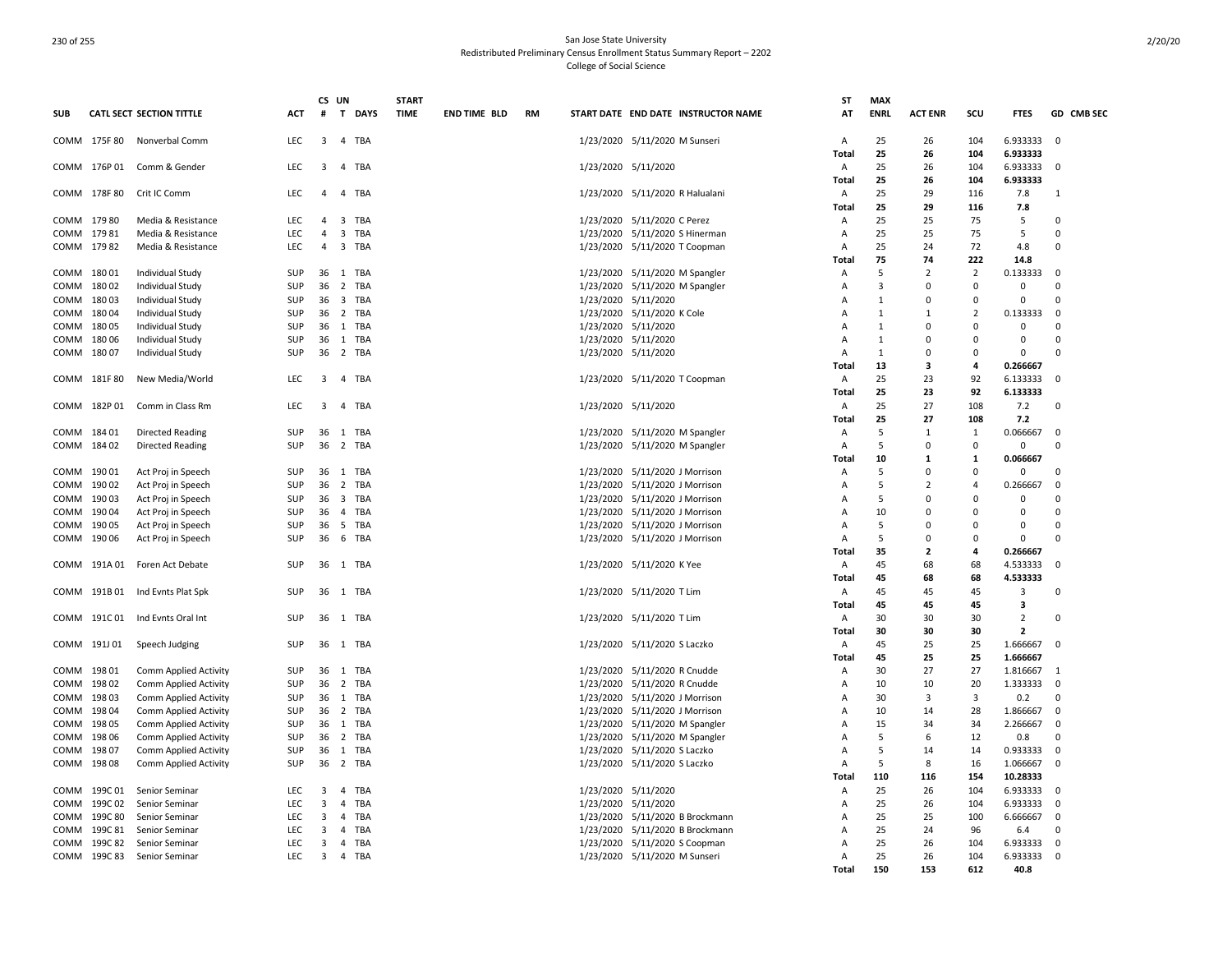San Jose State University
Redistributed Preliminary Census Enrollment Status Summary Report – 2202
College of Social Science

| SUB | CATL SECT | SECTION TITTLE | ACT | CS # | UN T | DAYS | START TIME | END TIME | BLD | RM | START DATE | END DATE | INSTRUCTOR NAME | ST AT | MAX ENRL | ACT ENR | SCU | FTES | GD | CMB SEC |
|---|---|---|---|---|---|---|---|---|---|---|---|---|---|---|---|---|---|---|---|---|
| COMM | 175F 80 | Nonverbal Comm | LEC | 3 | 4 | TBA | | | | | 1/23/2020 | 5/11/2020 | M Sunseri | A | 25 | 26 | 104 | 6.933333 | 0 | |
| | | | | | | | | | | | | | | **Total** | **25** | **26** | **104** | **6.933333** | | |
| COMM | 176P 01 | Comm & Gender | LEC | 3 | 4 | TBA | | | | | 1/23/2020 | 5/11/2020 | | A | 25 | 26 | 104 | 6.933333 | 0 | |
| | | | | | | | | | | | | | | **Total** | **25** | **26** | **104** | **6.933333** | | |
| COMM | 178F 80 | Crit IC Comm | LEC | 4 | 4 | TBA | | | | | 1/23/2020 | 5/11/2020 | R Halualani | A | 25 | 29 | 116 | 7.8 | 1 | |
| | | | | | | | | | | | | | | **Total** | **25** | **29** | **116** | **7.8** | | |
| COMM | 179 80 | Media & Resistance | LEC | 4 | 3 | TBA | | | | | 1/23/2020 | 5/11/2020 | C Perez | A | 25 | 25 | 75 | 5 | 0 | |
| COMM | 179 81 | Media & Resistance | LEC | 4 | 3 | TBA | | | | | 1/23/2020 | 5/11/2020 | S Hinerman | A | 25 | 25 | 75 | 5 | 0 | |
| COMM | 179 82 | Media & Resistance | LEC | 4 | 3 | TBA | | | | | 1/23/2020 | 5/11/2020 | T Coopman | A | 25 | 24 | 72 | 4.8 | 0 | |
| | | | | | | | | | | | | | | **Total** | **75** | **74** | **222** | **14.8** | | |
| COMM | 180 01 | Individual Study | SUP | 36 | 1 | TBA | | | | | 1/23/2020 | 5/11/2020 | M Spangler | A | 5 | 2 | 2 | 0.133333 | 0 | |
| COMM | 180 02 | Individual Study | SUP | 36 | 2 | TBA | | | | | 1/23/2020 | 5/11/2020 | M Spangler | A | 3 | 0 | 0 | 0 | 0 | |
| COMM | 180 03 | Individual Study | SUP | 36 | 3 | TBA | | | | | 1/23/2020 | 5/11/2020 | | A | 1 | 0 | 0 | 0 | 0 | |
| COMM | 180 04 | Individual Study | SUP | 36 | 2 | TBA | | | | | 1/23/2020 | 5/11/2020 | K Cole | A | 1 | 1 | 2 | 0.133333 | 0 | |
| COMM | 180 05 | Individual Study | SUP | 36 | 1 | TBA | | | | | 1/23/2020 | 5/11/2020 | | A | 1 | 0 | 0 | 0 | 0 | |
| COMM | 180 06 | Individual Study | SUP | 36 | 1 | TBA | | | | | 1/23/2020 | 5/11/2020 | | A | 1 | 0 | 0 | 0 | 0 | |
| COMM | 180 07 | Individual Study | SUP | 36 | 2 | TBA | | | | | 1/23/2020 | 5/11/2020 | | A | 1 | 0 | 0 | 0 | 0 | |
| | | | | | | | | | | | | | | **Total** | **13** | **3** | **4** | **0.266667** | | |
| COMM | 181F 80 | New Media/World | LEC | 3 | 4 | TBA | | | | | 1/23/2020 | 5/11/2020 | T Coopman | A | 25 | 23 | 92 | 6.133333 | 0 | |
| | | | | | | | | | | | | | | **Total** | **25** | **23** | **92** | **6.133333** | | |
| COMM | 182P 01 | Comm in Class Rm | LEC | 3 | 4 | TBA | | | | | 1/23/2020 | 5/11/2020 | | A | 25 | 27 | 108 | 7.2 | 0 | |
| | | | | | | | | | | | | | | **Total** | **25** | **27** | **108** | **7.2** | | |
| COMM | 184 01 | Directed Reading | SUP | 36 | 1 | TBA | | | | | 1/23/2020 | 5/11/2020 | M Spangler | A | 5 | 1 | 1 | 0.066667 | 0 | |
| COMM | 184 02 | Directed Reading | SUP | 36 | 2 | TBA | | | | | 1/23/2020 | 5/11/2020 | M Spangler | A | 5 | 0 | 0 | 0 | 0 | |
| | | | | | | | | | | | | | | **Total** | **10** | **1** | **1** | **0.066667** | | |
| COMM | 190 01 | Act Proj in Speech | SUP | 36 | 1 | TBA | | | | | 1/23/2020 | 5/11/2020 | J Morrison | A | 5 | 0 | 0 | 0 | 0 | |
| COMM | 190 02 | Act Proj in Speech | SUP | 36 | 2 | TBA | | | | | 1/23/2020 | 5/11/2020 | J Morrison | A | 5 | 2 | 4 | 0.266667 | 0 | |
| COMM | 190 03 | Act Proj in Speech | SUP | 36 | 3 | TBA | | | | | 1/23/2020 | 5/11/2020 | J Morrison | A | 5 | 0 | 0 | 0 | 0 | |
| COMM | 190 04 | Act Proj in Speech | SUP | 36 | 4 | TBA | | | | | 1/23/2020 | 5/11/2020 | J Morrison | A | 10 | 0 | 0 | 0 | 0 | |
| COMM | 190 05 | Act Proj in Speech | SUP | 36 | 5 | TBA | | | | | 1/23/2020 | 5/11/2020 | J Morrison | A | 5 | 0 | 0 | 0 | 0 | |
| COMM | 190 06 | Act Proj in Speech | SUP | 36 | 6 | TBA | | | | | 1/23/2020 | 5/11/2020 | J Morrison | A | 5 | 0 | 0 | 0 | 0 | |
| | | | | | | | | | | | | | | **Total** | **35** | **2** | **4** | **0.266667** | | |
| COMM | 191A 01 | Foren Act Debate | SUP | 36 | 1 | TBA | | | | | 1/23/2020 | 5/11/2020 | K Yee | A | 45 | 68 | 68 | 4.533333 | 0 | |
| | | | | | | | | | | | | | | **Total** | **45** | **68** | **68** | **4.533333** | | |
| COMM | 191B 01 | Ind Evnts Plat Spk | SUP | 36 | 1 | TBA | | | | | 1/23/2020 | 5/11/2020 | T Lim | A | 45 | 45 | 45 | 3 | 0 | |
| | | | | | | | | | | | | | | **Total** | **45** | **45** | **45** | **3** | | |
| COMM | 191C 01 | Ind Evnts Oral Int | SUP | 36 | 1 | TBA | | | | | 1/23/2020 | 5/11/2020 | T Lim | A | 30 | 30 | 30 | 2 | 0 | |
| | | | | | | | | | | | | | | **Total** | **30** | **30** | **30** | **2** | | |
| COMM | 191J 01 | Speech Judging | SUP | 36 | 1 | TBA | | | | | 1/23/2020 | 5/11/2020 | S Laczko | A | 45 | 25 | 25 | 1.666667 | 0 | |
| | | | | | | | | | | | | | | **Total** | **45** | **25** | **25** | **1.666667** | | |
| COMM | 198 01 | Comm Applied Activity | SUP | 36 | 1 | TBA | | | | | 1/23/2020 | 5/11/2020 | R Cnudde | A | 30 | 27 | 27 | 1.816667 | 1 | |
| COMM | 198 02 | Comm Applied Activity | SUP | 36 | 2 | TBA | | | | | 1/23/2020 | 5/11/2020 | R Cnudde | A | 10 | 10 | 20 | 1.333333 | 0 | |
| COMM | 198 03 | Comm Applied Activity | SUP | 36 | 1 | TBA | | | | | 1/23/2020 | 5/11/2020 | J Morrison | A | 30 | 3 | 3 | 0.2 | 0 | |
| COMM | 198 04 | Comm Applied Activity | SUP | 36 | 2 | TBA | | | | | 1/23/2020 | 5/11/2020 | J Morrison | A | 10 | 14 | 28 | 1.866667 | 0 | |
| COMM | 198 05 | Comm Applied Activity | SUP | 36 | 1 | TBA | | | | | 1/23/2020 | 5/11/2020 | M Spangler | A | 15 | 34 | 34 | 2.266667 | 0 | |
| COMM | 198 06 | Comm Applied Activity | SUP | 36 | 2 | TBA | | | | | 1/23/2020 | 5/11/2020 | M Spangler | A | 5 | 6 | 12 | 0.8 | 0 | |
| COMM | 198 07 | Comm Applied Activity | SUP | 36 | 1 | TBA | | | | | 1/23/2020 | 5/11/2020 | S Laczko | A | 5 | 14 | 14 | 0.933333 | 0 | |
| COMM | 198 08 | Comm Applied Activity | SUP | 36 | 2 | TBA | | | | | 1/23/2020 | 5/11/2020 | S Laczko | A | 5 | 8 | 16 | 1.066667 | 0 | |
| | | | | | | | | | | | | | | **Total** | **110** | **116** | **154** | **10.28333** | | |
| COMM | 199C 01 | Senior Seminar | LEC | 3 | 4 | TBA | | | | | 1/23/2020 | 5/11/2020 | | A | 25 | 26 | 104 | 6.933333 | 0 | |
| COMM | 199C 02 | Senior Seminar | LEC | 3 | 4 | TBA | | | | | 1/23/2020 | 5/11/2020 | | A | 25 | 26 | 104 | 6.933333 | 0 | |
| COMM | 199C 80 | Senior Seminar | LEC | 3 | 4 | TBA | | | | | 1/23/2020 | 5/11/2020 | B Brockmann | A | 25 | 25 | 100 | 6.666667 | 0 | |
| COMM | 199C 81 | Senior Seminar | LEC | 3 | 4 | TBA | | | | | 1/23/2020 | 5/11/2020 | B Brockmann | A | 25 | 24 | 96 | 6.4 | 0 | |
| COMM | 199C 82 | Senior Seminar | LEC | 3 | 4 | TBA | | | | | 1/23/2020 | 5/11/2020 | S Coopman | A | 25 | 26 | 104 | 6.933333 | 0 | |
| COMM | 199C 83 | Senior Seminar | LEC | 3 | 4 | TBA | | | | | 1/23/2020 | 5/11/2020 | M Sunseri | A | 25 | 26 | 104 | 6.933333 | 0 | |
| | | | | | | | | | | | | | | **Total** | **150** | **153** | **612** | **40.8** | | |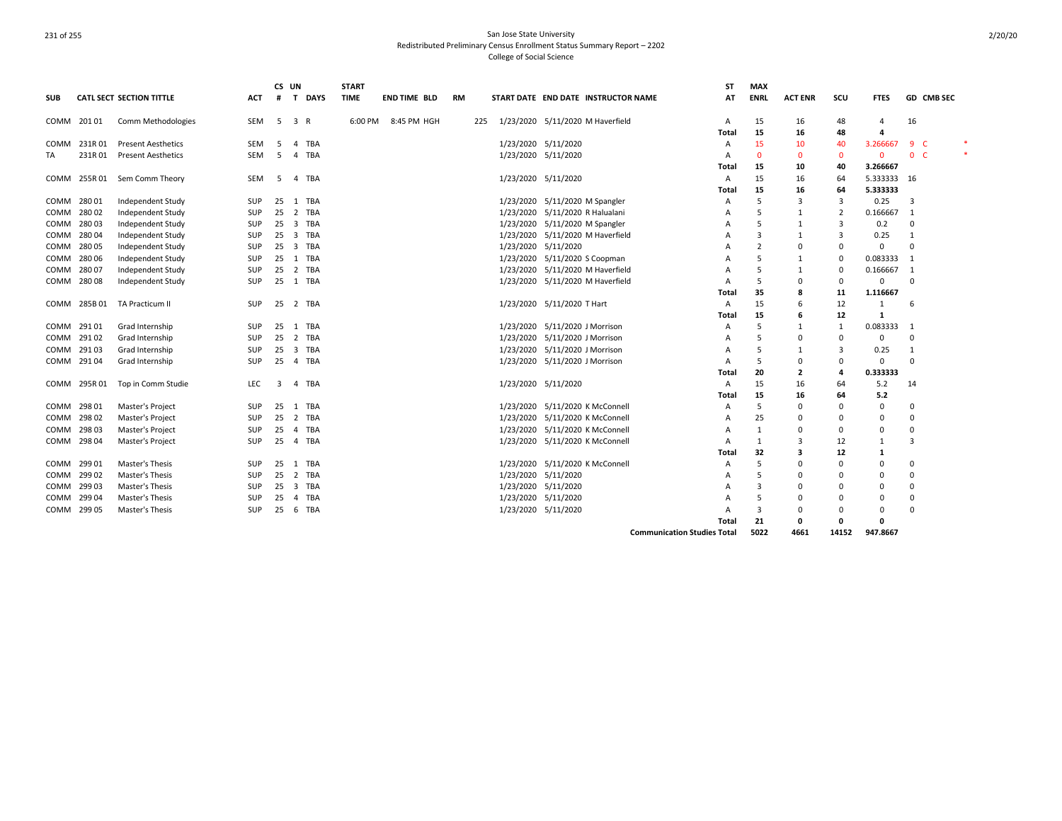San Jose State University
Redistributed Preliminary Census Enrollment Status Summary Report – 2202
College of Social Science

| SUB | CATL SECT | SECTION TITTLE | ACT | CS # | UN T | DAYS | START TIME | END TIME | BLD | RM | START DATE | END DATE | INSTRUCTOR NAME | ST AT | MAX ENRL | ACT ENR | SCU | FTES | GD | CMB SEC | |
|---|---|---|---|---|---|---|---|---|---|---|---|---|---|---|---|---|---|---|---|---|---|
| COMM | 201 01 | Comm Methodologies | SEM | 5 | 3 | R | 6:00 PM | 8:45 PM | HGH | 225 | 1/23/2020 | 5/11/2020 | M Haverfield | A | 15 | 16 | 48 | 4 | 16 | | |
| | | | | | | | | | | | | | | Total | 15 | 16 | 48 | 4 | | | |
| COMM | 231R 01 | Present Aesthetics | SEM | 5 | 4 | TBA | | | | | 1/23/2020 | 5/11/2020 | | A | 15 | 10 | 40 | 3.266667 | 9 | C | * |
| TA | 231R 01 | Present Aesthetics | SEM | 5 | 4 | TBA | | | | | 1/23/2020 | 5/11/2020 | | A | 0 | 0 | 0 | 0 | 0 | C | * |
| | | | | | | | | | | | | | | Total | 15 | 10 | 40 | 3.266667 | | | |
| COMM | 255R 01 | Sem Comm Theory | SEM | 5 | 4 | TBA | | | | | 1/23/2020 | 5/11/2020 | | A | 15 | 16 | 64 | 5.333333 | 16 | | |
| | | | | | | | | | | | | | | Total | 15 | 16 | 64 | 5.333333 | | | |
| COMM | 280 01 | Independent Study | SUP | 25 | 1 | TBA | | | | | 1/23/2020 | 5/11/2020 | M Spangler | A | 5 | 3 | 3 | 0.25 | 3 | | |
| COMM | 280 02 | Independent Study | SUP | 25 | 2 | TBA | | | | | 1/23/2020 | 5/11/2020 | R Halualani | A | 5 | 1 | 2 | 0.166667 | 1 | | |
| COMM | 280 03 | Independent Study | SUP | 25 | 3 | TBA | | | | | 1/23/2020 | 5/11/2020 | M Spangler | A | 5 | 1 | 3 | 0.2 | 0 | | |
| COMM | 280 04 | Independent Study | SUP | 25 | 3 | TBA | | | | | 1/23/2020 | 5/11/2020 | M Haverfield | A | 3 | 1 | 3 | 0.25 | 1 | | |
| COMM | 280 05 | Independent Study | SUP | 25 | 3 | TBA | | | | | 1/23/2020 | 5/11/2020 | | A | 2 | 0 | 0 | 0 | 0 | | |
| COMM | 280 06 | Independent Study | SUP | 25 | 1 | TBA | | | | | 1/23/2020 | 5/11/2020 | S Coopman | A | 5 | 1 | 0 | 0.083333 | 1 | | |
| COMM | 280 07 | Independent Study | SUP | 25 | 2 | TBA | | | | | 1/23/2020 | 5/11/2020 | M Haverfield | A | 5 | 1 | 0 | 0.166667 | 1 | | |
| COMM | 280 08 | Independent Study | SUP | 25 | 1 | TBA | | | | | 1/23/2020 | 5/11/2020 | M Haverfield | A | 5 | 0 | 0 | 0 | 0 | | |
| | | | | | | | | | | | | | | Total | 35 | 8 | 11 | 1.116667 | | | |
| COMM | 285B 01 | TA Practicum II | SUP | 25 | 2 | TBA | | | | | 1/23/2020 | 5/11/2020 | T Hart | A | 15 | 6 | 12 | 1 | 6 | | |
| | | | | | | | | | | | | | | Total | 15 | 6 | 12 | 1 | | | |
| COMM | 291 01 | Grad Internship | SUP | 25 | 1 | TBA | | | | | 1/23/2020 | 5/11/2020 | J Morrison | A | 5 | 1 | 1 | 0.083333 | 1 | | |
| COMM | 291 02 | Grad Internship | SUP | 25 | 2 | TBA | | | | | 1/23/2020 | 5/11/2020 | J Morrison | A | 5 | 0 | 0 | 0 | 0 | | |
| COMM | 291 03 | Grad Internship | SUP | 25 | 3 | TBA | | | | | 1/23/2020 | 5/11/2020 | J Morrison | A | 5 | 1 | 3 | 0.25 | 1 | | |
| COMM | 291 04 | Grad Internship | SUP | 25 | 4 | TBA | | | | | 1/23/2020 | 5/11/2020 | J Morrison | A | 5 | 0 | 0 | 0 | 0 | | |
| | | | | | | | | | | | | | | Total | 20 | 2 | 4 | 0.333333 | | | |
| COMM | 295R 01 | Top in Comm Studie | LEC | 3 | 4 | TBA | | | | | 1/23/2020 | 5/11/2020 | | A | 15 | 16 | 64 | 5.2 | 14 | | |
| | | | | | | | | | | | | | | Total | 15 | 16 | 64 | 5.2 | | | |
| COMM | 298 01 | Master's Project | SUP | 25 | 1 | TBA | | | | | 1/23/2020 | 5/11/2020 | K McConnell | A | 5 | 0 | 0 | 0 | 0 | | |
| COMM | 298 02 | Master's Project | SUP | 25 | 2 | TBA | | | | | 1/23/2020 | 5/11/2020 | K McConnell | A | 25 | 0 | 0 | 0 | 0 | | |
| COMM | 298 03 | Master's Project | SUP | 25 | 4 | TBA | | | | | 1/23/2020 | 5/11/2020 | K McConnell | A | 1 | 0 | 0 | 0 | 0 | | |
| COMM | 298 04 | Master's Project | SUP | 25 | 4 | TBA | | | | | 1/23/2020 | 5/11/2020 | K McConnell | A | 1 | 3 | 12 | 1 | 3 | | |
| | | | | | | | | | | | | | | Total | 32 | 3 | 12 | 1 | | | |
| COMM | 299 01 | Master's Thesis | SUP | 25 | 1 | TBA | | | | | 1/23/2020 | 5/11/2020 | K McConnell | A | 5 | 0 | 0 | 0 | 0 | | |
| COMM | 299 02 | Master's Thesis | SUP | 25 | 2 | TBA | | | | | 1/23/2020 | 5/11/2020 | | A | 5 | 0 | 0 | 0 | 0 | | |
| COMM | 299 03 | Master's Thesis | SUP | 25 | 3 | TBA | | | | | 1/23/2020 | 5/11/2020 | | A | 3 | 0 | 0 | 0 | 0 | | |
| COMM | 299 04 | Master's Thesis | SUP | 25 | 4 | TBA | | | | | 1/23/2020 | 5/11/2020 | | A | 5 | 0 | 0 | 0 | 0 | | |
| COMM | 299 05 | Master's Thesis | SUP | 25 | 6 | TBA | | | | | 1/23/2020 | 5/11/2020 | | A | 3 | 0 | 0 | 0 | 0 | | |
| | | | | | | | | | | | | | | Total | 21 | 0 | 0 | 0 | | | |
| | | | | | | | | | | | | | | Communication Studies Total | 5022 | 4661 | 14152 | 947.8667 | | | |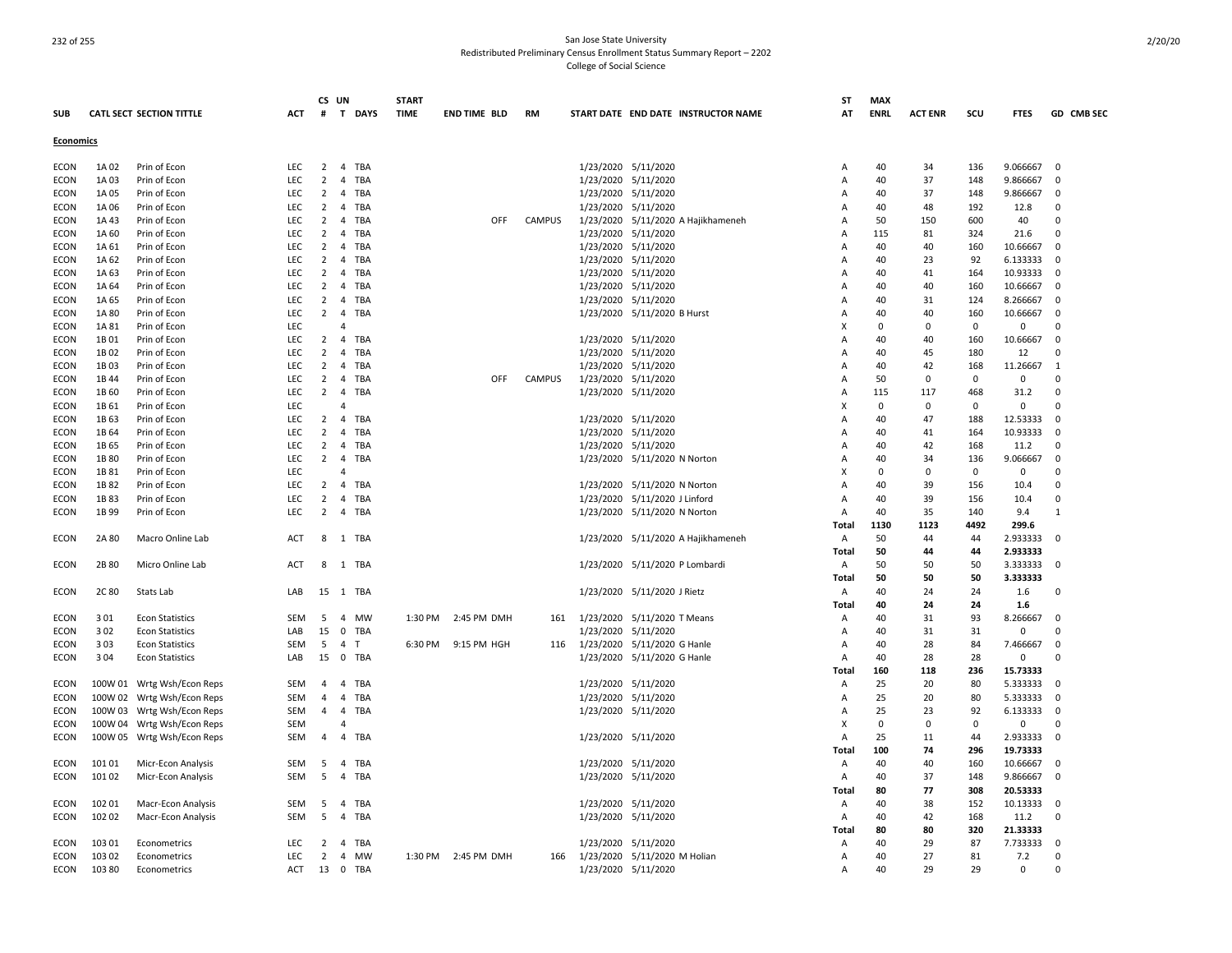San Jose State University
Redistributed Preliminary Census Enrollment Status Summary Report – 2202
College of Social Science

| SUB | CATL | SECT | SECTION TITTLE | ACT | CS # | UN T | DAYS | START TIME | END TIME | BLD | RM | START DATE | END DATE | INSTRUCTOR NAME | ST AT | MAX ENRL | ACT ENR | SCU | FTES | GD | CMB SEC |
|---|---|---|---|---|---|---|---|---|---|---|---|---|---|---|---|---|---|---|---|---|---|
| **Economics** | | | | | | | | | | | | | | | | | | | | | |
| ECON | 1A | 02 | Prin of Econ | LEC | 2 | 4 | TBA | | | | | 1/23/2020 | 5/11/2020 | | A | 40 | 34 | 136 | 9.066667 | 0 | |
| ECON | 1A | 03 | Prin of Econ | LEC | 2 | 4 | TBA | | | | | 1/23/2020 | 5/11/2020 | | A | 40 | 37 | 148 | 9.866667 | 0 | |
| ECON | 1A | 05 | Prin of Econ | LEC | 2 | 4 | TBA | | | | | 1/23/2020 | 5/11/2020 | | A | 40 | 37 | 148 | 9.866667 | 0 | |
| ECON | 1A | 06 | Prin of Econ | LEC | 2 | 4 | TBA | | | | | 1/23/2020 | 5/11/2020 | | A | 40 | 48 | 192 | 12.8 | 0 | |
| ECON | 1A | 43 | Prin of Econ | LEC | 2 | 4 | TBA | | | OFF | CAMPUS | 1/23/2020 | 5/11/2020 | A Hajikhameneh | A | 50 | 150 | 600 | 40 | 0 | |
| ECON | 1A | 60 | Prin of Econ | LEC | 2 | 4 | TBA | | | | | 1/23/2020 | 5/11/2020 | | A | 115 | 81 | 324 | 21.6 | 0 | |
| ECON | 1A | 61 | Prin of Econ | LEC | 2 | 4 | TBA | | | | | 1/23/2020 | 5/11/2020 | | A | 40 | 40 | 160 | 10.66667 | 0 | |
| ECON | 1A | 62 | Prin of Econ | LEC | 2 | 4 | TBA | | | | | 1/23/2020 | 5/11/2020 | | A | 40 | 23 | 92 | 6.133333 | 0 | |
| ECON | 1A | 63 | Prin of Econ | LEC | 2 | 4 | TBA | | | | | 1/23/2020 | 5/11/2020 | | A | 40 | 41 | 164 | 10.93333 | 0 | |
| ECON | 1A | 64 | Prin of Econ | LEC | 2 | 4 | TBA | | | | | 1/23/2020 | 5/11/2020 | | A | 40 | 40 | 160 | 10.66667 | 0 | |
| ECON | 1A | 65 | Prin of Econ | LEC | 2 | 4 | TBA | | | | | 1/23/2020 | 5/11/2020 | | A | 40 | 31 | 124 | 8.266667 | 0 | |
| ECON | 1A | 80 | Prin of Econ | LEC | 2 | 4 | TBA | | | | | 1/23/2020 | 5/11/2020 | B Hurst | A | 40 | 40 | 160 | 10.66667 | 0 | |
| ECON | 1A | 81 | Prin of Econ | LEC | | 4 | | | | | | | | | X | 0 | 0 | 0 | 0 | 0 | |
| ECON | 1B | 01 | Prin of Econ | LEC | 2 | 4 | TBA | | | | | 1/23/2020 | 5/11/2020 | | A | 40 | 40 | 160 | 10.66667 | 0 | |
| ECON | 1B | 02 | Prin of Econ | LEC | 2 | 4 | TBA | | | | | 1/23/2020 | 5/11/2020 | | A | 40 | 45 | 180 | 12 | 0 | |
| ECON | 1B | 03 | Prin of Econ | LEC | 2 | 4 | TBA | | | | | 1/23/2020 | 5/11/2020 | | A | 40 | 42 | 168 | 11.26667 | 1 | |
| ECON | 1B | 44 | Prin of Econ | LEC | 2 | 4 | TBA | | | OFF | CAMPUS | 1/23/2020 | 5/11/2020 | | A | 50 | 0 | 0 | 0 | 0 | |
| ECON | 1B | 60 | Prin of Econ | LEC | 2 | 4 | TBA | | | | | 1/23/2020 | 5/11/2020 | | A | 115 | 117 | 468 | 31.2 | 0 | |
| ECON | 1B | 61 | Prin of Econ | LEC | | 4 | | | | | | | | | X | 0 | 0 | 0 | 0 | 0 | |
| ECON | 1B | 63 | Prin of Econ | LEC | 2 | 4 | TBA | | | | | 1/23/2020 | 5/11/2020 | | A | 40 | 47 | 188 | 12.53333 | 0 | |
| ECON | 1B | 64 | Prin of Econ | LEC | 2 | 4 | TBA | | | | | 1/23/2020 | 5/11/2020 | | A | 40 | 41 | 164 | 10.93333 | 0 | |
| ECON | 1B | 65 | Prin of Econ | LEC | 2 | 4 | TBA | | | | | 1/23/2020 | 5/11/2020 | | A | 40 | 42 | 168 | 11.2 | 0 | |
| ECON | 1B | 80 | Prin of Econ | LEC | 2 | 4 | TBA | | | | | 1/23/2020 | 5/11/2020 | N Norton | A | 40 | 34 | 136 | 9.066667 | 0 | |
| ECON | 1B | 81 | Prin of Econ | LEC | | 4 | | | | | | | | | X | 0 | 0 | 0 | 0 | 0 | |
| ECON | 1B | 82 | Prin of Econ | LEC | 2 | 4 | TBA | | | | | 1/23/2020 | 5/11/2020 | N Norton | A | 40 | 39 | 156 | 10.4 | 0 | |
| ECON | 1B | 83 | Prin of Econ | LEC | 2 | 4 | TBA | | | | | 1/23/2020 | 5/11/2020 | J Linford | A | 40 | 39 | 156 | 10.4 | 0 | |
| ECON | 1B | 99 | Prin of Econ | LEC | 2 | 4 | TBA | | | | | 1/23/2020 | 5/11/2020 | N Norton | A | 40 | 35 | 140 | 9.4 | 1 | |
| | | | | | | | | | | | | | | | **Total** | **1130** | **1123** | **4492** | **299.6** | | |
| ECON | 2A | 80 | Macro Online Lab | ACT | 8 | 1 | TBA | | | | | 1/23/2020 | 5/11/2020 | A Hajikhameneh | A | 50 | 44 | 44 | 2.933333 | 0 | |
| | | | | | | | | | | | | | | | **Total** | **50** | **44** | **44** | **2.933333** | | |
| ECON | 2B | 80 | Micro Online Lab | ACT | 8 | 1 | TBA | | | | | 1/23/2020 | 5/11/2020 | P Lombardi | A | 50 | 50 | 50 | 3.333333 | 0 | |
| | | | | | | | | | | | | | | | **Total** | **50** | **50** | **50** | **3.333333** | | |
| ECON | 2C | 80 | Stats Lab | LAB | 15 | 1 | TBA | | | | | 1/23/2020 | 5/11/2020 | J Rietz | A | 40 | 24 | 24 | 1.6 | 0 | |
| | | | | | | | | | | | | | | | **Total** | **40** | **24** | **24** | **1.6** | | |
| ECON | 3 | 01 | Econ Statistics | SEM | 5 | 4 | MW | 1:30 PM | 2:45 PM | DMH | 161 | 1/23/2020 | 5/11/2020 | T Means | A | 40 | 31 | 93 | 8.266667 | 0 | |
| ECON | 3 | 02 | Econ Statistics | LAB | 15 | 0 | TBA | | | | | 1/23/2020 | 5/11/2020 | | A | 40 | 31 | 31 | 0 | 0 | |
| ECON | 3 | 03 | Econ Statistics | SEM | 5 | 4 | T | 6:30 PM | 9:15 PM | HGH | 116 | 1/23/2020 | 5/11/2020 | G Hanle | A | 40 | 28 | 84 | 7.466667 | 0 | |
| ECON | 3 | 04 | Econ Statistics | LAB | 15 | 0 | TBA | | | | | 1/23/2020 | 5/11/2020 | G Hanle | A | 40 | 28 | 28 | 0 | 0 | |
| | | | | | | | | | | | | | | | **Total** | **160** | **118** | **236** | **15.73333** | | |
| ECON | 100W | 01 | Wrtg Wsh/Econ Reps | SEM | 4 | 4 | TBA | | | | | 1/23/2020 | 5/11/2020 | | A | 25 | 20 | 80 | 5.333333 | 0 | |
| ECON | 100W | 02 | Wrtg Wsh/Econ Reps | SEM | 4 | 4 | TBA | | | | | 1/23/2020 | 5/11/2020 | | A | 25 | 20 | 80 | 5.333333 | 0 | |
| ECON | 100W | 03 | Wrtg Wsh/Econ Reps | SEM | 4 | 4 | TBA | | | | | 1/23/2020 | 5/11/2020 | | A | 25 | 23 | 92 | 6.133333 | 0 | |
| ECON | 100W | 04 | Wrtg Wsh/Econ Reps | SEM | | 4 | | | | | | | | | X | 0 | 0 | 0 | 0 | 0 | |
| ECON | 100W | 05 | Wrtg Wsh/Econ Reps | SEM | 4 | 4 | TBA | | | | | 1/23/2020 | 5/11/2020 | | A | 25 | 11 | 44 | 2.933333 | 0 | |
| | | | | | | | | | | | | | | | **Total** | **100** | **74** | **296** | **19.73333** | | |
| ECON | 101 | 01 | Micr-Econ Analysis | SEM | 5 | 4 | TBA | | | | | 1/23/2020 | 5/11/2020 | | A | 40 | 40 | 160 | 10.66667 | 0 | |
| ECON | 101 | 02 | Micr-Econ Analysis | SEM | 5 | 4 | TBA | | | | | 1/23/2020 | 5/11/2020 | | A | 40 | 37 | 148 | 9.866667 | 0 | |
| | | | | | | | | | | | | | | | **Total** | **80** | **77** | **308** | **20.53333** | | |
| ECON | 102 | 01 | Macr-Econ Analysis | SEM | 5 | 4 | TBA | | | | | 1/23/2020 | 5/11/2020 | | A | 40 | 38 | 152 | 10.13333 | 0 | |
| ECON | 102 | 02 | Macr-Econ Analysis | SEM | 5 | 4 | TBA | | | | | 1/23/2020 | 5/11/2020 | | A | 40 | 42 | 168 | 11.2 | 0 | |
| | | | | | | | | | | | | | | | **Total** | **80** | **80** | **320** | **21.33333** | | |
| ECON | 103 | 01 | Econometrics | LEC | 2 | 4 | TBA | | | | | 1/23/2020 | 5/11/2020 | | A | 40 | 29 | 87 | 7.733333 | 0 | |
| ECON | 103 | 02 | Econometrics | LEC | 2 | 4 | MW | 1:30 PM | 2:45 PM | DMH | 166 | 1/23/2020 | 5/11/2020 | M Holian | A | 40 | 27 | 81 | 7.2 | 0 | |
| ECON | 103 | 80 | Econometrics | ACT | 13 | 0 | TBA | | | | | 1/23/2020 | 5/11/2020 | | A | 40 | 29 | 29 | 0 | 0 | |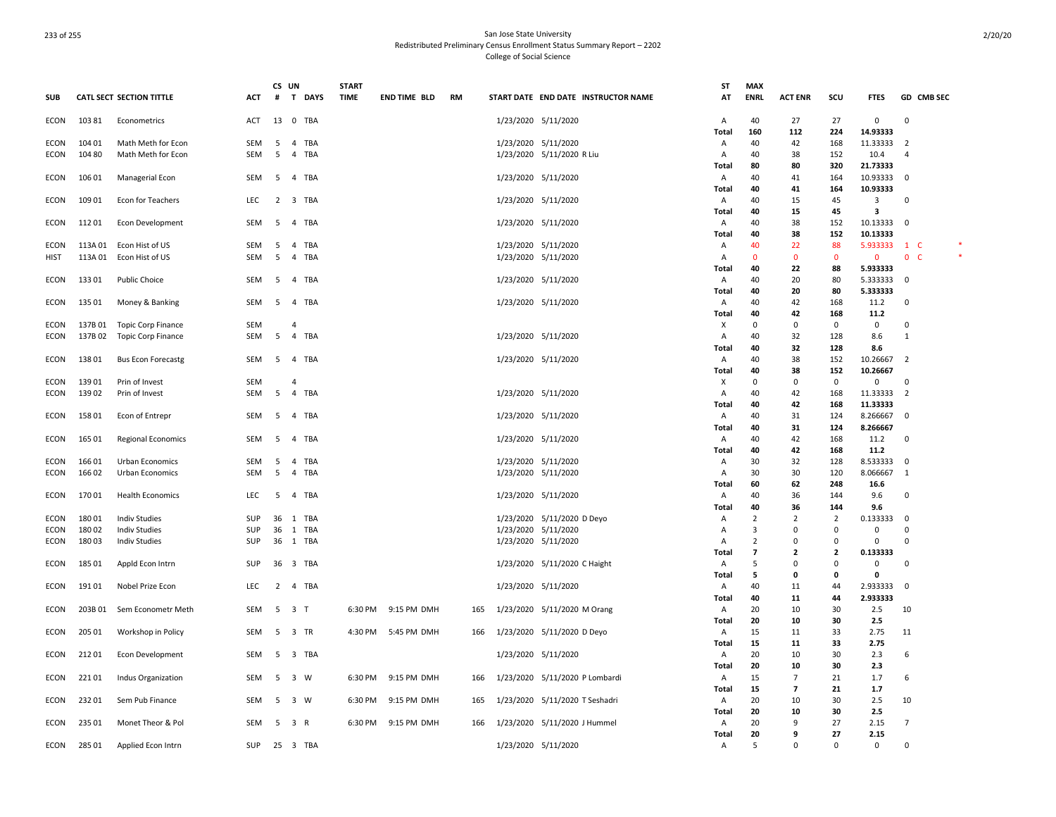San Jose State University
Redistributed Preliminary Census Enrollment Status Summary Report – 2202
College of Social Science

| SUB | CATL | SECT | SECTION TITTLE | ACT | CS # | UN T | DAYS | START TIME | END TIME | BLD | RM | START DATE | END DATE | INSTRUCTOR NAME | ST AT | MAX ENRL | ACT ENR | SCU | FTES | GD | CMB SEC |
|---|---|---|---|---|---|---|---|---|---|---|---|---|---|---|---|---|---|---|---|---|---|
| ECON | 103 | 81 | Econometrics | ACT | 13 | 0 | TBA | | | | | 1/23/2020 | 5/11/2020 | | A | 40 | 27 | 27 | 0 | 0 | |
| | | | | | | | | | | | | | | | **Total** | **160** | **112** | **224** | **14.93333** | | |
| ECON | 104 | 01 | Math Meth for Econ | SEM | 5 | 4 | TBA | | | | | 1/23/2020 | 5/11/2020 | | A | 40 | 42 | 168 | 11.33333 | 2 | |
| ECON | 104 | 80 | Math Meth for Econ | SEM | 5 | 4 | TBA | | | | | 1/23/2020 | 5/11/2020 | R Liu | A | 40 | 38 | 152 | 10.4 | 4 | |
| | | | | | | | | | | | | | | | **Total** | **80** | **80** | **320** | **21.73333** | | |
| ECON | 106 | 01 | Managerial Econ | SEM | 5 | 4 | TBA | | | | | 1/23/2020 | 5/11/2020 | | A | 40 | 41 | 164 | 10.93333 | 0 | |
| | | | | | | | | | | | | | | | **Total** | **40** | **41** | **164** | **10.93333** | | |
| ECON | 109 | 01 | Econ for Teachers | LEC | 2 | 3 | TBA | | | | | 1/23/2020 | 5/11/2020 | | A | 40 | 15 | 45 | 3 | 0 | |
| | | | | | | | | | | | | | | | **Total** | **40** | **15** | **45** | **3** | | |
| ECON | 112 | 01 | Econ Development | SEM | 5 | 4 | TBA | | | | | 1/23/2020 | 5/11/2020 | | A | 40 | 38 | 152 | 10.13333 | 0 | |
| | | | | | | | | | | | | | | | **Total** | **40** | **38** | **152** | **10.13333** | | |
| ECON | 113A | 01 | Econ Hist of US | SEM | 5 | 4 | TBA | | | | | 1/23/2020 | 5/11/2020 | | A | 40 | 22 | 88 | 5.933333 | 1 | C * |
| HIST | 113A | 01 | Econ Hist of US | SEM | 5 | 4 | TBA | | | | | 1/23/2020 | 5/11/2020 | | A | 0 | 0 | 0 | 0 | 0 | C * |
| | | | | | | | | | | | | | | | **Total** | **40** | **22** | **88** | **5.933333** | | |
| ECON | 133 | 01 | Public Choice | SEM | 5 | 4 | TBA | | | | | 1/23/2020 | 5/11/2020 | | A | 40 | 20 | 80 | 5.333333 | 0 | |
| | | | | | | | | | | | | | | | **Total** | **40** | **20** | **80** | **5.333333** | | |
| ECON | 135 | 01 | Money & Banking | SEM | 5 | 4 | TBA | | | | | 1/23/2020 | 5/11/2020 | | A | 40 | 42 | 168 | 11.2 | 0 | |
| | | | | | | | | | | | | | | | **Total** | **40** | **42** | **168** | **11.2** | | |
| ECON | 137B | 01 | Topic Corp Finance | SEM | | 4 | | | | | | | | | X | 0 | 0 | 0 | 0 | 0 | |
| ECON | 137B | 02 | Topic Corp Finance | SEM | 5 | 4 | TBA | | | | | 1/23/2020 | 5/11/2020 | | A | 40 | 32 | 128 | 8.6 | 1 | |
| | | | | | | | | | | | | | | | **Total** | **40** | **32** | **128** | **8.6** | | |
| ECON | 138 | 01 | Bus Econ Forecastg | SEM | 5 | 4 | TBA | | | | | 1/23/2020 | 5/11/2020 | | A | 40 | 38 | 152 | 10.26667 | 2 | |
| | | | | | | | | | | | | | | | **Total** | **40** | **38** | **152** | **10.26667** | | |
| ECON | 139 | 01 | Prin of Invest | SEM | | 4 | | | | | | | | | X | 0 | 0 | 0 | 0 | 0 | |
| ECON | 139 | 02 | Prin of Invest | SEM | 5 | 4 | TBA | | | | | 1/23/2020 | 5/11/2020 | | A | 40 | 42 | 168 | 11.33333 | 2 | |
| | | | | | | | | | | | | | | | **Total** | **40** | **42** | **168** | **11.33333** | | |
| ECON | 158 | 01 | Econ of Entrepr | SEM | 5 | 4 | TBA | | | | | 1/23/2020 | 5/11/2020 | | A | 40 | 31 | 124 | 8.266667 | 0 | |
| | | | | | | | | | | | | | | | **Total** | **40** | **31** | **124** | **8.266667** | | |
| ECON | 165 | 01 | Regional Economics | SEM | 5 | 4 | TBA | | | | | 1/23/2020 | 5/11/2020 | | A | 40 | 42 | 168 | 11.2 | 0 | |
| | | | | | | | | | | | | | | | **Total** | **40** | **42** | **168** | **11.2** | | |
| ECON | 166 | 01 | Urban Economics | SEM | 5 | 4 | TBA | | | | | 1/23/2020 | 5/11/2020 | | A | 30 | 32 | 128 | 8.533333 | 0 | |
| ECON | 166 | 02 | Urban Economics | SEM | 5 | 4 | TBA | | | | | 1/23/2020 | 5/11/2020 | | A | 30 | 30 | 120 | 8.066667 | 1 | |
| | | | | | | | | | | | | | | | **Total** | **60** | **62** | **248** | **16.6** | | |
| ECON | 170 | 01 | Health Economics | LEC | 5 | 4 | TBA | | | | | 1/23/2020 | 5/11/2020 | | A | 40 | 36 | 144 | 9.6 | 0 | |
| | | | | | | | | | | | | | | | **Total** | **40** | **36** | **144** | **9.6** | | |
| ECON | 180 | 01 | Indiv Studies | SUP | 36 | 1 | TBA | | | | | 1/23/2020 | 5/11/2020 | D Deyo | A | 2 | 2 | 2 | 0.133333 | 0 | |
| ECON | 180 | 02 | Indiv Studies | SUP | 36 | 1 | TBA | | | | | 1/23/2020 | 5/11/2020 | | A | 3 | 0 | 0 | 0 | 0 | |
| ECON | 180 | 03 | Indiv Studies | SUP | 36 | 1 | TBA | | | | | 1/23/2020 | 5/11/2020 | | A | 2 | 0 | 0 | 0 | 0 | |
| | | | | | | | | | | | | | | | **Total** | **7** | **2** | **2** | **0.133333** | | |
| ECON | 185 | 01 | Appld Econ Intrn | SUP | 36 | 3 | TBA | | | | | 1/23/2020 | 5/11/2020 | C Haight | A | 5 | 0 | 0 | 0 | 0 | |
| | | | | | | | | | | | | | | | **Total** | **5** | **0** | **0** | **0** | | |
| ECON | 191 | 01 | Nobel Prize Econ | LEC | 2 | 4 | TBA | | | | | 1/23/2020 | 5/11/2020 | | A | 40 | 11 | 44 | 2.933333 | 0 | |
| | | | | | | | | | | | | | | | **Total** | **40** | **11** | **44** | **2.933333** | | |
| ECON | 203B | 01 | Sem Econometr Meth | SEM | 5 | 3 | T | 6:30 PM | 9:15 PM | DMH | 165 | 1/23/2020 | 5/11/2020 | M Orang | A | 20 | 10 | 30 | 2.5 | 10 | |
| | | | | | | | | | | | | | | | **Total** | **20** | **10** | **30** | **2.5** | | |
| ECON | 205 | 01 | Workshop in Policy | SEM | 5 | 3 | TR | 4:30 PM | 5:45 PM | DMH | 166 | 1/23/2020 | 5/11/2020 | D Deyo | A | 15 | 11 | 33 | 2.75 | 11 | |
| | | | | | | | | | | | | | | | **Total** | **15** | **11** | **33** | **2.75** | | |
| ECON | 212 | 01 | Econ Development | SEM | 5 | 3 | TBA | | | | | 1/23/2020 | 5/11/2020 | | A | 20 | 10 | 30 | 2.3 | 6 | |
| | | | | | | | | | | | | | | | **Total** | **20** | **10** | **30** | **2.3** | | |
| ECON | 221 | 01 | Indus Organization | SEM | 5 | 3 | W | 6:30 PM | 9:15 PM | DMH | 166 | 1/23/2020 | 5/11/2020 | P Lombardi | A | 15 | 7 | 21 | 1.7 | 6 | |
| | | | | | | | | | | | | | | | **Total** | **15** | **7** | **21** | **1.7** | | |
| ECON | 232 | 01 | Sem Pub Finance | SEM | 5 | 3 | W | 6:30 PM | 9:15 PM | DMH | 165 | 1/23/2020 | 5/11/2020 | T Seshadri | A | 20 | 10 | 30 | 2.5 | 10 | |
| | | | | | | | | | | | | | | | **Total** | **20** | **10** | **30** | **2.5** | | |
| ECON | 235 | 01 | Monet Theor & Pol | SEM | 5 | 3 | R | 6:30 PM | 9:15 PM | DMH | 166 | 1/23/2020 | 5/11/2020 | J Hummel | A | 20 | 9 | 27 | 2.15 | 7 | |
| | | | | | | | | | | | | | | | **Total** | **20** | **9** | **27** | **2.15** | | |
| ECON | 285 | 01 | Applied Econ Intrn | SUP | 25 | 3 | TBA | | | | | 1/23/2020 | 5/11/2020 | | A | 5 | 0 | 0 | 0 | 0 | |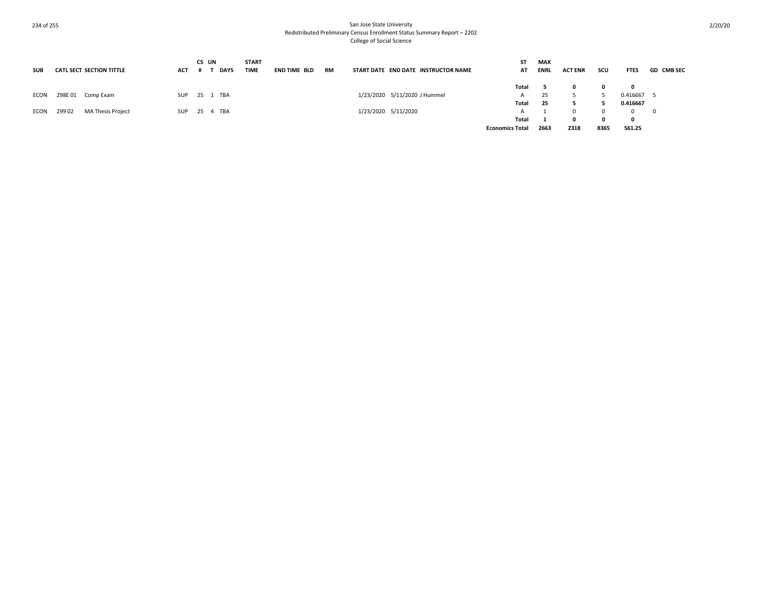San Jose State University
Redistributed Preliminary Census Enrollment Status Summary Report – 2202
College of Social Science

| SUB | CATL | SECT | SECTION TITTLE | ACT | CS # | UN T | DAYS | START TIME | END TIME | BLD | RM | START DATE | END DATE | INSTRUCTOR NAME | ST AT | MAX ENRL | ACT ENR | SCU | FTES | GD | CMB SEC |
|---|---|---|---|---|---|---|---|---|---|---|---|---|---|---|---|---|---|---|---|---|---|
| | | | | | | | | | | | | | | | **Total** | **5** | **0** | **0** | **0** | | |
| ECON | 298E | 01 | Comp Exam | SUP | 25 | 1 | TBA | | | | | 1/23/2020 | 5/11/2020 | J Hummel | A | 25 | 5 | 5 | 0.416667 | 5 | |
| | | | | | | | | | | | | | | | **Total** | **25** | **5** | **5** | **0.416667** | | |
| ECON | 299 | 02 | MA Thesis Project | SUP | 25 | 4 | TBA | | | | | 1/23/2020 | 5/11/2020 | | A | 1 | 0 | 0 | 0 | 0 | |
| | | | | | | | | | | | | | | | **Total** | **1** | **0** | **0** | **0** | | |
| | | | | | | | | | | | | | | | **Economics Total** | **2663** | **2318** | **8365** | **561.25** | | |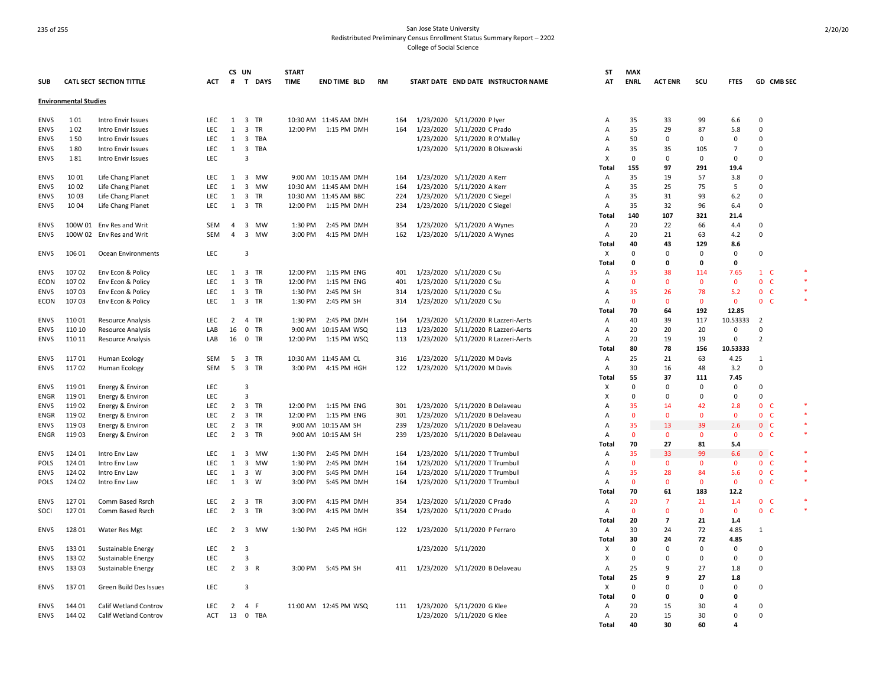San Jose State University
Redistributed Preliminary Census Enrollment Status Summary Report – 2202
College of Social Science

| SUB | CATL SECT | SECTION TITTLE | ACT | CS # | UN T | DAYS | START TIME | END TIME | BLD | RM | START DATE | END DATE | INSTRUCTOR NAME | ST AT | MAX ENRL | ACT ENR | SCU | FTES | GD | CMB SEC | |
|---|---|---|---|---|---|---|---|---|---|---|---|---|---|---|---|---|---|---|---|---|---|
| **Environmental Studies** | | | | | | | | | | | | | | | | | | | | | |
| ENVS | 1 01 | Intro Envir Issues | LEC | 1 | 3 | TR | 10:30 AM | 11:45 AM | DMH | 164 | 1/23/2020 | 5/11/2020 | P Iyer | A | 35 | 33 | 99 | 6.6 | 0 | | |
| ENVS | 1 02 | Intro Envir Issues | LEC | 1 | 3 | TR | 12:00 PM | 1:15 PM | DMH | 164 | 1/23/2020 | 5/11/2020 | C Prado | A | 35 | 29 | 87 | 5.8 | 0 | | |
| ENVS | 1 50 | Intro Envir Issues | LEC | 1 | 3 | TBA | | | | | 1/23/2020 | 5/11/2020 | R O'Malley | A | 50 | 0 | 0 | 0 | 0 | | |
| ENVS | 1 80 | Intro Envir Issues | LEC | 1 | 3 | TBA | | | | | 1/23/2020 | 5/11/2020 | B Olszewski | A | 35 | 35 | 105 | 7 | 0 | | |
| ENVS | 1 81 | Intro Envir Issues | LEC | | 3 | | | | | | | | | X | 0 | 0 | 0 | 0 | 0 | | |
| | | | | | | | | | | | | | | **Total** | **155** | **97** | **291** | **19.4** | | | |
| ENVS | 10 01 | Life Chang Planet | LEC | 1 | 3 | MW | 9:00 AM | 10:15 AM | DMH | 164 | 1/23/2020 | 5/11/2020 | A Kerr | A | 35 | 19 | 57 | 3.8 | 0 | | |
| ENVS | 10 02 | Life Chang Planet | LEC | 1 | 3 | MW | 10:30 AM | 11:45 AM | DMH | 164 | 1/23/2020 | 5/11/2020 | A Kerr | A | 35 | 25 | 75 | 5 | 0 | | |
| ENVS | 10 03 | Life Chang Planet | LEC | 1 | 3 | TR | 10:30 AM | 11:45 AM | BBC | 224 | 1/23/2020 | 5/11/2020 | C Siegel | A | 35 | 31 | 93 | 6.2 | 0 | | |
| ENVS | 10 04 | Life Chang Planet | LEC | 1 | 3 | TR | 12:00 PM | 1:15 PM | DMH | 234 | 1/23/2020 | 5/11/2020 | C Siegel | A | 35 | 32 | 96 | 6.4 | 0 | | |
| | | | | | | | | | | | | | | **Total** | **140** | **107** | **321** | **21.4** | | | |
| ENVS | 100W 01 | Env Res and Writ | SEM | 4 | 3 | MW | 1:30 PM | 2:45 PM | DMH | 354 | 1/23/2020 | 5/11/2020 | A Wynes | A | 20 | 22 | 66 | 4.4 | 0 | | |
| ENVS | 100W 02 | Env Res and Writ | SEM | 4 | 3 | MW | 3:00 PM | 4:15 PM | DMH | 162 | 1/23/2020 | 5/11/2020 | A Wynes | A | 20 | 21 | 63 | 4.2 | 0 | | |
| | | | | | | | | | | | | | | **Total** | **40** | **43** | **129** | **8.6** | | | |
| ENVS | 106 01 | Ocean Environments | LEC | | 3 | | | | | | | | | X | 0 | 0 | 0 | 0 | 0 | | |
| | | | | | | | | | | | | | | **Total** | **0** | **0** | **0** | **0** | | | |
| ENVS | 107 02 | Env Econ & Policy | LEC | 1 | 3 | TR | 12:00 PM | 1:15 PM | ENG | 401 | 1/23/2020 | 5/11/2020 | C Su | A | 35 | 38 | 114 | 7.65 | 1 | C | * |
| ECON | 107 02 | Env Econ & Policy | LEC | 1 | 3 | TR | 12:00 PM | 1:15 PM | ENG | 401 | 1/23/2020 | 5/11/2020 | C Su | A | 0 | 0 | 0 | 0 | 0 | C | * |
| ENVS | 107 03 | Env Econ & Policy | LEC | 1 | 3 | TR | 1:30 PM | 2:45 PM | SH | 314 | 1/23/2020 | 5/11/2020 | C Su | A | 35 | 26 | 78 | 5.2 | 0 | C | * |
| ECON | 107 03 | Env Econ & Policy | LEC | 1 | 3 | TR | 1:30 PM | 2:45 PM | SH | 314 | 1/23/2020 | 5/11/2020 | C Su | A | 0 | 0 | 0 | 0 | 0 | C | * |
| | | | | | | | | | | | | | | **Total** | **70** | **64** | **192** | **12.85** | | | |
| ENVS | 110 01 | Resource Analysis | LEC | 2 | 4 | TR | 1:30 PM | 2:45 PM | DMH | 164 | 1/23/2020 | 5/11/2020 | R Lazzeri-Aerts | A | 40 | 39 | 117 | 10.53333 | 2 | | |
| ENVS | 110 10 | Resource Analysis | LAB | 16 | 0 | TR | 9:00 AM | 10:15 AM | WSQ | 113 | 1/23/2020 | 5/11/2020 | R Lazzeri-Aerts | A | 20 | 20 | 20 | 0 | 0 | | |
| ENVS | 110 11 | Resource Analysis | LAB | 16 | 0 | TR | 12:00 PM | 1:15 PM | WSQ | 113 | 1/23/2020 | 5/11/2020 | R Lazzeri-Aerts | A | 20 | 19 | 19 | 0 | 2 | | |
| | | | | | | | | | | | | | | **Total** | **80** | **78** | **156** | **10.53333** | | | |
| ENVS | 117 01 | Human Ecology | SEM | 5 | 3 | TR | 10:30 AM | 11:45 AM | CL | 316 | 1/23/2020 | 5/11/2020 | M Davis | A | 25 | 21 | 63 | 4.25 | 1 | | |
| ENVS | 117 02 | Human Ecology | SEM | 5 | 3 | TR | 3:00 PM | 4:15 PM | HGH | 122 | 1/23/2020 | 5/11/2020 | M Davis | A | 30 | 16 | 48 | 3.2 | 0 | | |
| | | | | | | | | | | | | | | **Total** | **55** | **37** | **111** | **7.45** | | | |
| ENVS | 119 01 | Energy & Environ | LEC | | 3 | | | | | | | | | X | 0 | 0 | 0 | 0 | 0 | | |
| ENGR | 119 01 | Energy & Environ | LEC | | 3 | | | | | | | | | X | 0 | 0 | 0 | 0 | 0 | | |
| ENVS | 119 02 | Energy & Environ | LEC | 2 | 3 | TR | 12:00 PM | 1:15 PM | ENG | 301 | 1/23/2020 | 5/11/2020 | B Delaveau | A | 35 | 14 | 42 | 2.8 | 0 | C | * |
| ENGR | 119 02 | Energy & Environ | LEC | 2 | 3 | TR | 12:00 PM | 1:15 PM | ENG | 301 | 1/23/2020 | 5/11/2020 | B Delaveau | A | 0 | 0 | 0 | 0 | 0 | C | * |
| ENVS | 119 03 | Energy & Environ | LEC | 2 | 3 | TR | 9:00 AM | 10:15 AM | SH | 239 | 1/23/2020 | 5/11/2020 | B Delaveau | A | 35 | 13 | 39 | 2.6 | 0 | C | * |
| ENGR | 119 03 | Energy & Environ | LEC | 2 | 3 | TR | 9:00 AM | 10:15 AM | SH | 239 | 1/23/2020 | 5/11/2020 | B Delaveau | A | 0 | 0 | 0 | 0 | 0 | C | * |
| | | | | | | | | | | | | | | **Total** | **70** | **27** | **81** | **5.4** | | | |
| ENVS | 124 01 | Intro Env Law | LEC | 1 | 3 | MW | 1:30 PM | 2:45 PM | DMH | 164 | 1/23/2020 | 5/11/2020 | T Trumbull | A | 35 | 33 | 99 | 6.6 | 0 | C | * |
| POLS | 124 01 | Intro Env Law | LEC | 1 | 3 | MW | 1:30 PM | 2:45 PM | DMH | 164 | 1/23/2020 | 5/11/2020 | T Trumbull | A | 0 | 0 | 0 | 0 | 0 | C | * |
| ENVS | 124 02 | Intro Env Law | LEC | 1 | 3 | W | 3:00 PM | 5:45 PM | DMH | 164 | 1/23/2020 | 5/11/2020 | T Trumbull | A | 35 | 28 | 84 | 5.6 | 0 | C | * |
| POLS | 124 02 | Intro Env Law | LEC | 1 | 3 | W | 3:00 PM | 5:45 PM | DMH | 164 | 1/23/2020 | 5/11/2020 | T Trumbull | A | 0 | 0 | 0 | 0 | 0 | C | * |
| | | | | | | | | | | | | | | **Total** | **70** | **61** | **183** | **12.2** | | | |
| ENVS | 127 01 | Comm Based Rsrch | LEC | 2 | 3 | TR | 3:00 PM | 4:15 PM | DMH | 354 | 1/23/2020 | 5/11/2020 | C Prado | A | 20 | 7 | 21 | 1.4 | 0 | C | * |
| SOCI | 127 01 | Comm Based Rsrch | LEC | 2 | 3 | TR | 3:00 PM | 4:15 PM | DMH | 354 | 1/23/2020 | 5/11/2020 | C Prado | A | 0 | 0 | 0 | 0 | 0 | C | * |
| | | | | | | | | | | | | | | **Total** | **20** | **7** | **21** | **1.4** | | | |
| ENVS | 128 01 | Water Res Mgt | LEC | 2 | 3 | MW | 1:30 PM | 2:45 PM | HGH | 122 | 1/23/2020 | 5/11/2020 | P Ferraro | A | 30 | 24 | 72 | 4.85 | 1 | | |
| | | | | | | | | | | | | | | **Total** | **30** | **24** | **72** | **4.85** | | | |
| ENVS | 133 01 | Sustainable Energy | LEC | 2 | 3 | | | | | | 1/23/2020 | 5/11/2020 | | X | 0 | 0 | 0 | 0 | 0 | | |
| ENVS | 133 02 | Sustainable Energy | LEC | | 3 | | | | | | | | | X | 0 | 0 | 0 | 0 | 0 | | |
| ENVS | 133 03 | Sustainable Energy | LEC | 2 | 3 | R | 3:00 PM | 5:45 PM | SH | 411 | 1/23/2020 | 5/11/2020 | B Delaveau | A | 25 | 9 | 27 | 1.8 | 0 | | |
| | | | | | | | | | | | | | | **Total** | **25** | **9** | **27** | **1.8** | | | |
| ENVS | 137 01 | Green Build Des Issues | LEC | | 3 | | | | | | | | | X | 0 | 0 | 0 | 0 | 0 | | |
| | | | | | | | | | | | | | | **Total** | **0** | **0** | **0** | **0** | | | |
| ENVS | 144 01 | Calif Wetland Controv | LEC | 2 | 4 | F | 11:00 AM | 12:45 PM | WSQ | 111 | 1/23/2020 | 5/11/2020 | G Klee | A | 20 | 15 | 30 | 4 | 0 | | |
| ENVS | 144 02 | Calif Wetland Controv | ACT | 13 | 0 | TBA | | | | | 1/23/2020 | 5/11/2020 | G Klee | A | 20 | 15 | 30 | 0 | 0 | | |
| | | | | | | | | | | | | | | **Total** | **40** | **30** | **60** | **4** | | | |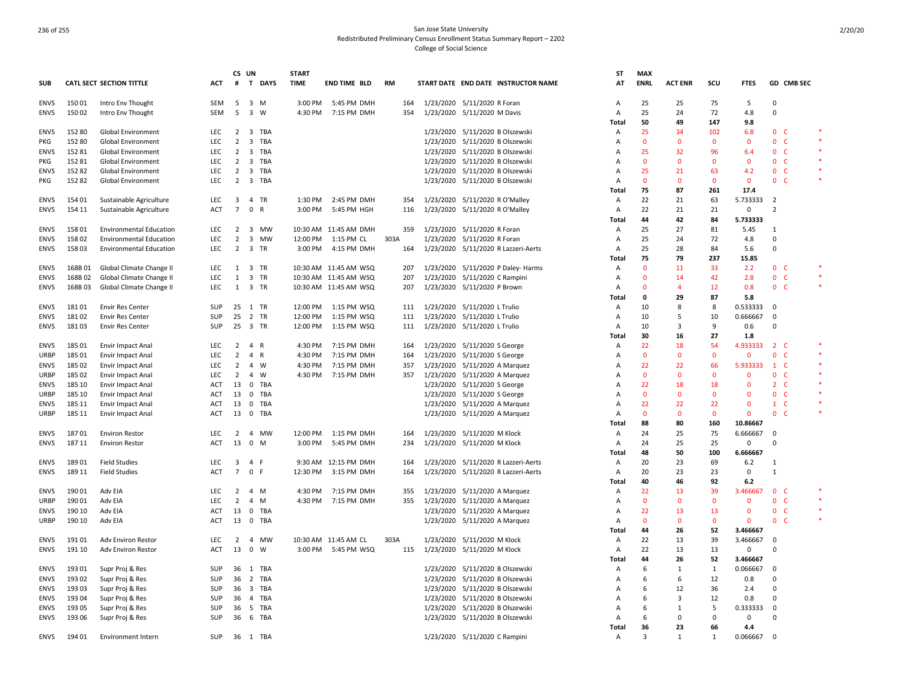San Jose State University
Redistributed Preliminary Census Enrollment Status Summary Report – 2202
College of Social Science

| SUB | CATL | SECT | SECTION TITTLE | ACT | CS # | UN T | DAYS | START TIME | END TIME | BLD | RM | START DATE | END DATE | INSTRUCTOR NAME | ST AT | MAX ENRL | ACT ENR | SCU | FTES | GD | CMB SEC | |
|---|---|---|---|---|---|---|---|---|---|---|---|---|---|---|---|---|---|---|---|---|---|---|
| ENVS | 150 | 01 | Intro Env Thought | SEM | 5 | 3 | M | 3:00 PM | 5:45 PM | DMH | 164 | 1/23/2020 | 5/11/2020 | R Foran | A | 25 | 25 | 75 | 5 | 0 | | |
| ENVS | 150 | 02 | Intro Env Thought | SEM | 5 | 3 | W | 4:30 PM | 7:15 PM | DMH | 354 | 1/23/2020 | 5/11/2020 | M Davis | A | 25 | 24 | 72 | 4.8 | 0 | | |
| | | | | | | | | | | | | | | | Total | 50 | 49 | 147 | 9.8 | | | |
| ENVS | 152 | 80 | Global Environment | LEC | 2 | 3 | TBA | | | | | 1/23/2020 | 5/11/2020 | B Olszewski | A | 25 | 34 | 102 | 6.8 | 0 | C | * |
| PKG | 152 | 80 | Global Environment | LEC | 2 | 3 | TBA | | | | | 1/23/2020 | 5/11/2020 | B Olszewski | A | 0 | 0 | 0 | 0 | 0 | C | * |
| ENVS | 152 | 81 | Global Environment | LEC | 2 | 3 | TBA | | | | | 1/23/2020 | 5/11/2020 | B Olszewski | A | 25 | 32 | 96 | 6.4 | 0 | C | * |
| PKG | 152 | 81 | Global Environment | LEC | 2 | 3 | TBA | | | | | 1/23/2020 | 5/11/2020 | B Olszewski | A | 0 | 0 | 0 | 0 | 0 | C | * |
| ENVS | 152 | 82 | Global Environment | LEC | 2 | 3 | TBA | | | | | 1/23/2020 | 5/11/2020 | B Olszewski | A | 25 | 21 | 63 | 4.2 | 0 | C | * |
| PKG | 152 | 82 | Global Environment | LEC | 2 | 3 | TBA | | | | | 1/23/2020 | 5/11/2020 | B Olszewski | A | 0 | 0 | 0 | 0 | 0 | C | * |
| | | | | | | | | | | | | | | | Total | 75 | 87 | 261 | 17.4 | | | |
| ENVS | 154 | 01 | Sustainable Agriculture | LEC | 3 | 4 | TR | 1:30 PM | 2:45 PM | DMH | 354 | 1/23/2020 | 5/11/2020 | R O'Malley | A | 22 | 21 | 63 | 5.733333 | 2 | | |
| ENVS | 154 | 11 | Sustainable Agriculture | ACT | 7 | 0 | R | 3:00 PM | 5:45 PM | HGH | 116 | 1/23/2020 | 5/11/2020 | R O'Malley | A | 22 | 21 | 21 | 0 | 2 | | |
| | | | | | | | | | | | | | | | Total | 44 | 42 | 84 | 5.733333 | | | |
| ENVS | 158 | 01 | Environmental Education | LEC | 2 | 3 | MW | 10:30 AM | 11:45 AM | DMH | 359 | 1/23/2020 | 5/11/2020 | R Foran | A | 25 | 27 | 81 | 5.45 | 1 | | |
| ENVS | 158 | 02 | Environmental Education | LEC | 2 | 3 | MW | 12:00 PM | 1:15 PM | CL | 303A | 1/23/2020 | 5/11/2020 | R Foran | A | 25 | 24 | 72 | 4.8 | 0 | | |
| ENVS | 158 | 03 | Environmental Education | LEC | 2 | 3 | TR | 3:00 PM | 4:15 PM | DMH | 164 | 1/23/2020 | 5/11/2020 | R Lazzeri-Aerts | A | 25 | 28 | 84 | 5.6 | 0 | | |
| | | | | | | | | | | | | | | | Total | 75 | 79 | 237 | 15.85 | | | |
| ENVS | 168B | 01 | Global Climate Change II | LEC | 1 | 3 | TR | 10:30 AM | 11:45 AM | WSQ | 207 | 1/23/2020 | 5/11/2020 | P Daley- Harms | A | 0 | 11 | 33 | 2.2 | 0 | C | * |
| ENVS | 168B | 02 | Global Climate Change II | LEC | 1 | 3 | TR | 10:30 AM | 11:45 AM | WSQ | 207 | 1/23/2020 | 5/11/2020 | C Rampini | A | 0 | 14 | 42 | 2.8 | 0 | C | * |
| ENVS | 168B | 03 | Global Climate Change II | LEC | 1 | 3 | TR | 10:30 AM | 11:45 AM | WSQ | 207 | 1/23/2020 | 5/11/2020 | P Brown | A | 0 | 4 | 12 | 0.8 | 0 | C | * |
| | | | | | | | | | | | | | | | Total | 0 | 29 | 87 | 5.8 | | | |
| ENVS | 181 | 01 | Envir Res Center | SUP | 25 | 1 | TR | 12:00 PM | 1:15 PM | WSQ | 111 | 1/23/2020 | 5/11/2020 | L Trulio | A | 10 | 8 | 8 | 0.533333 | 0 | | |
| ENVS | 181 | 02 | Envir Res Center | SUP | 25 | 2 | TR | 12:00 PM | 1:15 PM | WSQ | 111 | 1/23/2020 | 5/11/2020 | L Trulio | A | 10 | 5 | 10 | 0.666667 | 0 | | |
| ENVS | 181 | 03 | Envir Res Center | SUP | 25 | 3 | TR | 12:00 PM | 1:15 PM | WSQ | 111 | 1/23/2020 | 5/11/2020 | L Trulio | A | 10 | 3 | 9 | 0.6 | 0 | | |
| | | | | | | | | | | | | | | | Total | 30 | 16 | 27 | 1.8 | | | |
| ENVS | 185 | 01 | Envir Impact Anal | LEC | 2 | 4 | R | 4:30 PM | 7:15 PM | DMH | 164 | 1/23/2020 | 5/11/2020 | S George | A | 22 | 18 | 54 | 4.933333 | 2 | C | * |
| URBP | 185 | 01 | Envir Impact Anal | LEC | 2 | 4 | R | 4:30 PM | 7:15 PM | DMH | 164 | 1/23/2020 | 5/11/2020 | S George | A | 0 | 0 | 0 | 0 | 0 | C | * |
| ENVS | 185 | 02 | Envir Impact Anal | LEC | 2 | 4 | W | 4:30 PM | 7:15 PM | DMH | 357 | 1/23/2020 | 5/11/2020 | A Marquez | A | 22 | 22 | 66 | 5.933333 | 1 | C | * |
| URBP | 185 | 02 | Envir Impact Anal | LEC | 2 | 4 | W | 4:30 PM | 7:15 PM | DMH | 357 | 1/23/2020 | 5/11/2020 | A Marquez | A | 0 | 0 | 0 | 0 | 0 | C | * |
| ENVS | 185 | 10 | Envir Impact Anal | ACT | 13 | 0 | TBA | | | | | 1/23/2020 | 5/11/2020 | S George | A | 22 | 18 | 18 | 0 | 2 | C | * |
| URBP | 185 | 10 | Envir Impact Anal | ACT | 13 | 0 | TBA | | | | | 1/23/2020 | 5/11/2020 | S George | A | 0 | 0 | 0 | 0 | 0 | C | * |
| ENVS | 185 | 11 | Envir Impact Anal | ACT | 13 | 0 | TBA | | | | | 1/23/2020 | 5/11/2020 | A Marquez | A | 22 | 22 | 22 | 0 | 1 | C | * |
| URBP | 185 | 11 | Envir Impact Anal | ACT | 13 | 0 | TBA | | | | | 1/23/2020 | 5/11/2020 | A Marquez | A | 0 | 0 | 0 | 0 | 0 | C | * |
| | | | | | | | | | | | | | | | Total | 88 | 80 | 160 | 10.86667 | | | |
| ENVS | 187 | 01 | Environ Restor | LEC | 2 | 4 | MW | 12:00 PM | 1:15 PM | DMH | 164 | 1/23/2020 | 5/11/2020 | M Klock | A | 24 | 25 | 75 | 6.666667 | 0 | | |
| ENVS | 187 | 11 | Environ Restor | ACT | 13 | 0 | M | 3:00 PM | 5:45 PM | DMH | 234 | 1/23/2020 | 5/11/2020 | M Klock | A | 24 | 25 | 25 | 0 | 0 | | |
| | | | | | | | | | | | | | | | Total | 48 | 50 | 100 | 6.666667 | | | |
| ENVS | 189 | 01 | Field Studies | LEC | 3 | 4 | F | 9:30 AM | 12:15 PM | DMH | 164 | 1/23/2020 | 5/11/2020 | R Lazzeri-Aerts | A | 20 | 23 | 69 | 6.2 | 1 | | |
| ENVS | 189 | 11 | Field Studies | ACT | 7 | 0 | F | 12:30 PM | 3:15 PM | DMH | 164 | 1/23/2020 | 5/11/2020 | R Lazzeri-Aerts | A | 20 | 23 | 23 | 0 | 1 | | |
| | | | | | | | | | | | | | | | Total | 40 | 46 | 92 | 6.2 | | | |
| ENVS | 190 | 01 | Adv EIA | LEC | 2 | 4 | M | 4:30 PM | 7:15 PM | DMH | 355 | 1/23/2020 | 5/11/2020 | A Marquez | A | 22 | 13 | 39 | 3.466667 | 0 | C | * |
| URBP | 190 | 01 | Adv EIA | LEC | 2 | 4 | M | 4:30 PM | 7:15 PM | DMH | 355 | 1/23/2020 | 5/11/2020 | A Marquez | A | 0 | 0 | 0 | 0 | 0 | C | * |
| ENVS | 190 | 10 | Adv EIA | ACT | 13 | 0 | TBA | | | | | 1/23/2020 | 5/11/2020 | A Marquez | A | 22 | 13 | 13 | 0 | 0 | C | * |
| URBP | 190 | 10 | Adv EIA | ACT | 13 | 0 | TBA | | | | | 1/23/2020 | 5/11/2020 | A Marquez | A | 0 | 0 | 0 | 0 | 0 | C | * |
| | | | | | | | | | | | | | | | Total | 44 | 26 | 52 | 3.466667 | | | |
| ENVS | 191 | 01 | Adv Environ Restor | LEC | 2 | 4 | MW | 10:30 AM | 11:45 AM | CL | 303A | 1/23/2020 | 5/11/2020 | M Klock | A | 22 | 13 | 39 | 3.466667 | 0 | | |
| ENVS | 191 | 10 | Adv Environ Restor | ACT | 13 | 0 | W | 3:00 PM | 5:45 PM | WSQ | 115 | 1/23/2020 | 5/11/2020 | M Klock | A | 22 | 13 | 13 | 0 | 0 | | |
| | | | | | | | | | | | | | | | Total | 44 | 26 | 52 | 3.466667 | | | |
| ENVS | 193 | 01 | Supr Proj & Res | SUP | 36 | 1 | TBA | | | | | 1/23/2020 | 5/11/2020 | B Olszewski | A | 6 | 1 | 1 | 0.066667 | 0 | | |
| ENVS | 193 | 02 | Supr Proj & Res | SUP | 36 | 2 | TBA | | | | | 1/23/2020 | 5/11/2020 | B Olszewski | A | 6 | 6 | 12 | 0.8 | 0 | | |
| ENVS | 193 | 03 | Supr Proj & Res | SUP | 36 | 3 | TBA | | | | | 1/23/2020 | 5/11/2020 | B Olszewski | A | 6 | 12 | 36 | 2.4 | 0 | | |
| ENVS | 193 | 04 | Supr Proj & Res | SUP | 36 | 4 | TBA | | | | | 1/23/2020 | 5/11/2020 | B Olszewski | A | 6 | 3 | 12 | 0.8 | 0 | | |
| ENVS | 193 | 05 | Supr Proj & Res | SUP | 36 | 5 | TBA | | | | | 1/23/2020 | 5/11/2020 | B Olszewski | A | 6 | 1 | 5 | 0.333333 | 0 | | |
| ENVS | 193 | 06 | Supr Proj & Res | SUP | 36 | 6 | TBA | | | | | 1/23/2020 | 5/11/2020 | B Olszewski | A | 6 | 0 | 0 | 0 | 0 | | |
| | | | | | | | | | | | | | | | Total | 36 | 23 | 66 | 4.4 | | | |
| ENVS | 194 | 01 | Environment Intern | SUP | 36 | 1 | TBA | | | | | 1/23/2020 | 5/11/2020 | C Rampini | A | 3 | 1 | 1 | 0.066667 | 0 | | |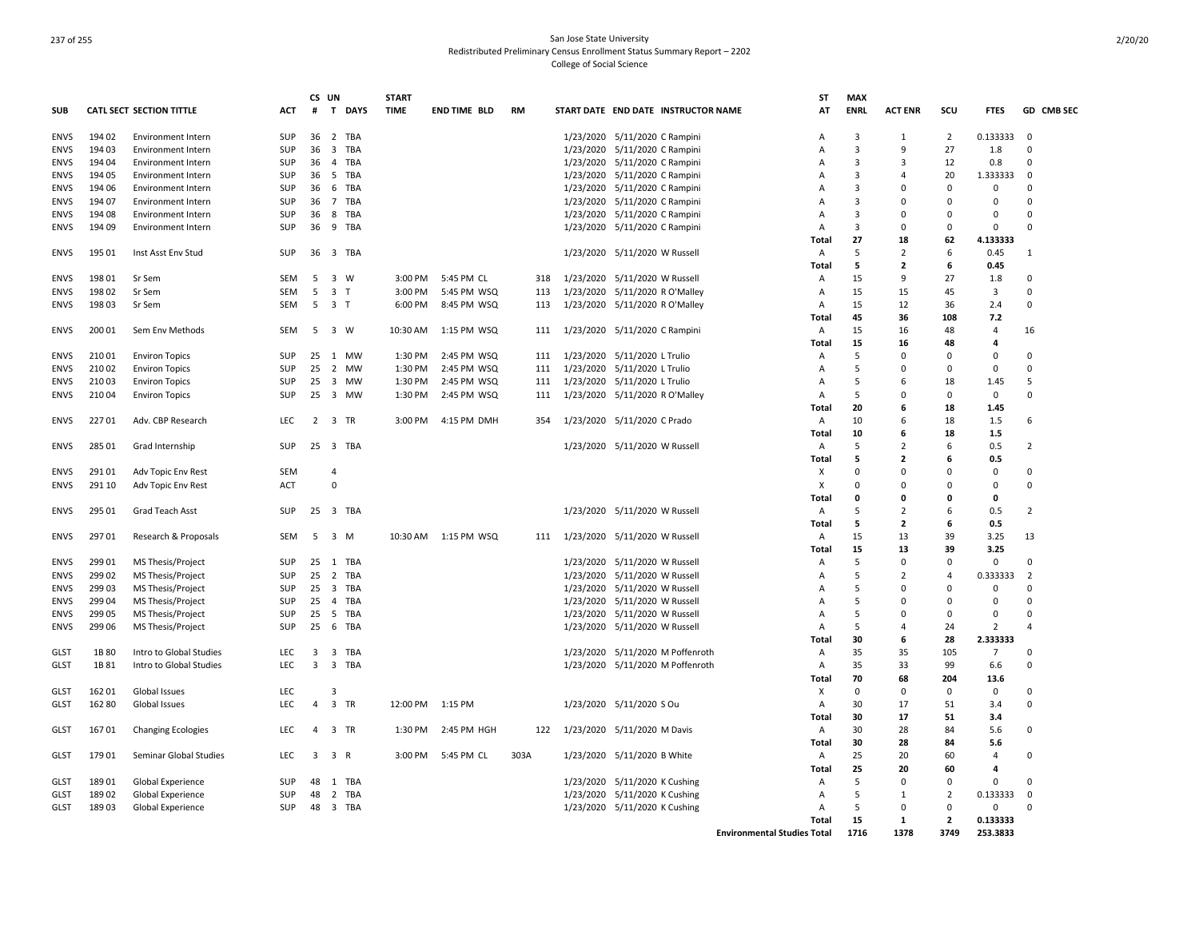San Jose State University
Redistributed Preliminary Census Enrollment Status Summary Report – 2202
College of Social Science

| SUB | CATL SECT | SECTION TITTLE | ACT | CS # | UN T | DAYS | START TIME | END TIME | BLD | RM | START DATE | END DATE | INSTRUCTOR NAME | ST AT | MAX ENRL | ACT ENR | SCU | FTES | GD | CMB SEC |
|---|---|---|---|---|---|---|---|---|---|---|---|---|---|---|---|---|---|---|---|---|
| ENVS | 194 02 | Environment Intern | SUP | 36 | 2 | TBA | | | | | 1/23/2020 | 5/11/2020 | C Rampini | A | 3 | 1 | 2 | 0.133333 | 0 | |
| ENVS | 194 03 | Environment Intern | SUP | 36 | 3 | TBA | | | | | 1/23/2020 | 5/11/2020 | C Rampini | A | 3 | 9 | 27 | 1.8 | 0 | |
| ENVS | 194 04 | Environment Intern | SUP | 36 | 4 | TBA | | | | | 1/23/2020 | 5/11/2020 | C Rampini | A | 3 | 3 | 12 | 0.8 | 0 | |
| ENVS | 194 05 | Environment Intern | SUP | 36 | 5 | TBA | | | | | 1/23/2020 | 5/11/2020 | C Rampini | A | 3 | 4 | 20 | 1.333333 | 0 | |
| ENVS | 194 06 | Environment Intern | SUP | 36 | 6 | TBA | | | | | 1/23/2020 | 5/11/2020 | C Rampini | A | 3 | 0 | 0 | 0 | 0 | |
| ENVS | 194 07 | Environment Intern | SUP | 36 | 7 | TBA | | | | | 1/23/2020 | 5/11/2020 | C Rampini | A | 3 | 0 | 0 | 0 | 0 | |
| ENVS | 194 08 | Environment Intern | SUP | 36 | 8 | TBA | | | | | 1/23/2020 | 5/11/2020 | C Rampini | A | 3 | 0 | 0 | 0 | 0 | |
| ENVS | 194 09 | Environment Intern | SUP | 36 | 9 | TBA | | | | | 1/23/2020 | 5/11/2020 | C Rampini | A | 3 | 0 | 0 | 0 | 0 | |
| | | | | | | | | | | | | | | **Total** | **27** | **18** | **62** | **4.133333** | | |
| ENVS | 195 01 | Inst Asst Env Stud | SUP | 36 | 3 | TBA | | | | | 1/23/2020 | 5/11/2020 | W Russell | A | 5 | 2 | 6 | 0.45 | 1 | |
| | | | | | | | | | | | | | | **Total** | **5** | **2** | **6** | **0.45** | | |
| ENVS | 198 01 | Sr Sem | SEM | 5 | 3 | W | 3:00 PM | 5:45 PM | CL | 318 | 1/23/2020 | 5/11/2020 | W Russell | A | 15 | 9 | 27 | 1.8 | 0 | |
| ENVS | 198 02 | Sr Sem | SEM | 5 | 3 | T | 3:00 PM | 5:45 PM | WSQ | 113 | 1/23/2020 | 5/11/2020 | R O'Malley | A | 15 | 15 | 45 | 3 | 0 | |
| ENVS | 198 03 | Sr Sem | SEM | 5 | 3 | T | 6:00 PM | 8:45 PM | WSQ | 113 | 1/23/2020 | 5/11/2020 | R O'Malley | A | 15 | 12 | 36 | 2.4 | 0 | |
| | | | | | | | | | | | | | | **Total** | **45** | **36** | **108** | **7.2** | | |
| ENVS | 200 01 | Sem Env Methods | SEM | 5 | 3 | W | 10:30 AM | 1:15 PM | WSQ | 111 | 1/23/2020 | 5/11/2020 | C Rampini | A | 15 | 16 | 48 | 4 | 16 | |
| | | | | | | | | | | | | | | **Total** | **15** | **16** | **48** | **4** | | |
| ENVS | 210 01 | Environ Topics | SUP | 25 | 1 | MW | 1:30 PM | 2:45 PM | WSQ | 111 | 1/23/2020 | 5/11/2020 | L Trulio | A | 5 | 0 | 0 | 0 | 0 | |
| ENVS | 210 02 | Environ Topics | SUP | 25 | 2 | MW | 1:30 PM | 2:45 PM | WSQ | 111 | 1/23/2020 | 5/11/2020 | L Trulio | A | 5 | 0 | 0 | 0 | 0 | |
| ENVS | 210 03 | Environ Topics | SUP | 25 | 3 | MW | 1:30 PM | 2:45 PM | WSQ | 111 | 1/23/2020 | 5/11/2020 | L Trulio | A | 5 | 6 | 18 | 1.45 | 5 | |
| ENVS | 210 04 | Environ Topics | SUP | 25 | 3 | MW | 1:30 PM | 2:45 PM | WSQ | 111 | 1/23/2020 | 5/11/2020 | R O'Malley | A | 5 | 0 | 0 | 0 | 0 | |
| | | | | | | | | | | | | | | **Total** | **20** | **6** | **18** | **1.45** | | |
| ENVS | 227 01 | Adv. CBP Research | LEC | 2 | 3 | TR | 3:00 PM | 4:15 PM | DMH | 354 | 1/23/2020 | 5/11/2020 | C Prado | A | 10 | 6 | 18 | 1.5 | 6 | |
| | | | | | | | | | | | | | | **Total** | **10** | **6** | **18** | **1.5** | | |
| ENVS | 285 01 | Grad Internship | SUP | 25 | 3 | TBA | | | | | 1/23/2020 | 5/11/2020 | W Russell | A | 5 | 2 | 6 | 0.5 | 2 | |
| | | | | | | | | | | | | | | **Total** | **5** | **2** | **6** | **0.5** | | |
| ENVS | 291 01 | Adv Topic Env Rest | SEM | | 4 | | | | | | | | | X | 0 | 0 | 0 | 0 | 0 | |
| ENVS | 291 10 | Adv Topic Env Rest | ACT | | 0 | | | | | | | | | X | 0 | 0 | 0 | 0 | 0 | |
| | | | | | | | | | | | | | | **Total** | **0** | **0** | **0** | **0** | | |
| ENVS | 295 01 | Grad Teach Asst | SUP | 25 | 3 | TBA | | | | | 1/23/2020 | 5/11/2020 | W Russell | A | 5 | 2 | 6 | 0.5 | 2 | |
| | | | | | | | | | | | | | | **Total** | **5** | **2** | **6** | **0.5** | | |
| ENVS | 297 01 | Research & Proposals | SEM | 5 | 3 | M | 10:30 AM | 1:15 PM | WSQ | 111 | 1/23/2020 | 5/11/2020 | W Russell | A | 15 | 13 | 39 | 3.25 | 13 | |
| | | | | | | | | | | | | | | **Total** | **15** | **13** | **39** | **3.25** | | |
| ENVS | 299 01 | MS Thesis/Project | SUP | 25 | 1 | TBA | | | | | 1/23/2020 | 5/11/2020 | W Russell | A | 5 | 0 | 0 | 0 | 0 | |
| ENVS | 299 02 | MS Thesis/Project | SUP | 25 | 2 | TBA | | | | | 1/23/2020 | 5/11/2020 | W Russell | A | 5 | 2 | 4 | 0.333333 | 2 | |
| ENVS | 299 03 | MS Thesis/Project | SUP | 25 | 3 | TBA | | | | | 1/23/2020 | 5/11/2020 | W Russell | A | 5 | 0 | 0 | 0 | 0 | |
| ENVS | 299 04 | MS Thesis/Project | SUP | 25 | 4 | TBA | | | | | 1/23/2020 | 5/11/2020 | W Russell | A | 5 | 0 | 0 | 0 | 0 | |
| ENVS | 299 05 | MS Thesis/Project | SUP | 25 | 5 | TBA | | | | | 1/23/2020 | 5/11/2020 | W Russell | A | 5 | 0 | 0 | 0 | 0 | |
| ENVS | 299 06 | MS Thesis/Project | SUP | 25 | 6 | TBA | | | | | 1/23/2020 | 5/11/2020 | W Russell | A | 5 | 4 | 24 | 2 | 4 | |
| | | | | | | | | | | | | | | **Total** | **30** | **6** | **28** | **2.333333** | | |
| GLST | 1B 80 | Intro to Global Studies | LEC | 3 | 3 | TBA | | | | | 1/23/2020 | 5/11/2020 | M Poffenroth | A | 35 | 35 | 105 | 7 | 0 | |
| GLST | 1B 81 | Intro to Global Studies | LEC | 3 | 3 | TBA | | | | | 1/23/2020 | 5/11/2020 | M Poffenroth | A | 35 | 33 | 99 | 6.6 | 0 | |
| | | | | | | | | | | | | | | **Total** | **70** | **68** | **204** | **13.6** | | |
| GLST | 162 01 | Global Issues | LEC | | 3 | | | | | | | | | X | 0 | 0 | 0 | 0 | 0 | |
| GLST | 162 80 | Global Issues | LEC | 4 | 3 | TR | 12:00 PM | 1:15 PM | | | 1/23/2020 | 5/11/2020 | S Ou | A | 30 | 17 | 51 | 3.4 | 0 | |
| | | | | | | | | | | | | | | **Total** | **30** | **17** | **51** | **3.4** | | |
| GLST | 167 01 | Changing Ecologies | LEC | 4 | 3 | TR | 1:30 PM | 2:45 PM | HGH | 122 | 1/23/2020 | 5/11/2020 | M Davis | A | 30 | 28 | 84 | 5.6 | 0 | |
| | | | | | | | | | | | | | | **Total** | **30** | **28** | **84** | **5.6** | | |
| GLST | 179 01 | Seminar Global Studies | LEC | 3 | 3 | R | 3:00 PM | 5:45 PM | CL | 303A | 1/23/2020 | 5/11/2020 | B White | A | 25 | 20 | 60 | 4 | 0 | |
| | | | | | | | | | | | | | | **Total** | **25** | **20** | **60** | **4** | | |
| GLST | 189 01 | Global Experience | SUP | 48 | 1 | TBA | | | | | 1/23/2020 | 5/11/2020 | K Cushing | A | 5 | 0 | 0 | 0 | 0 | |
| GLST | 189 02 | Global Experience | SUP | 48 | 2 | TBA | | | | | 1/23/2020 | 5/11/2020 | K Cushing | A | 5 | 1 | 2 | 0.133333 | 0 | |
| GLST | 189 03 | Global Experience | SUP | 48 | 3 | TBA | | | | | 1/23/2020 | 5/11/2020 | K Cushing | A | 5 | 0 | 0 | 0 | 0 | |
| | | | | | | | | | | | | | | **Total** | **15** | **1** | **2** | **0.133333** | | |
| | | | | | | | | | | | | | | **Environmental Studies Total** | **1716** | **1378** | **3749** | **253.3833** | | |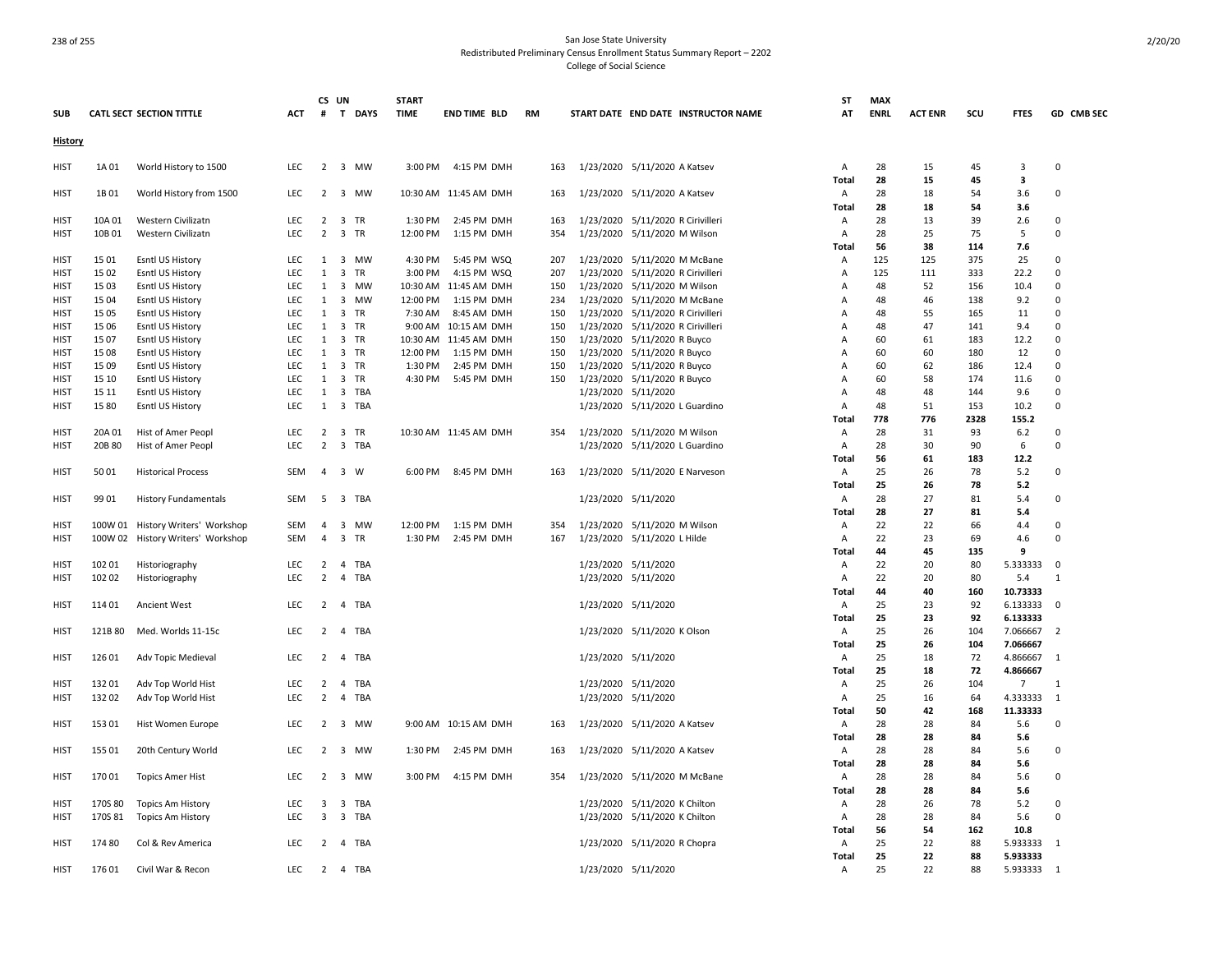San Jose State University
Redistributed Preliminary Census Enrollment Status Summary Report – 2202
College of Social Science

| SUB | CATL SECT | SECTION TITTLE | ACT | CS # | UN T | DAYS | START TIME | END TIME | BLD | RM | START DATE | END DATE | INSTRUCTOR NAME | ST AT | MAX ENRL | ACT ENR | SCU | FTES | GD | CMB SEC |
|---|---|---|---|---|---|---|---|---|---|---|---|---|---|---|---|---|---|---|---|---|
| **History** | | | | | | | | | | | | | | | | | | | | |
| HIST | 1A 01 | World History to 1500 | LEC | 2 | 3 | MW | 3:00 PM | 4:15 PM | DMH | 163 | 1/23/2020 | 5/11/2020 | A Katsev | A | 28 | 15 | 45 | 3 | 0 | |
| | | | | | | | | | | | | | | **Total** | **28** | **15** | **45** | **3** | | |
| HIST | 1B 01 | World History from 1500 | LEC | 2 | 3 | MW | 10:30 AM | 11:45 AM | DMH | 163 | 1/23/2020 | 5/11/2020 | A Katsev | A | 28 | 18 | 54 | 3.6 | 0 | |
| | | | | | | | | | | | | | | **Total** | **28** | **18** | **54** | **3.6** | | |
| HIST | 10A 01 | Western Civilizatn | LEC | 2 | 3 | TR | 1:30 PM | 2:45 PM | DMH | 163 | 1/23/2020 | 5/11/2020 | R Cirivilleri | A | 28 | 13 | 39 | 2.6 | 0 | |
| HIST | 10B 01 | Western Civilizatn | LEC | 2 | 3 | TR | 12:00 PM | 1:15 PM | DMH | 354 | 1/23/2020 | 5/11/2020 | M Wilson | A | 28 | 25 | 75 | 5 | 0 | |
| | | | | | | | | | | | | | | **Total** | **56** | **38** | **114** | **7.6** | | |
| HIST | 15 01 | Esntl US History | LEC | 1 | 3 | MW | 4:30 PM | 5:45 PM | WSQ | 207 | 1/23/2020 | 5/11/2020 | M McBane | A | 125 | 125 | 375 | 25 | 0 | |
| HIST | 15 02 | Esntl US History | LEC | 1 | 3 | TR | 3:00 PM | 4:15 PM | WSQ | 207 | 1/23/2020 | 5/11/2020 | R Cirivilleri | A | 125 | 111 | 333 | 22.2 | 0 | |
| HIST | 15 03 | Esntl US History | LEC | 1 | 3 | MW | 10:30 AM | 11:45 AM | DMH | 150 | 1/23/2020 | 5/11/2020 | M Wilson | A | 48 | 52 | 156 | 10.4 | 0 | |
| HIST | 15 04 | Esntl US History | LEC | 1 | 3 | MW | 12:00 PM | 1:15 PM | DMH | 234 | 1/23/2020 | 5/11/2020 | M McBane | A | 48 | 46 | 138 | 9.2 | 0 | |
| HIST | 15 05 | Esntl US History | LEC | 1 | 3 | TR | 7:30 AM | 8:45 AM | DMH | 150 | 1/23/2020 | 5/11/2020 | R Cirivilleri | A | 48 | 55 | 165 | 11 | 0 | |
| HIST | 15 06 | Esntl US History | LEC | 1 | 3 | TR | 9:00 AM | 10:15 AM | DMH | 150 | 1/23/2020 | 5/11/2020 | R Cirivilleri | A | 48 | 47 | 141 | 9.4 | 0 | |
| HIST | 15 07 | Esntl US History | LEC | 1 | 3 | TR | 10:30 AM | 11:45 AM | DMH | 150 | 1/23/2020 | 5/11/2020 | R Buyco | A | 60 | 61 | 183 | 12.2 | 0 | |
| HIST | 15 08 | Esntl US History | LEC | 1 | 3 | TR | 12:00 PM | 1:15 PM | DMH | 150 | 1/23/2020 | 5/11/2020 | R Buyco | A | 60 | 60 | 180 | 12 | 0 | |
| HIST | 15 09 | Esntl US History | LEC | 1 | 3 | TR | 1:30 PM | 2:45 PM | DMH | 150 | 1/23/2020 | 5/11/2020 | R Buyco | A | 60 | 62 | 186 | 12.4 | 0 | |
| HIST | 15 10 | Esntl US History | LEC | 1 | 3 | TR | 4:30 PM | 5:45 PM | DMH | 150 | 1/23/2020 | 5/11/2020 | R Buyco | A | 60 | 58 | 174 | 11.6 | 0 | |
| HIST | 15 11 | Esntl US History | LEC | 1 | 3 | TBA | | | | | 1/23/2020 | 5/11/2020 | | A | 48 | 48 | 144 | 9.6 | 0 | |
| HIST | 15 80 | Esntl US History | LEC | 1 | 3 | TBA | | | | | 1/23/2020 | 5/11/2020 | L Guardino | A | 48 | 51 | 153 | 10.2 | 0 | |
| | | | | | | | | | | | | | | **Total** | **778** | **776** | **2328** | **155.2** | | |
| HIST | 20A 01 | Hist of Amer Peopl | LEC | 2 | 3 | TR | 10:30 AM | 11:45 AM | DMH | 354 | 1/23/2020 | 5/11/2020 | M Wilson | A | 28 | 31 | 93 | 6.2 | 0 | |
| HIST | 20B 80 | Hist of Amer Peopl | LEC | 2 | 3 | TBA | | | | | 1/23/2020 | 5/11/2020 | L Guardino | A | 28 | 30 | 90 | 6 | 0 | |
| | | | | | | | | | | | | | | **Total** | **56** | **61** | **183** | **12.2** | | |
| HIST | 50 01 | Historical Process | SEM | 4 | 3 | W | 6:00 PM | 8:45 PM | DMH | 163 | 1/23/2020 | 5/11/2020 | E Narveson | A | 25 | 26 | 78 | 5.2 | 0 | |
| | | | | | | | | | | | | | | **Total** | **25** | **26** | **78** | **5.2** | | |
| HIST | 99 01 | History Fundamentals | SEM | 5 | 3 | TBA | | | | | 1/23/2020 | 5/11/2020 | | A | 28 | 27 | 81 | 5.4 | 0 | |
| | | | | | | | | | | | | | | **Total** | **28** | **27** | **81** | **5.4** | | |
| HIST | 100W 01 | History Writers' Workshop | SEM | 4 | 3 | MW | 12:00 PM | 1:15 PM | DMH | 354 | 1/23/2020 | 5/11/2020 | M Wilson | A | 22 | 22 | 66 | 4.4 | 0 | |
| HIST | 100W 02 | History Writers' Workshop | SEM | 4 | 3 | TR | 1:30 PM | 2:45 PM | DMH | 167 | 1/23/2020 | 5/11/2020 | L Hilde | A | 22 | 23 | 69 | 4.6 | 0 | |
| | | | | | | | | | | | | | | **Total** | **44** | **45** | **135** | **9** | | |
| HIST | 102 01 | Historiography | LEC | 2 | 4 | TBA | | | | | 1/23/2020 | 5/11/2020 | | A | 22 | 20 | 80 | 5.333333 | 0 | |
| HIST | 102 02 | Historiography | LEC | 2 | 4 | TBA | | | | | 1/23/2020 | 5/11/2020 | | A | 22 | 20 | 80 | 5.4 | 1 | |
| | | | | | | | | | | | | | | **Total** | **44** | **40** | **160** | **10.73333** | | |
| HIST | 114 01 | Ancient West | LEC | 2 | 4 | TBA | | | | | 1/23/2020 | 5/11/2020 | | A | 25 | 23 | 92 | 6.133333 | 0 | |
| | | | | | | | | | | | | | | **Total** | **25** | **23** | **92** | **6.133333** | | |
| HIST | 121B 80 | Med. Worlds 11-15c | LEC | 2 | 4 | TBA | | | | | 1/23/2020 | 5/11/2020 | K Olson | A | 25 | 26 | 104 | 7.066667 | 2 | |
| | | | | | | | | | | | | | | **Total** | **25** | **26** | **104** | **7.066667** | | |
| HIST | 126 01 | Adv Topic Medieval | LEC | 2 | 4 | TBA | | | | | 1/23/2020 | 5/11/2020 | | A | 25 | 18 | 72 | 4.866667 | 1 | |
| | | | | | | | | | | | | | | **Total** | **25** | **18** | **72** | **4.866667** | | |
| HIST | 132 01 | Adv Top World Hist | LEC | 2 | 4 | TBA | | | | | 1/23/2020 | 5/11/2020 | | A | 25 | 26 | 104 | 7 | 1 | |
| HIST | 132 02 | Adv Top World Hist | LEC | 2 | 4 | TBA | | | | | 1/23/2020 | 5/11/2020 | | A | 25 | 16 | 64 | 4.333333 | 1 | |
| | | | | | | | | | | | | | | **Total** | **50** | **42** | **168** | **11.33333** | | |
| HIST | 153 01 | Hist Women Europe | LEC | 2 | 3 | MW | 9:00 AM | 10:15 AM | DMH | 163 | 1/23/2020 | 5/11/2020 | A Katsev | A | 28 | 28 | 84 | 5.6 | 0 | |
| | | | | | | | | | | | | | | **Total** | **28** | **28** | **84** | **5.6** | | |
| HIST | 155 01 | 20th Century World | LEC | 2 | 3 | MW | 1:30 PM | 2:45 PM | DMH | 163 | 1/23/2020 | 5/11/2020 | A Katsev | A | 28 | 28 | 84 | 5.6 | 0 | |
| | | | | | | | | | | | | | | **Total** | **28** | **28** | **84** | **5.6** | | |
| HIST | 170 01 | Topics Amer Hist | LEC | 2 | 3 | MW | 3:00 PM | 4:15 PM | DMH | 354 | 1/23/2020 | 5/11/2020 | M McBane | A | 28 | 28 | 84 | 5.6 | 0 | |
| | | | | | | | | | | | | | | **Total** | **28** | **28** | **84** | **5.6** | | |
| HIST | 170S 80 | Topics Am History | LEC | 3 | 3 | TBA | | | | | 1/23/2020 | 5/11/2020 | K Chilton | A | 28 | 26 | 78 | 5.2 | 0 | |
| HIST | 170S 81 | Topics Am History | LEC | 3 | 3 | TBA | | | | | 1/23/2020 | 5/11/2020 | K Chilton | A | 28 | 28 | 84 | 5.6 | 0 | |
| | | | | | | | | | | | | | | **Total** | **56** | **54** | **162** | **10.8** | | |
| HIST | 174 80 | Col & Rev America | LEC | 2 | 4 | TBA | | | | | 1/23/2020 | 5/11/2020 | R Chopra | A | 25 | 22 | 88 | 5.933333 | 1 | |
| | | | | | | | | | | | | | | **Total** | **25** | **22** | **88** | **5.933333** | | |
| HIST | 176 01 | Civil War & Recon | LEC | 2 | 4 | TBA | | | | | 1/23/2020 | 5/11/2020 | | A | 25 | 22 | 88 | 5.933333 | 1 | |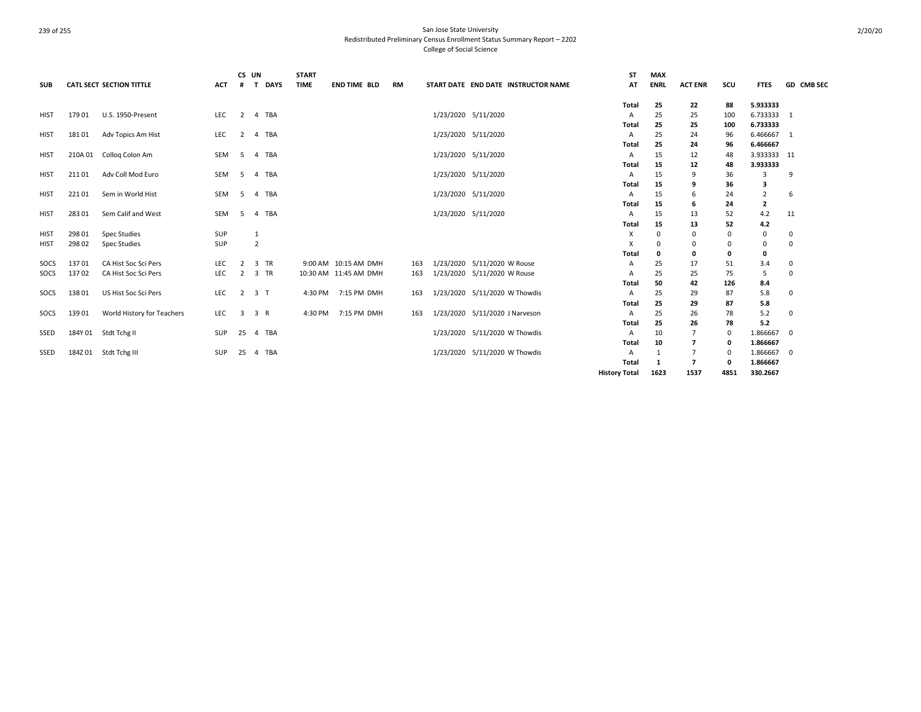San Jose State University
Redistributed Preliminary Census Enrollment Status Summary Report – 2202
College of Social Science

| SUB | CATL SECT | SECTION TITTLE | ACT | CS # | UN T | DAYS | START TIME | END TIME | BLD | RM | START DATE | END DATE | INSTRUCTOR NAME | ST AT | MAX ENRL | ACT ENR | SCU | FTES | GD | CMB SEC |
|---|---|---|---|---|---|---|---|---|---|---|---|---|---|---|---|---|---|---|---|---|
| | | | | | | | | | | | | | | **Total** | **25** | **22** | **88** | **5.933333** | | |
| HIST | 179 01 | U.S. 1950-Present | LEC | 2 | 4 | TBA | | | | | 1/23/2020 | 5/11/2020 | | A | 25 | 25 | 100 | 6.733333 | 1 | |
| | | | | | | | | | | | | | | **Total** | **25** | **25** | **100** | **6.733333** | | |
| HIST | 181 01 | Adv Topics Am Hist | LEC | 2 | 4 | TBA | | | | | 1/23/2020 | 5/11/2020 | | A | 25 | 24 | 96 | 6.466667 | 1 | |
| | | | | | | | | | | | | | | **Total** | **25** | **24** | **96** | **6.466667** | | |
| HIST | 210A 01 | Colloq Colon Am | SEM | 5 | 4 | TBA | | | | | 1/23/2020 | 5/11/2020 | | A | 15 | 12 | 48 | 3.933333 | 11 | |
| | | | | | | | | | | | | | | **Total** | **15** | **12** | **48** | **3.933333** | | |
| HIST | 211 01 | Adv Coll Mod Euro | SEM | 5 | 4 | TBA | | | | | 1/23/2020 | 5/11/2020 | | A | 15 | 9 | 36 | 3 | 9 | |
| | | | | | | | | | | | | | | **Total** | **15** | **9** | **36** | **3** | | |
| HIST | 221 01 | Sem in World Hist | SEM | 5 | 4 | TBA | | | | | 1/23/2020 | 5/11/2020 | | A | 15 | 6 | 24 | 2 | 6 | |
| | | | | | | | | | | | | | | **Total** | **15** | **6** | **24** | **2** | | |
| HIST | 283 01 | Sem Calif and West | SEM | 5 | 4 | TBA | | | | | 1/23/2020 | 5/11/2020 | | A | 15 | 13 | 52 | 4.2 | 11 | |
| | | | | | | | | | | | | | | **Total** | **15** | **13** | **52** | **4.2** | | |
| HIST | 298 01 | Spec Studies | SUP | | 1 | | | | | | | | | X | 0 | 0 | 0 | 0 | 0 | |
| HIST | 298 02 | Spec Studies | SUP | | 2 | | | | | | | | | X | 0 | 0 | 0 | 0 | 0 | |
| | | | | | | | | | | | | | | **Total** | **0** | **0** | **0** | **0** | | |
| SOCS | 137 01 | CA Hist Soc Sci Pers | LEC | 2 | 3 | TR | 9:00 AM | 10:15 AM | DMH | 163 | 1/23/2020 | 5/11/2020 | W Rouse | A | 25 | 17 | 51 | 3.4 | 0 | |
| SOCS | 137 02 | CA Hist Soc Sci Pers | LEC | 2 | 3 | TR | 10:30 AM | 11:45 AM | DMH | 163 | 1/23/2020 | 5/11/2020 | W Rouse | A | 25 | 25 | 75 | 5 | 0 | |
| | | | | | | | | | | | | | | **Total** | **50** | **42** | **126** | **8.4** | | |
| SOCS | 138 01 | US Hist Soc Sci Pers | LEC | 2 | 3 | T | 4:30 PM | 7:15 PM | DMH | 163 | 1/23/2020 | 5/11/2020 | W Thowdis | A | 25 | 29 | 87 | 5.8 | 0 | |
| | | | | | | | | | | | | | | **Total** | **25** | **29** | **87** | **5.8** | | |
| SOCS | 139 01 | World History for Teachers | LEC | 3 | 3 | R | 4:30 PM | 7:15 PM | DMH | 163 | 1/23/2020 | 5/11/2020 | J Narveson | A | 25 | 26 | 78 | 5.2 | 0 | |
| | | | | | | | | | | | | | | **Total** | **25** | **26** | **78** | **5.2** | | |
| SSED | 184Y 01 | Stdt Tchg II | SUP | 25 | 4 | TBA | | | | | 1/23/2020 | 5/11/2020 | W Thowdis | A | 10 | 7 | 0 | 1.866667 | 0 | |
| | | | | | | | | | | | | | | **Total** | **10** | **7** | **0** | **1.866667** | | |
| SSED | 184Z 01 | Stdt Tchg III | SUP | 25 | 4 | TBA | | | | | 1/23/2020 | 5/11/2020 | W Thowdis | A | 1 | 7 | 0 | 1.866667 | 0 | |
| | | | | | | | | | | | | | | **Total** | **1** | **7** | **0** | **1.866667** | | |
| | | | | | | | | | | | | | | **History Total** | **1623** | **1537** | **4851** | **330.2667** | | |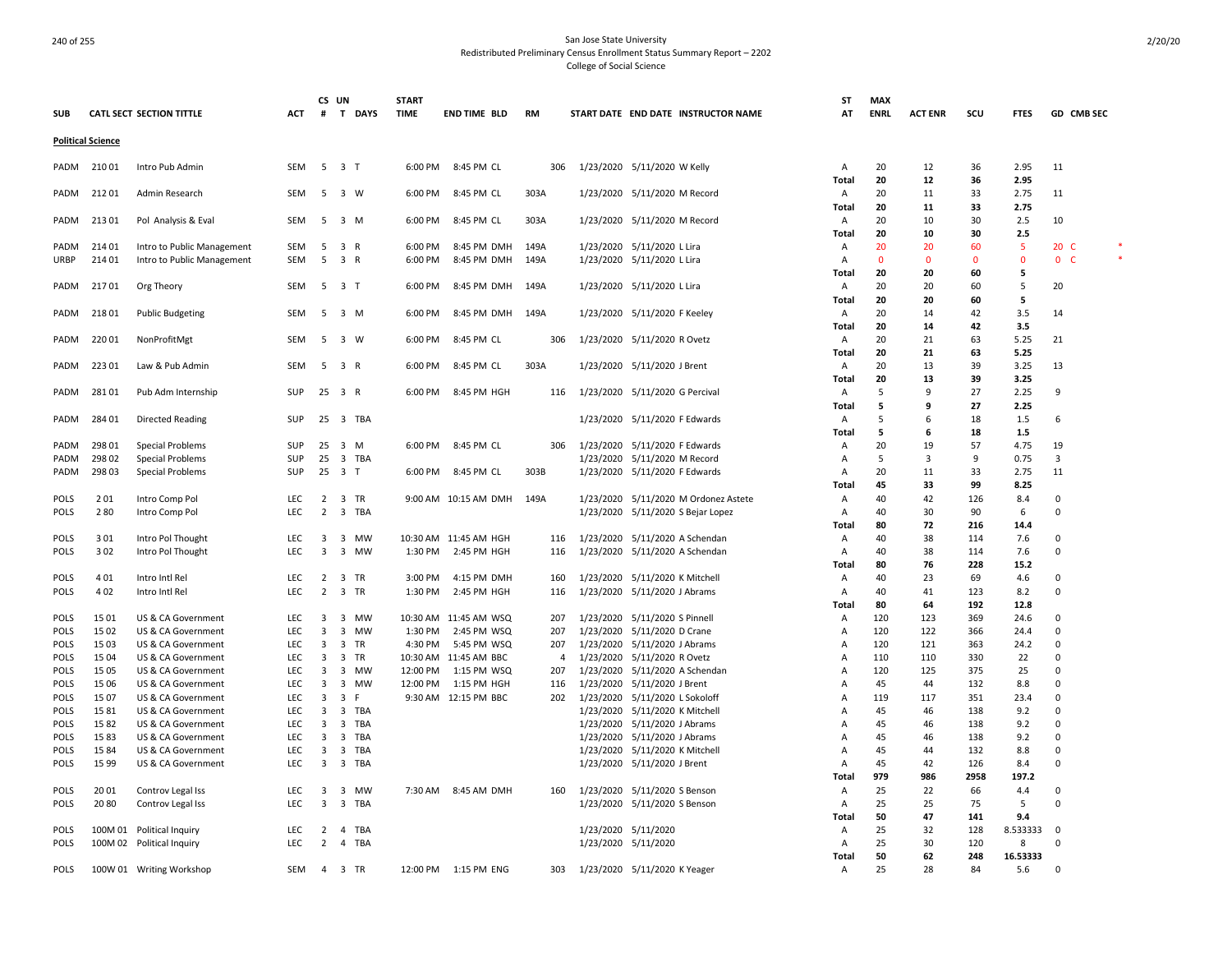San Jose State University
Redistributed Preliminary Census Enrollment Status Summary Report – 2202
College of Social Science

| SUB | CATL SECT | SECTION TITTLE | ACT | CS # | UN T | DAYS | START TIME | END TIME | BLD | RM | START DATE | END DATE | INSTRUCTOR NAME | ST AT | MAX ENRL | ACT ENR | SCU | FTES | GD | CMB SEC |
|---|---|---|---|---|---|---|---|---|---|---|---|---|---|---|---|---|---|---|---|---|
| **Political Science** | | | | | | | | | | | | | | | | | | | | |
| PADM | 210 01 | Intro Pub Admin | SEM | 5 | 3 | T | 6:00 PM | 8:45 PM | CL | 306 | 1/23/2020 | 5/11/2020 | W Kelly | A | 20 | 12 | 36 | 2.95 | 11 | |
| | | | | | | | | | | | | | | **Total** | **20** | **12** | **36** | **2.95** | | |
| PADM | 212 01 | Admin Research | SEM | 5 | 3 | W | 6:00 PM | 8:45 PM | CL | 303A | 1/23/2020 | 5/11/2020 | M Record | A | 20 | 11 | 33 | 2.75 | 11 | |
| | | | | | | | | | | | | | | **Total** | **20** | **11** | **33** | **2.75** | | |
| PADM | 213 01 | Pol Analysis & Eval | SEM | 5 | 3 | M | 6:00 PM | 8:45 PM | CL | 303A | 1/23/2020 | 5/11/2020 | M Record | A | 20 | 10 | 30 | 2.5 | 10 | |
| | | | | | | | | | | | | | | **Total** | **20** | **10** | **30** | **2.5** | | |
| PADM | 214 01 | Intro to Public Management | SEM | 5 | 3 | R | 6:00 PM | 8:45 PM | DMH | 149A | 1/23/2020 | 5/11/2020 | L Lira | A | 20 | 20 | 60 | 5 | 20 | C * |
| URBP | 214 01 | Intro to Public Management | SEM | 5 | 3 | R | 6:00 PM | 8:45 PM | DMH | 149A | 1/23/2020 | 5/11/2020 | L Lira | A | 0 | 0 | 0 | 0 | 0 | C * |
| | | | | | | | | | | | | | | **Total** | **20** | **20** | **60** | **5** | | |
| PADM | 217 01 | Org Theory | SEM | 5 | 3 | T | 6:00 PM | 8:45 PM | DMH | 149A | 1/23/2020 | 5/11/2020 | L Lira | A | 20 | 20 | 60 | 5 | 20 | |
| | | | | | | | | | | | | | | **Total** | **20** | **20** | **60** | **5** | | |
| PADM | 218 01 | Public Budgeting | SEM | 5 | 3 | M | 6:00 PM | 8:45 PM | DMH | 149A | 1/23/2020 | 5/11/2020 | F Keeley | A | 20 | 14 | 42 | 3.5 | 14 | |
| | | | | | | | | | | | | | | **Total** | **20** | **14** | **42** | **3.5** | | |
| PADM | 220 01 | NonProfitMgt | SEM | 5 | 3 | W | 6:00 PM | 8:45 PM | CL | 306 | 1/23/2020 | 5/11/2020 | R Ovetz | A | 20 | 21 | 63 | 5.25 | 21 | |
| | | | | | | | | | | | | | | **Total** | **20** | **21** | **63** | **5.25** | | |
| PADM | 223 01 | Law & Pub Admin | SEM | 5 | 3 | R | 6:00 PM | 8:45 PM | CL | 303A | 1/23/2020 | 5/11/2020 | J Brent | A | 20 | 13 | 39 | 3.25 | 13 | |
| | | | | | | | | | | | | | | **Total** | **20** | **13** | **39** | **3.25** | | |
| PADM | 281 01 | Pub Adm Internship | SUP | 25 | 3 | R | 6:00 PM | 8:45 PM | HGH | 116 | 1/23/2020 | 5/11/2020 | G Percival | A | 5 | 9 | 27 | 2.25 | 9 | |
| | | | | | | | | | | | | | | **Total** | **5** | **9** | **27** | **2.25** | | |
| PADM | 284 01 | Directed Reading | SUP | 25 | 3 | TBA | | | | | 1/23/2020 | 5/11/2020 | F Edwards | A | 5 | 6 | 18 | 1.5 | 6 | |
| | | | | | | | | | | | | | | **Total** | **5** | **6** | **18** | **1.5** | | |
| PADM | 298 01 | Special Problems | SUP | 25 | 3 | M | 6:00 PM | 8:45 PM | CL | 306 | 1/23/2020 | 5/11/2020 | F Edwards | A | 20 | 19 | 57 | 4.75 | 19 | |
| PADM | 298 02 | Special Problems | SUP | 25 | 3 | TBA | | | | | 1/23/2020 | 5/11/2020 | M Record | A | 5 | 3 | 9 | 0.75 | 3 | |
| PADM | 298 03 | Special Problems | SUP | 25 | 3 | T | 6:00 PM | 8:45 PM | CL | 303B | 1/23/2020 | 5/11/2020 | F Edwards | A | 20 | 11 | 33 | 2.75 | 11 | |
| | | | | | | | | | | | | | | **Total** | **45** | **33** | **99** | **8.25** | | |
| POLS | 2 01 | Intro Comp Pol | LEC | 2 | 3 | TR | 9:00 AM | 10:15 AM | DMH | 149A | 1/23/2020 | 5/11/2020 | M Ordonez Astete | A | 40 | 42 | 126 | 8.4 | 0 | |
| POLS | 2 80 | Intro Comp Pol | LEC | 2 | 3 | TBA | | | | | 1/23/2020 | 5/11/2020 | S Bejar Lopez | A | 40 | 30 | 90 | 6 | 0 | |
| | | | | | | | | | | | | | | **Total** | **80** | **72** | **216** | **14.4** | | |
| POLS | 3 01 | Intro Pol Thought | LEC | 3 | 3 | MW | 10:30 AM | 11:45 AM | HGH | 116 | 1/23/2020 | 5/11/2020 | A Schendan | A | 40 | 38 | 114 | 7.6 | 0 | |
| POLS | 3 02 | Intro Pol Thought | LEC | 3 | 3 | MW | 1:30 PM | 2:45 PM | HGH | 116 | 1/23/2020 | 5/11/2020 | A Schendan | A | 40 | 38 | 114 | 7.6 | 0 | |
| | | | | | | | | | | | | | | **Total** | **80** | **76** | **228** | **15.2** | | |
| POLS | 4 01 | Intro Intl Rel | LEC | 2 | 3 | TR | 3:00 PM | 4:15 PM | DMH | 160 | 1/23/2020 | 5/11/2020 | K Mitchell | A | 40 | 23 | 69 | 4.6 | 0 | |
| POLS | 4 02 | Intro Intl Rel | LEC | 2 | 3 | TR | 1:30 PM | 2:45 PM | HGH | 116 | 1/23/2020 | 5/11/2020 | J Abrams | A | 40 | 41 | 123 | 8.2 | 0 | |
| | | | | | | | | | | | | | | **Total** | **80** | **64** | **192** | **12.8** | | |
| POLS | 15 01 | US & CA Government | LEC | 3 | 3 | MW | 10:30 AM | 11:45 AM | WSQ | 207 | 1/23/2020 | 5/11/2020 | S Pinnell | A | 120 | 123 | 369 | 24.6 | 0 | |
| POLS | 15 02 | US & CA Government | LEC | 3 | 3 | MW | 1:30 PM | 2:45 PM | WSQ | 207 | 1/23/2020 | 5/11/2020 | D Crane | A | 120 | 122 | 366 | 24.4 | 0 | |
| POLS | 15 03 | US & CA Government | LEC | 3 | 3 | TR | 4:30 PM | 5:45 PM | WSQ | 207 | 1/23/2020 | 5/11/2020 | J Abrams | A | 120 | 121 | 363 | 24.2 | 0 | |
| POLS | 15 04 | US & CA Government | LEC | 3 | 3 | TR | 10:30 AM | 11:45 AM | BBC | 4 | 1/23/2020 | 5/11/2020 | R Ovetz | A | 110 | 110 | 330 | 22 | 0 | |
| POLS | 15 05 | US & CA Government | LEC | 3 | 3 | MW | 12:00 PM | 1:15 PM | WSQ | 207 | 1/23/2020 | 5/11/2020 | A Schendan | A | 120 | 125 | 375 | 25 | 0 | |
| POLS | 15 06 | US & CA Government | LEC | 3 | 3 | MW | 12:00 PM | 1:15 PM | HGH | 116 | 1/23/2020 | 5/11/2020 | J Brent | A | 45 | 44 | 132 | 8.8 | 0 | |
| POLS | 15 07 | US & CA Government | LEC | 3 | 3 | F | 9:30 AM | 12:15 PM | BBC | 202 | 1/23/2020 | 5/11/2020 | L Sokoloff | A | 119 | 117 | 351 | 23.4 | 0 | |
| POLS | 15 81 | US & CA Government | LEC | 3 | 3 | TBA | | | | | 1/23/2020 | 5/11/2020 | K Mitchell | A | 45 | 46 | 138 | 9.2 | 0 | |
| POLS | 15 82 | US & CA Government | LEC | 3 | 3 | TBA | | | | | 1/23/2020 | 5/11/2020 | J Abrams | A | 45 | 46 | 138 | 9.2 | 0 | |
| POLS | 15 83 | US & CA Government | LEC | 3 | 3 | TBA | | | | | 1/23/2020 | 5/11/2020 | J Abrams | A | 45 | 46 | 138 | 9.2 | 0 | |
| POLS | 15 84 | US & CA Government | LEC | 3 | 3 | TBA | | | | | 1/23/2020 | 5/11/2020 | K Mitchell | A | 45 | 44 | 132 | 8.8 | 0 | |
| POLS | 15 99 | US & CA Government | LEC | 3 | 3 | TBA | | | | | 1/23/2020 | 5/11/2020 | J Brent | A | 45 | 42 | 126 | 8.4 | 0 | |
| | | | | | | | | | | | | | | **Total** | **979** | **986** | **2958** | **197.2** | | |
| POLS | 20 01 | Controv Legal Iss | LEC | 3 | 3 | MW | 7:30 AM | 8:45 AM | DMH | 160 | 1/23/2020 | 5/11/2020 | S Benson | A | 25 | 22 | 66 | 4.4 | 0 | |
| POLS | 20 80 | Controv Legal Iss | LEC | 3 | 3 | TBA | | | | | 1/23/2020 | 5/11/2020 | S Benson | A | 25 | 25 | 75 | 5 | 0 | |
| | | | | | | | | | | | | | | **Total** | **50** | **47** | **141** | **9.4** | | |
| POLS | 100M 01 | Political Inquiry | LEC | 2 | 4 | TBA | | | | | 1/23/2020 | 5/11/2020 | | A | 25 | 32 | 128 | 8.533333 | 0 | |
| POLS | 100M 02 | Political Inquiry | LEC | 2 | 4 | TBA | | | | | 1/23/2020 | 5/11/2020 | | A | 25 | 30 | 120 | 8 | 0 | |
| | | | | | | | | | | | | | | **Total** | **50** | **62** | **248** | **16.53333** | | |
| POLS | 100W 01 | Writing Workshop | SEM | 4 | 3 | TR | 12:00 PM | 1:15 PM | ENG | 303 | 1/23/2020 | 5/11/2020 | K Yeager | A | 25 | 28 | 84 | 5.6 | 0 | |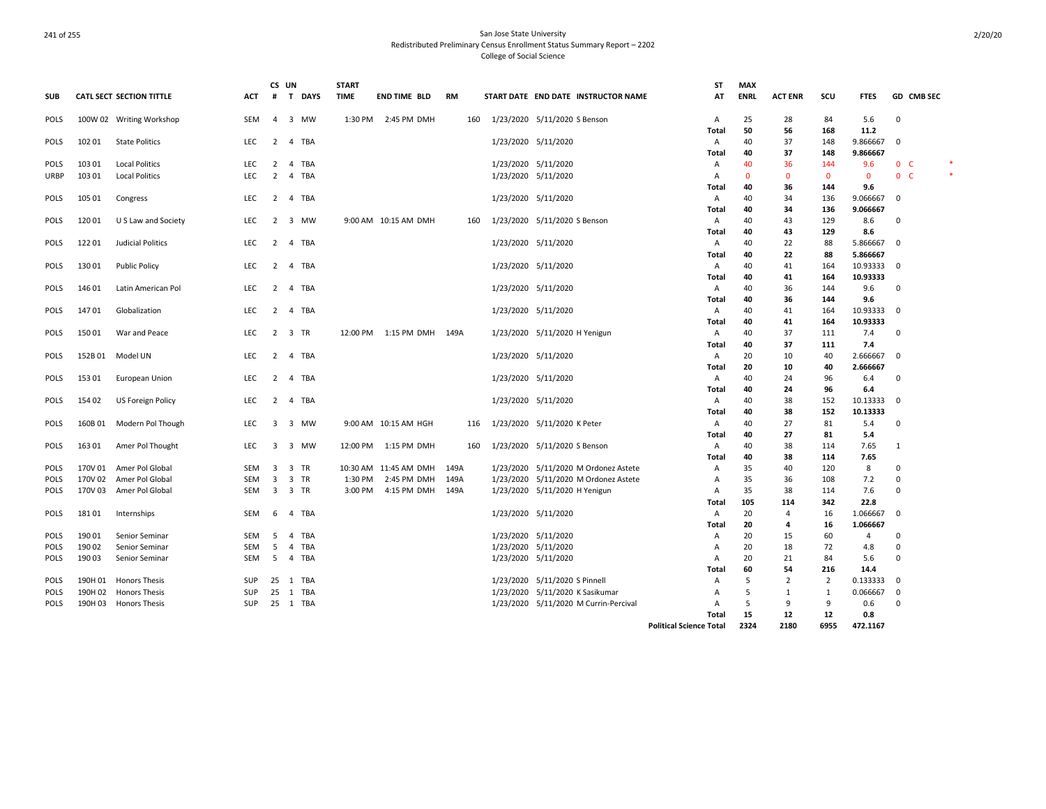San Jose State University
Redistributed Preliminary Census Enrollment Status Summary Report – 2202
College of Social Science

| SUB | CATL | SECT | SECTION TITTLE | ACT | CS # | UN T | DAYS | START TIME | END TIME | BLD | RM | START DATE | END DATE | INSTRUCTOR NAME | ST AT | MAX ENRL | ACT ENR | SCU | FTES | GD | CMB SEC | |
|---|---|---|---|---|---|---|---|---|---|---|---|---|---|---|---|---|---|---|---|---|---|---|
| POLS | 100W | 02 | Writing Workshop | SEM | 4 | 3 | MW | 1:30 PM | 2:45 PM | DMH | 160 | 1/23/2020 | 5/11/2020 | S Benson | A | 25 | 28 | 84 | 5.6 | 0 | | |
| | | | | | | | | | | | | | | | Total | 50 | 56 | 168 | 11.2 | | | |
| POLS | 102 | 01 | State Politics | LEC | 2 | 4 | TBA | | | | | 1/23/2020 | 5/11/2020 | | A | 40 | 37 | 148 | 9.866667 | 0 | | |
| | | | | | | | | | | | | | | | Total | 40 | 37 | 148 | 9.866667 | | | |
| POLS | 103 | 01 | Local Politics | LEC | 2 | 4 | TBA | | | | | 1/23/2020 | 5/11/2020 | | A | 40 | 36 | 144 | 9.6 | 0 | C | * |
| URBP | 103 | 01 | Local Politics | LEC | 2 | 4 | TBA | | | | | 1/23/2020 | 5/11/2020 | | A | 0 | 0 | 0 | 0 | 0 | C | * |
| | | | | | | | | | | | | | | | Total | 40 | 36 | 144 | 9.6 | | | |
| POLS | 105 | 01 | Congress | LEC | 2 | 4 | TBA | | | | | 1/23/2020 | 5/11/2020 | | A | 40 | 34 | 136 | 9.066667 | 0 | | |
| | | | | | | | | | | | | | | | Total | 40 | 34 | 136 | 9.066667 | | | |
| POLS | 120 | 01 | U S Law and Society | LEC | 2 | 3 | MW | 9:00 AM | 10:15 AM | DMH | 160 | 1/23/2020 | 5/11/2020 | S Benson | A | 40 | 43 | 129 | 8.6 | 0 | | |
| | | | | | | | | | | | | | | | Total | 40 | 43 | 129 | 8.6 | | | |
| POLS | 122 | 01 | Judicial Politics | LEC | 2 | 4 | TBA | | | | | 1/23/2020 | 5/11/2020 | | A | 40 | 22 | 88 | 5.866667 | 0 | | |
| | | | | | | | | | | | | | | | Total | 40 | 22 | 88 | 5.866667 | | | |
| POLS | 130 | 01 | Public Policy | LEC | 2 | 4 | TBA | | | | | 1/23/2020 | 5/11/2020 | | A | 40 | 41 | 164 | 10.93333 | 0 | | |
| | | | | | | | | | | | | | | | Total | 40 | 41 | 164 | 10.93333 | | | |
| POLS | 146 | 01 | Latin American Pol | LEC | 2 | 4 | TBA | | | | | 1/23/2020 | 5/11/2020 | | A | 40 | 36 | 144 | 9.6 | 0 | | |
| | | | | | | | | | | | | | | | Total | 40 | 36 | 144 | 9.6 | | | |
| POLS | 147 | 01 | Globalization | LEC | 2 | 4 | TBA | | | | | 1/23/2020 | 5/11/2020 | | A | 40 | 41 | 164 | 10.93333 | 0 | | |
| | | | | | | | | | | | | | | | Total | 40 | 41 | 164 | 10.93333 | | | |
| POLS | 150 | 01 | War and Peace | LEC | 2 | 3 | TR | 12:00 PM | 1:15 PM | DMH | 149A | 1/23/2020 | 5/11/2020 | H Yenigun | A | 40 | 37 | 111 | 7.4 | 0 | | |
| | | | | | | | | | | | | | | | Total | 40 | 37 | 111 | 7.4 | | | |
| POLS | 152B | 01 | Model UN | LEC | 2 | 4 | TBA | | | | | 1/23/2020 | 5/11/2020 | | A | 20 | 10 | 40 | 2.666667 | 0 | | |
| | | | | | | | | | | | | | | | Total | 20 | 10 | 40 | 2.666667 | | | |
| POLS | 153 | 01 | European Union | LEC | 2 | 4 | TBA | | | | | 1/23/2020 | 5/11/2020 | | A | 40 | 24 | 96 | 6.4 | 0 | | |
| | | | | | | | | | | | | | | | Total | 40 | 24 | 96 | 6.4 | | | |
| POLS | 154 | 02 | US Foreign Policy | LEC | 2 | 4 | TBA | | | | | 1/23/2020 | 5/11/2020 | | A | 40 | 38 | 152 | 10.13333 | 0 | | |
| | | | | | | | | | | | | | | | Total | 40 | 38 | 152 | 10.13333 | | | |
| POLS | 160B | 01 | Modern Pol Though | LEC | 3 | 3 | MW | 9:00 AM | 10:15 AM | HGH | 116 | 1/23/2020 | 5/11/2020 | K Peter | A | 40 | 27 | 81 | 5.4 | 0 | | |
| | | | | | | | | | | | | | | | Total | 40 | 27 | 81 | 5.4 | | | |
| POLS | 163 | 01 | Amer Pol Thought | LEC | 3 | 3 | MW | 12:00 PM | 1:15 PM | DMH | 160 | 1/23/2020 | 5/11/2020 | S Benson | A | 40 | 38 | 114 | 7.65 | 1 | | |
| | | | | | | | | | | | | | | | Total | 40 | 38 | 114 | 7.65 | | | |
| POLS | 170V | 01 | Amer Pol Global | SEM | 3 | 3 | TR | 10:30 AM | 11:45 AM | DMH | 149A | 1/23/2020 | 5/11/2020 | M Ordonez Astete | A | 35 | 40 | 120 | 8 | 0 | | |
| POLS | 170V | 02 | Amer Pol Global | SEM | 3 | 3 | TR | 1:30 PM | 2:45 PM | DMH | 149A | 1/23/2020 | 5/11/2020 | M Ordonez Astete | A | 35 | 36 | 108 | 7.2 | 0 | | |
| POLS | 170V | 03 | Amer Pol Global | SEM | 3 | 3 | TR | 3:00 PM | 4:15 PM | DMH | 149A | 1/23/2020 | 5/11/2020 | H Yenigun | A | 35 | 38 | 114 | 7.6 | 0 | | |
| | | | | | | | | | | | | | | | Total | 105 | 114 | 342 | 22.8 | | | |
| POLS | 181 | 01 | Internships | SEM | 6 | 4 | TBA | | | | | 1/23/2020 | 5/11/2020 | | A | 20 | 4 | 16 | 1.066667 | 0 | | |
| | | | | | | | | | | | | | | | Total | 20 | 4 | 16 | 1.066667 | | | |
| POLS | 190 | 01 | Senior Seminar | SEM | 5 | 4 | TBA | | | | | 1/23/2020 | 5/11/2020 | | A | 20 | 15 | 60 | 4 | 0 | | |
| POLS | 190 | 02 | Senior Seminar | SEM | 5 | 4 | TBA | | | | | 1/23/2020 | 5/11/2020 | | A | 20 | 18 | 72 | 4.8 | 0 | | |
| POLS | 190 | 03 | Senior Seminar | SEM | 5 | 4 | TBA | | | | | 1/23/2020 | 5/11/2020 | | A | 20 | 21 | 84 | 5.6 | 0 | | |
| | | | | | | | | | | | | | | | Total | 60 | 54 | 216 | 14.4 | | | |
| POLS | 190H | 01 | Honors Thesis | SUP | 25 | 1 | TBA | | | | | 1/23/2020 | 5/11/2020 | S Pinnell | A | 5 | 2 | 2 | 0.133333 | 0 | | |
| POLS | 190H | 02 | Honors Thesis | SUP | 25 | 1 | TBA | | | | | 1/23/2020 | 5/11/2020 | K Sasikumar | A | 5 | 1 | 1 | 0.066667 | 0 | | |
| POLS | 190H | 03 | Honors Thesis | SUP | 25 | 1 | TBA | | | | | 1/23/2020 | 5/11/2020 | M Currin-Percival | A | 5 | 9 | 9 | 0.6 | 0 | | |
| | | | | | | | | | | | | | | | Total | 15 | 12 | 12 | 0.8 | | | |
| | | | | | | | | | | | | | | | Political Science Total | 2324 | 2180 | 6955 | 472.1167 | | | |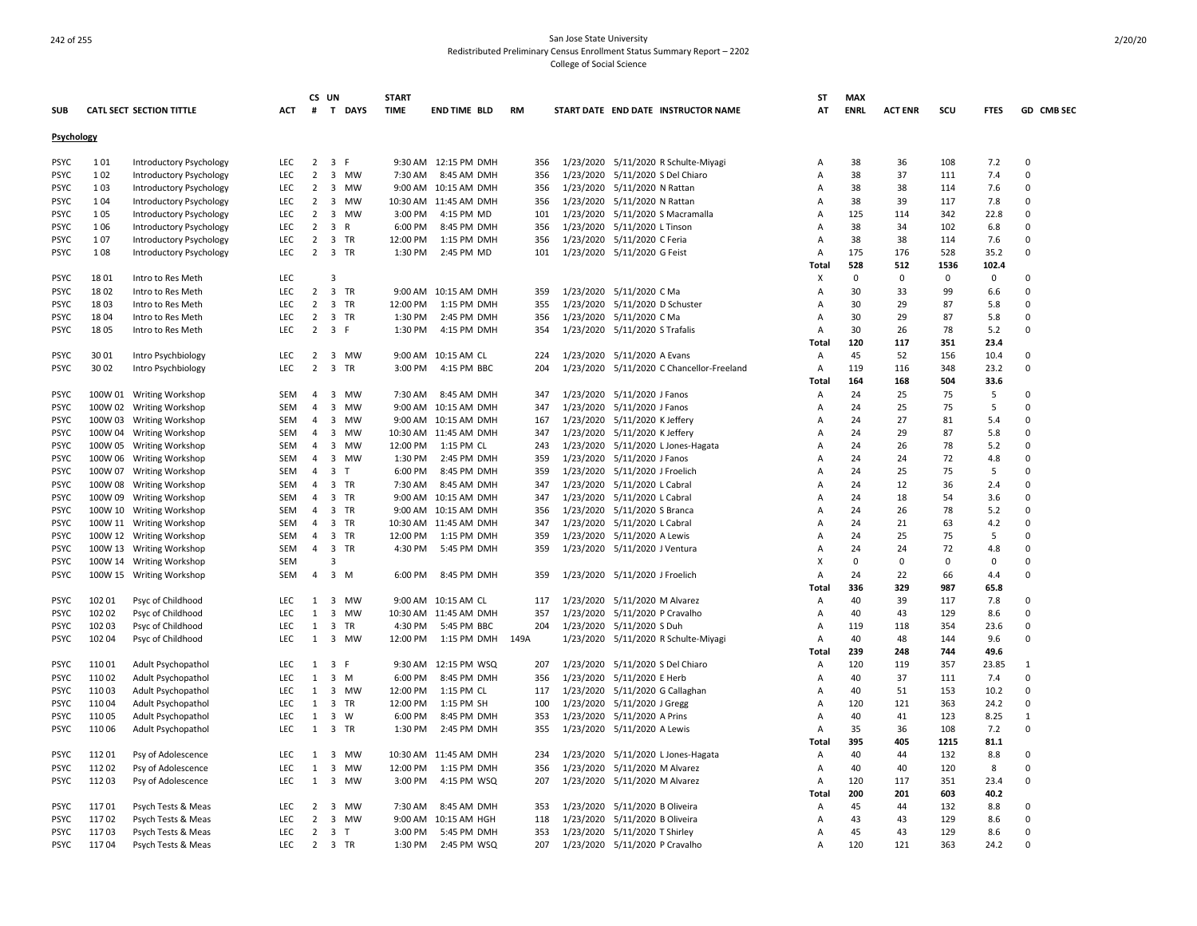San Jose State University
Redistributed Preliminary Census Enrollment Status Summary Report – 2202
College of Social Science

| SUB | CATL SECT | SECTION TITTLE | ACT | CS # | UN T | DAYS | START TIME | END TIME | BLD | RM | START DATE | END DATE | INSTRUCTOR NAME | ST AT | MAX ENRL | ACT ENR | SCU | FTES | GD | CMB SEC |
|---|---|---|---|---|---|---|---|---|---|---|---|---|---|---|---|---|---|---|---|---|
| **Psychology** | | | | | | | | | | | | | | | | | | | | |
| PSYC | 1 01 | Introductory Psychology | LEC | 2 | 3 | F | 9:30 AM | 12:15 PM | DMH | 356 | 1/23/2020 | 5/11/2020 | R Schulte-Miyagi | A | 38 | 36 | 108 | 7.2 | 0 | |
| PSYC | 1 02 | Introductory Psychology | LEC | 2 | 3 | MW | 7:30 AM | 8:45 AM | DMH | 356 | 1/23/2020 | 5/11/2020 | S Del Chiaro | A | 38 | 37 | 111 | 7.4 | 0 | |
| PSYC | 1 03 | Introductory Psychology | LEC | 2 | 3 | MW | 9:00 AM | 10:15 AM | DMH | 356 | 1/23/2020 | 5/11/2020 | N Rattan | A | 38 | 38 | 114 | 7.6 | 0 | |
| PSYC | 1 04 | Introductory Psychology | LEC | 2 | 3 | MW | 10:30 AM | 11:45 AM | DMH | 356 | 1/23/2020 | 5/11/2020 | N Rattan | A | 38 | 39 | 117 | 7.8 | 0 | |
| PSYC | 1 05 | Introductory Psychology | LEC | 2 | 3 | MW | 3:00 PM | 4:15 PM | MD | 101 | 1/23/2020 | 5/11/2020 | S Macramalla | A | 125 | 114 | 342 | 22.8 | 0 | |
| PSYC | 1 06 | Introductory Psychology | LEC | 2 | 3 | R | 6:00 PM | 8:45 PM | DMH | 356 | 1/23/2020 | 5/11/2020 | L Tinson | A | 38 | 34 | 102 | 6.8 | 0 | |
| PSYC | 1 07 | Introductory Psychology | LEC | 2 | 3 | TR | 12:00 PM | 1:15 PM | DMH | 356 | 1/23/2020 | 5/11/2020 | C Feria | A | 38 | 38 | 114 | 7.6 | 0 | |
| PSYC | 1 08 | Introductory Psychology | LEC | 2 | 3 | TR | 1:30 PM | 2:45 PM | MD | 101 | 1/23/2020 | 5/11/2020 | G Feist | A | 175 | 176 | 528 | 35.2 | 0 | |
| | | | | | | | | | | | | | | **Total** | **528** | **512** | **1536** | **102.4** | | |
| PSYC | 18 01 | Intro to Res Meth | LEC | | 3 | | | | | | | | | X | 0 | 0 | 0 | 0 | 0 | |
| PSYC | 18 02 | Intro to Res Meth | LEC | 2 | 3 | TR | 9:00 AM | 10:15 AM | DMH | 359 | 1/23/2020 | 5/11/2020 | C Ma | A | 30 | 33 | 99 | 6.6 | 0 | |
| PSYC | 18 03 | Intro to Res Meth | LEC | 2 | 3 | TR | 12:00 PM | 1:15 PM | DMH | 355 | 1/23/2020 | 5/11/2020 | D Schuster | A | 30 | 29 | 87 | 5.8 | 0 | |
| PSYC | 18 04 | Intro to Res Meth | LEC | 2 | 3 | TR | 1:30 PM | 2:45 PM | DMH | 356 | 1/23/2020 | 5/11/2020 | C Ma | A | 30 | 29 | 87 | 5.8 | 0 | |
| PSYC | 18 05 | Intro to Res Meth | LEC | 2 | 3 | F | 1:30 PM | 4:15 PM | DMH | 354 | 1/23/2020 | 5/11/2020 | S Trafalis | A | 30 | 26 | 78 | 5.2 | 0 | |
| | | | | | | | | | | | | | | **Total** | **120** | **117** | **351** | **23.4** | | |
| PSYC | 30 01 | Intro Psychbiology | LEC | 2 | 3 | MW | 9:00 AM | 10:15 AM | CL | 224 | 1/23/2020 | 5/11/2020 | A Evans | A | 45 | 52 | 156 | 10.4 | 0 | |
| PSYC | 30 02 | Intro Psychbiology | LEC | 2 | 3 | TR | 3:00 PM | 4:15 PM | BBC | 204 | 1/23/2020 | 5/11/2020 | C Chancellor-Freeland | A | 119 | 116 | 348 | 23.2 | 0 | |
| | | | | | | | | | | | | | | **Total** | **164** | **168** | **504** | **33.6** | | |
| PSYC | 100W 01 | Writing Workshop | SEM | 4 | 3 | MW | 7:30 AM | 8:45 AM | DMH | 347 | 1/23/2020 | 5/11/2020 | J Fanos | A | 24 | 25 | 75 | 5 | 0 | |
| PSYC | 100W 02 | Writing Workshop | SEM | 4 | 3 | MW | 9:00 AM | 10:15 AM | DMH | 347 | 1/23/2020 | 5/11/2020 | J Fanos | A | 24 | 25 | 75 | 5 | 0 | |
| PSYC | 100W 03 | Writing Workshop | SEM | 4 | 3 | MW | 9:00 AM | 10:15 AM | DMH | 167 | 1/23/2020 | 5/11/2020 | K Jeffery | A | 24 | 27 | 81 | 5.4 | 0 | |
| PSYC | 100W 04 | Writing Workshop | SEM | 4 | 3 | MW | 10:30 AM | 11:45 AM | DMH | 347 | 1/23/2020 | 5/11/2020 | K Jeffery | A | 24 | 29 | 87 | 5.8 | 0 | |
| PSYC | 100W 05 | Writing Workshop | SEM | 4 | 3 | MW | 12:00 PM | 1:15 PM | CL | 243 | 1/23/2020 | 5/11/2020 | L Jones-Hagata | A | 24 | 26 | 78 | 5.2 | 0 | |
| PSYC | 100W 06 | Writing Workshop | SEM | 4 | 3 | MW | 1:30 PM | 2:45 PM | DMH | 359 | 1/23/2020 | 5/11/2020 | J Fanos | A | 24 | 24 | 72 | 4.8 | 0 | |
| PSYC | 100W 07 | Writing Workshop | SEM | 4 | 3 | T | 6:00 PM | 8:45 PM | DMH | 359 | 1/23/2020 | 5/11/2020 | J Froelich | A | 24 | 25 | 75 | 5 | 0 | |
| PSYC | 100W 08 | Writing Workshop | SEM | 4 | 3 | TR | 7:30 AM | 8:45 AM | DMH | 347 | 1/23/2020 | 5/11/2020 | L Cabral | A | 24 | 12 | 36 | 2.4 | 0 | |
| PSYC | 100W 09 | Writing Workshop | SEM | 4 | 3 | TR | 9:00 AM | 10:15 AM | DMH | 347 | 1/23/2020 | 5/11/2020 | L Cabral | A | 24 | 18 | 54 | 3.6 | 0 | |
| PSYC | 100W 10 | Writing Workshop | SEM | 4 | 3 | TR | 9:00 AM | 10:15 AM | DMH | 356 | 1/23/2020 | 5/11/2020 | S Branca | A | 24 | 26 | 78 | 5.2 | 0 | |
| PSYC | 100W 11 | Writing Workshop | SEM | 4 | 3 | TR | 10:30 AM | 11:45 AM | DMH | 347 | 1/23/2020 | 5/11/2020 | L Cabral | A | 24 | 21 | 63 | 4.2 | 0 | |
| PSYC | 100W 12 | Writing Workshop | SEM | 4 | 3 | TR | 12:00 PM | 1:15 PM | DMH | 359 | 1/23/2020 | 5/11/2020 | A Lewis | A | 24 | 25 | 75 | 5 | 0 | |
| PSYC | 100W 13 | Writing Workshop | SEM | 4 | 3 | TR | 4:30 PM | 5:45 PM | DMH | 359 | 1/23/2020 | 5/11/2020 | J Ventura | A | 24 | 24 | 72 | 4.8 | 0 | |
| PSYC | 100W 14 | Writing Workshop | SEM | | 3 | | | | | | | | | X | 0 | 0 | 0 | 0 | 0 | |
| PSYC | 100W 15 | Writing Workshop | SEM | 4 | 3 | M | 6:00 PM | 8:45 PM | DMH | 359 | 1/23/2020 | 5/11/2020 | J Froelich | A | 24 | 22 | 66 | 4.4 | 0 | |
| | | | | | | | | | | | | | | **Total** | **336** | **329** | **987** | **65.8** | | |
| PSYC | 102 01 | Psyc of Childhood | LEC | 1 | 3 | MW | 9:00 AM | 10:15 AM | CL | 117 | 1/23/2020 | 5/11/2020 | M Alvarez | A | 40 | 39 | 117 | 7.8 | 0 | |
| PSYC | 102 02 | Psyc of Childhood | LEC | 1 | 3 | MW | 10:30 AM | 11:45 AM | DMH | 357 | 1/23/2020 | 5/11/2020 | P Cravalho | A | 40 | 43 | 129 | 8.6 | 0 | |
| PSYC | 102 03 | Psyc of Childhood | LEC | 1 | 3 | TR | 4:30 PM | 5:45 PM | BBC | 204 | 1/23/2020 | 5/11/2020 | S Duh | A | 119 | 118 | 354 | 23.6 | 0 | |
| PSYC | 102 04 | Psyc of Childhood | LEC | 1 | 3 | MW | 12:00 PM | 1:15 PM | DMH | 149A | 1/23/2020 | 5/11/2020 | R Schulte-Miyagi | A | 40 | 48 | 144 | 9.6 | 0 | |
| | | | | | | | | | | | | | | **Total** | **239** | **248** | **744** | **49.6** | | |
| PSYC | 110 01 | Adult Psychopathol | LEC | 1 | 3 | F | 9:30 AM | 12:15 PM | WSQ | 207 | 1/23/2020 | 5/11/2020 | S Del Chiaro | A | 120 | 119 | 357 | 23.85 | 1 | |
| PSYC | 110 02 | Adult Psychopathol | LEC | 1 | 3 | M | 6:00 PM | 8:45 PM | DMH | 356 | 1/23/2020 | 5/11/2020 | E Herb | A | 40 | 37 | 111 | 7.4 | 0 | |
| PSYC | 110 03 | Adult Psychopathol | LEC | 1 | 3 | MW | 12:00 PM | 1:15 PM | CL | 117 | 1/23/2020 | 5/11/2020 | G Callaghan | A | 40 | 51 | 153 | 10.2 | 0 | |
| PSYC | 110 04 | Adult Psychopathol | LEC | 1 | 3 | TR | 12:00 PM | 1:15 PM | SH | 100 | 1/23/2020 | 5/11/2020 | J Gregg | A | 120 | 121 | 363 | 24.2 | 0 | |
| PSYC | 110 05 | Adult Psychopathol | LEC | 1 | 3 | W | 6:00 PM | 8:45 PM | DMH | 353 | 1/23/2020 | 5/11/2020 | A Prins | A | 40 | 41 | 123 | 8.25 | 1 | |
| PSYC | 110 06 | Adult Psychopathol | LEC | 1 | 3 | TR | 1:30 PM | 2:45 PM | DMH | 355 | 1/23/2020 | 5/11/2020 | A Lewis | A | 35 | 36 | 108 | 7.2 | 0 | |
| | | | | | | | | | | | | | | **Total** | **395** | **405** | **1215** | **81.1** | | |
| PSYC | 112 01 | Psy of Adolescence | LEC | 1 | 3 | MW | 10:30 AM | 11:45 AM | DMH | 234 | 1/23/2020 | 5/11/2020 | L Jones-Hagata | A | 40 | 44 | 132 | 8.8 | 0 | |
| PSYC | 112 02 | Psy of Adolescence | LEC | 1 | 3 | MW | 12:00 PM | 1:15 PM | DMH | 356 | 1/23/2020 | 5/11/2020 | M Alvarez | A | 40 | 40 | 120 | 8 | 0 | |
| PSYC | 112 03 | Psy of Adolescence | LEC | 1 | 3 | MW | 3:00 PM | 4:15 PM | WSQ | 207 | 1/23/2020 | 5/11/2020 | M Alvarez | A | 120 | 117 | 351 | 23.4 | 0 | |
| | | | | | | | | | | | | | | **Total** | **200** | **201** | **603** | **40.2** | | |
| PSYC | 117 01 | Psych Tests & Meas | LEC | 2 | 3 | MW | 7:30 AM | 8:45 AM | DMH | 353 | 1/23/2020 | 5/11/2020 | B Oliveira | A | 45 | 44 | 132 | 8.8 | 0 | |
| PSYC | 117 02 | Psych Tests & Meas | LEC | 2 | 3 | MW | 9:00 AM | 10:15 AM | HGH | 118 | 1/23/2020 | 5/11/2020 | B Oliveira | A | 43 | 43 | 129 | 8.6 | 0 | |
| PSYC | 117 03 | Psych Tests & Meas | LEC | 2 | 3 | T | 3:00 PM | 5:45 PM | DMH | 353 | 1/23/2020 | 5/11/2020 | T Shirley | A | 45 | 43 | 129 | 8.6 | 0 | |
| PSYC | 117 04 | Psych Tests & Meas | LEC | 2 | 3 | TR | 1:30 PM | 2:45 PM | WSQ | 207 | 1/23/2020 | 5/11/2020 | P Cravalho | A | 120 | 121 | 363 | 24.2 | 0 | |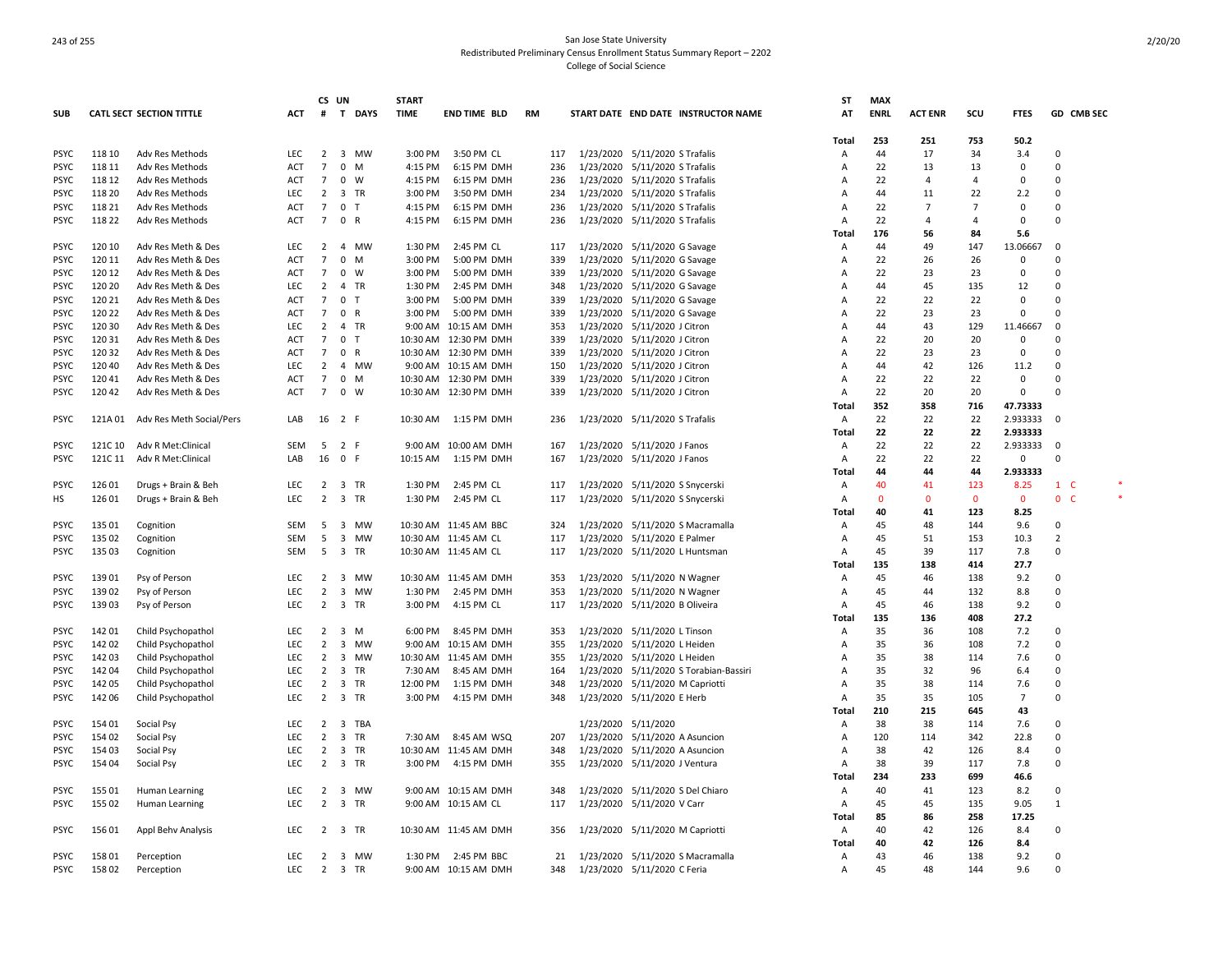# San Jose State University
## Redistributed Preliminary Census Enrollment Status Summary Report – 2202
### College of Social Science

| SUB | CATL SECT | SECTION TITTLE | ACT | CS # | UN T | DAYS | START TIME | END TIME | BLD | RM | START DATE | END DATE | INSTRUCTOR NAME | ST AT | MAX ENRL | ACT ENR | SCU | FTES | GD | CMB SEC |
|---|---|---|---|---|---|---|---|---|---|---|---|---|---|---|---|---|---|---|---|---|
| | | | | | | | | | | | | | | **Total** | **253** | **251** | **753** | **50.2** | | |
| PSYC | 118 10 | Adv Res Methods | LEC | 2 | 3 | MW | 3:00 PM | 3:50 PM | CL | 117 | 1/23/2020 | 5/11/2020 | S Trafalis | A | 44 | 17 | 34 | 3.4 | 0 | |
| PSYC | 118 11 | Adv Res Methods | ACT | 7 | 0 | M | 4:15 PM | 6:15 PM | DMH | 236 | 1/23/2020 | 5/11/2020 | S Trafalis | A | 22 | 13 | 13 | 0 | 0 | |
| PSYC | 118 12 | Adv Res Methods | ACT | 7 | 0 | W | 4:15 PM | 6:15 PM | DMH | 236 | 1/23/2020 | 5/11/2020 | S Trafalis | A | 22 | 4 | 4 | 0 | 0 | |
| PSYC | 118 20 | Adv Res Methods | LEC | 2 | 3 | TR | 3:00 PM | 3:50 PM | DMH | 234 | 1/23/2020 | 5/11/2020 | S Trafalis | A | 44 | 11 | 22 | 2.2 | 0 | |
| PSYC | 118 21 | Adv Res Methods | ACT | 7 | 0 | T | 4:15 PM | 6:15 PM | DMH | 236 | 1/23/2020 | 5/11/2020 | S Trafalis | A | 22 | 7 | 7 | 0 | 0 | |
| PSYC | 118 22 | Adv Res Methods | ACT | 7 | 0 | R | 4:15 PM | 6:15 PM | DMH | 236 | 1/23/2020 | 5/11/2020 | S Trafalis | A | 22 | 4 | 4 | 0 | 0 | |
| | | | | | | | | | | | | | | **Total** | **176** | **56** | **84** | **5.6** | | |
| PSYC | 120 10 | Adv Res Meth & Des | LEC | 2 | 4 | MW | 1:30 PM | 2:45 PM | CL | 117 | 1/23/2020 | 5/11/2020 | G Savage | A | 44 | 49 | 147 | 13.06667 | 0 | |
| PSYC | 120 11 | Adv Res Meth & Des | ACT | 7 | 0 | M | 3:00 PM | 5:00 PM | DMH | 339 | 1/23/2020 | 5/11/2020 | G Savage | A | 22 | 26 | 26 | 0 | 0 | |
| PSYC | 120 12 | Adv Res Meth & Des | ACT | 7 | 0 | W | 3:00 PM | 5:00 PM | DMH | 339 | 1/23/2020 | 5/11/2020 | G Savage | A | 22 | 23 | 23 | 0 | 0 | |
| PSYC | 120 20 | Adv Res Meth & Des | LEC | 2 | 4 | TR | 1:30 PM | 2:45 PM | DMH | 348 | 1/23/2020 | 5/11/2020 | G Savage | A | 44 | 45 | 135 | 12 | 0 | |
| PSYC | 120 21 | Adv Res Meth & Des | ACT | 7 | 0 | T | 3:00 PM | 5:00 PM | DMH | 339 | 1/23/2020 | 5/11/2020 | G Savage | A | 22 | 22 | 22 | 0 | 0 | |
| PSYC | 120 22 | Adv Res Meth & Des | ACT | 7 | 0 | R | 3:00 PM | 5:00 PM | DMH | 339 | 1/23/2020 | 5/11/2020 | G Savage | A | 22 | 23 | 23 | 0 | 0 | |
| PSYC | 120 30 | Adv Res Meth & Des | LEC | 2 | 4 | TR | 9:00 AM | 10:15 AM | DMH | 353 | 1/23/2020 | 5/11/2020 | J Citron | A | 44 | 43 | 129 | 11.46667 | 0 | |
| PSYC | 120 31 | Adv Res Meth & Des | ACT | 7 | 0 | T | 10:30 AM | 12:30 PM | DMH | 339 | 1/23/2020 | 5/11/2020 | J Citron | A | 22 | 20 | 20 | 0 | 0 | |
| PSYC | 120 32 | Adv Res Meth & Des | ACT | 7 | 0 | R | 10:30 AM | 12:30 PM | DMH | 339 | 1/23/2020 | 5/11/2020 | J Citron | A | 22 | 23 | 23 | 0 | 0 | |
| PSYC | 120 40 | Adv Res Meth & Des | LEC | 2 | 4 | MW | 9:00 AM | 10:15 AM | DMH | 150 | 1/23/2020 | 5/11/2020 | J Citron | A | 44 | 42 | 126 | 11.2 | 0 | |
| PSYC | 120 41 | Adv Res Meth & Des | ACT | 7 | 0 | M | 10:30 AM | 12:30 PM | DMH | 339 | 1/23/2020 | 5/11/2020 | J Citron | A | 22 | 22 | 22 | 0 | 0 | |
| PSYC | 120 42 | Adv Res Meth & Des | ACT | 7 | 0 | W | 10:30 AM | 12:30 PM | DMH | 339 | 1/23/2020 | 5/11/2020 | J Citron | A | 22 | 20 | 20 | 0 | 0 | |
| | | | | | | | | | | | | | | **Total** | **352** | **358** | **716** | **47.73333** | | |
| PSYC | 121A 01 | Adv Res Meth Social/Pers | LAB | 16 | 2 | F | 10:30 AM | 1:15 PM | DMH | 236 | 1/23/2020 | 5/11/2020 | S Trafalis | A | 22 | 22 | 22 | 2.933333 | 0 | |
| | | | | | | | | | | | | | | **Total** | **22** | **22** | **22** | **2.933333** | | |
| PSYC | 121C 10 | Adv R Met:Clinical | SEM | 5 | 2 | F | 9:00 AM | 10:00 AM | DMH | 167 | 1/23/2020 | 5/11/2020 | J Fanos | A | 22 | 22 | 22 | 2.933333 | 0 | |
| PSYC | 121C 11 | Adv R Met:Clinical | LAB | 16 | 0 | F | 10:15 AM | 1:15 PM | DMH | 167 | 1/23/2020 | 5/11/2020 | J Fanos | A | 22 | 22 | 22 | 0 | 0 | |
| | | | | | | | | | | | | | | **Total** | **44** | **44** | **44** | **2.933333** | | |
| PSYC | 126 01 | Drugs + Brain & Beh | LEC | 2 | 3 | TR | 1:30 PM | 2:45 PM | CL | 117 | 1/23/2020 | 5/11/2020 | S Snycerski | A | 40 | 41 | 123 | 8.25 | 1 | C * |
| HS | 126 01 | Drugs + Brain & Beh | LEC | 2 | 3 | TR | 1:30 PM | 2:45 PM | CL | 117 | 1/23/2020 | 5/11/2020 | S Snycerski | A | 0 | 0 | 0 | 0 | 0 | C * |
| | | | | | | | | | | | | | | **Total** | **40** | **41** | **123** | **8.25** | | |
| PSYC | 135 01 | Cognition | SEM | 5 | 3 | MW | 10:30 AM | 11:45 AM | BBC | 324 | 1/23/2020 | 5/11/2020 | S Macramalla | A | 45 | 48 | 144 | 9.6 | 0 | |
| PSYC | 135 02 | Cognition | SEM | 5 | 3 | MW | 10:30 AM | 11:45 AM | CL | 117 | 1/23/2020 | 5/11/2020 | E Palmer | A | 45 | 51 | 153 | 10.3 | 2 | |
| PSYC | 135 03 | Cognition | SEM | 5 | 3 | TR | 10:30 AM | 11:45 AM | CL | 117 | 1/23/2020 | 5/11/2020 | L Huntsman | A | 45 | 39 | 117 | 7.8 | 0 | |
| | | | | | | | | | | | | | | **Total** | **135** | **138** | **414** | **27.7** | | |
| PSYC | 139 01 | Psy of Person | LEC | 2 | 3 | MW | 10:30 AM | 11:45 AM | DMH | 353 | 1/23/2020 | 5/11/2020 | N Wagner | A | 45 | 46 | 138 | 9.2 | 0 | |
| PSYC | 139 02 | Psy of Person | LEC | 2 | 3 | MW | 1:30 PM | 2:45 PM | DMH | 353 | 1/23/2020 | 5/11/2020 | N Wagner | A | 45 | 44 | 132 | 8.8 | 0 | |
| PSYC | 139 03 | Psy of Person | LEC | 2 | 3 | TR | 3:00 PM | 4:15 PM | CL | 117 | 1/23/2020 | 5/11/2020 | B Oliveira | A | 45 | 46 | 138 | 9.2 | 0 | |
| | | | | | | | | | | | | | | **Total** | **135** | **136** | **408** | **27.2** | | |
| PSYC | 142 01 | Child Psychopathol | LEC | 2 | 3 | M | 6:00 PM | 8:45 PM | DMH | 353 | 1/23/2020 | 5/11/2020 | L Tinson | A | 35 | 36 | 108 | 7.2 | 0 | |
| PSYC | 142 02 | Child Psychopathol | LEC | 2 | 3 | MW | 9:00 AM | 10:15 AM | DMH | 355 | 1/23/2020 | 5/11/2020 | L Heiden | A | 35 | 36 | 108 | 7.2 | 0 | |
| PSYC | 142 03 | Child Psychopathol | LEC | 2 | 3 | MW | 10:30 AM | 11:45 AM | DMH | 355 | 1/23/2020 | 5/11/2020 | L Heiden | A | 35 | 38 | 114 | 7.6 | 0 | |
| PSYC | 142 04 | Child Psychopathol | LEC | 2 | 3 | TR | 7:30 AM | 8:45 AM | DMH | 164 | 1/23/2020 | 5/11/2020 | S Torabian-Bassiri | A | 35 | 32 | 96 | 6.4 | 0 | |
| PSYC | 142 05 | Child Psychopathol | LEC | 2 | 3 | TR | 12:00 PM | 1:15 PM | DMH | 348 | 1/23/2020 | 5/11/2020 | M Capriotti | A | 35 | 38 | 114 | 7.6 | 0 | |
| PSYC | 142 06 | Child Psychopathol | LEC | 2 | 3 | TR | 3:00 PM | 4:15 PM | DMH | 348 | 1/23/2020 | 5/11/2020 | E Herb | A | 35 | 35 | 105 | 7 | 0 | |
| | | | | | | | | | | | | | | **Total** | **210** | **215** | **645** | **43** | | |
| PSYC | 154 01 | Social Psy | LEC | 2 | 3 | TBA | | | | | 1/23/2020 | 5/11/2020 | | A | 38 | 38 | 114 | 7.6 | 0 | |
| PSYC | 154 02 | Social Psy | LEC | 2 | 3 | TR | 7:30 AM | 8:45 AM | WSQ | 207 | 1/23/2020 | 5/11/2020 | A Asuncion | A | 120 | 114 | 342 | 22.8 | 0 | |
| PSYC | 154 03 | Social Psy | LEC | 2 | 3 | TR | 10:30 AM | 11:45 AM | DMH | 348 | 1/23/2020 | 5/11/2020 | A Asuncion | A | 38 | 42 | 126 | 8.4 | 0 | |
| PSYC | 154 04 | Social Psy | LEC | 2 | 3 | TR | 3:00 PM | 4:15 PM | DMH | 355 | 1/23/2020 | 5/11/2020 | J Ventura | A | 38 | 39 | 117 | 7.8 | 0 | |
| | | | | | | | | | | | | | | **Total** | **234** | **233** | **699** | **46.6** | | |
| PSYC | 155 01 | Human Learning | LEC | 2 | 3 | MW | 9:00 AM | 10:15 AM | DMH | 348 | 1/23/2020 | 5/11/2020 | S Del Chiaro | A | 40 | 41 | 123 | 8.2 | 0 | |
| PSYC | 155 02 | Human Learning | LEC | 2 | 3 | TR | 9:00 AM | 10:15 AM | CL | 117 | 1/23/2020 | 5/11/2020 | V Carr | A | 45 | 45 | 135 | 9.05 | 1 | |
| | | | | | | | | | | | | | | **Total** | **85** | **86** | **258** | **17.25** | | |
| PSYC | 156 01 | Appl Behv Analysis | LEC | 2 | 3 | TR | 10:30 AM | 11:45 AM | DMH | 356 | 1/23/2020 | 5/11/2020 | M Capriotti | A | 40 | 42 | 126 | 8.4 | 0 | |
| | | | | | | | | | | | | | | **Total** | **40** | **42** | **126** | **8.4** | | |
| PSYC | 158 01 | Perception | LEC | 2 | 3 | MW | 1:30 PM | 2:45 PM | BBC | 21 | 1/23/2020 | 5/11/2020 | S Macramalla | A | 43 | 46 | 138 | 9.2 | 0 | |
| PSYC | 158 02 | Perception | LEC | 2 | 3 | TR | 9:00 AM | 10:15 AM | DMH | 348 | 1/23/2020 | 5/11/2020 | C Feria | A | 45 | 48 | 144 | 9.6 | 0 | |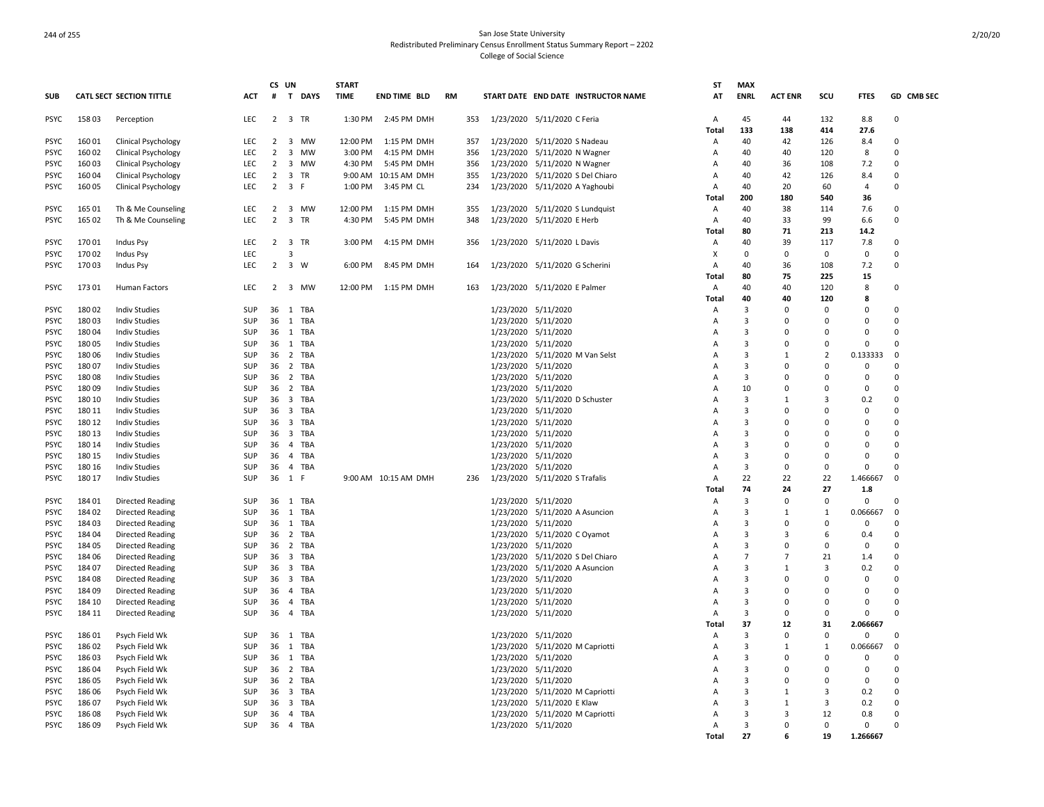San Jose State University
Redistributed Preliminary Census Enrollment Status Summary Report – 2202
College of Social Science

| SUB | CATL SECT | SECTION TITTLE | ACT | CS # | UN T | DAYS | START TIME | END TIME | BLD | RM | START DATE | END DATE | INSTRUCTOR NAME | ST AT | MAX ENRL | ACT ENR | SCU | FTES | GD | CMB SEC |
|---|---|---|---|---|---|---|---|---|---|---|---|---|---|---|---|---|---|---|---|---|
| PSYC | 158 03 | Perception | LEC | 2 | 3 | TR | 1:30 PM | 2:45 PM | DMH | 353 | 1/23/2020 | 5/11/2020 | C Feria | A | 45 | 44 | 132 | 8.8 | 0 | |
| | | | | | | | | | | | | | | Total | 133 | 138 | 414 | 27.6 | | |
| PSYC | 160 01 | Clinical Psychology | LEC | 2 | 3 | MW | 12:00 PM | 1:15 PM | DMH | 357 | 1/23/2020 | 5/11/2020 | S Nadeau | A | 40 | 42 | 126 | 8.4 | 0 | |
| PSYC | 160 02 | Clinical Psychology | LEC | 2 | 3 | MW | 3:00 PM | 4:15 PM | DMH | 356 | 1/23/2020 | 5/11/2020 | N Wagner | A | 40 | 40 | 120 | 8 | 0 | |
| PSYC | 160 03 | Clinical Psychology | LEC | 2 | 3 | MW | 4:30 PM | 5:45 PM | DMH | 356 | 1/23/2020 | 5/11/2020 | N Wagner | A | 40 | 36 | 108 | 7.2 | 0 | |
| PSYC | 160 04 | Clinical Psychology | LEC | 2 | 3 | TR | 9:00 AM | 10:15 AM | DMH | 355 | 1/23/2020 | 5/11/2020 | S Del Chiaro | A | 40 | 42 | 126 | 8.4 | 0 | |
| PSYC | 160 05 | Clinical Psychology | LEC | 2 | 3 | F | 1:00 PM | 3:45 PM | CL | 234 | 1/23/2020 | 5/11/2020 | A Yaghoubi | A | 40 | 20 | 60 | 4 | 0 | |
| | | | | | | | | | | | | | | Total | 200 | 180 | 540 | 36 | | |
| PSYC | 165 01 | Th & Me Counseling | LEC | 2 | 3 | MW | 12:00 PM | 1:15 PM | DMH | 355 | 1/23/2020 | 5/11/2020 | S Lundquist | A | 40 | 38 | 114 | 7.6 | 0 | |
| PSYC | 165 02 | Th & Me Counseling | LEC | 2 | 3 | TR | 4:30 PM | 5:45 PM | DMH | 348 | 1/23/2020 | 5/11/2020 | E Herb | A | 40 | 33 | 99 | 6.6 | 0 | |
| | | | | | | | | | | | | | | Total | 80 | 71 | 213 | 14.2 | | |
| PSYC | 170 01 | Indus Psy | LEC | 2 | 3 | TR | 3:00 PM | 4:15 PM | DMH | 356 | 1/23/2020 | 5/11/2020 | L Davis | A | 40 | 39 | 117 | 7.8 | 0 | |
| PSYC | 170 02 | Indus Psy | LEC | | 3 | | | | | | | | | X | 0 | 0 | 0 | 0 | 0 | |
| PSYC | 170 03 | Indus Psy | LEC | 2 | 3 | W | 6:00 PM | 8:45 PM | DMH | 164 | 1/23/2020 | 5/11/2020 | G Scherini | A | 40 | 36 | 108 | 7.2 | 0 | |
| | | | | | | | | | | | | | | Total | 80 | 75 | 225 | 15 | | |
| PSYC | 173 01 | Human Factors | LEC | 2 | 3 | MW | 12:00 PM | 1:15 PM | DMH | 163 | 1/23/2020 | 5/11/2020 | E Palmer | A | 40 | 40 | 120 | 8 | 0 | |
| | | | | | | | | | | | | | | Total | 40 | 40 | 120 | 8 | | |
| PSYC | 180 02 | Indiv Studies | SUP | 36 | 1 | TBA | | | | | 1/23/2020 | 5/11/2020 | | A | 3 | 0 | 0 | 0 | 0 | |
| PSYC | 180 03 | Indiv Studies | SUP | 36 | 1 | TBA | | | | | 1/23/2020 | 5/11/2020 | | A | 3 | 0 | 0 | 0 | 0 | |
| PSYC | 180 04 | Indiv Studies | SUP | 36 | 1 | TBA | | | | | 1/23/2020 | 5/11/2020 | | A | 3 | 0 | 0 | 0 | 0 | |
| PSYC | 180 05 | Indiv Studies | SUP | 36 | 1 | TBA | | | | | 1/23/2020 | 5/11/2020 | | A | 3 | 0 | 0 | 0 | 0 | |
| PSYC | 180 06 | Indiv Studies | SUP | 36 | 2 | TBA | | | | | 1/23/2020 | 5/11/2020 | M Van Selst | A | 3 | 1 | 2 | 0.133333 | 0 | |
| PSYC | 180 07 | Indiv Studies | SUP | 36 | 2 | TBA | | | | | 1/23/2020 | 5/11/2020 | | A | 3 | 0 | 0 | 0 | 0 | |
| PSYC | 180 08 | Indiv Studies | SUP | 36 | 2 | TBA | | | | | 1/23/2020 | 5/11/2020 | | A | 3 | 0 | 0 | 0 | 0 | |
| PSYC | 180 09 | Indiv Studies | SUP | 36 | 2 | TBA | | | | | 1/23/2020 | 5/11/2020 | | A | 10 | 0 | 0 | 0 | 0 | |
| PSYC | 180 10 | Indiv Studies | SUP | 36 | 3 | TBA | | | | | 1/23/2020 | 5/11/2020 | D Schuster | A | 3 | 1 | 3 | 0.2 | 0 | |
| PSYC | 180 11 | Indiv Studies | SUP | 36 | 3 | TBA | | | | | 1/23/2020 | 5/11/2020 | | A | 3 | 0 | 0 | 0 | 0 | |
| PSYC | 180 12 | Indiv Studies | SUP | 36 | 3 | TBA | | | | | 1/23/2020 | 5/11/2020 | | A | 3 | 0 | 0 | 0 | 0 | |
| PSYC | 180 13 | Indiv Studies | SUP | 36 | 3 | TBA | | | | | 1/23/2020 | 5/11/2020 | | A | 3 | 0 | 0 | 0 | 0 | |
| PSYC | 180 14 | Indiv Studies | SUP | 36 | 4 | TBA | | | | | 1/23/2020 | 5/11/2020 | | A | 3 | 0 | 0 | 0 | 0 | |
| PSYC | 180 15 | Indiv Studies | SUP | 36 | 4 | TBA | | | | | 1/23/2020 | 5/11/2020 | | A | 3 | 0 | 0 | 0 | 0 | |
| PSYC | 180 16 | Indiv Studies | SUP | 36 | 4 | TBA | | | | | 1/23/2020 | 5/11/2020 | | A | 3 | 0 | 0 | 0 | 0 | |
| PSYC | 180 17 | Indiv Studies | SUP | 36 | 1 | F | 9:00 AM | 10:15 AM | DMH | 236 | 1/23/2020 | 5/11/2020 | S Trafalis | A | 22 | 22 | 22 | 1.466667 | 0 | |
| | | | | | | | | | | | | | | Total | 74 | 24 | 27 | 1.8 | | |
| PSYC | 184 01 | Directed Reading | SUP | 36 | 1 | TBA | | | | | 1/23/2020 | 5/11/2020 | | A | 3 | 0 | 0 | 0 | 0 | |
| PSYC | 184 02 | Directed Reading | SUP | 36 | 1 | TBA | | | | | 1/23/2020 | 5/11/2020 | A Asuncion | A | 3 | 1 | 1 | 0.066667 | 0 | |
| PSYC | 184 03 | Directed Reading | SUP | 36 | 1 | TBA | | | | | 1/23/2020 | 5/11/2020 | | A | 3 | 0 | 0 | 0 | 0 | |
| PSYC | 184 04 | Directed Reading | SUP | 36 | 2 | TBA | | | | | 1/23/2020 | 5/11/2020 | C Oyamot | A | 3 | 3 | 6 | 0.4 | 0 | |
| PSYC | 184 05 | Directed Reading | SUP | 36 | 2 | TBA | | | | | 1/23/2020 | 5/11/2020 | | A | 3 | 0 | 0 | 0 | 0 | |
| PSYC | 184 06 | Directed Reading | SUP | 36 | 3 | TBA | | | | | 1/23/2020 | 5/11/2020 | S Del Chiaro | A | 7 | 7 | 21 | 1.4 | 0 | |
| PSYC | 184 07 | Directed Reading | SUP | 36 | 3 | TBA | | | | | 1/23/2020 | 5/11/2020 | A Asuncion | A | 3 | 1 | 3 | 0.2 | 0 | |
| PSYC | 184 08 | Directed Reading | SUP | 36 | 3 | TBA | | | | | 1/23/2020 | 5/11/2020 | | A | 3 | 0 | 0 | 0 | 0 | |
| PSYC | 184 09 | Directed Reading | SUP | 36 | 4 | TBA | | | | | 1/23/2020 | 5/11/2020 | | A | 3 | 0 | 0 | 0 | 0 | |
| PSYC | 184 10 | Directed Reading | SUP | 36 | 4 | TBA | | | | | 1/23/2020 | 5/11/2020 | | A | 3 | 0 | 0 | 0 | 0 | |
| PSYC | 184 11 | Directed Reading | SUP | 36 | 4 | TBA | | | | | 1/23/2020 | 5/11/2020 | | A | 3 | 0 | 0 | 0 | 0 | |
| | | | | | | | | | | | | | | Total | 37 | 12 | 31 | 2.066667 | | |
| PSYC | 186 01 | Psych Field Wk | SUP | 36 | 1 | TBA | | | | | 1/23/2020 | 5/11/2020 | | A | 3 | 0 | 0 | 0 | 0 | |
| PSYC | 186 02 | Psych Field Wk | SUP | 36 | 1 | TBA | | | | | 1/23/2020 | 5/11/2020 | M Capriotti | A | 3 | 1 | 1 | 0.066667 | 0 | |
| PSYC | 186 03 | Psych Field Wk | SUP | 36 | 1 | TBA | | | | | 1/23/2020 | 5/11/2020 | | A | 3 | 0 | 0 | 0 | 0 | |
| PSYC | 186 04 | Psych Field Wk | SUP | 36 | 2 | TBA | | | | | 1/23/2020 | 5/11/2020 | | A | 3 | 0 | 0 | 0 | 0 | |
| PSYC | 186 05 | Psych Field Wk | SUP | 36 | 2 | TBA | | | | | 1/23/2020 | 5/11/2020 | | A | 3 | 0 | 0 | 0 | 0 | |
| PSYC | 186 06 | Psych Field Wk | SUP | 36 | 3 | TBA | | | | | 1/23/2020 | 5/11/2020 | M Capriotti | A | 3 | 1 | 3 | 0.2 | 0 | |
| PSYC | 186 07 | Psych Field Wk | SUP | 36 | 3 | TBA | | | | | 1/23/2020 | 5/11/2020 | E Klaw | A | 3 | 1 | 3 | 0.2 | 0 | |
| PSYC | 186 08 | Psych Field Wk | SUP | 36 | 4 | TBA | | | | | 1/23/2020 | 5/11/2020 | M Capriotti | A | 3 | 3 | 12 | 0.8 | 0 | |
| PSYC | 186 09 | Psych Field Wk | SUP | 36 | 4 | TBA | | | | | 1/23/2020 | 5/11/2020 | | A | 3 | 0 | 0 | 0 | 0 | |
| | | | | | | | | | | | | | | Total | 27 | 6 | 19 | 1.266667 | | |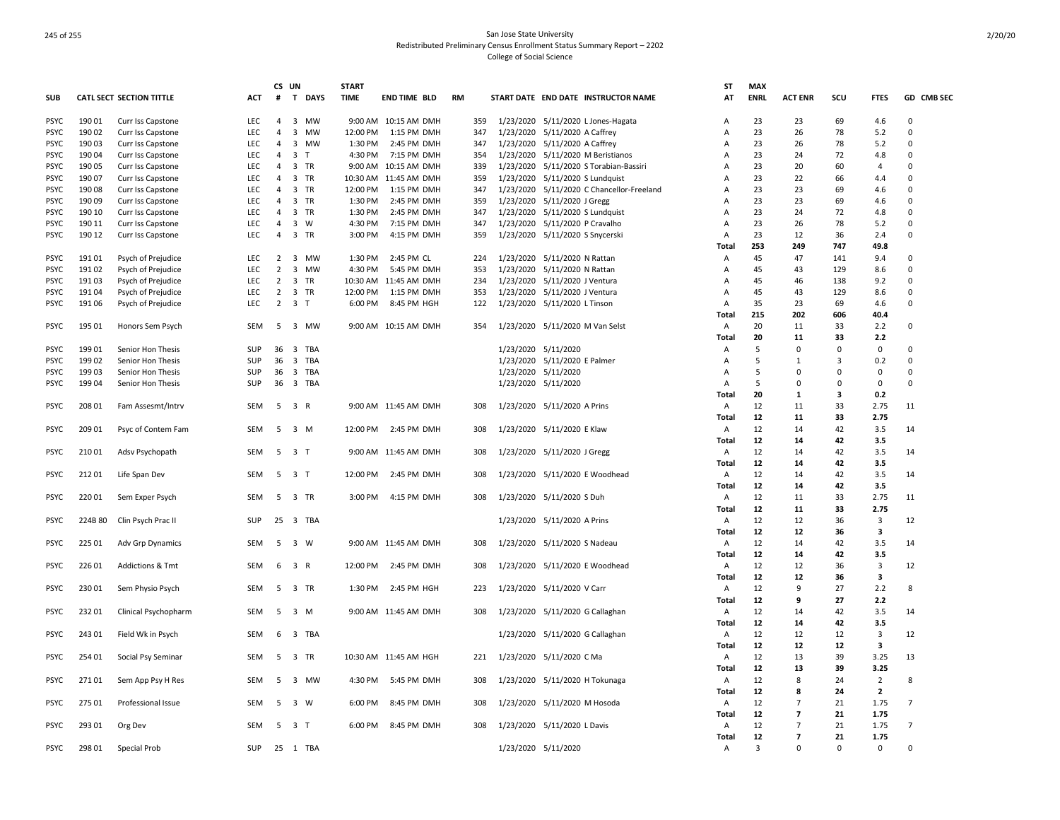San Jose State University
Redistributed Preliminary Census Enrollment Status Summary Report – 2202
College of Social Science

| SUB | CATL | SECT | SECTION TITTLE | ACT | CS # | UN T | DAYS | START TIME | END TIME | BLD | RM | START DATE | END DATE | INSTRUCTOR NAME | ST AT | MAX ENRL | ACT ENR | SCU | FTES | GD | CMB SEC |
|---|---|---|---|---|---|---|---|---|---|---|---|---|---|---|---|---|---|---|---|---|---|
| PSYC | 190 | 01 | Curr Iss Capstone | LEC | 4 | 3 | MW | 9:00 AM | 10:15 AM | DMH | 359 | 1/23/2020 | 5/11/2020 | L Jones-Hagata | A | 23 | 23 | 69 | 4.6 | 0 | |
| PSYC | 190 | 02 | Curr Iss Capstone | LEC | 4 | 3 | MW | 12:00 PM | 1:15 PM | DMH | 347 | 1/23/2020 | 5/11/2020 | A Caffrey | A | 23 | 26 | 78 | 5.2 | 0 | |
| PSYC | 190 | 03 | Curr Iss Capstone | LEC | 4 | 3 | MW | 1:30 PM | 2:45 PM | DMH | 347 | 1/23/2020 | 5/11/2020 | A Caffrey | A | 23 | 26 | 78 | 5.2 | 0 | |
| PSYC | 190 | 04 | Curr Iss Capstone | LEC | 4 | 3 | T | 4:30 PM | 7:15 PM | DMH | 354 | 1/23/2020 | 5/11/2020 | M Beristianos | A | 23 | 24 | 72 | 4.8 | 0 | |
| PSYC | 190 | 05 | Curr Iss Capstone | LEC | 4 | 3 | TR | 9:00 AM | 10:15 AM | DMH | 339 | 1/23/2020 | 5/11/2020 | S Torabian-Bassiri | A | 23 | 20 | 60 | 4 | 0 | |
| PSYC | 190 | 07 | Curr Iss Capstone | LEC | 4 | 3 | TR | 10:30 AM | 11:45 AM | DMH | 359 | 1/23/2020 | 5/11/2020 | S Lundquist | A | 23 | 22 | 66 | 4.4 | 0 | |
| PSYC | 190 | 08 | Curr Iss Capstone | LEC | 4 | 3 | TR | 12:00 PM | 1:15 PM | DMH | 347 | 1/23/2020 | 5/11/2020 | C Chancellor-Freeland | A | 23 | 23 | 69 | 4.6 | 0 | |
| PSYC | 190 | 09 | Curr Iss Capstone | LEC | 4 | 3 | TR | 1:30 PM | 2:45 PM | DMH | 359 | 1/23/2020 | 5/11/2020 | J Gregg | A | 23 | 23 | 69 | 4.6 | 0 | |
| PSYC | 190 | 10 | Curr Iss Capstone | LEC | 4 | 3 | TR | 1:30 PM | 2:45 PM | DMH | 347 | 1/23/2020 | 5/11/2020 | S Lundquist | A | 23 | 24 | 72 | 4.8 | 0 | |
| PSYC | 190 | 11 | Curr Iss Capstone | LEC | 4 | 3 | W | 4:30 PM | 7:15 PM | DMH | 347 | 1/23/2020 | 5/11/2020 | P Cravalho | A | 23 | 26 | 78 | 5.2 | 0 | |
| PSYC | 190 | 12 | Curr Iss Capstone | LEC | 4 | 3 | TR | 3:00 PM | 4:15 PM | DMH | 359 | 1/23/2020 | 5/11/2020 | S Snycerski | A | 23 | 12 | 36 | 2.4 | 0 | |
| | | | | | | | | | | | | | | | **Total** | **253** | **249** | **747** | **49.8** | | |
| PSYC | 191 | 01 | Psych of Prejudice | LEC | 2 | 3 | MW | 1:30 PM | 2:45 PM | CL | 224 | 1/23/2020 | 5/11/2020 | N Rattan | A | 45 | 47 | 141 | 9.4 | 0 | |
| PSYC | 191 | 02 | Psych of Prejudice | LEC | 2 | 3 | MW | 4:30 PM | 5:45 PM | DMH | 353 | 1/23/2020 | 5/11/2020 | N Rattan | A | 45 | 43 | 129 | 8.6 | 0 | |
| PSYC | 191 | 03 | Psych of Prejudice | LEC | 2 | 3 | TR | 10:30 AM | 11:45 AM | DMH | 234 | 1/23/2020 | 5/11/2020 | J Ventura | A | 45 | 46 | 138 | 9.2 | 0 | |
| PSYC | 191 | 04 | Psych of Prejudice | LEC | 2 | 3 | TR | 12:00 PM | 1:15 PM | DMH | 353 | 1/23/2020 | 5/11/2020 | J Ventura | A | 45 | 43 | 129 | 8.6 | 0 | |
| PSYC | 191 | 06 | Psych of Prejudice | LEC | 2 | 3 | T | 6:00 PM | 8:45 PM | HGH | 122 | 1/23/2020 | 5/11/2020 | L Tinson | A | 35 | 23 | 69 | 4.6 | 0 | |
| | | | | | | | | | | | | | | | **Total** | **215** | **202** | **606** | **40.4** | | |
| PSYC | 195 | 01 | Honors Sem Psych | SEM | 5 | 3 | MW | 9:00 AM | 10:15 AM | DMH | 354 | 1/23/2020 | 5/11/2020 | M Van Selst | A | 20 | 11 | 33 | 2.2 | 0 | |
| | | | | | | | | | | | | | | | **Total** | **20** | **11** | **33** | **2.2** | | |
| PSYC | 199 | 01 | Senior Hon Thesis | SUP | 36 | 3 | TBA | | | | | 1/23/2020 | 5/11/2020 | | A | 5 | 0 | 0 | 0 | 0 | |
| PSYC | 199 | 02 | Senior Hon Thesis | SUP | 36 | 3 | TBA | | | | | 1/23/2020 | 5/11/2020 | E Palmer | A | 5 | 1 | 3 | 0.2 | 0 | |
| PSYC | 199 | 03 | Senior Hon Thesis | SUP | 36 | 3 | TBA | | | | | 1/23/2020 | 5/11/2020 | | A | 5 | 0 | 0 | 0 | 0 | |
| PSYC | 199 | 04 | Senior Hon Thesis | SUP | 36 | 3 | TBA | | | | | 1/23/2020 | 5/11/2020 | | A | 5 | 0 | 0 | 0 | 0 | |
| | | | | | | | | | | | | | | | **Total** | **20** | **1** | **3** | **0.2** | | |
| PSYC | 208 | 01 | Fam Assesmt/Intrv | SEM | 5 | 3 | R | 9:00 AM | 11:45 AM | DMH | 308 | 1/23/2020 | 5/11/2020 | A Prins | A | 12 | 11 | 33 | 2.75 | 11 | |
| | | | | | | | | | | | | | | | **Total** | **12** | **11** | **33** | **2.75** | | |
| PSYC | 209 | 01 | Psyc of Contem Fam | SEM | 5 | 3 | M | 12:00 PM | 2:45 PM | DMH | 308 | 1/23/2020 | 5/11/2020 | E Klaw | A | 12 | 14 | 42 | 3.5 | 14 | |
| | | | | | | | | | | | | | | | **Total** | **12** | **14** | **42** | **3.5** | | |
| PSYC | 210 | 01 | Adsv Psychopath | SEM | 5 | 3 | T | 9:00 AM | 11:45 AM | DMH | 308 | 1/23/2020 | 5/11/2020 | J Gregg | A | 12 | 14 | 42 | 3.5 | 14 | |
| | | | | | | | | | | | | | | | **Total** | **12** | **14** | **42** | **3.5** | | |
| PSYC | 212 | 01 | Life Span Dev | SEM | 5 | 3 | T | 12:00 PM | 2:45 PM | DMH | 308 | 1/23/2020 | 5/11/2020 | E Woodhead | A | 12 | 14 | 42 | 3.5 | 14 | |
| | | | | | | | | | | | | | | | **Total** | **12** | **14** | **42** | **3.5** | | |
| PSYC | 220 | 01 | Sem Exper Psych | SEM | 5 | 3 | TR | 3:00 PM | 4:15 PM | DMH | 308 | 1/23/2020 | 5/11/2020 | S Duh | A | 12 | 11 | 33 | 2.75 | 11 | |
| | | | | | | | | | | | | | | | **Total** | **12** | **11** | **33** | **2.75** | | |
| PSYC | 224B | 80 | Clin Psych Prac II | SUP | 25 | 3 | TBA | | | | | 1/23/2020 | 5/11/2020 | A Prins | A | 12 | 12 | 36 | 3 | 12 | |
| | | | | | | | | | | | | | | | **Total** | **12** | **12** | **36** | **3** | | |
| PSYC | 225 | 01 | Adv Grp Dynamics | SEM | 5 | 3 | W | 9:00 AM | 11:45 AM | DMH | 308 | 1/23/2020 | 5/11/2020 | S Nadeau | A | 12 | 14 | 42 | 3.5 | 14 | |
| | | | | | | | | | | | | | | | **Total** | **12** | **14** | **42** | **3.5** | | |
| PSYC | 226 | 01 | Addictions & Tmt | SEM | 6 | 3 | R | 12:00 PM | 2:45 PM | DMH | 308 | 1/23/2020 | 5/11/2020 | E Woodhead | A | 12 | 12 | 36 | 3 | 12 | |
| | | | | | | | | | | | | | | | **Total** | **12** | **12** | **36** | **3** | | |
| PSYC | 230 | 01 | Sem Physio Psych | SEM | 5 | 3 | TR | 1:30 PM | 2:45 PM | HGH | 223 | 1/23/2020 | 5/11/2020 | V Carr | A | 12 | 9 | 27 | 2.2 | 8 | |
| | | | | | | | | | | | | | | | **Total** | **12** | **9** | **27** | **2.2** | | |
| PSYC | 232 | 01 | Clinical Psychopharm | SEM | 5 | 3 | M | 9:00 AM | 11:45 AM | DMH | 308 | 1/23/2020 | 5/11/2020 | G Callaghan | A | 12 | 14 | 42 | 3.5 | 14 | |
| | | | | | | | | | | | | | | | **Total** | **12** | **14** | **42** | **3.5** | | |
| PSYC | 243 | 01 | Field Wk in Psych | SEM | 6 | 3 | TBA | | | | | 1/23/2020 | 5/11/2020 | G Callaghan | A | 12 | 12 | 12 | 3 | 12 | |
| | | | | | | | | | | | | | | | **Total** | **12** | **12** | **12** | **3** | | |
| PSYC | 254 | 01 | Social Psy Seminar | SEM | 5 | 3 | TR | 10:30 AM | 11:45 AM | HGH | 221 | 1/23/2020 | 5/11/2020 | C Ma | A | 12 | 13 | 39 | 3.25 | 13 | |
| | | | | | | | | | | | | | | | **Total** | **12** | **13** | **39** | **3.25** | | |
| PSYC | 271 | 01 | Sem App Psy H Res | SEM | 5 | 3 | MW | 4:30 PM | 5:45 PM | DMH | 308 | 1/23/2020 | 5/11/2020 | H Tokunaga | A | 12 | 8 | 24 | 2 | 8 | |
| | | | | | | | | | | | | | | | **Total** | **12** | **8** | **24** | **2** | | |
| PSYC | 275 | 01 | Professional Issue | SEM | 5 | 3 | W | 6:00 PM | 8:45 PM | DMH | 308 | 1/23/2020 | 5/11/2020 | M Hosoda | A | 12 | 7 | 21 | 1.75 | 7 | |
| | | | | | | | | | | | | | | | **Total** | **12** | **7** | **21** | **1.75** | | |
| PSYC | 293 | 01 | Org Dev | SEM | 5 | 3 | T | 6:00 PM | 8:45 PM | DMH | 308 | 1/23/2020 | 5/11/2020 | L Davis | A | 12 | 7 | 21 | 1.75 | 7 | |
| | | | | | | | | | | | | | | | **Total** | **12** | **7** | **21** | **1.75** | | |
| PSYC | 298 | 01 | Special Prob | SUP | 25 | 1 | TBA | | | | | 1/23/2020 | 5/11/2020 | | A | 3 | 0 | 0 | 0 | 0 | |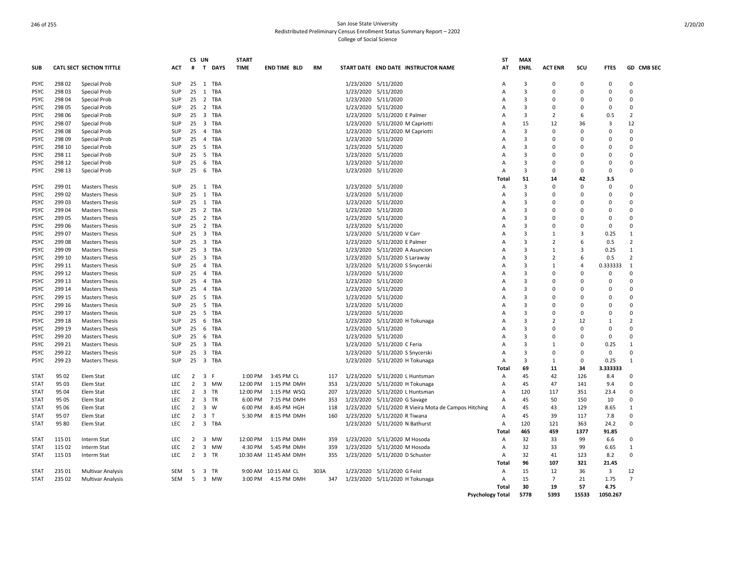San Jose State University
Redistributed Preliminary Census Enrollment Status Summary Report – 2202
College of Social Science

| SUB | CATL | SECT | SECTION TITTLE | ACT | CS # | UN T | DAYS | START TIME | END TIME | BLD | RM | START DATE | END DATE | INSTRUCTOR NAME | ST AT | MAX ENRL | ACT ENR | SCU | FTES | GD | CMB SEC |
|---|---|---|---|---|---|---|---|---|---|---|---|---|---|---|---|---|---|---|---|---|---|
| PSYC | 298 | 02 | Special Prob | SUP | 25 | 1 | TBA | | | | | 1/23/2020 | 5/11/2020 | | A | 3 | 0 | 0 | 0 | 0 | |
| PSYC | 298 | 03 | Special Prob | SUP | 25 | 1 | TBA | | | | | 1/23/2020 | 5/11/2020 | | A | 3 | 0 | 0 | 0 | 0 | |
| PSYC | 298 | 04 | Special Prob | SUP | 25 | 2 | TBA | | | | | 1/23/2020 | 5/11/2020 | | A | 3 | 0 | 0 | 0 | 0 | |
| PSYC | 298 | 05 | Special Prob | SUP | 25 | 2 | TBA | | | | | 1/23/2020 | 5/11/2020 | | A | 3 | 0 | 0 | 0 | 0 | |
| PSYC | 298 | 06 | Special Prob | SUP | 25 | 3 | TBA | | | | | 1/23/2020 | 5/11/2020 | E Palmer | A | 3 | 2 | 6 | 0.5 | 2 | |
| PSYC | 298 | 07 | Special Prob | SUP | 25 | 3 | TBA | | | | | 1/23/2020 | 5/11/2020 | M Capriotti | A | 15 | 12 | 36 | 3 | 12 | |
| PSYC | 298 | 08 | Special Prob | SUP | 25 | 4 | TBA | | | | | 1/23/2020 | 5/11/2020 | M Capriotti | A | 3 | 0 | 0 | 0 | 0 | |
| PSYC | 298 | 09 | Special Prob | SUP | 25 | 4 | TBA | | | | | 1/23/2020 | 5/11/2020 | | A | 3 | 0 | 0 | 0 | 0 | |
| PSYC | 298 | 10 | Special Prob | SUP | 25 | 5 | TBA | | | | | 1/23/2020 | 5/11/2020 | | A | 3 | 0 | 0 | 0 | 0 | |
| PSYC | 298 | 11 | Special Prob | SUP | 25 | 5 | TBA | | | | | 1/23/2020 | 5/11/2020 | | A | 3 | 0 | 0 | 0 | 0 | |
| PSYC | 298 | 12 | Special Prob | SUP | 25 | 6 | TBA | | | | | 1/23/2020 | 5/11/2020 | | A | 3 | 0 | 0 | 0 | 0 | |
| PSYC | 298 | 13 | Special Prob | SUP | 25 | 6 | TBA | | | | | 1/23/2020 | 5/11/2020 | | A | 3 | 0 | 0 | 0 | 0 | |
| | | | | | | | | | | | | | | | **Total** | **51** | **14** | **42** | **3.5** | | |
| PSYC | 299 | 01 | Masters Thesis | SUP | 25 | 1 | TBA | | | | | 1/23/2020 | 5/11/2020 | | A | 3 | 0 | 0 | 0 | 0 | |
| PSYC | 299 | 02 | Masters Thesis | SUP | 25 | 1 | TBA | | | | | 1/23/2020 | 5/11/2020 | | A | 3 | 0 | 0 | 0 | 0 | |
| PSYC | 299 | 03 | Masters Thesis | SUP | 25 | 1 | TBA | | | | | 1/23/2020 | 5/11/2020 | | A | 3 | 0 | 0 | 0 | 0 | |
| PSYC | 299 | 04 | Masters Thesis | SUP | 25 | 2 | TBA | | | | | 1/23/2020 | 5/11/2020 | | A | 3 | 0 | 0 | 0 | 0 | |
| PSYC | 299 | 05 | Masters Thesis | SUP | 25 | 2 | TBA | | | | | 1/23/2020 | 5/11/2020 | | A | 3 | 0 | 0 | 0 | 0 | |
| PSYC | 299 | 06 | Masters Thesis | SUP | 25 | 2 | TBA | | | | | 1/23/2020 | 5/11/2020 | | A | 3 | 0 | 0 | 0 | 0 | |
| PSYC | 299 | 07 | Masters Thesis | SUP | 25 | 3 | TBA | | | | | 1/23/2020 | 5/11/2020 | V Carr | A | 3 | 1 | 3 | 0.25 | 1 | |
| PSYC | 299 | 08 | Masters Thesis | SUP | 25 | 3 | TBA | | | | | 1/23/2020 | 5/11/2020 | E Palmer | A | 3 | 2 | 6 | 0.5 | 2 | |
| PSYC | 299 | 09 | Masters Thesis | SUP | 25 | 3 | TBA | | | | | 1/23/2020 | 5/11/2020 | A Asuncion | A | 3 | 1 | 3 | 0.25 | 1 | |
| PSYC | 299 | 10 | Masters Thesis | SUP | 25 | 3 | TBA | | | | | 1/23/2020 | 5/11/2020 | S Laraway | A | 3 | 2 | 6 | 0.5 | 2 | |
| PSYC | 299 | 11 | Masters Thesis | SUP | 25 | 4 | TBA | | | | | 1/23/2020 | 5/11/2020 | S Snycerski | A | 3 | 1 | 4 | 0.333333 | 1 | |
| PSYC | 299 | 12 | Masters Thesis | SUP | 25 | 4 | TBA | | | | | 1/23/2020 | 5/11/2020 | | A | 3 | 0 | 0 | 0 | 0 | |
| PSYC | 299 | 13 | Masters Thesis | SUP | 25 | 4 | TBA | | | | | 1/23/2020 | 5/11/2020 | | A | 3 | 0 | 0 | 0 | 0 | |
| PSYC | 299 | 14 | Masters Thesis | SUP | 25 | 4 | TBA | | | | | 1/23/2020 | 5/11/2020 | | A | 3 | 0 | 0 | 0 | 0 | |
| PSYC | 299 | 15 | Masters Thesis | SUP | 25 | 5 | TBA | | | | | 1/23/2020 | 5/11/2020 | | A | 3 | 0 | 0 | 0 | 0 | |
| PSYC | 299 | 16 | Masters Thesis | SUP | 25 | 5 | TBA | | | | | 1/23/2020 | 5/11/2020 | | A | 3 | 0 | 0 | 0 | 0 | |
| PSYC | 299 | 17 | Masters Thesis | SUP | 25 | 5 | TBA | | | | | 1/23/2020 | 5/11/2020 | | A | 3 | 0 | 0 | 0 | 0 | |
| PSYC | 299 | 18 | Masters Thesis | SUP | 25 | 6 | TBA | | | | | 1/23/2020 | 5/11/2020 | H Tokunaga | A | 3 | 2 | 12 | 1 | 2 | |
| PSYC | 299 | 19 | Masters Thesis | SUP | 25 | 6 | TBA | | | | | 1/23/2020 | 5/11/2020 | | A | 3 | 0 | 0 | 0 | 0 | |
| PSYC | 299 | 20 | Masters Thesis | SUP | 25 | 6 | TBA | | | | | 1/23/2020 | 5/11/2020 | | A | 3 | 0 | 0 | 0 | 0 | |
| PSYC | 299 | 21 | Masters Thesis | SUP | 25 | 3 | TBA | | | | | 1/23/2020 | 5/11/2020 | C Feria | A | 3 | 1 | 0 | 0.25 | 1 | |
| PSYC | 299 | 22 | Masters Thesis | SUP | 25 | 3 | TBA | | | | | 1/23/2020 | 5/11/2020 | S Snycerski | A | 3 | 0 | 0 | 0 | 0 | |
| PSYC | 299 | 23 | Masters Thesis | SUP | 25 | 3 | TBA | | | | | 1/23/2020 | 5/11/2020 | H Tokunaga | A | 3 | 1 | 0 | 0.25 | 1 | |
| | | | | | | | | | | | | | | | **Total** | **69** | **11** | **34** | **3.333333** | | |
| STAT | 95 | 02 | Elem Stat | LEC | 2 | 3 | F | 1:00 PM | 3:45 PM | CL | 117 | 1/23/2020 | 5/11/2020 | L Huntsman | A | 45 | 42 | 126 | 8.4 | 0 | |
| STAT | 95 | 03 | Elem Stat | LEC | 2 | 3 | MW | 12:00 PM | 1:15 PM | DMH | 353 | 1/23/2020 | 5/11/2020 | H Tokunaga | A | 45 | 47 | 141 | 9.4 | 0 | |
| STAT | 95 | 04 | Elem Stat | LEC | 2 | 3 | TR | 12:00 PM | 1:15 PM | WSQ | 207 | 1/23/2020 | 5/11/2020 | L Huntsman | A | 120 | 117 | 351 | 23.4 | 0 | |
| STAT | 95 | 05 | Elem Stat | LEC | 2 | 3 | TR | 6:00 PM | 7:15 PM | DMH | 353 | 1/23/2020 | 5/11/2020 | G Savage | A | 45 | 50 | 150 | 10 | 0 | |
| STAT | 95 | 06 | Elem Stat | LEC | 2 | 3 | W | 6:00 PM | 8:45 PM | HGH | 118 | 1/23/2020 | 5/11/2020 | R Vieira Mota de Campos Hitching | A | 45 | 43 | 129 | 8.65 | 1 | |
| STAT | 95 | 07 | Elem Stat | LEC | 2 | 3 | T | 5:30 PM | 8:15 PM | DMH | 160 | 1/23/2020 | 5/11/2020 | R Tiwana | A | 45 | 39 | 117 | 7.8 | 0 | |
| STAT | 95 | 80 | Elem Stat | LEC | 2 | 3 | TBA | | | | | 1/23/2020 | 5/11/2020 | N Bathurst | A | 120 | 121 | 363 | 24.2 | 0 | |
| | | | | | | | | | | | | | | | **Total** | **465** | **459** | **1377** | **91.85** | | |
| STAT | 115 | 01 | Interm Stat | LEC | 2 | 3 | MW | 12:00 PM | 1:15 PM | DMH | 359 | 1/23/2020 | 5/11/2020 | M Hosoda | A | 32 | 33 | 99 | 6.6 | 0 | |
| STAT | 115 | 02 | Interm Stat | LEC | 2 | 3 | MW | 4:30 PM | 5:45 PM | DMH | 359 | 1/23/2020 | 5/11/2020 | M Hosoda | A | 32 | 33 | 99 | 6.65 | 1 | |
| STAT | 115 | 03 | Interm Stat | LEC | 2 | 3 | TR | 10:30 AM | 11:45 AM | DMH | 355 | 1/23/2020 | 5/11/2020 | D Schuster | A | 32 | 41 | 123 | 8.2 | 0 | |
| | | | | | | | | | | | | | | | **Total** | **96** | **107** | **321** | **21.45** | | |
| STAT | 235 | 01 | Multivar Analysis | SEM | 5 | 3 | TR | 9:00 AM | 10:15 AM | CL | 303A | 1/23/2020 | 5/11/2020 | G Feist | A | 15 | 12 | 36 | 3 | 12 | |
| STAT | 235 | 02 | Multivar Analysis | SEM | 5 | 3 | MW | 3:00 PM | 4:15 PM | DMH | 347 | 1/23/2020 | 5/11/2020 | H Tokunaga | A | 15 | 7 | 21 | 1.75 | 7 | |
| | | | | | | | | | | | | | | | **Total** | **30** | **19** | **57** | **4.75** | | |
| | | | | | | | | | | | | | | | **Psychology Total** | **5778** | **5393** | **15533** | **1050.267** | | |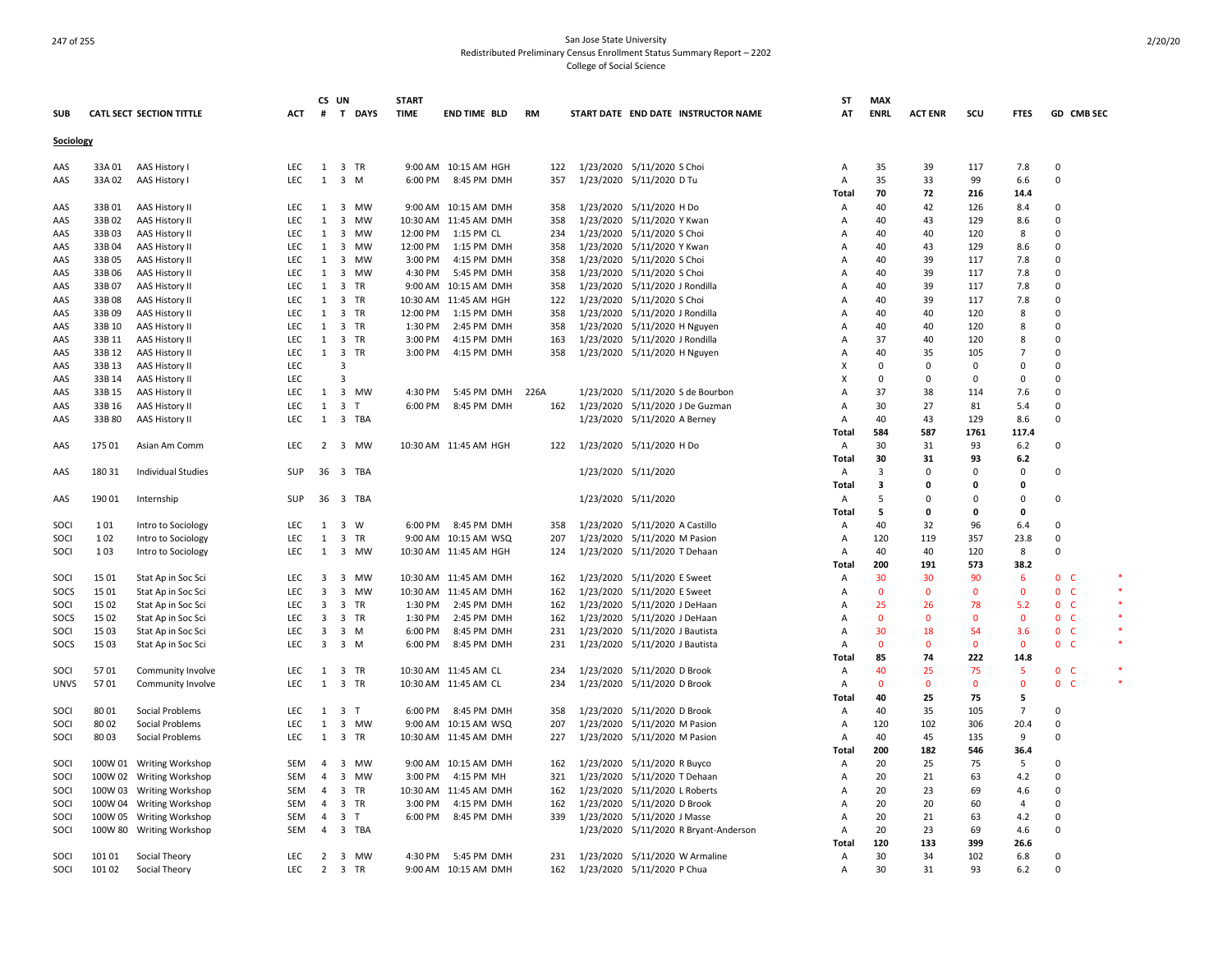San Jose State University
Redistributed Preliminary Census Enrollment Status Summary Report – 2202
College of Social Science

| SUB | CATL SECT | SECTION TITTLE | ACT | CS # | UN T | DAYS | START TIME | END TIME | BLD | RM | START DATE | END DATE | INSTRUCTOR NAME | ST AT | MAX ENRL | ACT ENR | SCU | FTES | GD | CMB SEC |
|---|---|---|---|---|---|---|---|---|---|---|---|---|---|---|---|---|---|---|---|---|
| **Sociology** | | | | | | | | | | | | | | | | | | | | |
| AAS | 33A 01 | AAS History I | LEC | 1 | 3 | TR | 9:00 AM | 10:15 AM | HGH | 122 | 1/23/2020 | 5/11/2020 | S Choi | A | 35 | 39 | 117 | 7.8 | 0 | |
| AAS | 33A 02 | AAS History I | LEC | 1 | 3 | M | 6:00 PM | 8:45 PM | DMH | 357 | 1/23/2020 | 5/11/2020 | D Tu | A | 35 | 33 | 99 | 6.6 | 0 | |
| | | | | | | | | | | | | | | Total | 70 | 72 | 216 | 14.4 | | |
| AAS | 33B 01 | AAS History II | LEC | 1 | 3 | MW | 9:00 AM | 10:15 AM | DMH | 358 | 1/23/2020 | 5/11/2020 | H Do | A | 40 | 42 | 126 | 8.4 | 0 | |
| AAS | 33B 02 | AAS History II | LEC | 1 | 3 | MW | 10:30 AM | 11:45 AM | DMH | 358 | 1/23/2020 | 5/11/2020 | Y Kwan | A | 40 | 43 | 129 | 8.6 | 0 | |
| AAS | 33B 03 | AAS History II | LEC | 1 | 3 | MW | 12:00 PM | 1:15 PM | CL | 234 | 1/23/2020 | 5/11/2020 | S Choi | A | 40 | 40 | 120 | 8 | 0 | |
| AAS | 33B 04 | AAS History II | LEC | 1 | 3 | MW | 12:00 PM | 1:15 PM | DMH | 358 | 1/23/2020 | 5/11/2020 | Y Kwan | A | 40 | 43 | 129 | 8.6 | 0 | |
| AAS | 33B 05 | AAS History II | LEC | 1 | 3 | MW | 3:00 PM | 4:15 PM | DMH | 358 | 1/23/2020 | 5/11/2020 | S Choi | A | 40 | 39 | 117 | 7.8 | 0 | |
| AAS | 33B 06 | AAS History II | LEC | 1 | 3 | MW | 4:30 PM | 5:45 PM | DMH | 358 | 1/23/2020 | 5/11/2020 | S Choi | A | 40 | 39 | 117 | 7.8 | 0 | |
| AAS | 33B 07 | AAS History II | LEC | 1 | 3 | TR | 9:00 AM | 10:15 AM | DMH | 358 | 1/23/2020 | 5/11/2020 | J Rondilla | A | 40 | 39 | 117 | 7.8 | 0 | |
| AAS | 33B 08 | AAS History II | LEC | 1 | 3 | TR | 10:30 AM | 11:45 AM | HGH | 122 | 1/23/2020 | 5/11/2020 | S Choi | A | 40 | 39 | 117 | 7.8 | 0 | |
| AAS | 33B 09 | AAS History II | LEC | 1 | 3 | TR | 12:00 PM | 1:15 PM | DMH | 358 | 1/23/2020 | 5/11/2020 | J Rondilla | A | 40 | 40 | 120 | 8 | 0 | |
| AAS | 33B 10 | AAS History II | LEC | 1 | 3 | TR | 1:30 PM | 2:45 PM | DMH | 358 | 1/23/2020 | 5/11/2020 | H Nguyen | A | 40 | 40 | 120 | 8 | 0 | |
| AAS | 33B 11 | AAS History II | LEC | 1 | 3 | TR | 3:00 PM | 4:15 PM | DMH | 163 | 1/23/2020 | 5/11/2020 | J Rondilla | A | 37 | 40 | 120 | 8 | 0 | |
| AAS | 33B 12 | AAS History II | LEC | 1 | 3 | TR | 3:00 PM | 4:15 PM | DMH | 358 | 1/23/2020 | 5/11/2020 | H Nguyen | A | 40 | 35 | 105 | 7 | 0 | |
| AAS | 33B 13 | AAS History II | LEC | | 3 | | | | | | | | | X | 0 | 0 | 0 | 0 | 0 | |
| AAS | 33B 14 | AAS History II | LEC | | 3 | | | | | | | | | X | 0 | 0 | 0 | 0 | 0 | |
| AAS | 33B 15 | AAS History II | LEC | 1 | 3 | MW | 4:30 PM | 5:45 PM | DMH | 226A | 1/23/2020 | 5/11/2020 | S de Bourbon | A | 37 | 38 | 114 | 7.6 | 0 | |
| AAS | 33B 16 | AAS History II | LEC | 1 | 3 | T | 6:00 PM | 8:45 PM | DMH | 162 | 1/23/2020 | 5/11/2020 | J De Guzman | A | 30 | 27 | 81 | 5.4 | 0 | |
| AAS | 33B 80 | AAS History II | LEC | 1 | 3 | TBA | | | | | 1/23/2020 | 5/11/2020 | A Berney | A | 40 | 43 | 129 | 8.6 | 0 | |
| | | | | | | | | | | | | | | Total | 584 | 587 | 1761 | 117.4 | | |
| AAS | 175 01 | Asian Am Comm | LEC | 2 | 3 | MW | 10:30 AM | 11:45 AM | HGH | 122 | 1/23/2020 | 5/11/2020 | H Do | A | 30 | 31 | 93 | 6.2 | 0 | |
| | | | | | | | | | | | | | | Total | 30 | 31 | 93 | 6.2 | | |
| AAS | 180 31 | Individual Studies | SUP | 36 | 3 | TBA | | | | | 1/23/2020 | 5/11/2020 | | A | 3 | 0 | 0 | 0 | 0 | |
| | | | | | | | | | | | | | | Total | 3 | 0 | 0 | 0 | | |
| AAS | 190 01 | Internship | SUP | 36 | 3 | TBA | | | | | 1/23/2020 | 5/11/2020 | | A | 5 | 0 | 0 | 0 | 0 | |
| | | | | | | | | | | | | | | Total | 5 | 0 | 0 | 0 | | |
| SOCI | 1 01 | Intro to Sociology | LEC | 1 | 3 | W | 6:00 PM | 8:45 PM | DMH | 358 | 1/23/2020 | 5/11/2020 | A Castillo | A | 40 | 32 | 96 | 6.4 | 0 | |
| SOCI | 1 02 | Intro to Sociology | LEC | 1 | 3 | TR | 9:00 AM | 10:15 AM | WSQ | 207 | 1/23/2020 | 5/11/2020 | M Pasion | A | 120 | 119 | 357 | 23.8 | 0 | |
| SOCI | 1 03 | Intro to Sociology | LEC | 1 | 3 | MW | 10:30 AM | 11:45 AM | HGH | 124 | 1/23/2020 | 5/11/2020 | T Dehaan | A | 40 | 40 | 120 | 8 | 0 | |
| | | | | | | | | | | | | | | Total | 200 | 191 | 573 | 38.2 | | |
| SOCI | 15 01 | Stat Ap in Soc Sci | LEC | 3 | 3 | MW | 10:30 AM | 11:45 AM | DMH | 162 | 1/23/2020 | 5/11/2020 | E Sweet | A | 30 | 30 | 90 | 6 | 0 | C * |
| SOCS | 15 01 | Stat Ap in Soc Sci | LEC | 3 | 3 | MW | 10:30 AM | 11:45 AM | DMH | 162 | 1/23/2020 | 5/11/2020 | E Sweet | A | 0 | 0 | 0 | 0 | 0 | C * |
| SOCI | 15 02 | Stat Ap in Soc Sci | LEC | 3 | 3 | TR | 1:30 PM | 2:45 PM | DMH | 162 | 1/23/2020 | 5/11/2020 | J DeHaan | A | 25 | 26 | 78 | 5.2 | 0 | C * |
| SOCS | 15 02 | Stat Ap in Soc Sci | LEC | 3 | 3 | TR | 1:30 PM | 2:45 PM | DMH | 162 | 1/23/2020 | 5/11/2020 | J DeHaan | A | 0 | 0 | 0 | 0 | 0 | C * |
| SOCI | 15 03 | Stat Ap in Soc Sci | LEC | 3 | 3 | M | 6:00 PM | 8:45 PM | DMH | 231 | 1/23/2020 | 5/11/2020 | J Bautista | A | 30 | 18 | 54 | 3.6 | 0 | C * |
| SOCS | 15 03 | Stat Ap in Soc Sci | LEC | 3 | 3 | M | 6:00 PM | 8:45 PM | DMH | 231 | 1/23/2020 | 5/11/2020 | J Bautista | A | 0 | 0 | 0 | 0 | 0 | C * |
| | | | | | | | | | | | | | | Total | 85 | 74 | 222 | 14.8 | | |
| SOCI | 57 01 | Community Involve | LEC | 1 | 3 | TR | 10:30 AM | 11:45 AM | CL | 234 | 1/23/2020 | 5/11/2020 | D Brook | A | 40 | 25 | 75 | 5 | 0 | C * |
| UNVS | 57 01 | Community Involve | LEC | 1 | 3 | TR | 10:30 AM | 11:45 AM | CL | 234 | 1/23/2020 | 5/11/2020 | D Brook | A | 0 | 0 | 0 | 0 | 0 | C * |
| | | | | | | | | | | | | | | Total | 40 | 25 | 75 | 5 | | |
| SOCI | 80 01 | Social Problems | LEC | 1 | 3 | T | 6:00 PM | 8:45 PM | DMH | 358 | 1/23/2020 | 5/11/2020 | D Brook | A | 40 | 35 | 105 | 7 | 0 | |
| SOCI | 80 02 | Social Problems | LEC | 1 | 3 | MW | 9:00 AM | 10:15 AM | WSQ | 207 | 1/23/2020 | 5/11/2020 | M Pasion | A | 120 | 102 | 306 | 20.4 | 0 | |
| SOCI | 80 03 | Social Problems | LEC | 1 | 3 | TR | 10:30 AM | 11:45 AM | DMH | 227 | 1/23/2020 | 5/11/2020 | M Pasion | A | 40 | 45 | 135 | 9 | 0 | |
| | | | | | | | | | | | | | | Total | 200 | 182 | 546 | 36.4 | | |
| SOCI | 100W 01 | Writing Workshop | SEM | 4 | 3 | MW | 9:00 AM | 10:15 AM | DMH | 162 | 1/23/2020 | 5/11/2020 | R Buyco | A | 20 | 25 | 75 | 5 | 0 | |
| SOCI | 100W 02 | Writing Workshop | SEM | 4 | 3 | MW | 3:00 PM | 4:15 PM | MH | 321 | 1/23/2020 | 5/11/2020 | T Dehaan | A | 20 | 21 | 63 | 4.2 | 0 | |
| SOCI | 100W 03 | Writing Workshop | SEM | 4 | 3 | TR | 10:30 AM | 11:45 AM | DMH | 162 | 1/23/2020 | 5/11/2020 | L Roberts | A | 20 | 23 | 69 | 4.6 | 0 | |
| SOCI | 100W 04 | Writing Workshop | SEM | 4 | 3 | TR | 3:00 PM | 4:15 PM | DMH | 162 | 1/23/2020 | 5/11/2020 | D Brook | A | 20 | 20 | 60 | 4 | 0 | |
| SOCI | 100W 05 | Writing Workshop | SEM | 4 | 3 | T | 6:00 PM | 8:45 PM | DMH | 339 | 1/23/2020 | 5/11/2020 | J Masse | A | 20 | 21 | 63 | 4.2 | 0 | |
| SOCI | 100W 80 | Writing Workshop | SEM | 4 | 3 | TBA | | | | | 1/23/2020 | 5/11/2020 | R Bryant-Anderson | A | 20 | 23 | 69 | 4.6 | 0 | |
| | | | | | | | | | | | | | | Total | 120 | 133 | 399 | 26.6 | | |
| SOCI | 101 01 | Social Theory | LEC | 2 | 3 | MW | 4:30 PM | 5:45 PM | DMH | 231 | 1/23/2020 | 5/11/2020 | W Armaline | A | 30 | 34 | 102 | 6.8 | 0 | |
| SOCI | 101 02 | Social Theory | LEC | 2 | 3 | TR | 9:00 AM | 10:15 AM | DMH | 162 | 1/23/2020 | 5/11/2020 | P Chua | A | 30 | 31 | 93 | 6.2 | 0 | |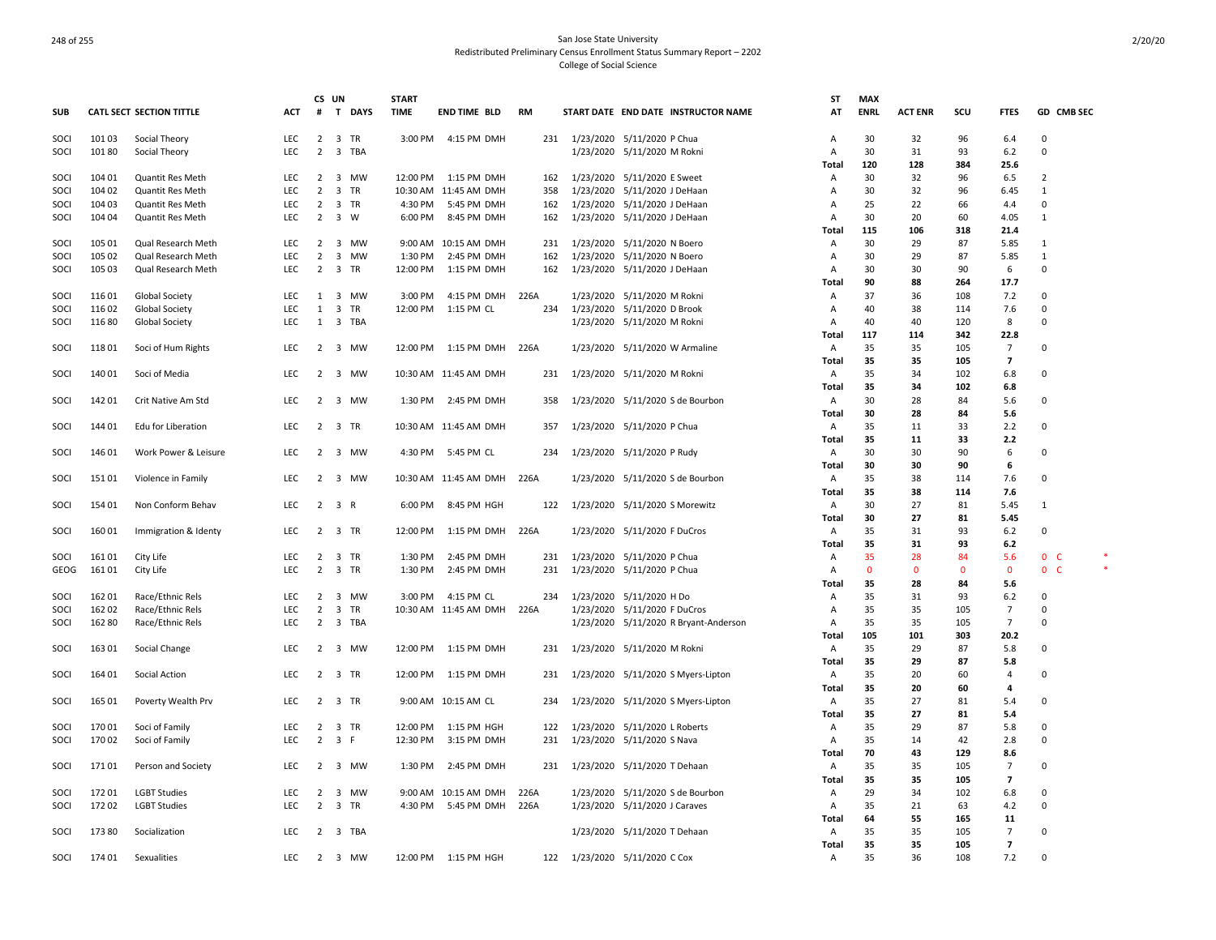San Jose State University
Redistributed Preliminary Census Enrollment Status Summary Report – 2202
College of Social Science

| SUB | CATL | SECT | SECTION TITTLE | ACT | CS # | UN T | DAYS | START TIME | END TIME | BLD | RM | START DATE | END DATE | INSTRUCTOR NAME | ST AT | MAX ENRL | ACT ENR | SCU | FTES | GD | CMB SEC | |
|---|---|---|---|---|---|---|---|---|---|---|---|---|---|---|---|---|---|---|---|---|---|---|
| SOCI | 101 | 03 | Social Theory | LEC | 2 | 3 | TR | 3:00 PM | 4:15 PM | DMH | 231 | 1/23/2020 | 5/11/2020 | P Chua | A | 30 | 32 | 96 | 6.4 | 0 | | |
| SOCI | 101 | 80 | Social Theory | LEC | 2 | 3 | TBA | | | | | 1/23/2020 | 5/11/2020 | M Rokni | A | 30 | 31 | 93 | 6.2 | 0 | | |
| | | | | | | | | | | | | | | | Total | 120 | 128 | 384 | 25.6 | | | |
| SOCI | 104 | 01 | Quantit Res Meth | LEC | 2 | 3 | MW | 12:00 PM | 1:15 PM | DMH | 162 | 1/23/2020 | 5/11/2020 | E Sweet | A | 30 | 32 | 96 | 6.5 | 2 | | |
| SOCI | 104 | 02 | Quantit Res Meth | LEC | 2 | 3 | TR | 10:30 AM | 11:45 AM | DMH | 358 | 1/23/2020 | 5/11/2020 | J DeHaan | A | 30 | 32 | 96 | 6.45 | 1 | | |
| SOCI | 104 | 03 | Quantit Res Meth | LEC | 2 | 3 | TR | 4:30 PM | 5:45 PM | DMH | 162 | 1/23/2020 | 5/11/2020 | J DeHaan | A | 25 | 22 | 66 | 4.4 | 0 | | |
| SOCI | 104 | 04 | Quantit Res Meth | LEC | 2 | 3 | W | 6:00 PM | 8:45 PM | DMH | 162 | 1/23/2020 | 5/11/2020 | J DeHaan | A | 30 | 20 | 60 | 4.05 | 1 | | |
| | | | | | | | | | | | | | | | Total | 115 | 106 | 318 | 21.4 | | | |
| SOCI | 105 | 01 | Qual Research Meth | LEC | 2 | 3 | MW | 9:00 AM | 10:15 AM | DMH | 231 | 1/23/2020 | 5/11/2020 | N Boero | A | 30 | 29 | 87 | 5.85 | 1 | | |
| SOCI | 105 | 02 | Qual Research Meth | LEC | 2 | 3 | MW | 1:30 PM | 2:45 PM | DMH | 162 | 1/23/2020 | 5/11/2020 | N Boero | A | 30 | 29 | 87 | 5.85 | 1 | | |
| SOCI | 105 | 03 | Qual Research Meth | LEC | 2 | 3 | TR | 12:00 PM | 1:15 PM | DMH | 162 | 1/23/2020 | 5/11/2020 | J DeHaan | A | 30 | 30 | 90 | 6 | 0 | | |
| | | | | | | | | | | | | | | | Total | 90 | 88 | 264 | 17.7 | | | |
| SOCI | 116 | 01 | Global Society | LEC | 1 | 3 | MW | 3:00 PM | 4:15 PM | DMH | 226A | 1/23/2020 | 5/11/2020 | M Rokni | A | 37 | 36 | 108 | 7.2 | 0 | | |
| SOCI | 116 | 02 | Global Society | LEC | 1 | 3 | TR | 12:00 PM | 1:15 PM | CL | 234 | 1/23/2020 | 5/11/2020 | D Brook | A | 40 | 38 | 114 | 7.6 | 0 | | |
| SOCI | 116 | 80 | Global Society | LEC | 1 | 3 | TBA | | | | | 1/23/2020 | 5/11/2020 | M Rokni | A | 40 | 40 | 120 | 8 | 0 | | |
| | | | | | | | | | | | | | | | Total | 117 | 114 | 342 | 22.8 | | | |
| SOCI | 118 | 01 | Soci of Hum Rights | LEC | 2 | 3 | MW | 12:00 PM | 1:15 PM | DMH | 226A | 1/23/2020 | 5/11/2020 | W Armaline | A | 35 | 35 | 105 | 7 | 0 | | |
| | | | | | | | | | | | | | | | Total | 35 | 35 | 105 | 7 | | | |
| SOCI | 140 | 01 | Soci of Media | LEC | 2 | 3 | MW | 10:30 AM | 11:45 AM | DMH | 231 | 1/23/2020 | 5/11/2020 | M Rokni | A | 35 | 34 | 102 | 6.8 | 0 | | |
| | | | | | | | | | | | | | | | Total | 35 | 34 | 102 | 6.8 | | | |
| SOCI | 142 | 01 | Crit Native Am Std | LEC | 2 | 3 | MW | 1:30 PM | 2:45 PM | DMH | 358 | 1/23/2020 | 5/11/2020 | S de Bourbon | A | 30 | 28 | 84 | 5.6 | 0 | | |
| | | | | | | | | | | | | | | | Total | 30 | 28 | 84 | 5.6 | | | |
| SOCI | 144 | 01 | Edu for Liberation | LEC | 2 | 3 | TR | 10:30 AM | 11:45 AM | DMH | 357 | 1/23/2020 | 5/11/2020 | P Chua | A | 35 | 11 | 33 | 2.2 | 0 | | |
| | | | | | | | | | | | | | | | Total | 35 | 11 | 33 | 2.2 | | | |
| SOCI | 146 | 01 | Work Power & Leisure | LEC | 2 | 3 | MW | 4:30 PM | 5:45 PM | CL | 234 | 1/23/2020 | 5/11/2020 | P Rudy | A | 30 | 30 | 90 | 6 | 0 | | |
| | | | | | | | | | | | | | | | Total | 30 | 30 | 90 | 6 | | | |
| SOCI | 151 | 01 | Violence in Family | LEC | 2 | 3 | MW | 10:30 AM | 11:45 AM | DMH | 226A | 1/23/2020 | 5/11/2020 | S de Bourbon | A | 35 | 38 | 114 | 7.6 | 0 | | |
| | | | | | | | | | | | | | | | Total | 35 | 38 | 114 | 7.6 | | | |
| SOCI | 154 | 01 | Non Conform Behav | LEC | 2 | 3 | R | 6:00 PM | 8:45 PM | HGH | 122 | 1/23/2020 | 5/11/2020 | S Morewitz | A | 30 | 27 | 81 | 5.45 | 1 | | |
| | | | | | | | | | | | | | | | Total | 30 | 27 | 81 | 5.45 | | | |
| SOCI | 160 | 01 | Immigration & Identy | LEC | 2 | 3 | TR | 12:00 PM | 1:15 PM | DMH | 226A | 1/23/2020 | 5/11/2020 | F DuCros | A | 35 | 31 | 93 | 6.2 | 0 | | |
| | | | | | | | | | | | | | | | Total | 35 | 31 | 93 | 6.2 | | | |
| SOCI | 161 | 01 | City Life | LEC | 2 | 3 | TR | 1:30 PM | 2:45 PM | DMH | 231 | 1/23/2020 | 5/11/2020 | P Chua | A | 35 | 28 | 84 | 5.6 | 0 | C | * |
| GEOG | 161 | 01 | City Life | LEC | 2 | 3 | TR | 1:30 PM | 2:45 PM | DMH | 231 | 1/23/2020 | 5/11/2020 | P Chua | A | 0 | 0 | 0 | 0 | 0 | C | * |
| | | | | | | | | | | | | | | | Total | 35 | 28 | 84 | 5.6 | | | |
| SOCI | 162 | 01 | Race/Ethnic Rels | LEC | 2 | 3 | MW | 3:00 PM | 4:15 PM | CL | 234 | 1/23/2020 | 5/11/2020 | H Do | A | 35 | 31 | 93 | 6.2 | 0 | | |
| SOCI | 162 | 02 | Race/Ethnic Rels | LEC | 2 | 3 | TR | 10:30 AM | 11:45 AM | DMH | 226A | 1/23/2020 | 5/11/2020 | F DuCros | A | 35 | 35 | 105 | 7 | 0 | | |
| SOCI | 162 | 80 | Race/Ethnic Rels | LEC | 2 | 3 | TBA | | | | | 1/23/2020 | 5/11/2020 | R Bryant-Anderson | A | 35 | 35 | 105 | 7 | 0 | | |
| | | | | | | | | | | | | | | | Total | 105 | 101 | 303 | 20.2 | | | |
| SOCI | 163 | 01 | Social Change | LEC | 2 | 3 | MW | 12:00 PM | 1:15 PM | DMH | 231 | 1/23/2020 | 5/11/2020 | M Rokni | A | 35 | 29 | 87 | 5.8 | 0 | | |
| | | | | | | | | | | | | | | | Total | 35 | 29 | 87 | 5.8 | | | |
| SOCI | 164 | 01 | Social Action | LEC | 2 | 3 | TR | 12:00 PM | 1:15 PM | DMH | 231 | 1/23/2020 | 5/11/2020 | S Myers-Lipton | A | 35 | 20 | 60 | 4 | 0 | | |
| | | | | | | | | | | | | | | | Total | 35 | 20 | 60 | 4 | | | |
| SOCI | 165 | 01 | Poverty Wealth Prv | LEC | 2 | 3 | TR | 9:00 AM | 10:15 AM | CL | 234 | 1/23/2020 | 5/11/2020 | S Myers-Lipton | A | 35 | 27 | 81 | 5.4 | 0 | | |
| | | | | | | | | | | | | | | | Total | 35 | 27 | 81 | 5.4 | | | |
| SOCI | 170 | 01 | Soci of Family | LEC | 2 | 3 | TR | 12:00 PM | 1:15 PM | HGH | 122 | 1/23/2020 | 5/11/2020 | L Roberts | A | 35 | 29 | 87 | 5.8 | 0 | | |
| SOCI | 170 | 02 | Soci of Family | LEC | 2 | 3 | F | 12:30 PM | 3:15 PM | DMH | 231 | 1/23/2020 | 5/11/2020 | S Nava | A | 35 | 14 | 42 | 2.8 | 0 | | |
| | | | | | | | | | | | | | | | Total | 70 | 43 | 129 | 8.6 | | | |
| SOCI | 171 | 01 | Person and Society | LEC | 2 | 3 | MW | 1:30 PM | 2:45 PM | DMH | 231 | 1/23/2020 | 5/11/2020 | T Dehaan | A | 35 | 35 | 105 | 7 | 0 | | |
| | | | | | | | | | | | | | | | Total | 35 | 35 | 105 | 7 | | | |
| SOCI | 172 | 01 | LGBT Studies | LEC | 2 | 3 | MW | 9:00 AM | 10:15 AM | DMH | 226A | 1/23/2020 | 5/11/2020 | S de Bourbon | A | 29 | 34 | 102 | 6.8 | 0 | | |
| SOCI | 172 | 02 | LGBT Studies | LEC | 2 | 3 | TR | 4:30 PM | 5:45 PM | DMH | 226A | 1/23/2020 | 5/11/2020 | J Caraves | A | 35 | 21 | 63 | 4.2 | 0 | | |
| | | | | | | | | | | | | | | | Total | 64 | 55 | 165 | 11 | | | |
| SOCI | 173 | 80 | Socialization | LEC | 2 | 3 | TBA | | | | | 1/23/2020 | 5/11/2020 | T Dehaan | A | 35 | 35 | 105 | 7 | 0 | | |
| | | | | | | | | | | | | | | | Total | 35 | 35 | 105 | 7 | | | |
| SOCI | 174 | 01 | Sexualities | LEC | 2 | 3 | MW | 12:00 PM | 1:15 PM | HGH | 122 | 1/23/2020 | 5/11/2020 | C Cox | A | 35 | 36 | 108 | 7.2 | 0 | | |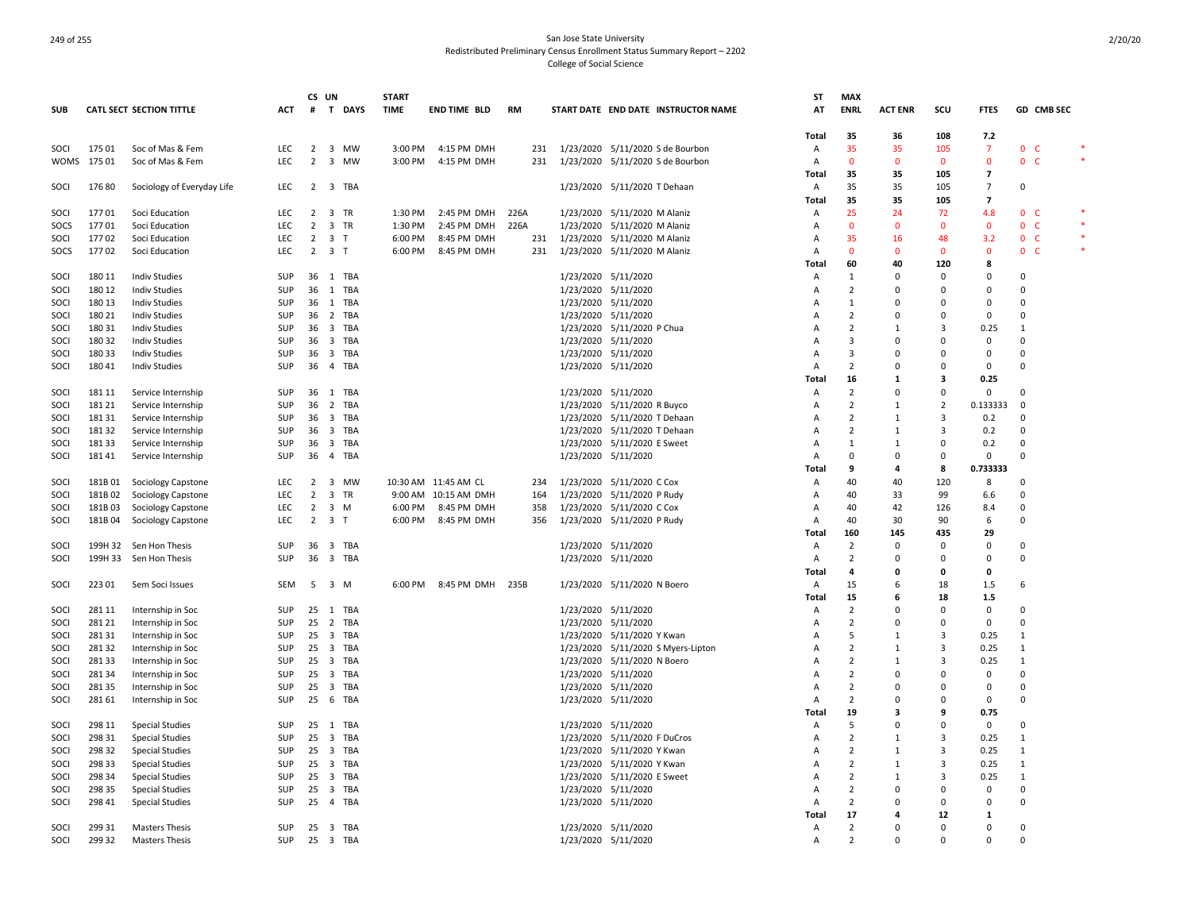San Jose State University
Redistributed Preliminary Census Enrollment Status Summary Report – 2202
College of Social Science

| SUB | CATL SECT | SECTION TITTLE | ACT | CS # | UN T | DAYS | START TIME | END TIME | BLD | RM | START DATE | END DATE | INSTRUCTOR NAME | ST AT | MAX ENRL | ACT ENR | SCU | FTES | GD | CMB SEC |
|---|---|---|---|---|---|---|---|---|---|---|---|---|---|---|---|---|---|---|---|---|
| | | | | | | | | | | | | | | Total | 35 | 36 | 108 | 7.2 | | |
| SOCI | 175 01 | Soc of Mas & Fem | LEC | 2 | 3 | MW | 3:00 PM | 4:15 PM | DMH | 231 | 1/23/2020 | 5/11/2020 | S de Bourbon | A | 35 | 35 | 105 | 7 | 0 | C * |
| WOMS | 175 01 | Soc of Mas & Fem | LEC | 2 | 3 | MW | 3:00 PM | 4:15 PM | DMH | 231 | 1/23/2020 | 5/11/2020 | S de Bourbon | A | 0 | 0 | 0 | 0 | 0 | C * |
| | | | | | | | | | | | | | | Total | 35 | 35 | 105 | 7 | | |
| SOCI | 176 80 | Sociology of Everyday Life | LEC | 2 | 3 | TBA | | | | | 1/23/2020 | 5/11/2020 | T Dehaan | A | 35 | 35 | 105 | 7 | 0 | |
| | | | | | | | | | | | | | | Total | 35 | 35 | 105 | 7 | | |
| SOCI | 177 01 | Soci Education | LEC | 2 | 3 | TR | 1:30 PM | 2:45 PM | DMH | 226A | 1/23/2020 | 5/11/2020 | M Alaniz | A | 25 | 24 | 72 | 4.8 | 0 | C * |
| SOCS | 177 01 | Soci Education | LEC | 2 | 3 | TR | 1:30 PM | 2:45 PM | DMH | 226A | 1/23/2020 | 5/11/2020 | M Alaniz | A | 0 | 0 | 0 | 0 | 0 | C * |
| SOCI | 177 02 | Soci Education | LEC | 2 | 3 | T | 6:00 PM | 8:45 PM | DMH | 231 | 1/23/2020 | 5/11/2020 | M Alaniz | A | 35 | 16 | 48 | 3.2 | 0 | C * |
| SOCS | 177 02 | Soci Education | LEC | 2 | 3 | T | 6:00 PM | 8:45 PM | DMH | 231 | 1/23/2020 | 5/11/2020 | M Alaniz | A | 0 | 0 | 0 | 0 | 0 | C * |
| | | | | | | | | | | | | | | Total | 60 | 40 | 120 | 8 | | |
| SOCI | 180 11 | Indiv Studies | SUP | 36 | 1 | TBA | | | | | 1/23/2020 | 5/11/2020 | | A | 1 | 0 | 0 | 0 | 0 | |
| SOCI | 180 12 | Indiv Studies | SUP | 36 | 1 | TBA | | | | | 1/23/2020 | 5/11/2020 | | A | 2 | 0 | 0 | 0 | 0 | |
| SOCI | 180 13 | Indiv Studies | SUP | 36 | 1 | TBA | | | | | 1/23/2020 | 5/11/2020 | | A | 1 | 0 | 0 | 0 | 0 | |
| SOCI | 180 21 | Indiv Studies | SUP | 36 | 2 | TBA | | | | | 1/23/2020 | 5/11/2020 | | A | 2 | 0 | 0 | 0 | 0 | |
| SOCI | 180 31 | Indiv Studies | SUP | 36 | 3 | TBA | | | | | 1/23/2020 | 5/11/2020 | P Chua | A | 2 | 1 | 3 | 0.25 | 1 | |
| SOCI | 180 32 | Indiv Studies | SUP | 36 | 3 | TBA | | | | | 1/23/2020 | 5/11/2020 | | A | 3 | 0 | 0 | 0 | 0 | |
| SOCI | 180 33 | Indiv Studies | SUP | 36 | 3 | TBA | | | | | 1/23/2020 | 5/11/2020 | | A | 3 | 0 | 0 | 0 | 0 | |
| SOCI | 180 41 | Indiv Studies | SUP | 36 | 4 | TBA | | | | | 1/23/2020 | 5/11/2020 | | A | 2 | 0 | 0 | 0 | 0 | |
| | | | | | | | | | | | | | | Total | 16 | 1 | 3 | 0.25 | | |
| SOCI | 181 11 | Service Internship | SUP | 36 | 1 | TBA | | | | | 1/23/2020 | 5/11/2020 | | A | 2 | 0 | 0 | 0 | 0 | |
| SOCI | 181 21 | Service Internship | SUP | 36 | 2 | TBA | | | | | 1/23/2020 | 5/11/2020 | R Buyco | A | 2 | 1 | 2 | 0.133333 | 0 | |
| SOCI | 181 31 | Service Internship | SUP | 36 | 3 | TBA | | | | | 1/23/2020 | 5/11/2020 | T Dehaan | A | 2 | 1 | 3 | 0.2 | 0 | |
| SOCI | 181 32 | Service Internship | SUP | 36 | 3 | TBA | | | | | 1/23/2020 | 5/11/2020 | T Dehaan | A | 2 | 1 | 3 | 0.2 | 0 | |
| SOCI | 181 33 | Service Internship | SUP | 36 | 3 | TBA | | | | | 1/23/2020 | 5/11/2020 | E Sweet | A | 1 | 1 | 0 | 0.2 | 0 | |
| SOCI | 181 41 | Service Internship | SUP | 36 | 4 | TBA | | | | | 1/23/2020 | 5/11/2020 | | A | 0 | 0 | 0 | 0 | 0 | |
| | | | | | | | | | | | | | | Total | 9 | 4 | 8 | 0.733333 | | |
| SOCI | 181B 01 | Sociology Capstone | LEC | 2 | 3 | MW | 10:30 AM | 11:45 AM | CL | 234 | 1/23/2020 | 5/11/2020 | C Cox | A | 40 | 40 | 120 | 8 | 0 | |
| SOCI | 181B 02 | Sociology Capstone | LEC | 2 | 3 | TR | 9:00 AM | 10:15 AM | DMH | 164 | 1/23/2020 | 5/11/2020 | P Rudy | A | 40 | 33 | 99 | 6.6 | 0 | |
| SOCI | 181B 03 | Sociology Capstone | LEC | 2 | 3 | M | 6:00 PM | 8:45 PM | DMH | 358 | 1/23/2020 | 5/11/2020 | C Cox | A | 40 | 42 | 126 | 8.4 | 0 | |
| SOCI | 181B 04 | Sociology Capstone | LEC | 2 | 3 | T | 6:00 PM | 8:45 PM | DMH | 356 | 1/23/2020 | 5/11/2020 | P Rudy | A | 40 | 30 | 90 | 6 | 0 | |
| | | | | | | | | | | | | | | Total | 160 | 145 | 435 | 29 | | |
| SOCI | 199H 32 | Sen Hon Thesis | SUP | 36 | 3 | TBA | | | | | 1/23/2020 | 5/11/2020 | | A | 2 | 0 | 0 | 0 | 0 | |
| SOCI | 199H 33 | Sen Hon Thesis | SUP | 36 | 3 | TBA | | | | | 1/23/2020 | 5/11/2020 | | A | 2 | 0 | 0 | 0 | 0 | |
| | | | | | | | | | | | | | | Total | 4 | 0 | 0 | 0 | | |
| SOCI | 223 01 | Sem Soci Issues | SEM | 5 | 3 | M | 6:00 PM | 8:45 PM | DMH | 235B | 1/23/2020 | 5/11/2020 | N Boero | A | 15 | 6 | 18 | 1.5 | 6 | |
| | | | | | | | | | | | | | | Total | 15 | 6 | 18 | 1.5 | | |
| SOCI | 281 11 | Internship in Soc | SUP | 25 | 1 | TBA | | | | | 1/23/2020 | 5/11/2020 | | A | 2 | 0 | 0 | 0 | 0 | |
| SOCI | 281 21 | Internship in Soc | SUP | 25 | 2 | TBA | | | | | 1/23/2020 | 5/11/2020 | | A | 2 | 0 | 0 | 0 | 0 | |
| SOCI | 281 31 | Internship in Soc | SUP | 25 | 3 | TBA | | | | | 1/23/2020 | 5/11/2020 | Y Kwan | A | 5 | 1 | 3 | 0.25 | 1 | |
| SOCI | 281 32 | Internship in Soc | SUP | 25 | 3 | TBA | | | | | 1/23/2020 | 5/11/2020 | S Myers-Lipton | A | 2 | 1 | 3 | 0.25 | 1 | |
| SOCI | 281 33 | Internship in Soc | SUP | 25 | 3 | TBA | | | | | 1/23/2020 | 5/11/2020 | N Boero | A | 2 | 1 | 3 | 0.25 | 1 | |
| SOCI | 281 34 | Internship in Soc | SUP | 25 | 3 | TBA | | | | | 1/23/2020 | 5/11/2020 | | A | 2 | 0 | 0 | 0 | 0 | |
| SOCI | 281 35 | Internship in Soc | SUP | 25 | 3 | TBA | | | | | 1/23/2020 | 5/11/2020 | | A | 2 | 0 | 0 | 0 | 0 | |
| SOCI | 281 61 | Internship in Soc | SUP | 25 | 6 | TBA | | | | | 1/23/2020 | 5/11/2020 | | A | 2 | 0 | 0 | 0 | 0 | |
| | | | | | | | | | | | | | | Total | 19 | 3 | 9 | 0.75 | | |
| SOCI | 298 11 | Special Studies | SUP | 25 | 1 | TBA | | | | | 1/23/2020 | 5/11/2020 | | A | 5 | 0 | 0 | 0 | 0 | |
| SOCI | 298 31 | Special Studies | SUP | 25 | 3 | TBA | | | | | 1/23/2020 | 5/11/2020 | F DuCros | A | 2 | 1 | 3 | 0.25 | 1 | |
| SOCI | 298 32 | Special Studies | SUP | 25 | 3 | TBA | | | | | 1/23/2020 | 5/11/2020 | Y Kwan | A | 2 | 1 | 3 | 0.25 | 1 | |
| SOCI | 298 33 | Special Studies | SUP | 25 | 3 | TBA | | | | | 1/23/2020 | 5/11/2020 | Y Kwan | A | 2 | 1 | 3 | 0.25 | 1 | |
| SOCI | 298 34 | Special Studies | SUP | 25 | 3 | TBA | | | | | 1/23/2020 | 5/11/2020 | E Sweet | A | 2 | 1 | 3 | 0.25 | 1 | |
| SOCI | 298 35 | Special Studies | SUP | 25 | 3 | TBA | | | | | 1/23/2020 | 5/11/2020 | | A | 2 | 0 | 0 | 0 | 0 | |
| SOCI | 298 41 | Special Studies | SUP | 25 | 4 | TBA | | | | | 1/23/2020 | 5/11/2020 | | A | 2 | 0 | 0 | 0 | 0 | |
| | | | | | | | | | | | | | | Total | 17 | 4 | 12 | 1 | | |
| SOCI | 299 31 | Masters Thesis | SUP | 25 | 3 | TBA | | | | | 1/23/2020 | 5/11/2020 | | A | 2 | 0 | 0 | 0 | 0 | |
| SOCI | 299 32 | Masters Thesis | SUP | 25 | 3 | TBA | | | | | 1/23/2020 | 5/11/2020 | | A | 2 | 0 | 0 | 0 | 0 | |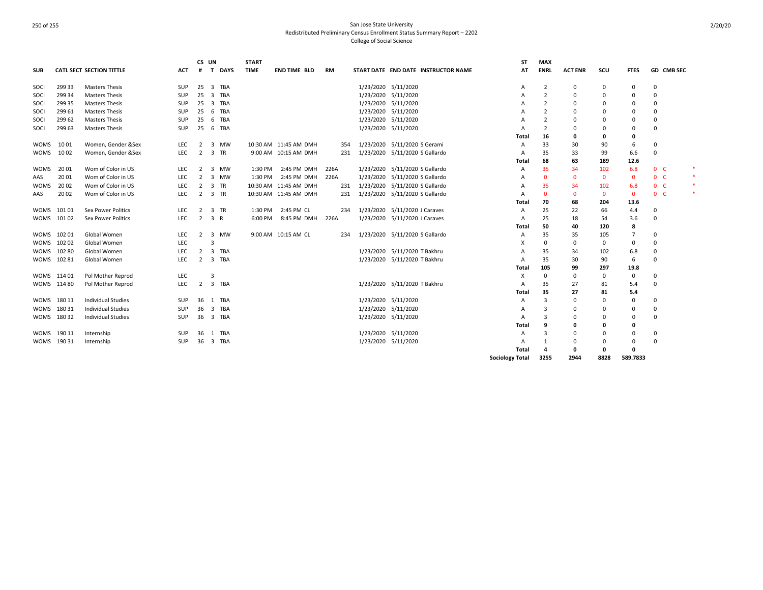San Jose State University
Redistributed Preliminary Census Enrollment Status Summary Report – 2202
College of Social Science

| SUB | CATL | SECT | SECTION TITTLE | ACT | CS # | UN T | DAYS | START TIME | END TIME | BLD | RM | START DATE | END DATE | INSTRUCTOR NAME | ST AT | MAX ENRL | ACT ENR | SCU | FTES | GD | CMB SEC | |
|---|---|---|---|---|---|---|---|---|---|---|---|---|---|---|---|---|---|---|---|---|---|---|
| SOCI | 299 | 33 | Masters Thesis | SUP | 25 | 3 | TBA | | | | | 1/23/2020 | 5/11/2020 | | A | 2 | 0 | 0 | 0 | 0 | | |
| SOCI | 299 | 34 | Masters Thesis | SUP | 25 | 3 | TBA | | | | | 1/23/2020 | 5/11/2020 | | A | 2 | 0 | 0 | 0 | 0 | | |
| SOCI | 299 | 35 | Masters Thesis | SUP | 25 | 3 | TBA | | | | | 1/23/2020 | 5/11/2020 | | A | 2 | 0 | 0 | 0 | 0 | | |
| SOCI | 299 | 61 | Masters Thesis | SUP | 25 | 6 | TBA | | | | | 1/23/2020 | 5/11/2020 | | A | 2 | 0 | 0 | 0 | 0 | | |
| SOCI | 299 | 62 | Masters Thesis | SUP | 25 | 6 | TBA | | | | | 1/23/2020 | 5/11/2020 | | A | 2 | 0 | 0 | 0 | 0 | | |
| SOCI | 299 | 63 | Masters Thesis | SUP | 25 | 6 | TBA | | | | | 1/23/2020 | 5/11/2020 | | A | 2 | 0 | 0 | 0 | 0 | | |
| | | | | | | | | | | | | | | | **Total** | **16** | **0** | **0** | **0** | | | |
| WOMS | 10 | 01 | Women, Gender &Sex | LEC | 2 | 3 | MW | 10:30 AM | 11:45 AM | DMH | 354 | 1/23/2020 | 5/11/2020 | S Gerami | A | 33 | 30 | 90 | 6 | 0 | | |
| WOMS | 10 | 02 | Women, Gender &Sex | LEC | 2 | 3 | TR | 9:00 AM | 10:15 AM | DMH | 231 | 1/23/2020 | 5/11/2020 | S Gallardo | A | 35 | 33 | 99 | 6.6 | 0 | | |
| | | | | | | | | | | | | | | | **Total** | **68** | **63** | **189** | **12.6** | | | |
| WOMS | 20 | 01 | Wom of Color in US | LEC | 2 | 3 | MW | 1:30 PM | 2:45 PM | DMH | 226A | 1/23/2020 | 5/11/2020 | S Gallardo | A | 35 | 34 | 102 | 6.8 | 0 | C | * |
| AAS | 20 | 01 | Wom of Color in US | LEC | 2 | 3 | MW | 1:30 PM | 2:45 PM | DMH | 226A | 1/23/2020 | 5/11/2020 | S Gallardo | A | 0 | 0 | 0 | 0 | 0 | C | * |
| WOMS | 20 | 02 | Wom of Color in US | LEC | 2 | 3 | TR | 10:30 AM | 11:45 AM | DMH | 231 | 1/23/2020 | 5/11/2020 | S Gallardo | A | 35 | 34 | 102 | 6.8 | 0 | C | * |
| AAS | 20 | 02 | Wom of Color in US | LEC | 2 | 3 | TR | 10:30 AM | 11:45 AM | DMH | 231 | 1/23/2020 | 5/11/2020 | S Gallardo | A | 0 | 0 | 0 | 0 | 0 | C | * |
| | | | | | | | | | | | | | | | **Total** | **70** | **68** | **204** | **13.6** | | | |
| WOMS | 101 | 01 | Sex Power Politics | LEC | 2 | 3 | TR | 1:30 PM | 2:45 PM | CL | 234 | 1/23/2020 | 5/11/2020 | J Caraves | A | 25 | 22 | 66 | 4.4 | 0 | | |
| WOMS | 101 | 02 | Sex Power Politics | LEC | 2 | 3 | R | 6:00 PM | 8:45 PM | DMH | 226A | 1/23/2020 | 5/11/2020 | J Caraves | A | 25 | 18 | 54 | 3.6 | 0 | | |
| | | | | | | | | | | | | | | | **Total** | **50** | **40** | **120** | **8** | | | |
| WOMS | 102 | 01 | Global Women | LEC | 2 | 3 | MW | 9:00 AM | 10:15 AM | CL | 234 | 1/23/2020 | 5/11/2020 | S Gallardo | A | 35 | 35 | 105 | 7 | 0 | | |
| WOMS | 102 | 02 | Global Women | LEC | | 3 | | | | | | | | | X | 0 | 0 | 0 | 0 | 0 | | |
| WOMS | 102 | 80 | Global Women | LEC | 2 | 3 | TBA | | | | | 1/23/2020 | 5/11/2020 | T Bakhru | A | 35 | 34 | 102 | 6.8 | 0 | | |
| WOMS | 102 | 81 | Global Women | LEC | 2 | 3 | TBA | | | | | 1/23/2020 | 5/11/2020 | T Bakhru | A | 35 | 30 | 90 | 6 | 0 | | |
| | | | | | | | | | | | | | | | **Total** | **105** | **99** | **297** | **19.8** | | | |
| WOMS | 114 | 01 | Pol Mother Reprod | LEC | | 3 | | | | | | | | | X | 0 | 0 | 0 | 0 | 0 | | |
| WOMS | 114 | 80 | Pol Mother Reprod | LEC | 2 | 3 | TBA | | | | | 1/23/2020 | 5/11/2020 | T Bakhru | A | 35 | 27 | 81 | 5.4 | 0 | | |
| | | | | | | | | | | | | | | | **Total** | **35** | **27** | **81** | **5.4** | | | |
| WOMS | 180 | 11 | Individual Studies | SUP | 36 | 1 | TBA | | | | | 1/23/2020 | 5/11/2020 | | A | 3 | 0 | 0 | 0 | 0 | | |
| WOMS | 180 | 31 | Individual Studies | SUP | 36 | 3 | TBA | | | | | 1/23/2020 | 5/11/2020 | | A | 3 | 0 | 0 | 0 | 0 | | |
| WOMS | 180 | 32 | Individual Studies | SUP | 36 | 3 | TBA | | | | | 1/23/2020 | 5/11/2020 | | A | 3 | 0 | 0 | 0 | 0 | | |
| | | | | | | | | | | | | | | | **Total** | **9** | **0** | **0** | **0** | | | |
| WOMS | 190 | 11 | Internship | SUP | 36 | 1 | TBA | | | | | 1/23/2020 | 5/11/2020 | | A | 3 | 0 | 0 | 0 | 0 | | |
| WOMS | 190 | 31 | Internship | SUP | 36 | 3 | TBA | | | | | 1/23/2020 | 5/11/2020 | | A | 1 | 0 | 0 | 0 | 0 | | |
| | | | | | | | | | | | | | | | **Total** | **4** | **0** | **0** | **0** | | | |
| | | | | | | | | | | | | | | | **Sociology Total** | **3255** | **2944** | **8828** | **589.7833** | | | |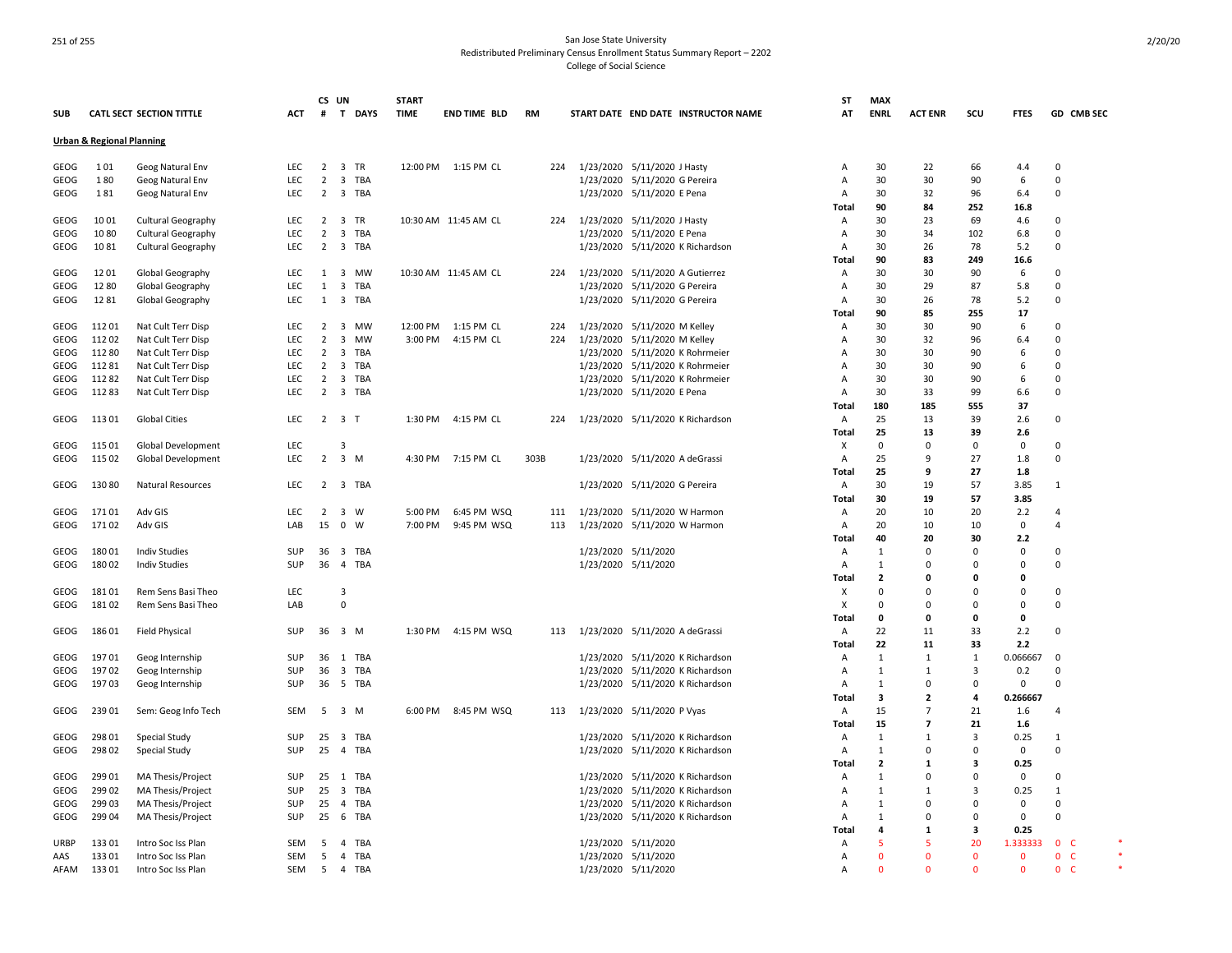San Jose State University
Redistributed Preliminary Census Enrollment Status Summary Report – 2202
College of Social Science

| SUB | CATL | SECT | SECTION TITTLE | ACT | CS # | UN T | DAYS | START TIME | END TIME | BLD | RM | START DATE | END DATE | INSTRUCTOR NAME | ST AT | MAX ENRL | ACT ENR | SCU | FTES | GD | CMB SEC |
|---|---|---|---|---|---|---|---|---|---|---|---|---|---|---|---|---|---|---|---|---|---|
| **Urban & Regional Planning** | | | | | | | | | | | | | | | | | | | | | |
| GEOG | 1 | 01 | Geog Natural Env | LEC | 2 | 3 | TR | 12:00 PM | 1:15 PM | CL | 224 | 1/23/2020 | 5/11/2020 | J Hasty | A | 30 | 22 | 66 | 4.4 | 0 | |
| GEOG | 1 | 80 | Geog Natural Env | LEC | 2 | 3 | TBA | | | | | 1/23/2020 | 5/11/2020 | G Pereira | A | 30 | 30 | 90 | 6 | 0 | |
| GEOG | 1 | 81 | Geog Natural Env | LEC | 2 | 3 | TBA | | | | | 1/23/2020 | 5/11/2020 | E Pena | A | 30 | 32 | 96 | 6.4 | 0 | |
| | | | | | | | | | | | | | | | Total | 90 | 84 | 252 | 16.8 | | |
| GEOG | 10 | 01 | Cultural Geography | LEC | 2 | 3 | TR | 10:30 AM | 11:45 AM | CL | 224 | 1/23/2020 | 5/11/2020 | J Hasty | A | 30 | 23 | 69 | 4.6 | 0 | |
| GEOG | 10 | 80 | Cultural Geography | LEC | 2 | 3 | TBA | | | | | 1/23/2020 | 5/11/2020 | E Pena | A | 30 | 34 | 102 | 6.8 | 0 | |
| GEOG | 10 | 81 | Cultural Geography | LEC | 2 | 3 | TBA | | | | | 1/23/2020 | 5/11/2020 | K Richardson | A | 30 | 26 | 78 | 5.2 | 0 | |
| | | | | | | | | | | | | | | | Total | 90 | 83 | 249 | 16.6 | | |
| GEOG | 12 | 01 | Global Geography | LEC | 1 | 3 | MW | 10:30 AM | 11:45 AM | CL | 224 | 1/23/2020 | 5/11/2020 | A Gutierrez | A | 30 | 30 | 90 | 6 | 0 | |
| GEOG | 12 | 80 | Global Geography | LEC | 1 | 3 | TBA | | | | | 1/23/2020 | 5/11/2020 | G Pereira | A | 30 | 29 | 87 | 5.8 | 0 | |
| GEOG | 12 | 81 | Global Geography | LEC | 1 | 3 | TBA | | | | | 1/23/2020 | 5/11/2020 | G Pereira | A | 30 | 26 | 78 | 5.2 | 0 | |
| | | | | | | | | | | | | | | | Total | 90 | 85 | 255 | 17 | | |
| GEOG | 112 | 01 | Nat Cult Terr Disp | LEC | 2 | 3 | MW | 12:00 PM | 1:15 PM | CL | 224 | 1/23/2020 | 5/11/2020 | M Kelley | A | 30 | 30 | 90 | 6 | 0 | |
| GEOG | 112 | 02 | Nat Cult Terr Disp | LEC | 2 | 3 | MW | 3:00 PM | 4:15 PM | CL | 224 | 1/23/2020 | 5/11/2020 | M Kelley | A | 30 | 32 | 96 | 6.4 | 0 | |
| GEOG | 112 | 80 | Nat Cult Terr Disp | LEC | 2 | 3 | TBA | | | | | 1/23/2020 | 5/11/2020 | K Rohrmeier | A | 30 | 30 | 90 | 6 | 0 | |
| GEOG | 112 | 81 | Nat Cult Terr Disp | LEC | 2 | 3 | TBA | | | | | 1/23/2020 | 5/11/2020 | K Rohrmeier | A | 30 | 30 | 90 | 6 | 0 | |
| GEOG | 112 | 82 | Nat Cult Terr Disp | LEC | 2 | 3 | TBA | | | | | 1/23/2020 | 5/11/2020 | K Rohrmeier | A | 30 | 30 | 90 | 6 | 0 | |
| GEOG | 112 | 83 | Nat Cult Terr Disp | LEC | 2 | 3 | TBA | | | | | 1/23/2020 | 5/11/2020 | E Pena | A | 30 | 33 | 99 | 6.6 | 0 | |
| | | | | | | | | | | | | | | | Total | 180 | 185 | 555 | 37 | | |
| GEOG | 113 | 01 | Global Cities | LEC | 2 | 3 | T | 1:30 PM | 4:15 PM | CL | 224 | 1/23/2020 | 5/11/2020 | K Richardson | A | 25 | 13 | 39 | 2.6 | 0 | |
| | | | | | | | | | | | | | | | Total | 25 | 13 | 39 | 2.6 | | |
| GEOG | 115 | 01 | Global Development | LEC | | 3 | | | | | | | | | X | 0 | 0 | 0 | 0 | 0 | |
| GEOG | 115 | 02 | Global Development | LEC | 2 | 3 | M | 4:30 PM | 7:15 PM | CL | 303B | 1/23/2020 | 5/11/2020 | A deGrassi | A | 25 | 9 | 27 | 1.8 | 0 | |
| | | | | | | | | | | | | | | | Total | 25 | 9 | 27 | 1.8 | | |
| GEOG | 130 | 80 | Natural Resources | LEC | 2 | 3 | TBA | | | | | 1/23/2020 | 5/11/2020 | G Pereira | A | 30 | 19 | 57 | 3.85 | 1 | |
| | | | | | | | | | | | | | | | Total | 30 | 19 | 57 | 3.85 | | |
| GEOG | 171 | 01 | Adv GIS | LEC | 2 | 3 | W | 5:00 PM | 6:45 PM | WSQ | 111 | 1/23/2020 | 5/11/2020 | W Harmon | A | 20 | 10 | 20 | 2.2 | 4 | |
| GEOG | 171 | 02 | Adv GIS | LAB | 15 | 0 | W | 7:00 PM | 9:45 PM | WSQ | 113 | 1/23/2020 | 5/11/2020 | W Harmon | A | 20 | 10 | 10 | 0 | 4 | |
| | | | | | | | | | | | | | | | Total | 40 | 20 | 30 | 2.2 | | |
| GEOG | 180 | 01 | Indiv Studies | SUP | 36 | 3 | TBA | | | | | 1/23/2020 | 5/11/2020 | | A | 1 | 0 | 0 | 0 | 0 | |
| GEOG | 180 | 02 | Indiv Studies | SUP | 36 | 4 | TBA | | | | | 1/23/2020 | 5/11/2020 | | A | 1 | 0 | 0 | 0 | 0 | |
| | | | | | | | | | | | | | | | Total | 2 | 0 | 0 | 0 | | |
| GEOG | 181 | 01 | Rem Sens Basi Theo | LEC | | 3 | | | | | | | | | X | 0 | 0 | 0 | 0 | 0 | |
| GEOG | 181 | 02 | Rem Sens Basi Theo | LAB | | 0 | | | | | | | | | X | 0 | 0 | 0 | 0 | 0 | |
| | | | | | | | | | | | | | | | Total | 0 | 0 | 0 | 0 | | |
| GEOG | 186 | 01 | Field Physical | SUP | 36 | 3 | M | 1:30 PM | 4:15 PM | WSQ | 113 | 1/23/2020 | 5/11/2020 | A deGrassi | A | 22 | 11 | 33 | 2.2 | 0 | |
| | | | | | | | | | | | | | | | Total | 22 | 11 | 33 | 2.2 | | |
| GEOG | 197 | 01 | Geog Internship | SUP | 36 | 1 | TBA | | | | | 1/23/2020 | 5/11/2020 | K Richardson | A | 1 | 1 | 1 | 0.066667 | 0 | |
| GEOG | 197 | 02 | Geog Internship | SUP | 36 | 3 | TBA | | | | | 1/23/2020 | 5/11/2020 | K Richardson | A | 1 | 1 | 3 | 0.2 | 0 | |
| GEOG | 197 | 03 | Geog Internship | SUP | 36 | 5 | TBA | | | | | 1/23/2020 | 5/11/2020 | K Richardson | A | 1 | 0 | 0 | 0 | 0 | |
| | | | | | | | | | | | | | | | Total | 3 | 2 | 4 | 0.266667 | | |
| GEOG | 239 | 01 | Sem: Geog Info Tech | SEM | 5 | 3 | M | 6:00 PM | 8:45 PM | WSQ | 113 | 1/23/2020 | 5/11/2020 | P Vyas | A | 15 | 7 | 21 | 1.6 | 4 | |
| | | | | | | | | | | | | | | | Total | 15 | 7 | 21 | 1.6 | | |
| GEOG | 298 | 01 | Special Study | SUP | 25 | 3 | TBA | | | | | 1/23/2020 | 5/11/2020 | K Richardson | A | 1 | 1 | 3 | 0.25 | 1 | |
| GEOG | 298 | 02 | Special Study | SUP | 25 | 4 | TBA | | | | | 1/23/2020 | 5/11/2020 | K Richardson | A | 1 | 0 | 0 | 0 | 0 | |
| | | | | | | | | | | | | | | | Total | 2 | 1 | 3 | 0.25 | | |
| GEOG | 299 | 01 | MA Thesis/Project | SUP | 25 | 1 | TBA | | | | | 1/23/2020 | 5/11/2020 | K Richardson | A | 1 | 0 | 0 | 0 | 0 | |
| GEOG | 299 | 02 | MA Thesis/Project | SUP | 25 | 3 | TBA | | | | | 1/23/2020 | 5/11/2020 | K Richardson | A | 1 | 1 | 3 | 0.25 | 1 | |
| GEOG | 299 | 03 | MA Thesis/Project | SUP | 25 | 4 | TBA | | | | | 1/23/2020 | 5/11/2020 | K Richardson | A | 1 | 0 | 0 | 0 | 0 | |
| GEOG | 299 | 04 | MA Thesis/Project | SUP | 25 | 6 | TBA | | | | | 1/23/2020 | 5/11/2020 | K Richardson | A | 1 | 0 | 0 | 0 | 0 | |
| | | | | | | | | | | | | | | | Total | 4 | 1 | 3 | 0.25 | | |
| URBP | 133 | 01 | Intro Soc Iss Plan | SEM | 5 | 4 | TBA | | | | | 1/23/2020 | 5/11/2020 | | A | 5 | 5 | 20 | 1.333333 | 0 | C * |
| AAS | 133 | 01 | Intro Soc Iss Plan | SEM | 5 | 4 | TBA | | | | | 1/23/2020 | 5/11/2020 | | A | 0 | 0 | 0 | 0 | 0 | C * |
| AFAM | 133 | 01 | Intro Soc Iss Plan | SEM | 5 | 4 | TBA | | | | | 1/23/2020 | 5/11/2020 | | A | 0 | 0 | 0 | 0 | 0 | C * |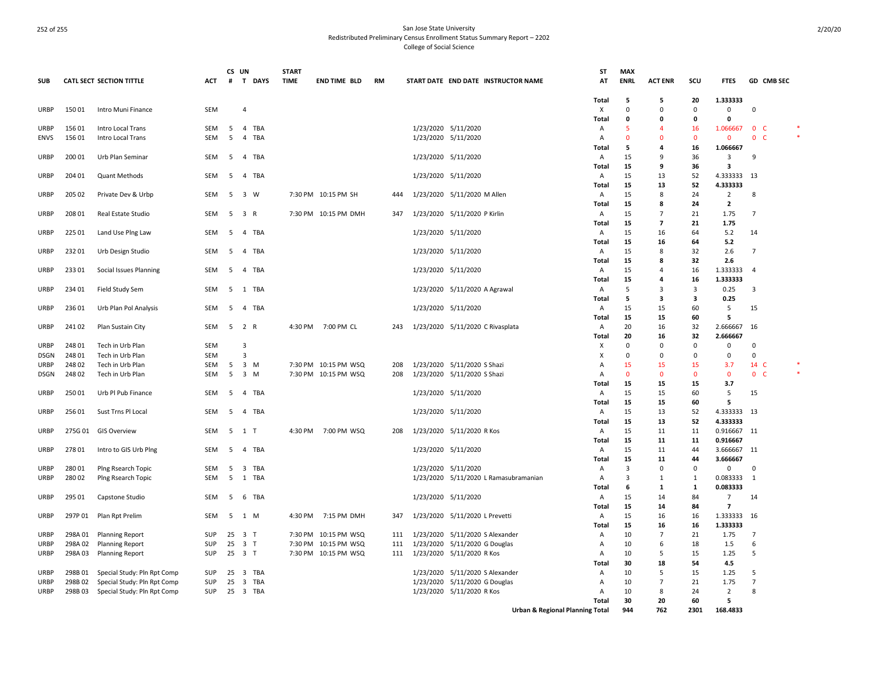San Jose State University
Redistributed Preliminary Census Enrollment Status Summary Report – 2202
College of Social Science

| SUB | CATL SECT | SECTION TITTLE | ACT | CS # | UN T | DAYS | START TIME | END TIME | BLD | RM | START DATE | END DATE | INSTRUCTOR NAME | ST AT | MAX ENRL | ACT ENR | SCU | FTES | GD | CMB SEC | |
|---|---|---|---|---|---|---|---|---|---|---|---|---|---|---|---|---|---|---|---|---|---|
| | | | | | | | | | | | | | | Total | 5 | 5 | 20 | 1.333333 | | | |
| URBP | 150 01 | Intro Muni Finance | SEM | | 4 | | | | | | | | | X | 0 | 0 | 0 | 0 | 0 | | |
| | | | | | | | | | | | | | | Total | 0 | 0 | 0 | 0 | | | |
| URBP | 156 01 | Intro Local Trans | SEM | 5 | 4 | TBA | | | | | 1/23/2020 | 5/11/2020 | | A | 5 | 4 | 16 | 1.066667 | 0 | C | * |
| ENVS | 156 01 | Intro Local Trans | SEM | 5 | 4 | TBA | | | | | 1/23/2020 | 5/11/2020 | | A | 0 | 0 | 0 | 0 | 0 | C | * |
| | | | | | | | | | | | | | | Total | 5 | 4 | 16 | 1.066667 | | | |
| URBP | 200 01 | Urb Plan Seminar | SEM | 5 | 4 | TBA | | | | | 1/23/2020 | 5/11/2020 | | A | 15 | 9 | 36 | 3 | 9 | | |
| | | | | | | | | | | | | | | Total | 15 | 9 | 36 | 3 | | | |
| URBP | 204 01 | Quant Methods | SEM | 5 | 4 | TBA | | | | | 1/23/2020 | 5/11/2020 | | A | 15 | 13 | 52 | 4.333333 | 13 | | |
| | | | | | | | | | | | | | | Total | 15 | 13 | 52 | 4.333333 | | | |
| URBP | 205 02 | Private Dev & Urbp | SEM | 5 | 3 | W | 7:30 PM | 10:15 PM | SH | 444 | 1/23/2020 | 5/11/2020 | M Allen | A | 15 | 8 | 24 | 2 | 8 | | |
| | | | | | | | | | | | | | | Total | 15 | 8 | 24 | 2 | | | |
| URBP | 208 01 | Real Estate Studio | SEM | 5 | 3 | R | 7:30 PM | 10:15 PM | DMH | 347 | 1/23/2020 | 5/11/2020 | P Kirlin | A | 15 | 7 | 21 | 1.75 | 7 | | |
| | | | | | | | | | | | | | | Total | 15 | 7 | 21 | 1.75 | | | |
| URBP | 225 01 | Land Use Plng Law | SEM | 5 | 4 | TBA | | | | | 1/23/2020 | 5/11/2020 | | A | 15 | 16 | 64 | 5.2 | 14 | | |
| | | | | | | | | | | | | | | Total | 15 | 16 | 64 | 5.2 | | | |
| URBP | 232 01 | Urb Design Studio | SEM | 5 | 4 | TBA | | | | | 1/23/2020 | 5/11/2020 | | A | 15 | 8 | 32 | 2.6 | 7 | | |
| | | | | | | | | | | | | | | Total | 15 | 8 | 32 | 2.6 | | | |
| URBP | 233 01 | Social Issues Planning | SEM | 5 | 4 | TBA | | | | | 1/23/2020 | 5/11/2020 | | A | 15 | 4 | 16 | 1.333333 | 4 | | |
| | | | | | | | | | | | | | | Total | 15 | 4 | 16 | 1.333333 | | | |
| URBP | 234 01 | Field Study Sem | SEM | 5 | 1 | TBA | | | | | 1/23/2020 | 5/11/2020 | A Agrawal | A | 5 | 3 | 3 | 0.25 | 3 | | |
| | | | | | | | | | | | | | | Total | 5 | 3 | 3 | 0.25 | | | |
| URBP | 236 01 | Urb Plan Pol Analysis | SEM | 5 | 4 | TBA | | | | | 1/23/2020 | 5/11/2020 | | A | 15 | 15 | 60 | 5 | 15 | | |
| | | | | | | | | | | | | | | Total | 15 | 15 | 60 | 5 | | | |
| URBP | 241 02 | Plan Sustain City | SEM | 5 | 2 | R | 4:30 PM | 7:00 PM | CL | 243 | 1/23/2020 | 5/11/2020 | C Rivasplata | A | 20 | 16 | 32 | 2.666667 | 16 | | |
| | | | | | | | | | | | | | | Total | 20 | 16 | 32 | 2.666667 | | | |
| URBP | 248 01 | Tech in Urb Plan | SEM | | 3 | | | | | | | | | X | 0 | 0 | 0 | 0 | 0 | | |
| DSGN | 248 01 | Tech in Urb Plan | SEM | | 3 | | | | | | | | | X | 0 | 0 | 0 | 0 | 0 | | |
| URBP | 248 02 | Tech in Urb Plan | SEM | 5 | 3 | M | 7:30 PM | 10:15 PM | WSQ | 208 | 1/23/2020 | 5/11/2020 | S Shazi | A | 15 | 15 | 15 | 3.7 | 14 | C | * |
| DSGN | 248 02 | Tech in Urb Plan | SEM | 5 | 3 | M | 7:30 PM | 10:15 PM | WSQ | 208 | 1/23/2020 | 5/11/2020 | S Shazi | A | 0 | 0 | 0 | 0 | 0 | C | * |
| | | | | | | | | | | | | | | Total | 15 | 15 | 15 | 3.7 | | | |
| URBP | 250 01 | Urb Pl Pub Finance | SEM | 5 | 4 | TBA | | | | | 1/23/2020 | 5/11/2020 | | A | 15 | 15 | 60 | 5 | 15 | | |
| | | | | | | | | | | | | | | Total | 15 | 15 | 60 | 5 | | | |
| URBP | 256 01 | Sust Trns Pl Local | SEM | 5 | 4 | TBA | | | | | 1/23/2020 | 5/11/2020 | | A | 15 | 13 | 52 | 4.333333 | 13 | | |
| | | | | | | | | | | | | | | Total | 15 | 13 | 52 | 4.333333 | | | |
| URBP | 275G 01 | GIS Overview | SEM | 5 | 1 | T | 4:30 PM | 7:00 PM | WSQ | 208 | 1/23/2020 | 5/11/2020 | R Kos | A | 15 | 11 | 11 | 0.916667 | 11 | | |
| | | | | | | | | | | | | | | Total | 15 | 11 | 11 | 0.916667 | | | |
| URBP | 278 01 | Intro to GIS Urb Plng | SEM | 5 | 4 | TBA | | | | | 1/23/2020 | 5/11/2020 | | A | 15 | 11 | 44 | 3.666667 | 11 | | |
| | | | | | | | | | | | | | | Total | 15 | 11 | 44 | 3.666667 | | | |
| URBP | 280 01 | Plng Rsearch Topic | SEM | 5 | 3 | TBA | | | | | 1/23/2020 | 5/11/2020 | | A | 3 | 0 | 0 | 0 | 0 | | |
| URBP | 280 02 | Plng Rsearch Topic | SEM | 5 | 1 | TBA | | | | | 1/23/2020 | 5/11/2020 | L Ramasubramanian | A | 3 | 1 | 1 | 0.083333 | 1 | | |
| | | | | | | | | | | | | | | Total | 6 | 1 | 1 | 0.083333 | | | |
| URBP | 295 01 | Capstone Studio | SEM | 5 | 6 | TBA | | | | | 1/23/2020 | 5/11/2020 | | A | 15 | 14 | 84 | 7 | 14 | | |
| | | | | | | | | | | | | | | Total | 15 | 14 | 84 | 7 | | | |
| URBP | 297P 01 | Plan Rpt Prelim | SEM | 5 | 1 | M | 4:30 PM | 7:15 PM | DMH | 347 | 1/23/2020 | 5/11/2020 | L Prevetti | A | 15 | 16 | 16 | 1.333333 | 16 | | |
| | | | | | | | | | | | | | | Total | 15 | 16 | 16 | 1.333333 | | | |
| URBP | 298A 01 | Planning Report | SUP | 25 | 3 | T | 7:30 PM | 10:15 PM | WSQ | 111 | 1/23/2020 | 5/11/2020 | S Alexander | A | 10 | 7 | 21 | 1.75 | 7 | | |
| URBP | 298A 02 | Planning Report | SUP | 25 | 3 | T | 7:30 PM | 10:15 PM | WSQ | 111 | 1/23/2020 | 5/11/2020 | G Douglas | A | 10 | 6 | 18 | 1.5 | 6 | | |
| URBP | 298A 03 | Planning Report | SUP | 25 | 3 | T | 7:30 PM | 10:15 PM | WSQ | 111 | 1/23/2020 | 5/11/2020 | R Kos | A | 10 | 5 | 15 | 1.25 | 5 | | |
| | | | | | | | | | | | | | | Total | 30 | 18 | 54 | 4.5 | | | |
| URBP | 298B 01 | Special Study: Pln Rpt Comp | SUP | 25 | 3 | TBA | | | | | 1/23/2020 | 5/11/2020 | S Alexander | A | 10 | 5 | 15 | 1.25 | 5 | | |
| URBP | 298B 02 | Special Study: Pln Rpt Comp | SUP | 25 | 3 | TBA | | | | | 1/23/2020 | 5/11/2020 | G Douglas | A | 10 | 7 | 21 | 1.75 | 7 | | |
| URBP | 298B 03 | Special Study: Pln Rpt Comp | SUP | 25 | 3 | TBA | | | | | 1/23/2020 | 5/11/2020 | R Kos | A | 10 | 8 | 24 | 2 | 8 | | |
| | | | | | | | | | | | | | | Total | 30 | 20 | 60 | 5 | | | |
| | | | | | | | | | | | | | Urban & Regional Planning Total | | 944 | 762 | 2301 | 168.4833 | | | |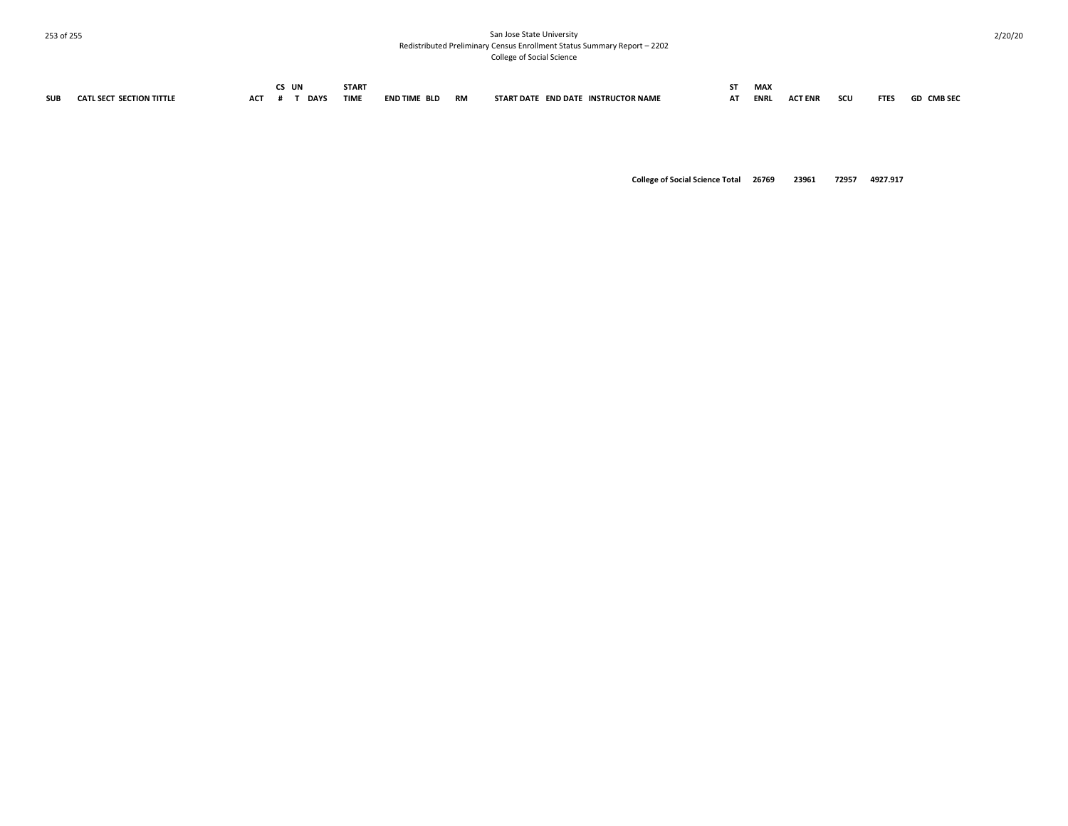| SUB | CATL | SECT | SECTION TITTLE | ACT | CS # | UNT | DAYS | START TIME | END TIME | BLD | RM | START DATE | END DATE | INSTRUCTOR NAME | STAT | MAX ENRL | ACT ENR | SCU | FTES | GD | CMB SEC |
|---|---|---|---|---|---|---|---|---|---|---|---|---|---|---|---|---|---|---|---|---|---|
| | | | | | | | | | | | | | | **College of Social Science Total** | | **26769** | **23961** | **72957** | **4927.917** | | |